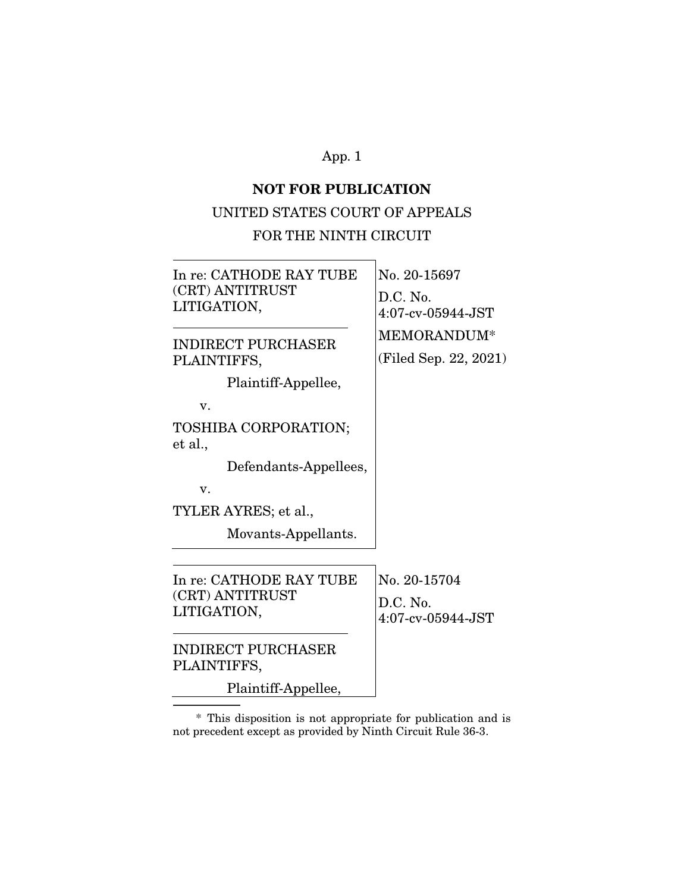App. 1

**NOT FOR PUBLICATION**

UNITED STATES COURT OF APPEALS

FOR THE NINTH CIRCUIT

In re: CATHODE RAY TUBE (CRT) ANTITRUST LITIGATION,

---

INDIRECT PURCHASER PLAINTIFFS,

Plaintiff-Appellee,

v.

TOSHIBA CORPORATION; et al.,

Defendants-Appellees,

v.

TYLER AYRES; et al.,

Movants-Appellants.

No. 20-15697

D.C. No. 4:07-cv-05944-JST

MEMORANDUM*

(Filed Sep. 22, 2021)

In re: CATHODE RAY TUBE (CRT) ANTITRUST LITIGATION,

---

INDIRECT PURCHASER PLAINTIFFS,

Plaintiff-Appellee,

No. 20-15704

D.C. No. 4:07-cv-05944-JST

\* This disposition is not appropriate for publication and is not precedent except as provided by Ninth Circuit Rule 36-3.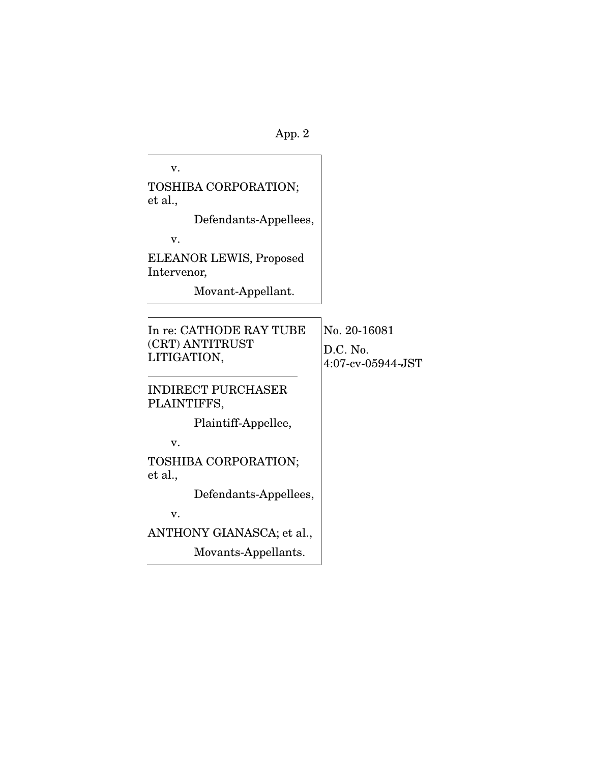v.

TOSHIBA CORPORATION; et al.,

Defendants-Appellees,

v.

ELEANOR LEWIS, Proposed Intervenor,

Movant-Appellant.

---

In re: CATHODE RAY TUBE (CRT) ANTITRUST LITIGATION,

No. 20-16081

D.C. No. 4:07-cv-05944-JST

---

INDIRECT PURCHASER PLAINTIFFS,

Plaintiff-Appellee,

v.

TOSHIBA CORPORATION; et al.,

Defendants-Appellees,

v.

ANTHONY GIANASCA; et al.,

Movants-Appellants.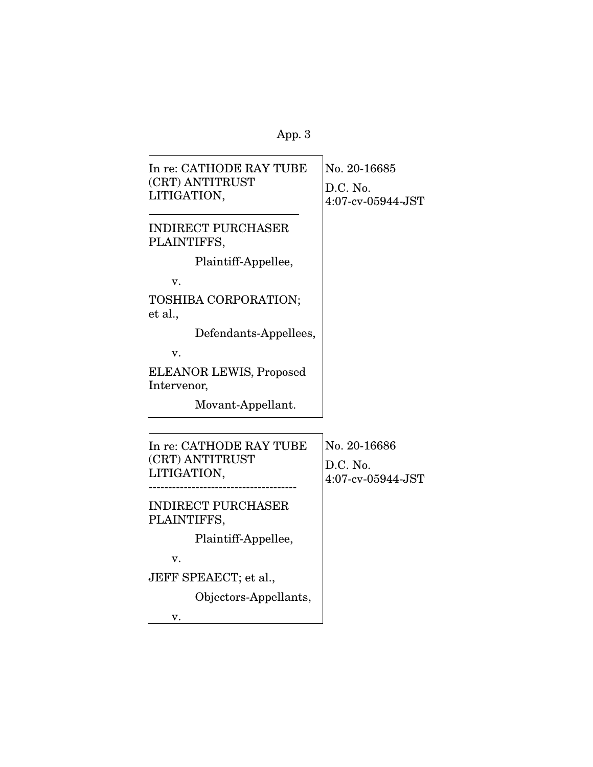In re: CATHODE RAY TUBE (CRT) ANTITRUST LITIGATION,

---

INDIRECT PURCHASER PLAINTIFFS,

Plaintiff-Appellee,

v.

TOSHIBA CORPORATION; et al.,

Defendants-Appellees,

v.

ELEANOR LEWIS, Proposed Intervenor,

Movant-Appellant.

No. 20-16685

D.C. No. 4:07-cv-05944-JST

---

In re: CATHODE RAY TUBE (CRT) ANTITRUST LITIGATION,

---

INDIRECT PURCHASER PLAINTIFFS,

Plaintiff-Appellee,

v.

JEFF SPEAECT; et al.,

Objectors-Appellants,

v.

No. 20-16686

D.C. No. 4:07-cv-05944-JST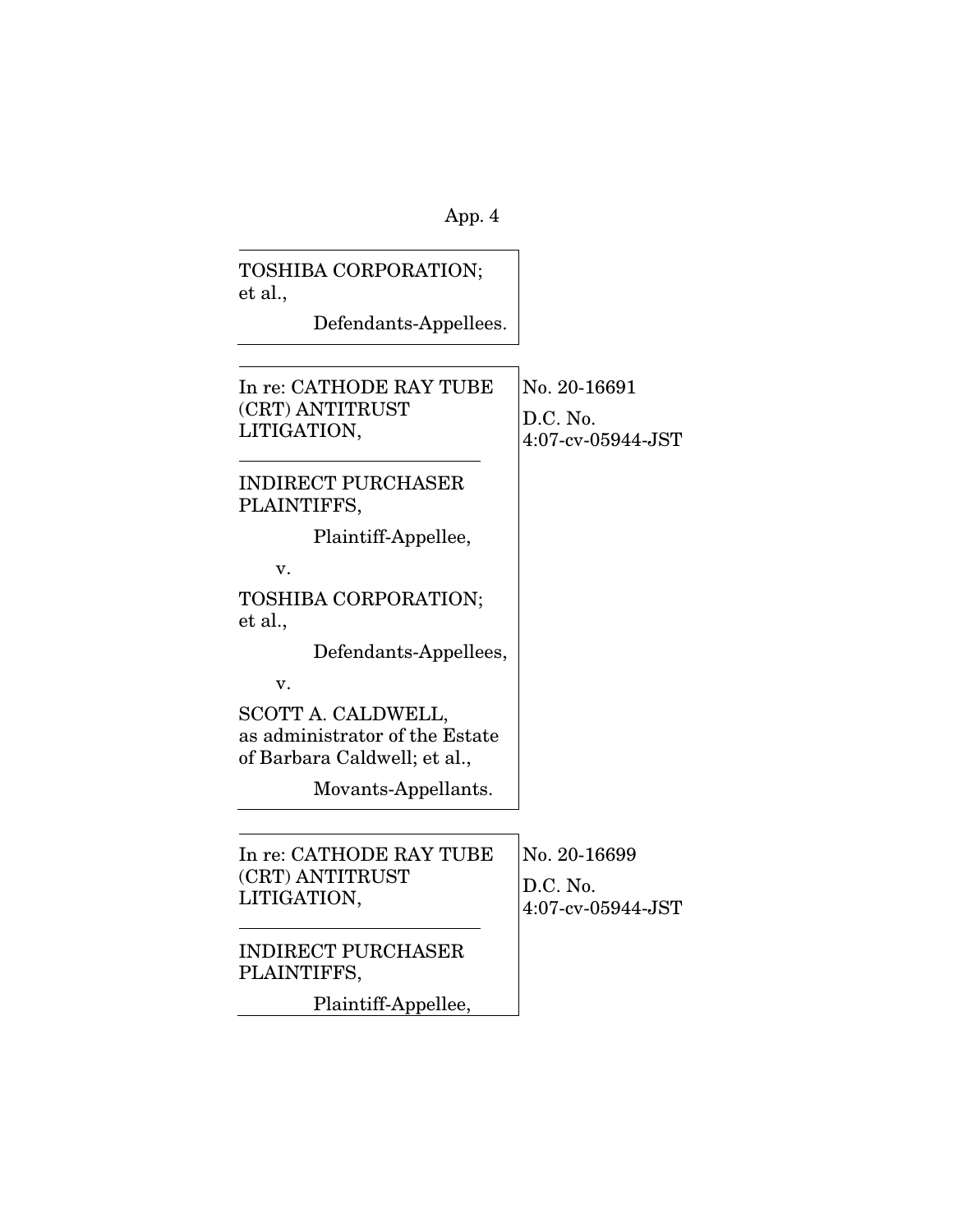TOSHIBA CORPORATION; et al.,

Defendants-Appellees.

---

| In re: CATHODE RAY TUBE (CRT) ANTITRUST LITIGATION, | No. 20-16691 |
|---|---|
| INDIRECT PURCHASER PLAINTIFFS, Plaintiff-Appellee, | D.C. No. 4:07-cv-05944-JST |
| v. | |
| TOSHIBA CORPORATION; et al., Defendants-Appellees, | |
| v. | |
| SCOTT A. CALDWELL, as administrator of the Estate of Barbara Caldwell; et al., Movants-Appellants. | |

---

| In re: CATHODE RAY TUBE (CRT) ANTITRUST LITIGATION, | No. 20-16699 |
|---|---|
| INDIRECT PURCHASER PLAINTIFFS, Plaintiff-Appellee, | D.C. No. 4:07-cv-05944-JST |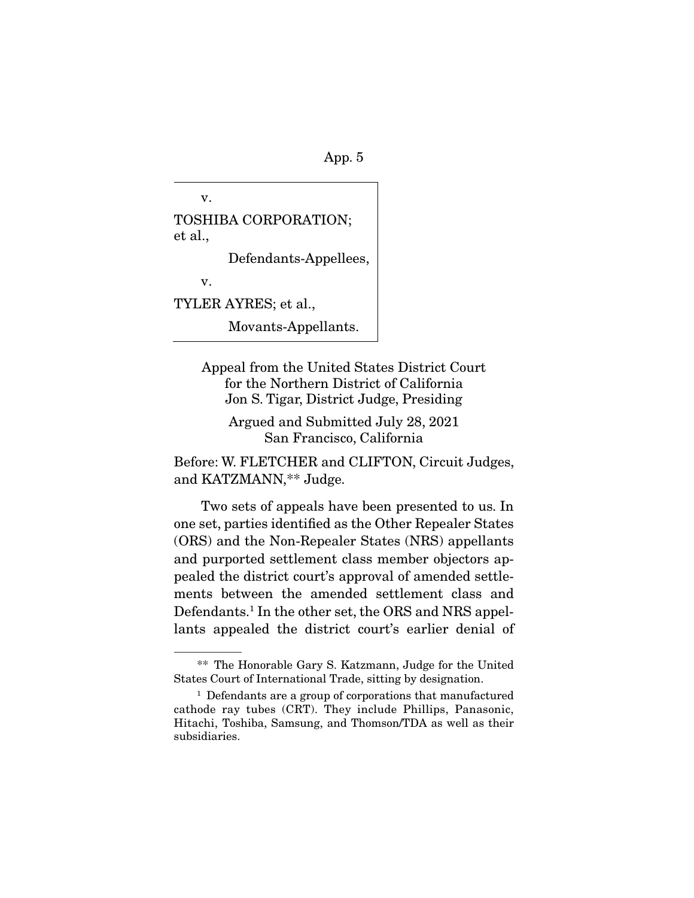v.

TOSHIBA CORPORATION; et al.,

Defendants-Appellees,

v.

TYLER AYRES; et al.,

Movants-Appellants.

Appeal from the United States District Court for the Northern District of California
Jon S. Tigar, District Judge, Presiding

Argued and Submitted July 28, 2021
San Francisco, California

Before: W. FLETCHER and CLIFTON, Circuit Judges, and KATZMANN,** Judge.

Two sets of appeals have been presented to us. In one set, parties identified as the Other Repealer States (ORS) and the Non-Repealer States (NRS) appellants and purported settlement class member objectors appealed the district court's approval of amended settlements between the amended settlement class and Defendants.[1] In the other set, the ORS and NRS appellants appealed the district court's earlier denial of

---

** The Honorable Gary S. Katzmann, Judge for the United States Court of International Trade, sitting by designation.

[1] Defendants are a group of corporations that manufactured cathode ray tubes (CRT). They include Phillips, Panasonic, Hitachi, Toshiba, Samsung, and Thomson/TDA as well as their subsidiaries.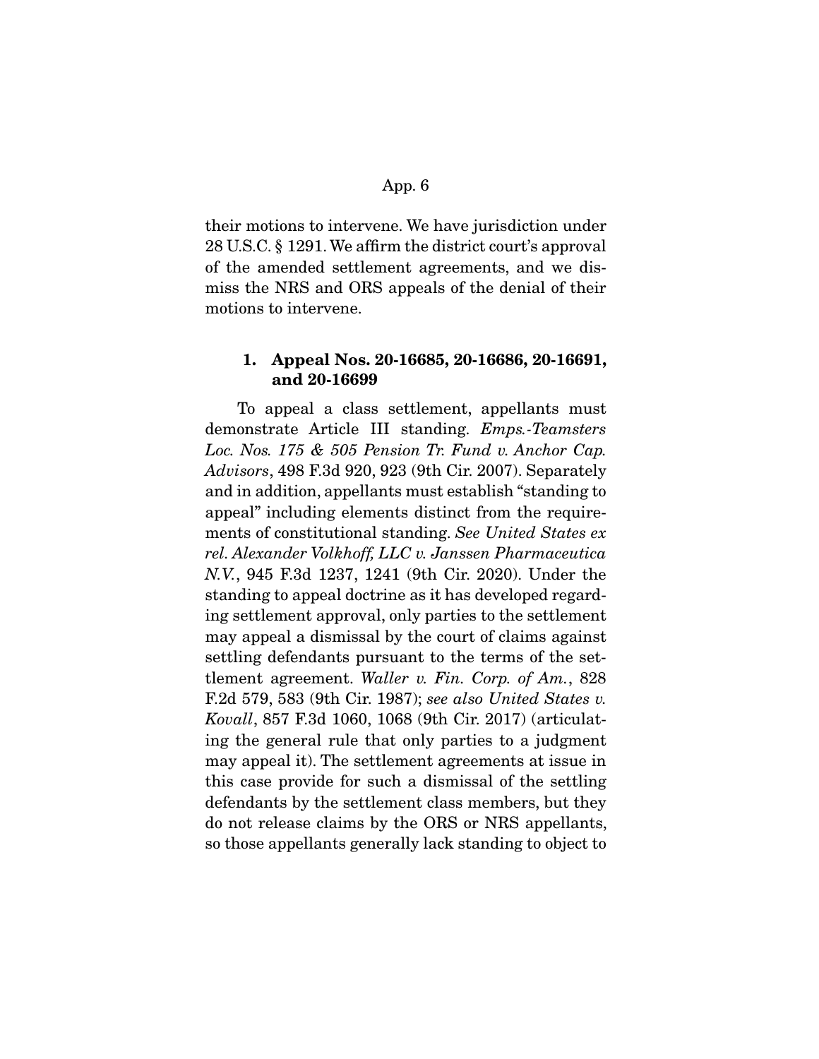their motions to intervene. We have jurisdiction under 28 U.S.C. § 1291. We affirm the district court's approval of the amended settlement agreements, and we dismiss the NRS and ORS appeals of the denial of their motions to intervene.

### 1. Appeal Nos. 20-16685, 20-16686, 20-16691, and 20-16699

To appeal a class settlement, appellants must demonstrate Article III standing. *Emps.-Teamsters Loc. Nos. 175 & 505 Pension Tr. Fund v. Anchor Cap. Advisors*, 498 F.3d 920, 923 (9th Cir. 2007). Separately and in addition, appellants must establish "standing to appeal" including elements distinct from the requirements of constitutional standing. *See United States ex rel. Alexander Volkhoff, LLC v. Janssen Pharmaceutica N.V.*, 945 F.3d 1237, 1241 (9th Cir. 2020). Under the standing to appeal doctrine as it has developed regarding settlement approval, only parties to the settlement may appeal a dismissal by the court of claims against settling defendants pursuant to the terms of the settlement agreement. *Waller v. Fin. Corp. of Am.*, 828 F.2d 579, 583 (9th Cir. 1987); *see also United States v. Kovall*, 857 F.3d 1060, 1068 (9th Cir. 2017) (articulating the general rule that only parties to a judgment may appeal it). The settlement agreements at issue in this case provide for such a dismissal of the settling defendants by the settlement class members, but they do not release claims by the ORS or NRS appellants, so those appellants generally lack standing to object to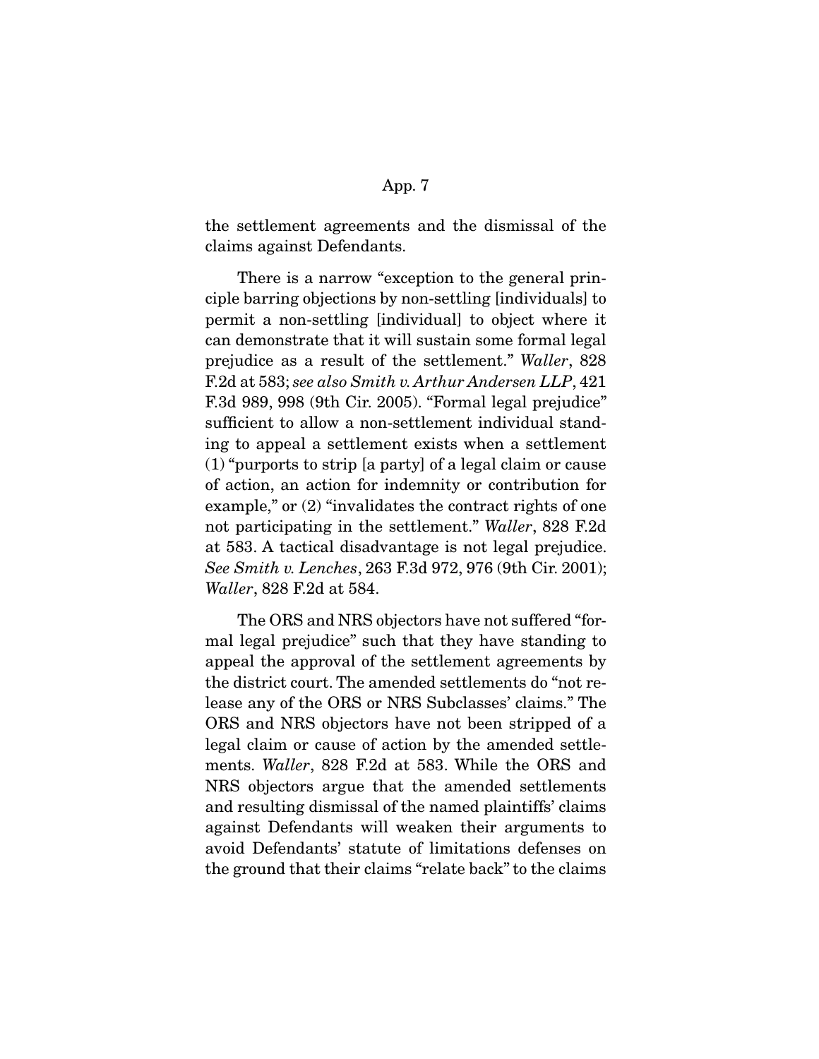the settlement agreements and the dismissal of the claims against Defendants.

There is a narrow "exception to the general principle barring objections by non-settling [individuals] to permit a non-settling [individual] to object where it can demonstrate that it will sustain some formal legal prejudice as a result of the settlement." *Waller*, 828 F.2d at 583; *see also Smith v. Arthur Andersen LLP*, 421 F.3d 989, 998 (9th Cir. 2005). "Formal legal prejudice" sufficient to allow a non-settlement individual standing to appeal a settlement exists when a settlement (1) "purports to strip [a party] of a legal claim or cause of action, an action for indemnity or contribution for example," or (2) "invalidates the contract rights of one not participating in the settlement." *Waller*, 828 F.2d at 583. A tactical disadvantage is not legal prejudice. *See Smith v. Lenches*, 263 F.3d 972, 976 (9th Cir. 2001); *Waller*, 828 F.2d at 584.

The ORS and NRS objectors have not suffered "formal legal prejudice" such that they have standing to appeal the approval of the settlement agreements by the district court. The amended settlements do "not release any of the ORS or NRS Subclasses' claims." The ORS and NRS objectors have not been stripped of a legal claim or cause of action by the amended settlements. *Waller*, 828 F.2d at 583. While the ORS and NRS objectors argue that the amended settlements and resulting dismissal of the named plaintiffs' claims against Defendants will weaken their arguments to avoid Defendants' statute of limitations defenses on the ground that their claims "relate back" to the claims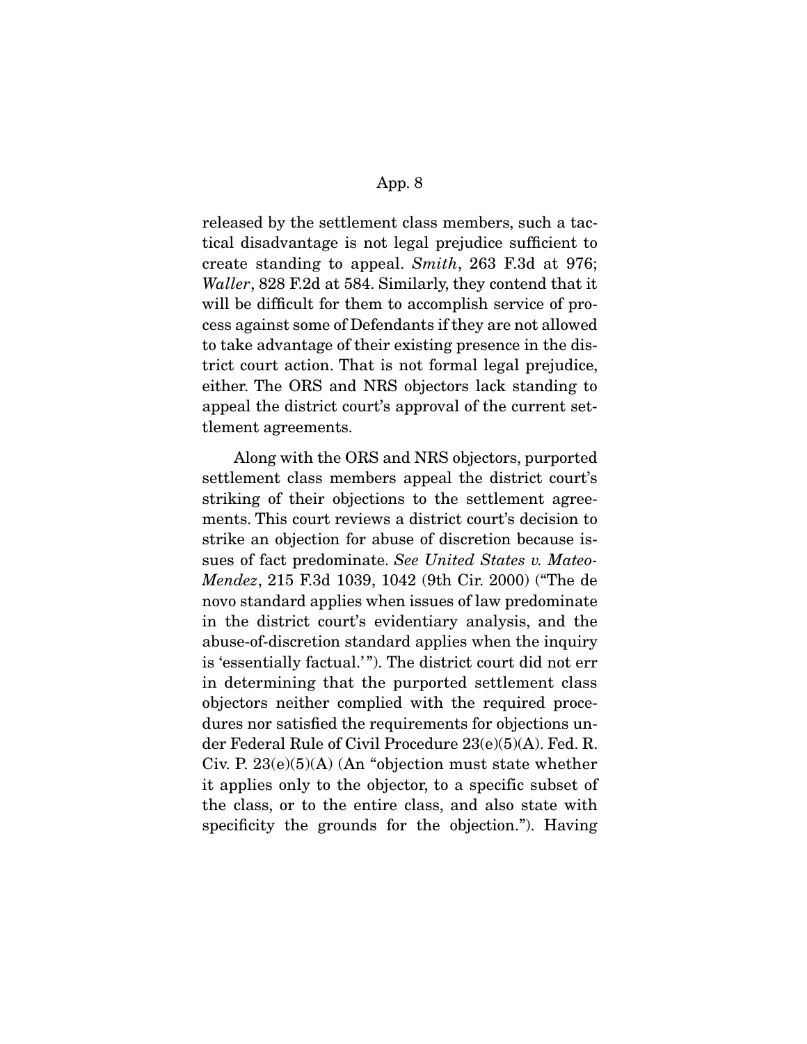released by the settlement class members, such a tactical disadvantage is not legal prejudice sufficient to create standing to appeal. *Smith*, 263 F.3d at 976; *Waller*, 828 F.2d at 584. Similarly, they contend that it will be difficult for them to accomplish service of process against some of Defendants if they are not allowed to take advantage of their existing presence in the district court action. That is not formal legal prejudice, either. The ORS and NRS objectors lack standing to appeal the district court's approval of the current settlement agreements.

Along with the ORS and NRS objectors, purported settlement class members appeal the district court's striking of their objections to the settlement agreements. This court reviews a district court's decision to strike an objection for abuse of discretion because issues of fact predominate. *See United States v. Mateo-Mendez*, 215 F.3d 1039, 1042 (9th Cir. 2000) ("The de novo standard applies when issues of law predominate in the district court's evidentiary analysis, and the abuse-of-discretion standard applies when the inquiry is 'essentially factual.'"). The district court did not err in determining that the purported settlement class objectors neither complied with the required procedures nor satisfied the requirements for objections under Federal Rule of Civil Procedure 23(e)(5)(A). Fed. R. Civ. P. 23(e)(5)(A) (An "objection must state whether it applies only to the objector, to a specific subset of the class, or to the entire class, and also state with specificity the grounds for the objection."). Having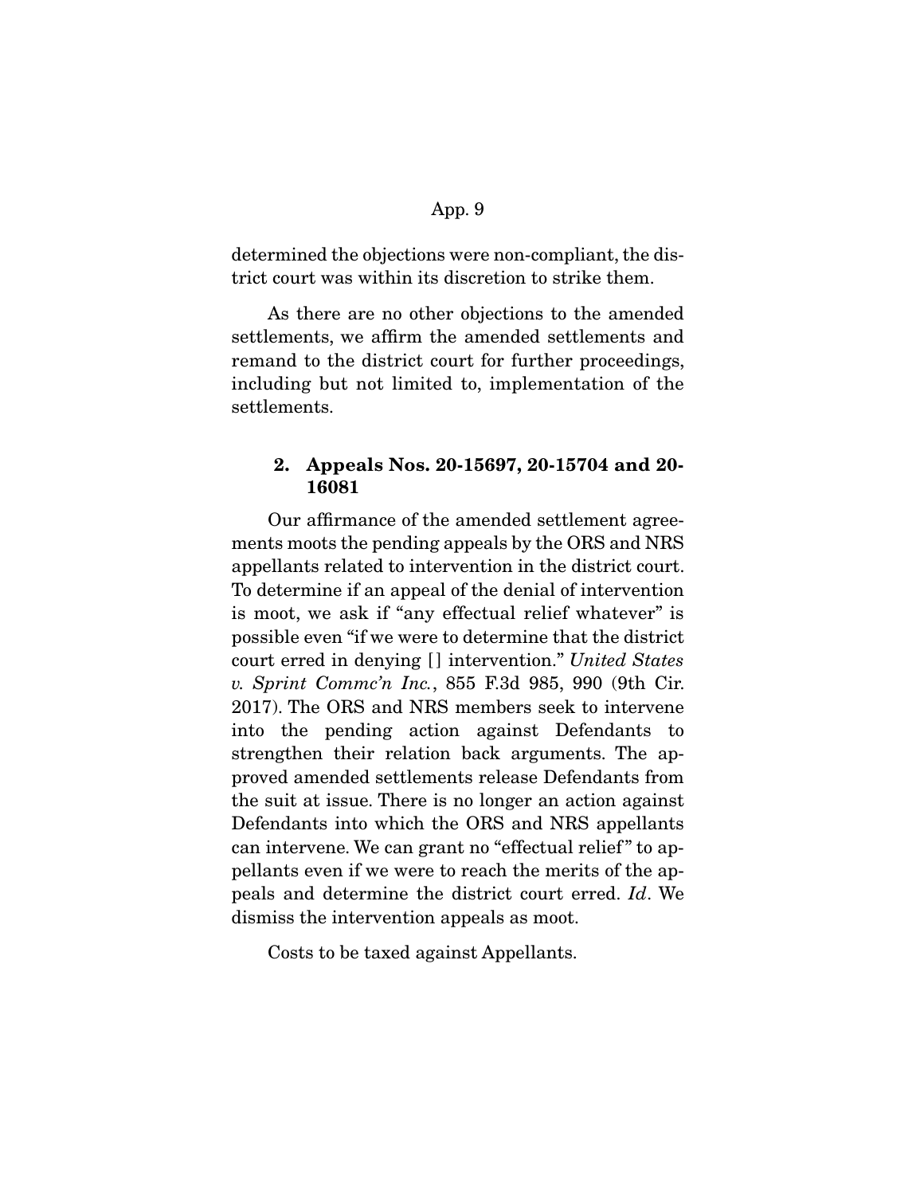determined the objections were non-compliant, the district court was within its discretion to strike them.

As there are no other objections to the amended settlements, we affirm the amended settlements and remand to the district court for further proceedings, including but not limited to, implementation of the settlements.

### 2. Appeals Nos. 20-15697, 20-15704 and 20-16081

Our affirmance of the amended settlement agreements moots the pending appeals by the ORS and NRS appellants related to intervention in the district court. To determine if an appeal of the denial of intervention is moot, we ask if "any effectual relief whatever" is possible even "if we were to determine that the district court erred in denying [] intervention." *United States v. Sprint Commc'n Inc.*, 855 F.3d 985, 990 (9th Cir. 2017). The ORS and NRS members seek to intervene into the pending action against Defendants to strengthen their relation back arguments. The approved amended settlements release Defendants from the suit at issue. There is no longer an action against Defendants into which the ORS and NRS appellants can intervene. We can grant no "effectual relief" to appellants even if we were to reach the merits of the appeals and determine the district court erred. *Id*. We dismiss the intervention appeals as moot.

Costs to be taxed against Appellants.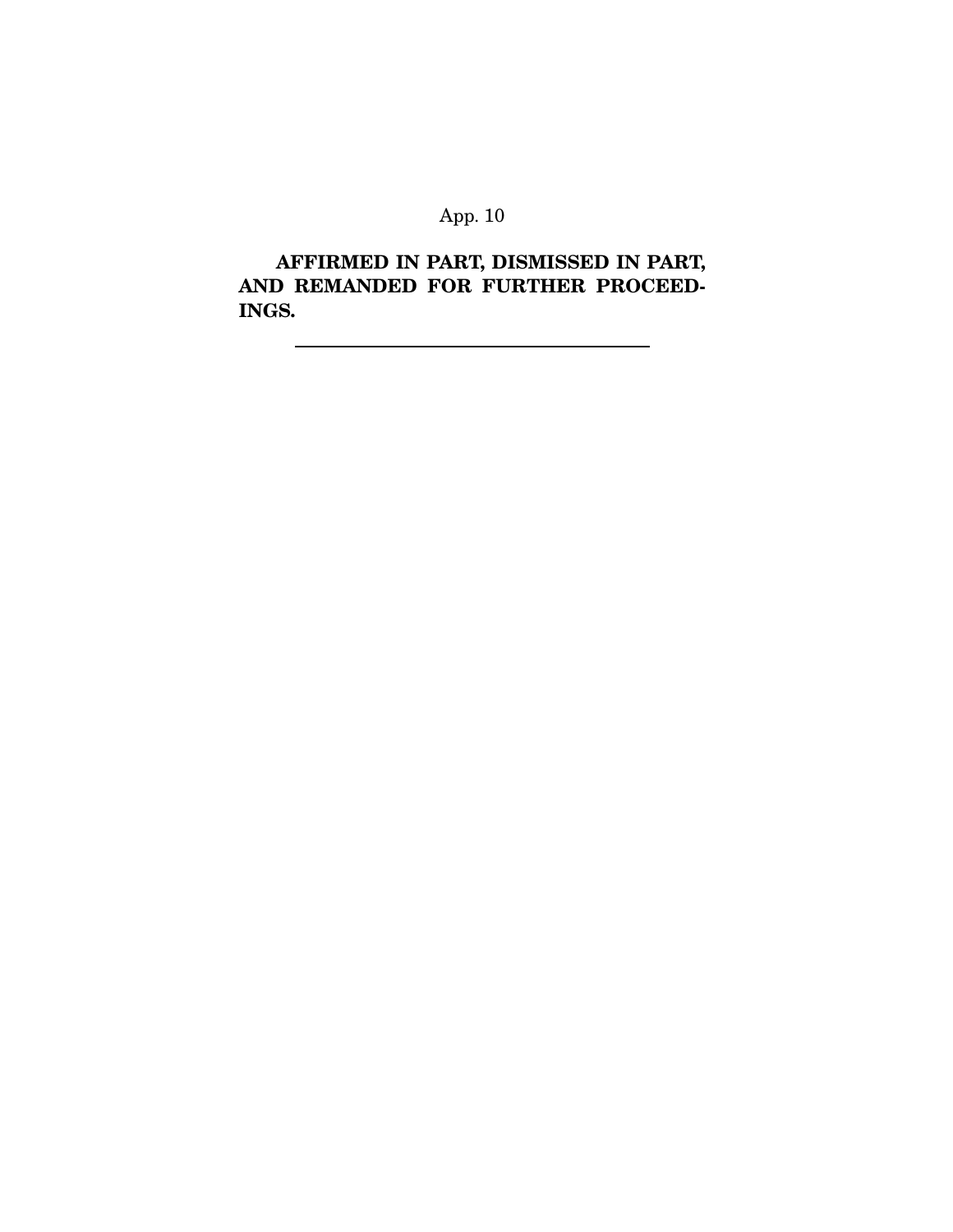**AFFIRMED IN PART, DISMISSED IN PART, AND REMANDED FOR FURTHER PROCEEDINGS.**

---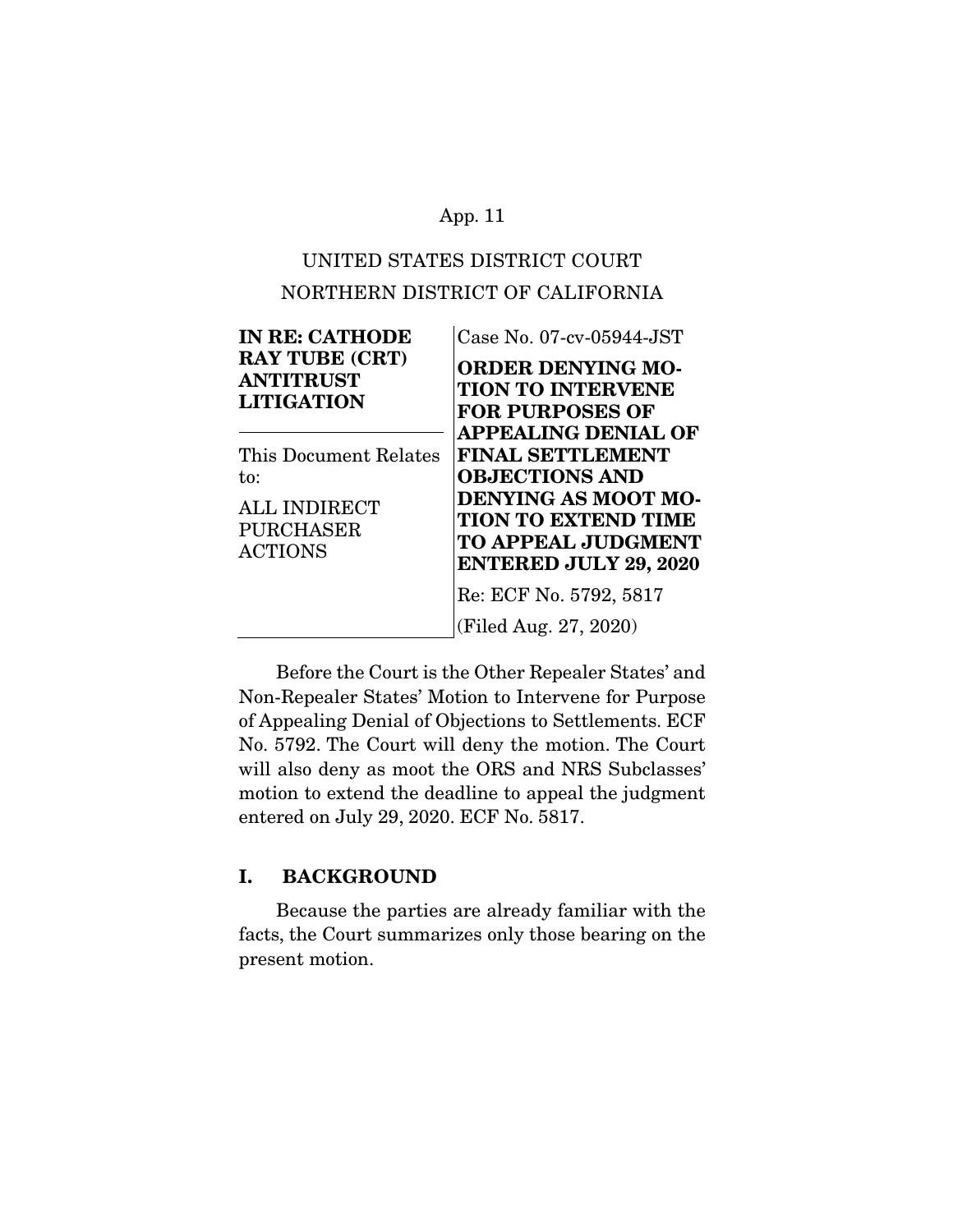UNITED STATES DISTRICT COURT

NORTHERN DISTRICT OF CALIFORNIA

| | |
|---|---|
| **IN RE: CATHODE RAY TUBE (CRT) ANTITRUST LITIGATION** | Case No. 07-cv-05944-JST |
| This Document Relates to: ALL INDIRECT PURCHASER ACTIONS | **ORDER DENYING MOTION TO INTERVENE FOR PURPOSES OF APPEALING DENIAL OF FINAL SETTLEMENT OBJECTIONS AND DENYING AS MOOT MOTION TO EXTEND TIME TO APPEAL JUDGMENT ENTERED JULY 29, 2020** |
| | Re: ECF No. 5792, 5817 |
| | (Filed Aug. 27, 2020) |

Before the Court is the Other Repealer States' and Non-Repealer States' Motion to Intervene for Purpose of Appealing Denial of Objections to Settlements. ECF No. 5792. The Court will deny the motion. The Court will also deny as moot the ORS and NRS Subclasses' motion to extend the deadline to appeal the judgment entered on July 29, 2020. ECF No. 5817.

## I. BACKGROUND

Because the parties are already familiar with the facts, the Court summarizes only those bearing on the present motion.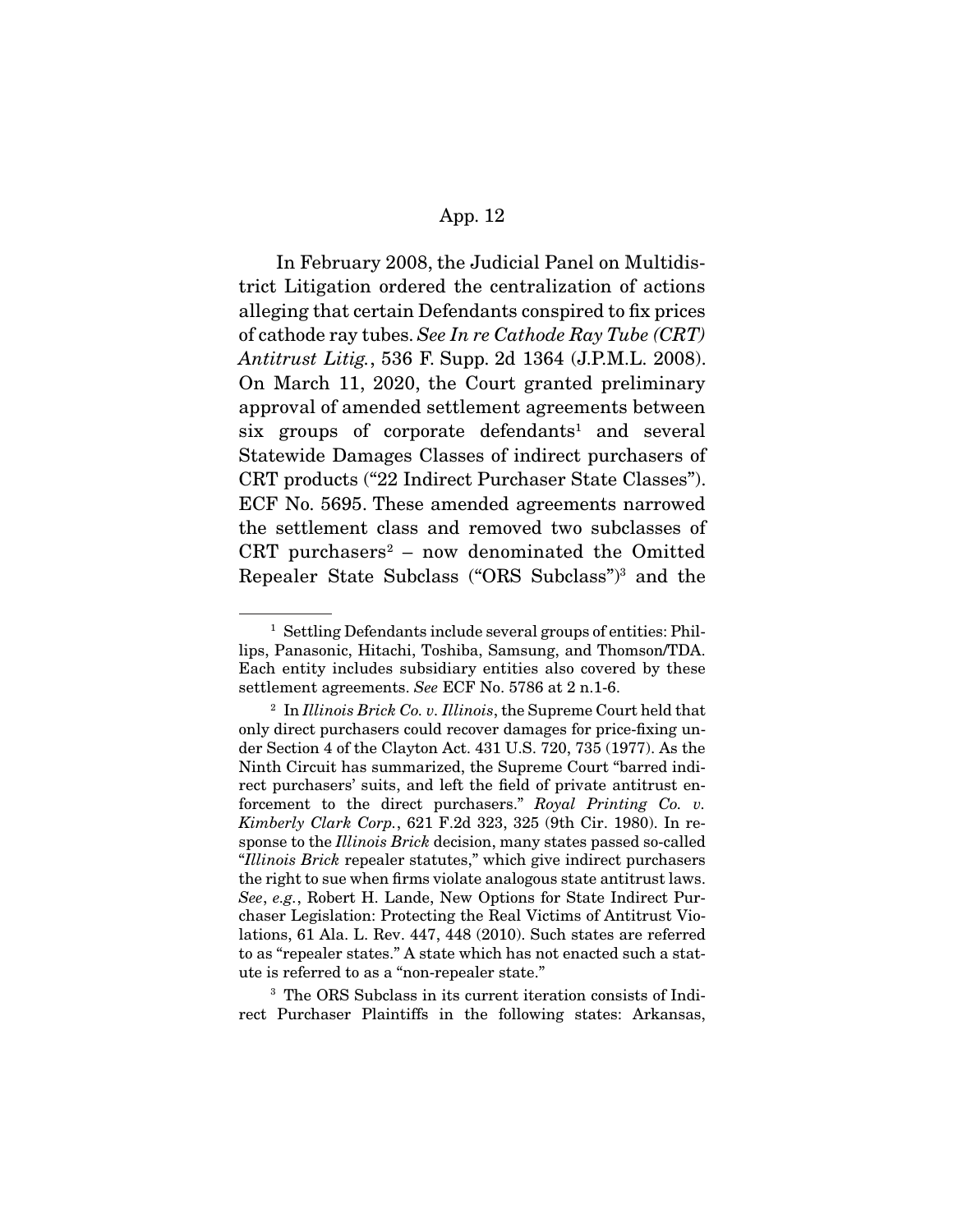In February 2008, the Judicial Panel on Multidistrict Litigation ordered the centralization of actions alleging that certain Defendants conspired to fix prices of cathode ray tubes. *See In re Cathode Ray Tube (CRT) Antitrust Litig.*, 536 F. Supp. 2d 1364 (J.P.M.L. 2008). On March 11, 2020, the Court granted preliminary approval of amended settlement agreements between six groups of corporate defendants[1] and several Statewide Damages Classes of indirect purchasers of CRT products ("22 Indirect Purchaser State Classes"). ECF No. 5695. These amended agreements narrowed the settlement class and removed two subclasses of CRT purchasers[2] – now denominated the Omitted Repealer State Subclass ("ORS Subclass")[3] and the

---

[1] Settling Defendants include several groups of entities: Phillips, Panasonic, Hitachi, Toshiba, Samsung, and Thomson/TDA. Each entity includes subsidiary entities also covered by these settlement agreements. *See* ECF No. 5786 at 2 n.1-6.

[2] In *Illinois Brick Co. v. Illinois*, the Supreme Court held that only direct purchasers could recover damages for price-fixing under Section 4 of the Clayton Act. 431 U.S. 720, 735 (1977). As the Ninth Circuit has summarized, the Supreme Court "barred indirect purchasers' suits, and left the field of private antitrust enforcement to the direct purchasers." *Royal Printing Co. v. Kimberly Clark Corp.*, 621 F.2d 323, 325 (9th Cir. 1980). In response to the *Illinois Brick* decision, many states passed so-called "*Illinois Brick* repealer statutes," which give indirect purchasers the right to sue when firms violate analogous state antitrust laws. *See*, *e.g.*, Robert H. Lande, New Options for State Indirect Purchaser Legislation: Protecting the Real Victims of Antitrust Violations, 61 Ala. L. Rev. 447, 448 (2010). Such states are referred to as "repealer states." A state which has not enacted such a statute is referred to as a "non-repealer state."

[3] The ORS Subclass in its current iteration consists of Indirect Purchaser Plaintiffs in the following states: Arkansas,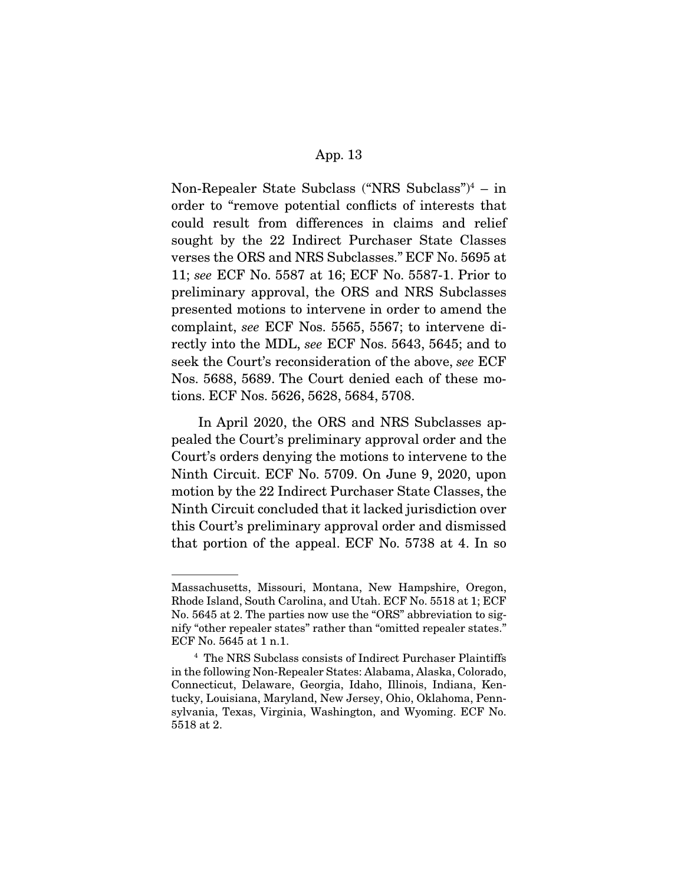Non-Repealer State Subclass ("NRS Subclass")[4] – in order to "remove potential conflicts of interests that could result from differences in claims and relief sought by the 22 Indirect Purchaser State Classes verses the ORS and NRS Subclasses." ECF No. 5695 at 11; *see* ECF No. 5587 at 16; ECF No. 5587-1. Prior to preliminary approval, the ORS and NRS Subclasses presented motions to intervene in order to amend the complaint, *see* ECF Nos. 5565, 5567; to intervene directly into the MDL, *see* ECF Nos. 5643, 5645; and to seek the Court's reconsideration of the above, *see* ECF Nos. 5688, 5689. The Court denied each of these motions. ECF Nos. 5626, 5628, 5684, 5708.

In April 2020, the ORS and NRS Subclasses appealed the Court's preliminary approval order and the Court's orders denying the motions to intervene to the Ninth Circuit. ECF No. 5709. On June 9, 2020, upon motion by the 22 Indirect Purchaser State Classes, the Ninth Circuit concluded that it lacked jurisdiction over this Court's preliminary approval order and dismissed that portion of the appeal. ECF No. 5738 at 4. In so

---

Massachusetts, Missouri, Montana, New Hampshire, Oregon, Rhode Island, South Carolina, and Utah. ECF No. 5518 at 1; ECF No. 5645 at 2. The parties now use the "ORS" abbreviation to signify "other repealer states" rather than "omitted repealer states." ECF No. 5645 at 1 n.1.

[4] The NRS Subclass consists of Indirect Purchaser Plaintiffs in the following Non-Repealer States: Alabama, Alaska, Colorado, Connecticut, Delaware, Georgia, Idaho, Illinois, Indiana, Kentucky, Louisiana, Maryland, New Jersey, Ohio, Oklahoma, Pennsylvania, Texas, Virginia, Washington, and Wyoming. ECF No. 5518 at 2.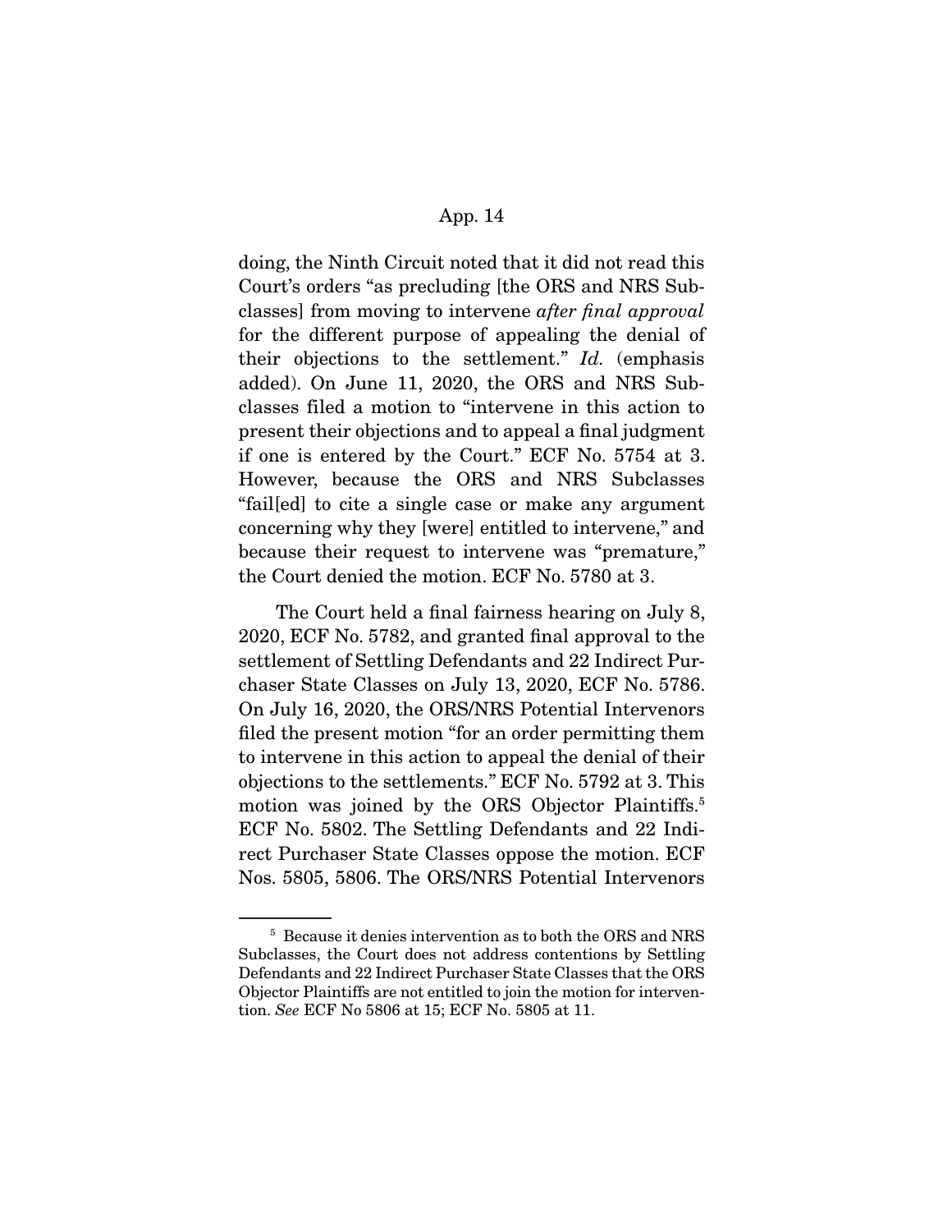doing, the Ninth Circuit noted that it did not read this Court's orders "as precluding [the ORS and NRS Subclasses] from moving to intervene *after final approval* for the different purpose of appealing the denial of their objections to the settlement." *Id.* (emphasis added). On June 11, 2020, the ORS and NRS Subclasses filed a motion to "intervene in this action to present their objections and to appeal a final judgment if one is entered by the Court." ECF No. 5754 at 3. However, because the ORS and NRS Subclasses "fail[ed] to cite a single case or make any argument concerning why they [were] entitled to intervene," and because their request to intervene was "premature," the Court denied the motion. ECF No. 5780 at 3.

The Court held a final fairness hearing on July 8, 2020, ECF No. 5782, and granted final approval to the settlement of Settling Defendants and 22 Indirect Purchaser State Classes on July 13, 2020, ECF No. 5786. On July 16, 2020, the ORS/NRS Potential Intervenors filed the present motion "for an order permitting them to intervene in this action to appeal the denial of their objections to the settlements." ECF No. 5792 at 3. This motion was joined by the ORS Objector Plaintiffs.[5] ECF No. 5802. The Settling Defendants and 22 Indirect Purchaser State Classes oppose the motion. ECF Nos. 5805, 5806. The ORS/NRS Potential Intervenors

---

[5] Because it denies intervention as to both the ORS and NRS Subclasses, the Court does not address contentions by Settling Defendants and 22 Indirect Purchaser State Classes that the ORS Objector Plaintiffs are not entitled to join the motion for intervention. *See* ECF No 5806 at 15; ECF No. 5805 at 11.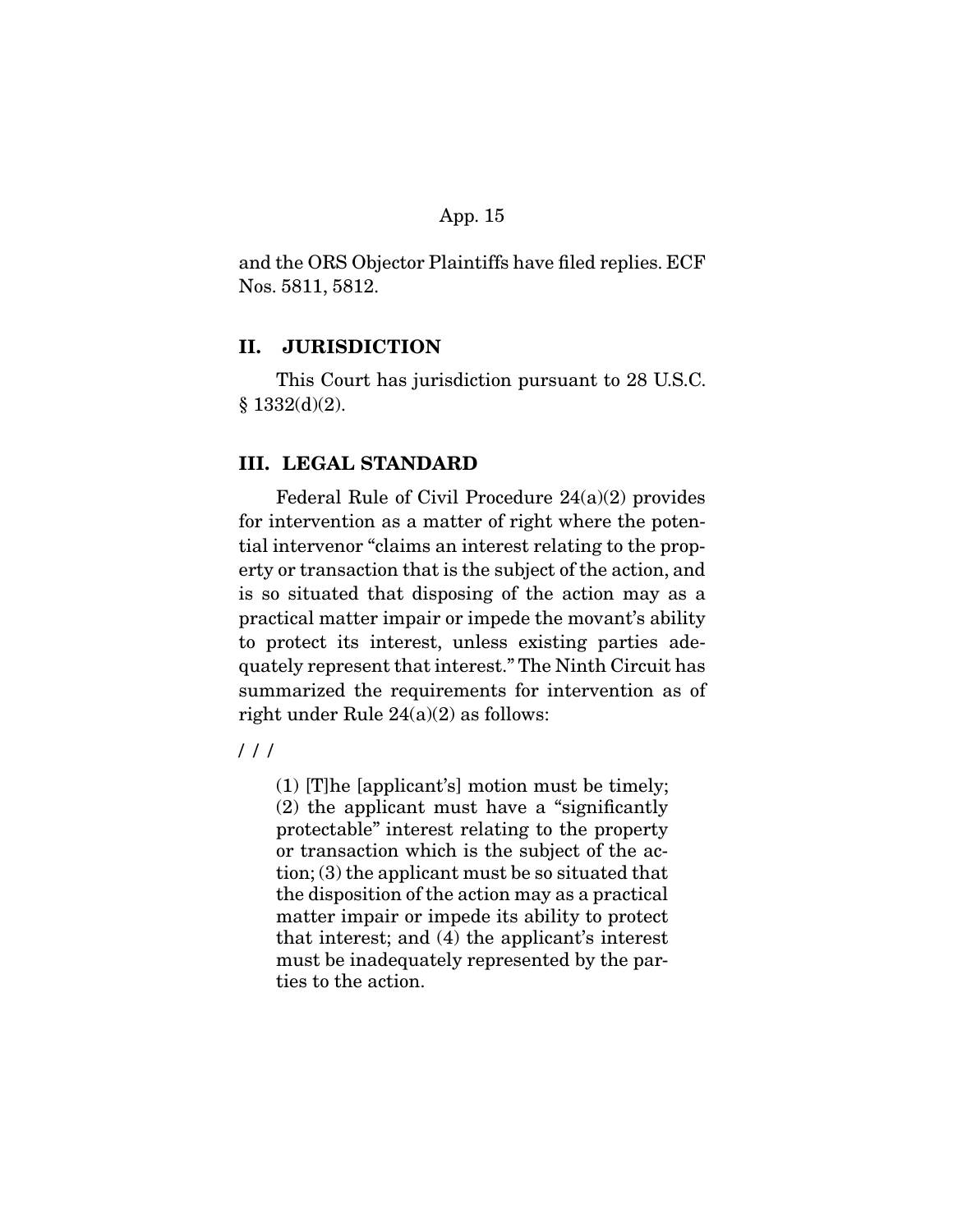and the ORS Objector Plaintiffs have filed replies. ECF Nos. 5811, 5812.

## II. JURISDICTION

This Court has jurisdiction pursuant to 28 U.S.C. § 1332(d)(2).

## III. LEGAL STANDARD

Federal Rule of Civil Procedure 24(a)(2) provides for intervention as a matter of right where the potential intervenor "claims an interest relating to the property or transaction that is the subject of the action, and is so situated that disposing of the action may as a practical matter impair or impede the movant's ability to protect its interest, unless existing parties adequately represent that interest." The Ninth Circuit has summarized the requirements for intervention as of right under Rule 24(a)(2) as follows:

/ / /

> (1) [T]he [applicant's] motion must be timely; (2) the applicant must have a "significantly protectable" interest relating to the property or transaction which is the subject of the action; (3) the applicant must be so situated that the disposition of the action may as a practical matter impair or impede its ability to protect that interest; and (4) the applicant's interest must be inadequately represented by the parties to the action.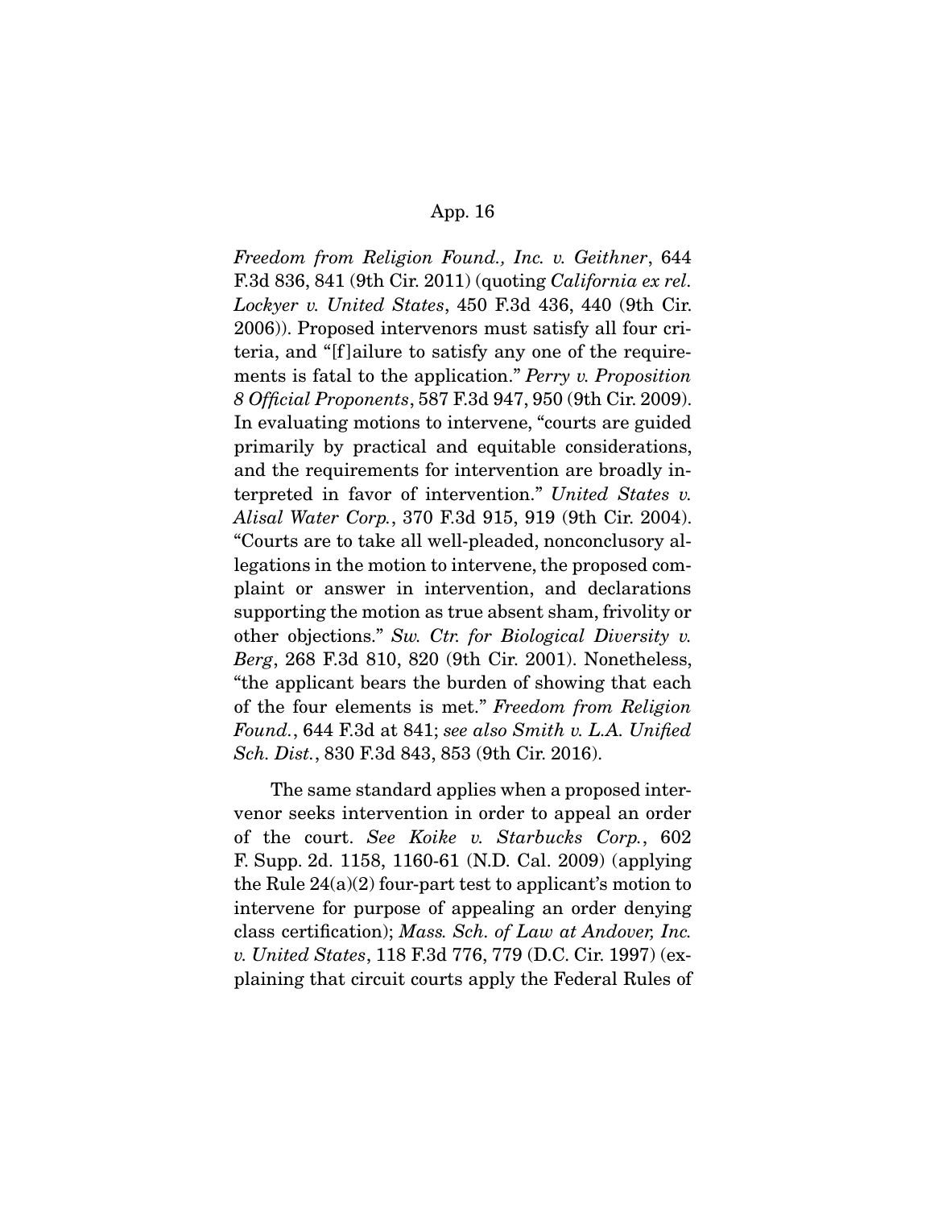*Freedom from Religion Found., Inc. v. Geithner*, 644 F.3d 836, 841 (9th Cir. 2011) (quoting *California ex rel. Lockyer v. United States*, 450 F.3d 436, 440 (9th Cir. 2006)). Proposed intervenors must satisfy all four criteria, and "[f]ailure to satisfy any one of the requirements is fatal to the application." *Perry v. Proposition 8 Official Proponents*, 587 F.3d 947, 950 (9th Cir. 2009). In evaluating motions to intervene, "courts are guided primarily by practical and equitable considerations, and the requirements for intervention are broadly interpreted in favor of intervention." *United States v. Alisal Water Corp.*, 370 F.3d 915, 919 (9th Cir. 2004). "Courts are to take all well-pleaded, nonconclusory allegations in the motion to intervene, the proposed complaint or answer in intervention, and declarations supporting the motion as true absent sham, frivolity or other objections." *Sw. Ctr. for Biological Diversity v. Berg*, 268 F.3d 810, 820 (9th Cir. 2001). Nonetheless, "the applicant bears the burden of showing that each of the four elements is met." *Freedom from Religion Found.*, 644 F.3d at 841; *see also Smith v. L.A. Unified Sch. Dist.*, 830 F.3d 843, 853 (9th Cir. 2016).

The same standard applies when a proposed intervenor seeks intervention in order to appeal an order of the court. *See Koike v. Starbucks Corp.*, 602 F. Supp. 2d. 1158, 1160-61 (N.D. Cal. 2009) (applying the Rule 24(a)(2) four-part test to applicant's motion to intervene for purpose of appealing an order denying class certification); *Mass. Sch. of Law at Andover, Inc. v. United States*, 118 F.3d 776, 779 (D.C. Cir. 1997) (explaining that circuit courts apply the Federal Rules of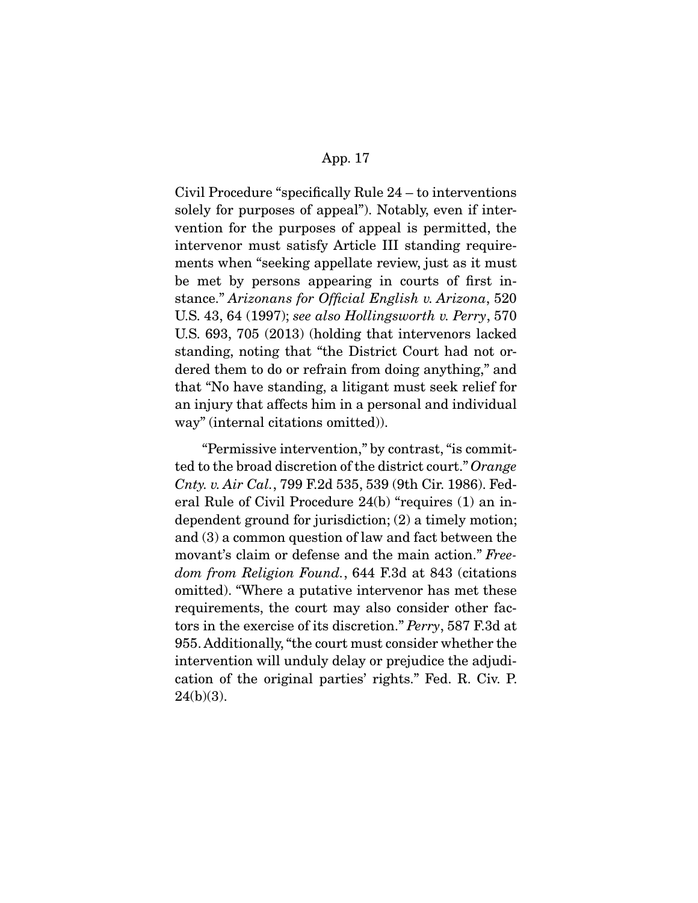Civil Procedure "specifically Rule 24 – to interventions solely for purposes of appeal"). Notably, even if intervention for the purposes of appeal is permitted, the intervenor must satisfy Article III standing requirements when "seeking appellate review, just as it must be met by persons appearing in courts of first instance." *Arizonans for Official English v. Arizona*, 520 U.S. 43, 64 (1997); *see also Hollingsworth v. Perry*, 570 U.S. 693, 705 (2013) (holding that intervenors lacked standing, noting that "the District Court had not ordered them to do or refrain from doing anything," and that "No have standing, a litigant must seek relief for an injury that affects him in a personal and individual way" (internal citations omitted)).

"Permissive intervention," by contrast, "is committed to the broad discretion of the district court." *Orange Cnty. v. Air Cal.*, 799 F.2d 535, 539 (9th Cir. 1986). Federal Rule of Civil Procedure 24(b) "requires (1) an independent ground for jurisdiction; (2) a timely motion; and (3) a common question of law and fact between the movant's claim or defense and the main action." *Freedom from Religion Found.*, 644 F.3d at 843 (citations omitted). "Where a putative intervenor has met these requirements, the court may also consider other factors in the exercise of its discretion." *Perry*, 587 F.3d at 955. Additionally, "the court must consider whether the intervention will unduly delay or prejudice the adjudication of the original parties' rights." Fed. R. Civ. P. 24(b)(3).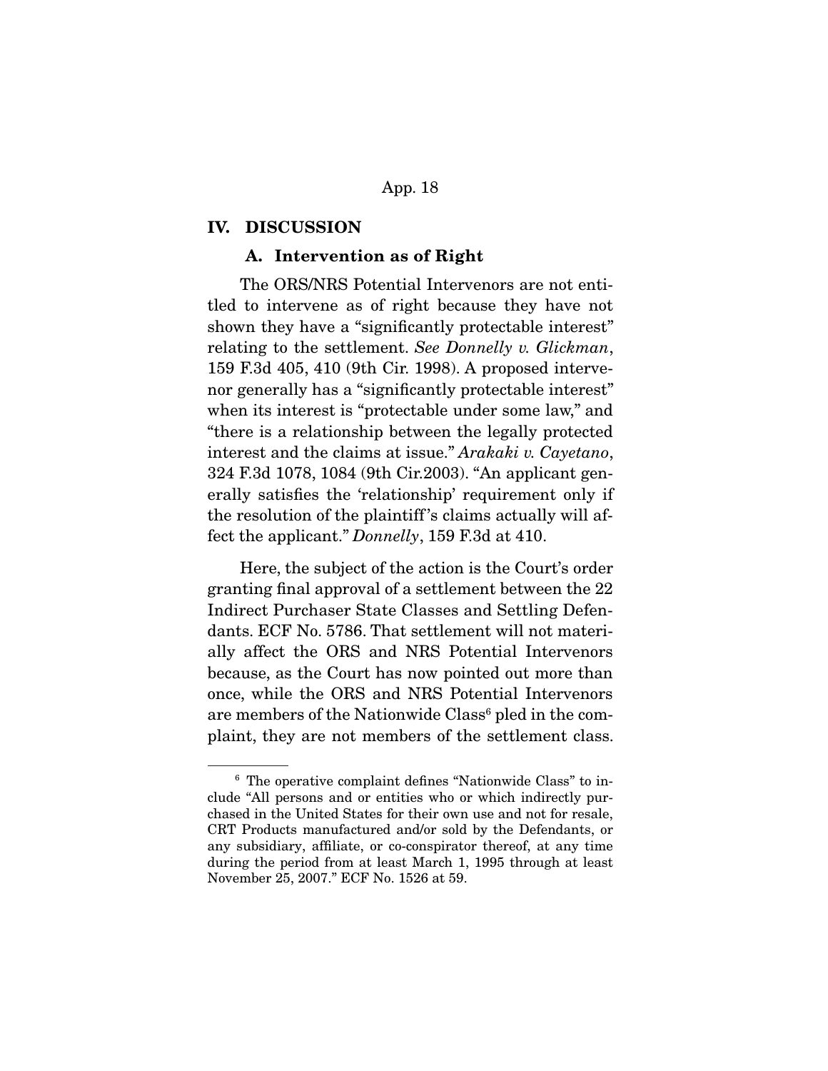## IV. DISCUSSION

### A. Intervention as of Right

The ORS/NRS Potential Intervenors are not entitled to intervene as of right because they have not shown they have a "significantly protectable interest" relating to the settlement. *See Donnelly v. Glickman*, 159 F.3d 405, 410 (9th Cir. 1998). A proposed intervenor generally has a "significantly protectable interest" when its interest is "protectable under some law," and "there is a relationship between the legally protected interest and the claims at issue." *Arakaki v. Cayetano*, 324 F.3d 1078, 1084 (9th Cir.2003). "An applicant generally satisfies the 'relationship' requirement only if the resolution of the plaintiff's claims actually will affect the applicant." *Donnelly*, 159 F.3d at 410.

Here, the subject of the action is the Court's order granting final approval of a settlement between the 22 Indirect Purchaser State Classes and Settling Defendants. ECF No. 5786. That settlement will not materially affect the ORS and NRS Potential Intervenors because, as the Court has now pointed out more than once, while the ORS and NRS Potential Intervenors are members of the Nationwide Class[6] pled in the complaint, they are not members of the settlement class.

---

[6] The operative complaint defines "Nationwide Class" to include "All persons and or entities who or which indirectly purchased in the United States for their own use and not for resale, CRT Products manufactured and/or sold by the Defendants, or any subsidiary, affiliate, or co-conspirator thereof, at any time during the period from at least March 1, 1995 through at least November 25, 2007." ECF No. 1526 at 59.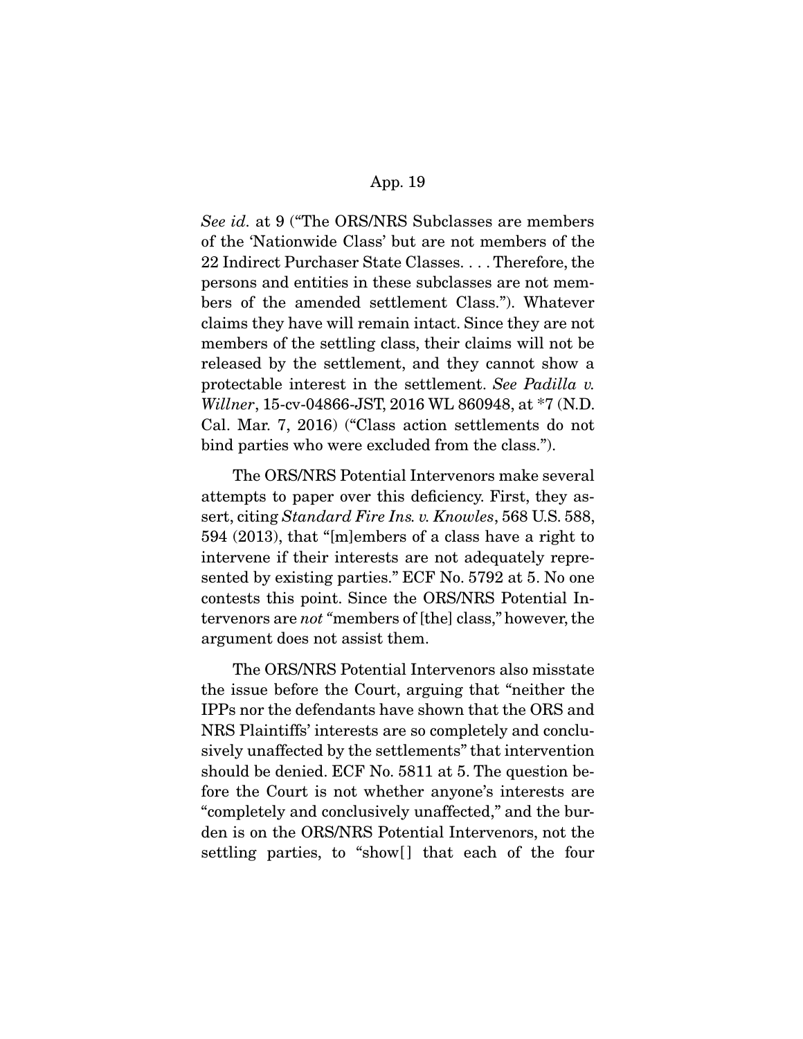*See id.* at 9 ("The ORS/NRS Subclasses are members of the 'Nationwide Class' but are not members of the 22 Indirect Purchaser State Classes. . . . Therefore, the persons and entities in these subclasses are not members of the amended settlement Class."). Whatever claims they have will remain intact. Since they are not members of the settling class, their claims will not be released by the settlement, and they cannot show a protectable interest in the settlement. *See Padilla v. Willner*, 15-cv-04866-JST, 2016 WL 860948, at *7 (N.D. Cal. Mar. 7, 2016) ("Class action settlements do not bind parties who were excluded from the class.").

The ORS/NRS Potential Intervenors make several attempts to paper over this deficiency. First, they assert, citing *Standard Fire Ins. v. Knowles*, 568 U.S. 588, 594 (2013), that "[m]embers of a class have a right to intervene if their interests are not adequately represented by existing parties." ECF No. 5792 at 5. No one contests this point. Since the ORS/NRS Potential Intervenors are *not* "members of [the] class," however, the argument does not assist them.

The ORS/NRS Potential Intervenors also misstate the issue before the Court, arguing that "neither the IPPs nor the defendants have shown that the ORS and NRS Plaintiffs' interests are so completely and conclusively unaffected by the settlements" that intervention should be denied. ECF No. 5811 at 5. The question before the Court is not whether anyone's interests are "completely and conclusively unaffected," and the burden is on the ORS/NRS Potential Intervenors, not the settling parties, to "show[] that each of the four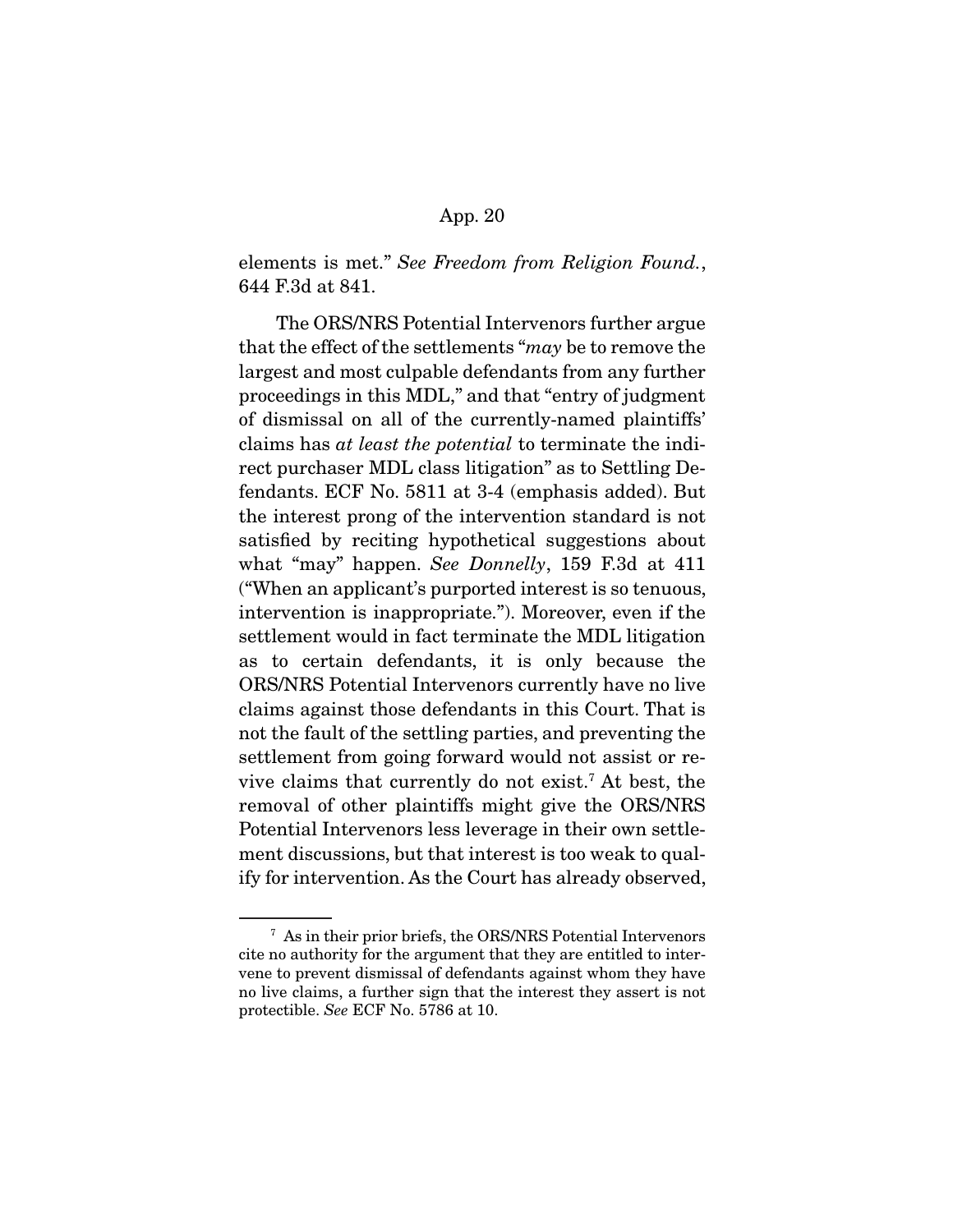elements is met." *See Freedom from Religion Found.*, 644 F.3d at 841.

The ORS/NRS Potential Intervenors further argue that the effect of the settlements "*may* be to remove the largest and most culpable defendants from any further proceedings in this MDL," and that "entry of judgment of dismissal on all of the currently-named plaintiffs' claims has *at least the potential* to terminate the indirect purchaser MDL class litigation" as to Settling Defendants. ECF No. 5811 at 3-4 (emphasis added). But the interest prong of the intervention standard is not satisfied by reciting hypothetical suggestions about what "may" happen. *See Donnelly*, 159 F.3d at 411 ("When an applicant's purported interest is so tenuous, intervention is inappropriate."). Moreover, even if the settlement would in fact terminate the MDL litigation as to certain defendants, it is only because the ORS/NRS Potential Intervenors currently have no live claims against those defendants in this Court. That is not the fault of the settling parties, and preventing the settlement from going forward would not assist or revive claims that currently do not exist.[7] At best, the removal of other plaintiffs might give the ORS/NRS Potential Intervenors less leverage in their own settlement discussions, but that interest is too weak to qualify for intervention. As the Court has already observed,

[7] As in their prior briefs, the ORS/NRS Potential Intervenors cite no authority for the argument that they are entitled to intervene to prevent dismissal of defendants against whom they have no live claims, a further sign that the interest they assert is not protectible. *See* ECF No. 5786 at 10.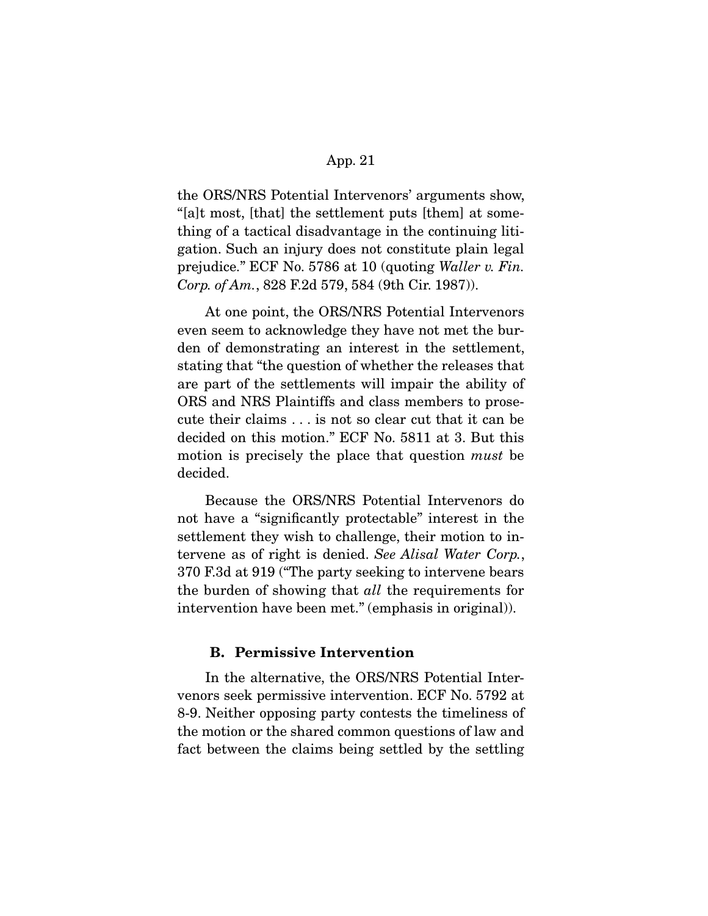the ORS/NRS Potential Intervenors' arguments show, "[a]t most, [that] the settlement puts [them] at something of a tactical disadvantage in the continuing litigation. Such an injury does not constitute plain legal prejudice." ECF No. 5786 at 10 (quoting *Waller v. Fin. Corp. of Am.*, 828 F.2d 579, 584 (9th Cir. 1987)).

At one point, the ORS/NRS Potential Intervenors even seem to acknowledge they have not met the burden of demonstrating an interest in the settlement, stating that "the question of whether the releases that are part of the settlements will impair the ability of ORS and NRS Plaintiffs and class members to prosecute their claims . . . is not so clear cut that it can be decided on this motion." ECF No. 5811 at 3. But this motion is precisely the place that question *must* be decided.

Because the ORS/NRS Potential Intervenors do not have a "significantly protectable" interest in the settlement they wish to challenge, their motion to intervene as of right is denied. *See Alisal Water Corp.*, 370 F.3d at 919 ("The party seeking to intervene bears the burden of showing that *all* the requirements for intervention have been met." (emphasis in original)).

### B. Permissive Intervention

In the alternative, the ORS/NRS Potential Intervenors seek permissive intervention. ECF No. 5792 at 8-9. Neither opposing party contests the timeliness of the motion or the shared common questions of law and fact between the claims being settled by the settling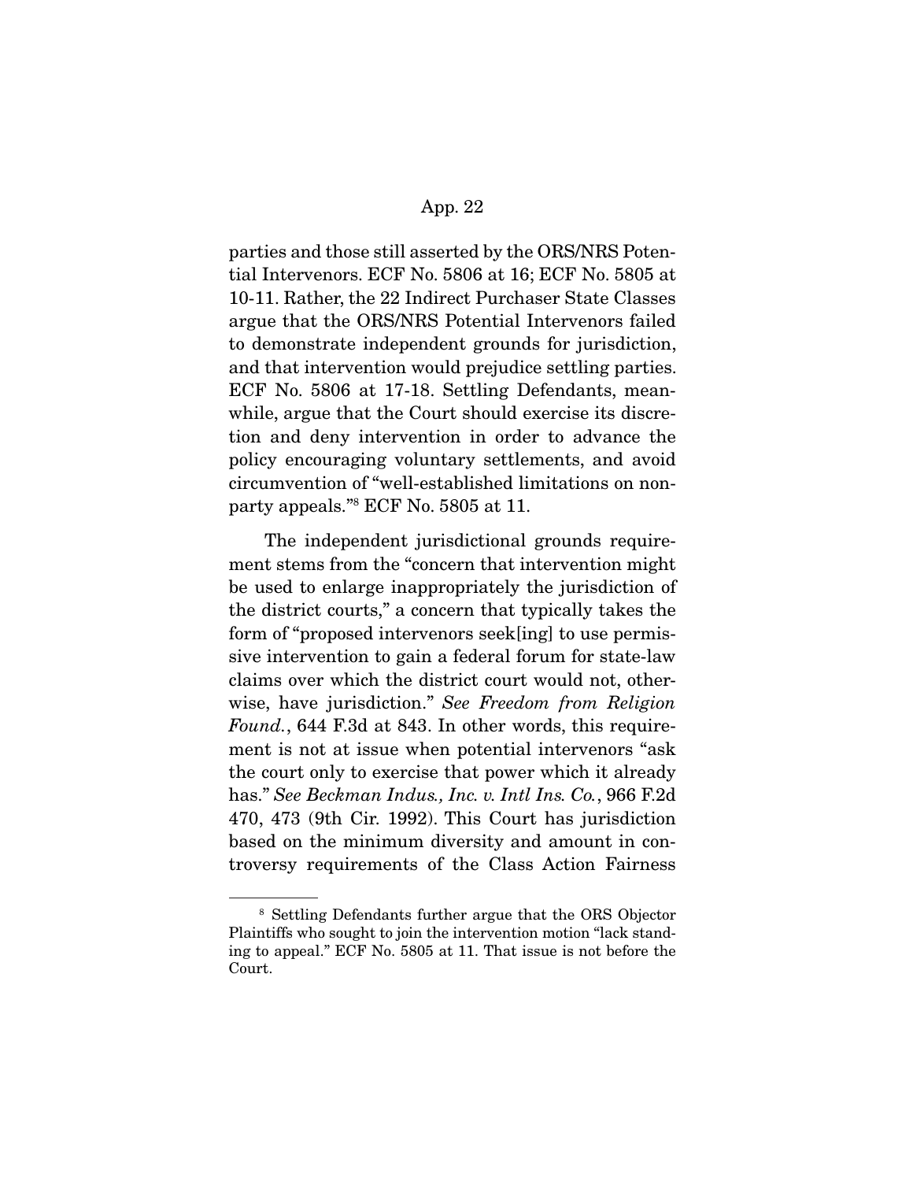parties and those still asserted by the ORS/NRS Potential Intervenors. ECF No. 5806 at 16; ECF No. 5805 at 10-11. Rather, the 22 Indirect Purchaser State Classes argue that the ORS/NRS Potential Intervenors failed to demonstrate independent grounds for jurisdiction, and that intervention would prejudice settling parties. ECF No. 5806 at 17-18. Settling Defendants, meanwhile, argue that the Court should exercise its discretion and deny intervention in order to advance the policy encouraging voluntary settlements, and avoid circumvention of "well-established limitations on nonparty appeals."[8] ECF No. 5805 at 11.

The independent jurisdictional grounds requirement stems from the "concern that intervention might be used to enlarge inappropriately the jurisdiction of the district courts," a concern that typically takes the form of "proposed intervenors seek[ing] to use permissive intervention to gain a federal forum for state-law claims over which the district court would not, otherwise, have jurisdiction." *See Freedom from Religion Found.*, 644 F.3d at 843. In other words, this requirement is not at issue when potential intervenors "ask the court only to exercise that power which it already has." *See Beckman Indus., Inc. v. Intl Ins. Co.*, 966 F.2d 470, 473 (9th Cir. 1992). This Court has jurisdiction based on the minimum diversity and amount in controversy requirements of the Class Action Fairness

---

[8] Settling Defendants further argue that the ORS Objector Plaintiffs who sought to join the intervention motion "lack standing to appeal." ECF No. 5805 at 11. That issue is not before the Court.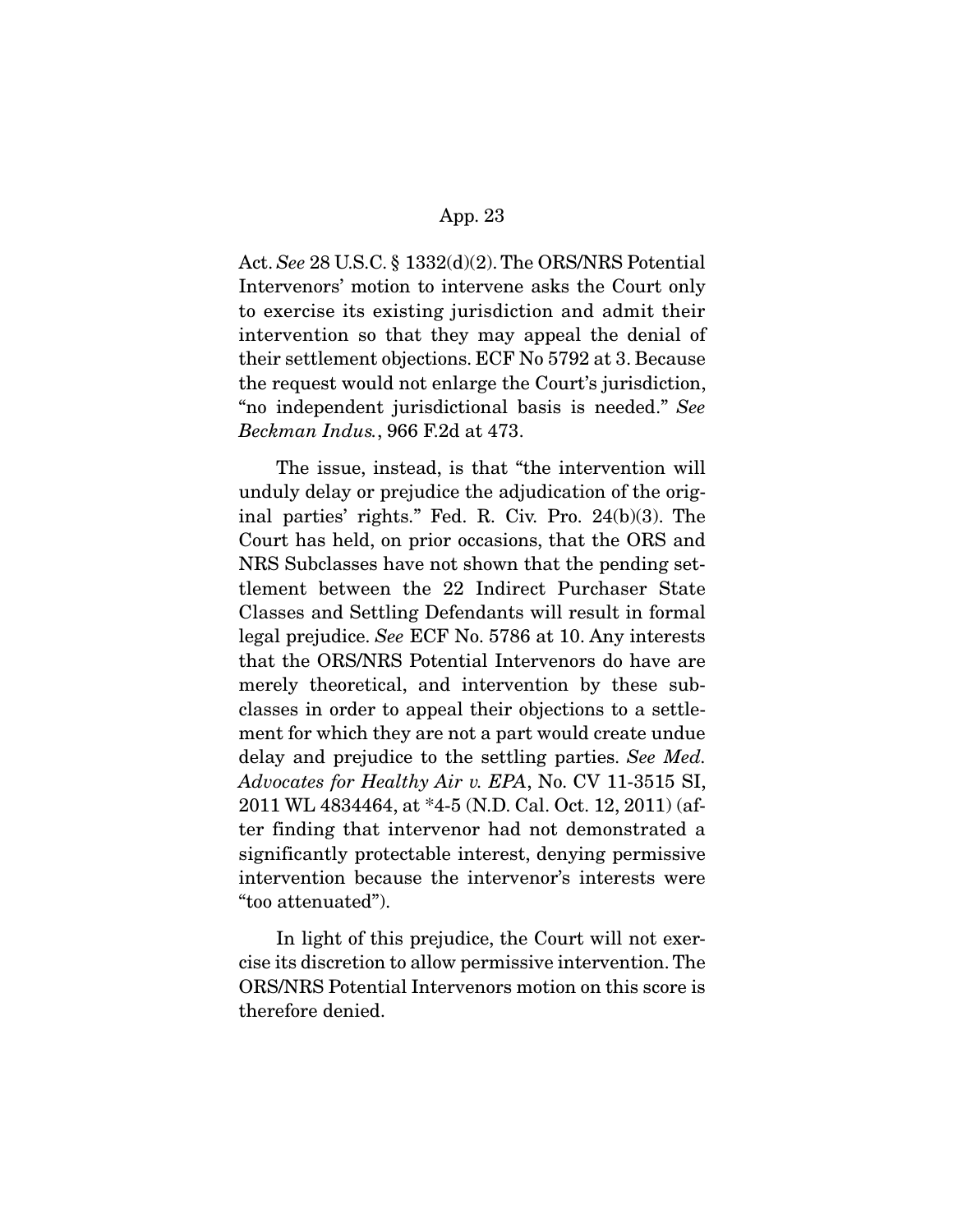Act. *See* 28 U.S.C. § 1332(d)(2). The ORS/NRS Potential Intervenors' motion to intervene asks the Court only to exercise its existing jurisdiction and admit their intervention so that they may appeal the denial of their settlement objections. ECF No 5792 at 3. Because the request would not enlarge the Court's jurisdiction, "no independent jurisdictional basis is needed." *See Beckman Indus.*, 966 F.2d at 473.

The issue, instead, is that "the intervention will unduly delay or prejudice the adjudication of the original parties' rights." Fed. R. Civ. Pro. 24(b)(3). The Court has held, on prior occasions, that the ORS and NRS Subclasses have not shown that the pending settlement between the 22 Indirect Purchaser State Classes and Settling Defendants will result in formal legal prejudice. *See* ECF No. 5786 at 10. Any interests that the ORS/NRS Potential Intervenors do have are merely theoretical, and intervention by these subclasses in order to appeal their objections to a settlement for which they are not a part would create undue delay and prejudice to the settling parties. *See Med. Advocates for Healthy Air v. EPA*, No. CV 11-3515 SI, 2011 WL 4834464, at *4-5 (N.D. Cal. Oct. 12, 2011) (after finding that intervenor had not demonstrated a significantly protectable interest, denying permissive intervention because the intervenor's interests were "too attenuated").

In light of this prejudice, the Court will not exercise its discretion to allow permissive intervention. The ORS/NRS Potential Intervenors motion on this score is therefore denied.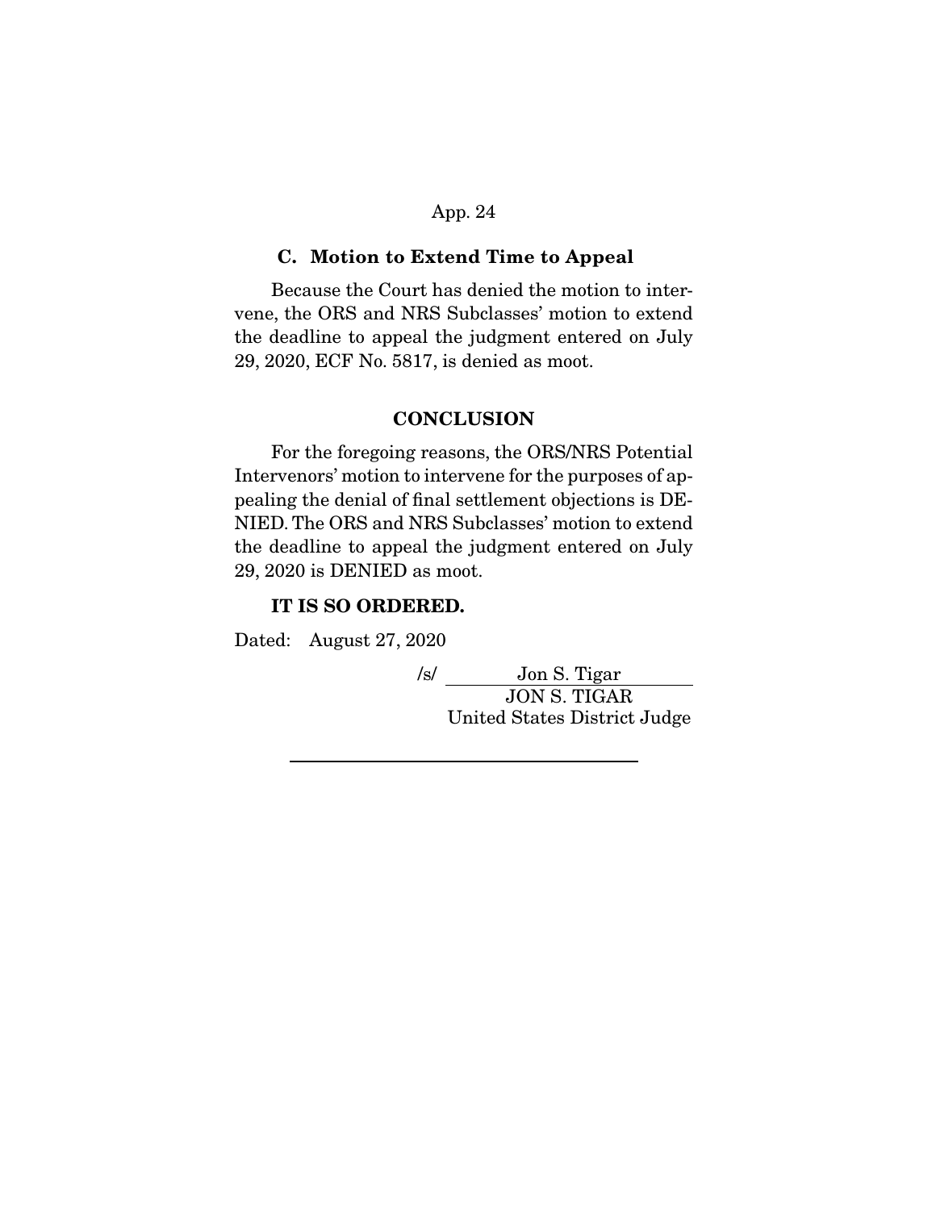### C. Motion to Extend Time to Appeal

Because the Court has denied the motion to intervene, the ORS and NRS Subclasses' motion to extend the deadline to appeal the judgment entered on July 29, 2020, ECF No. 5817, is denied as moot.

## CONCLUSION

For the foregoing reasons, the ORS/NRS Potential Intervenors' motion to intervene for the purposes of appealing the denial of final settlement objections is DENIED. The ORS and NRS Subclasses' motion to extend the deadline to appeal the judgment entered on July 29, 2020 is DENIED as moot.

**IT IS SO ORDERED.**

Dated: August 27, 2020

/s/ Jon S. Tigar
JON S. TIGAR
United States District Judge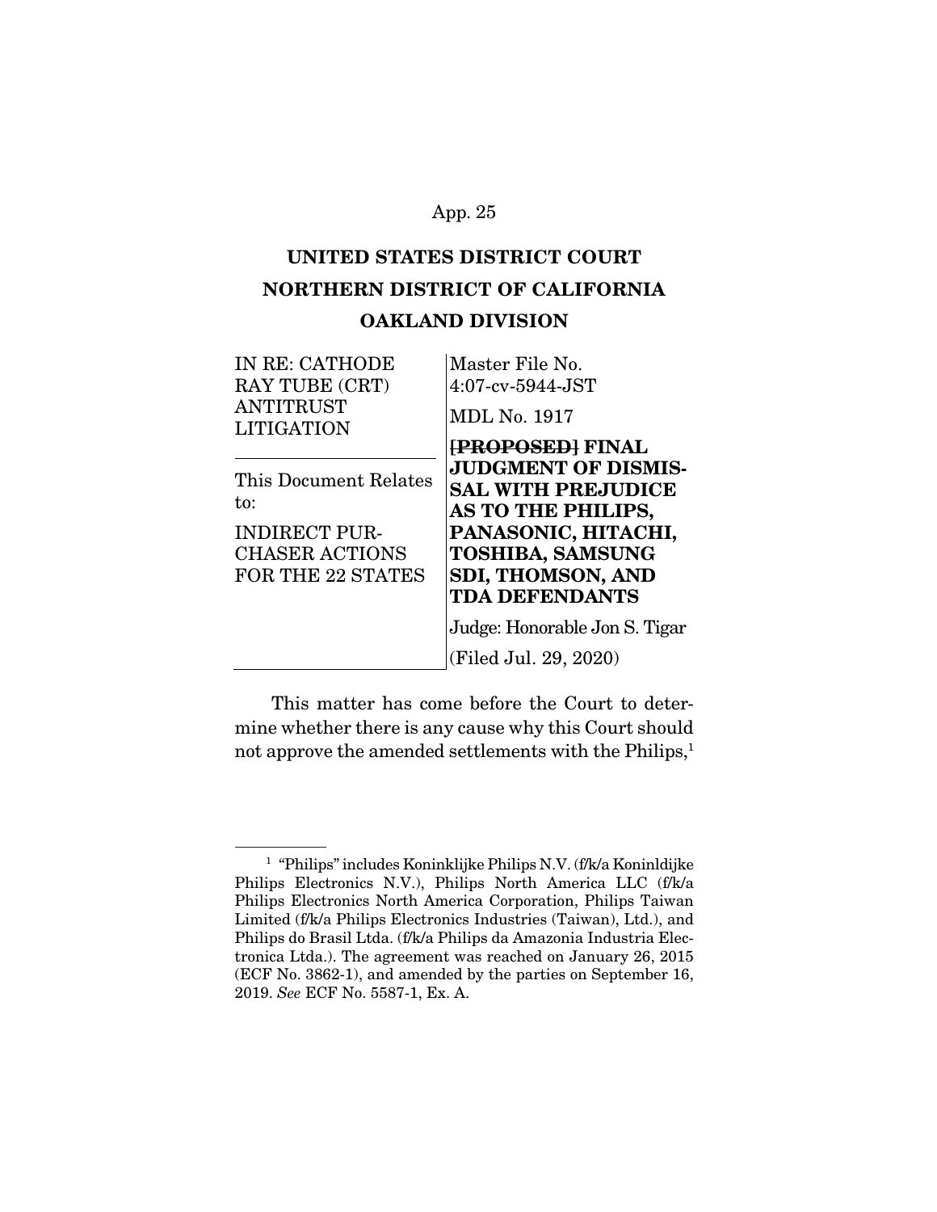**UNITED STATES DISTRICT COURT**
**NORTHERN DISTRICT OF CALIFORNIA**
**OAKLAND DIVISION**

| | |
|---|---|
| IN RE: CATHODE RAY TUBE (CRT) ANTITRUST LITIGATION | Master File No. 4:07-cv-5944-JST<br><br>MDL No. 1917 |
| This Document Relates to:<br><br>INDIRECT PURCHASER ACTIONS FOR THE 22 STATES | ~~**[PROPOSED]**~~ **FINAL JUDGMENT OF DISMISSAL WITH PREJUDICE AS TO THE PHILIPS, PANASONIC, HITACHI, TOSHIBA, SAMSUNG SDI, THOMSON, AND TDA DEFENDANTS**<br><br>Judge: Honorable Jon S. Tigar<br><br>(Filed Jul. 29, 2020) |

This matter has come before the Court to determine whether there is any cause why this Court should not approve the amended settlements with the Philips,[1]

---

[1] "Philips" includes Koninklijke Philips N.V. (f/k/a Koninldijke Philips Electronics N.V.), Philips North America LLC (f/k/a Philips Electronics North America Corporation, Philips Taiwan Limited (f/k/a Philips Electronics Industries (Taiwan), Ltd.), and Philips do Brasil Ltda. (f/k/a Philips da Amazonia Industria Electronica Ltda.). The agreement was reached on January 26, 2015 (ECF No. 3862-1), and amended by the parties on September 16, 2019. *See* ECF No. 5587-1, Ex. A.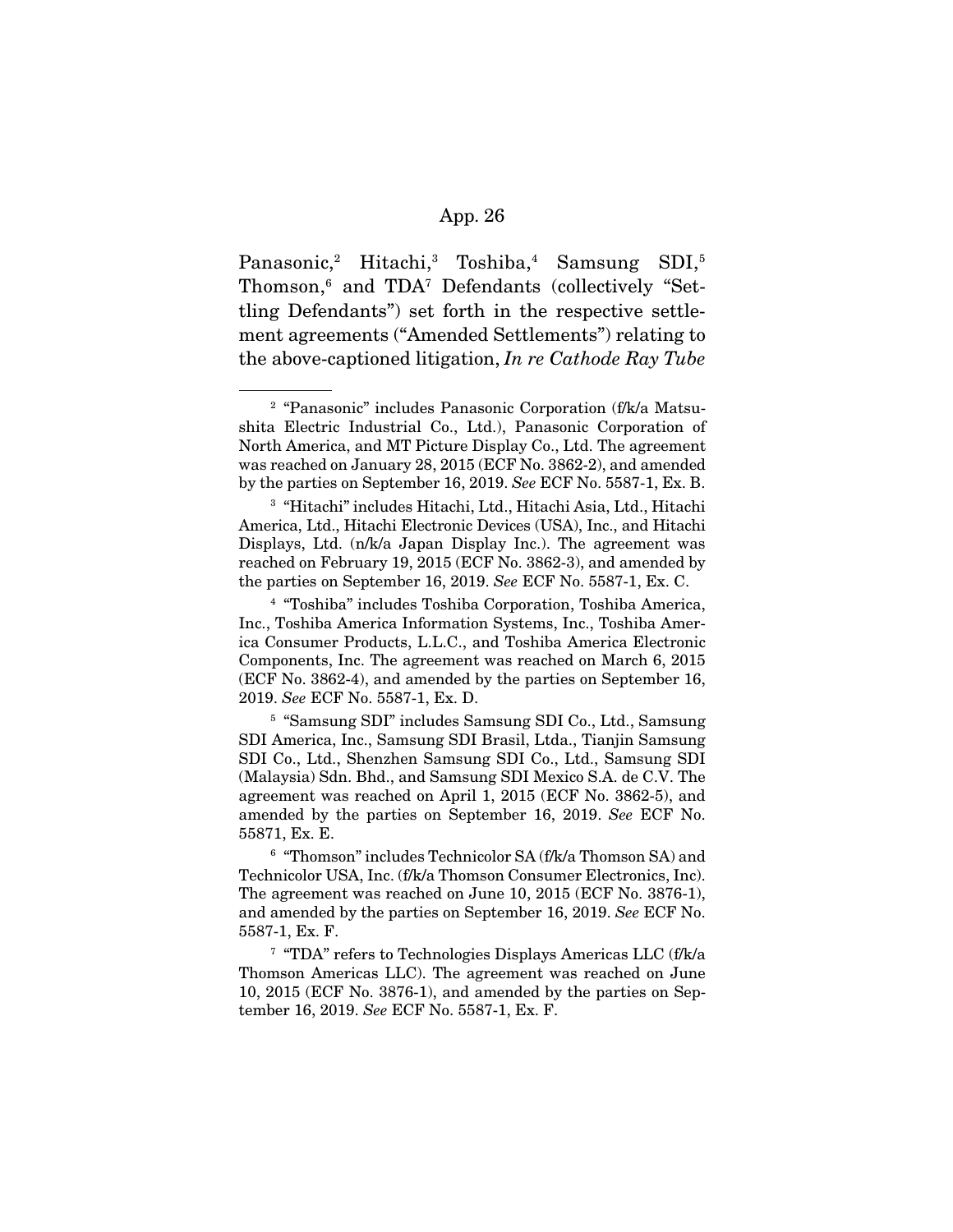Panasonic,[2] Hitachi,[3] Toshiba,[4] Samsung SDI,[5] Thomson,[6] and TDA[7] Defendants (collectively "Settling Defendants") set forth in the respective settlement agreements ("Amended Settlements") relating to the above-captioned litigation, *In re Cathode Ray Tube*

---

[2] "Panasonic" includes Panasonic Corporation (f/k/a Matsushita Electric Industrial Co., Ltd.), Panasonic Corporation of North America, and MT Picture Display Co., Ltd. The agreement was reached on January 28, 2015 (ECF No. 3862-2), and amended by the parties on September 16, 2019. *See* ECF No. 5587-1, Ex. B.

[3] "Hitachi" includes Hitachi, Ltd., Hitachi Asia, Ltd., Hitachi America, Ltd., Hitachi Electronic Devices (USA), Inc., and Hitachi Displays, Ltd. (n/k/a Japan Display Inc.). The agreement was reached on February 19, 2015 (ECF No. 3862-3), and amended by the parties on September 16, 2019. *See* ECF No. 5587-1, Ex. C.

[4] "Toshiba" includes Toshiba Corporation, Toshiba America, Inc., Toshiba America Information Systems, Inc., Toshiba America Consumer Products, L.L.C., and Toshiba America Electronic Components, Inc. The agreement was reached on March 6, 2015 (ECF No. 3862-4), and amended by the parties on September 16, 2019. *See* ECF No. 5587-1, Ex. D.

[5] "Samsung SDI" includes Samsung SDI Co., Ltd., Samsung SDI America, Inc., Samsung SDI Brasil, Ltda., Tianjin Samsung SDI Co., Ltd., Shenzhen Samsung SDI Co., Ltd., Samsung SDI (Malaysia) Sdn. Bhd., and Samsung SDI Mexico S.A. de C.V. The agreement was reached on April 1, 2015 (ECF No. 3862-5), and amended by the parties on September 16, 2019. *See* ECF No. 55871, Ex. E.

[6] "Thomson" includes Technicolor SA (f/k/a Thomson SA) and Technicolor USA, Inc. (f/k/a Thomson Consumer Electronics, Inc). The agreement was reached on June 10, 2015 (ECF No. 3876-1), and amended by the parties on September 16, 2019. *See* ECF No. 5587-1, Ex. F.

[7] "TDA" refers to Technologies Displays Americas LLC (f/k/a Thomson Americas LLC). The agreement was reached on June 10, 2015 (ECF No. 3876-1), and amended by the parties on September 16, 2019. *See* ECF No. 5587-1, Ex. F.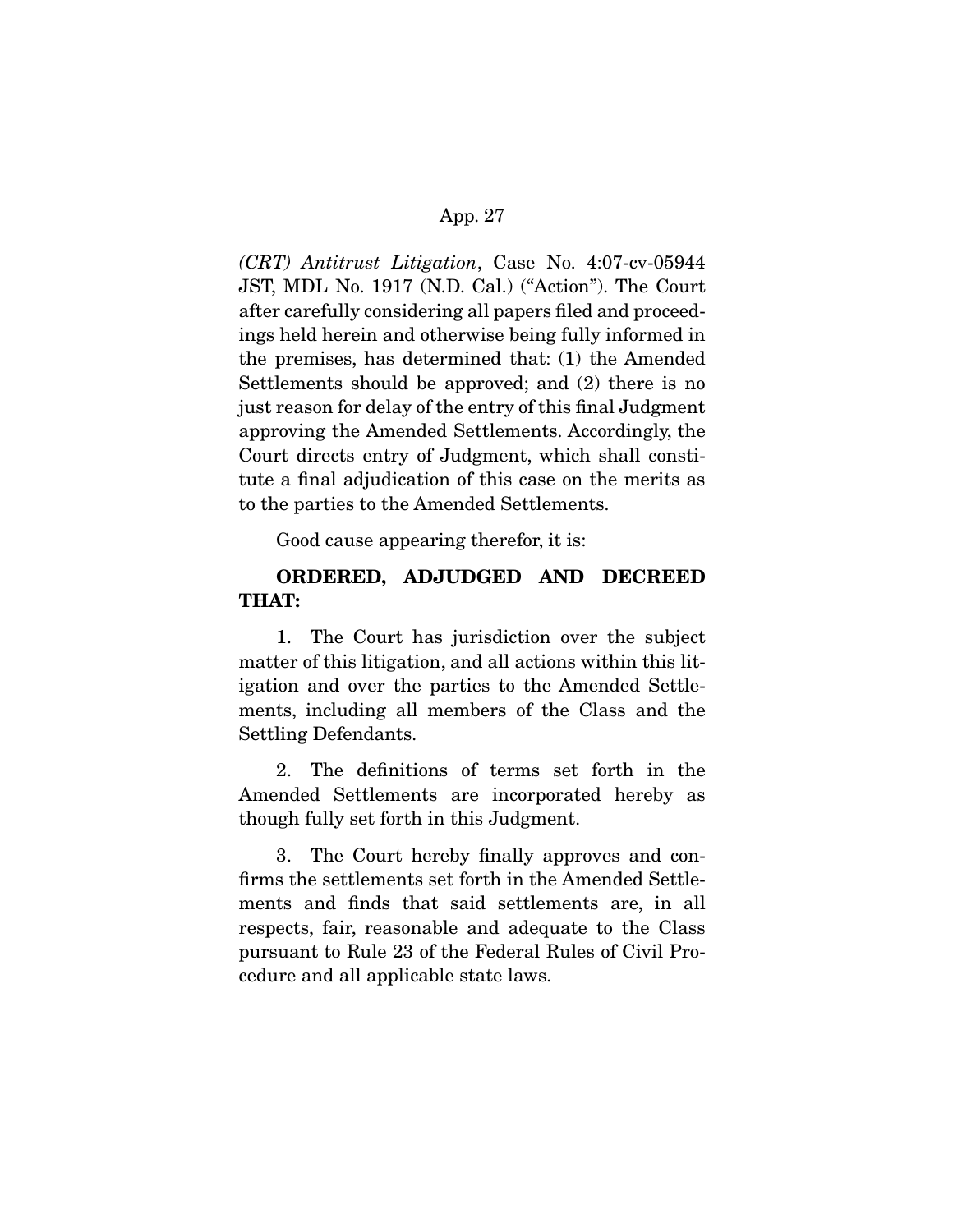*(CRT) Antitrust Litigation*, Case No. 4:07-cv-05944 JST, MDL No. 1917 (N.D. Cal.) ("Action"). The Court after carefully considering all papers filed and proceedings held herein and otherwise being fully informed in the premises, has determined that: (1) the Amended Settlements should be approved; and (2) there is no just reason for delay of the entry of this final Judgment approving the Amended Settlements. Accordingly, the Court directs entry of Judgment, which shall constitute a final adjudication of this case on the merits as to the parties to the Amended Settlements.

Good cause appearing therefor, it is:

**ORDERED, ADJUDGED AND DECREED THAT:**

1. The Court has jurisdiction over the subject matter of this litigation, and all actions within this litigation and over the parties to the Amended Settlements, including all members of the Class and the Settling Defendants.

2. The definitions of terms set forth in the Amended Settlements are incorporated hereby as though fully set forth in this Judgment.

3. The Court hereby finally approves and confirms the settlements set forth in the Amended Settlements and finds that said settlements are, in all respects, fair, reasonable and adequate to the Class pursuant to Rule 23 of the Federal Rules of Civil Procedure and all applicable state laws.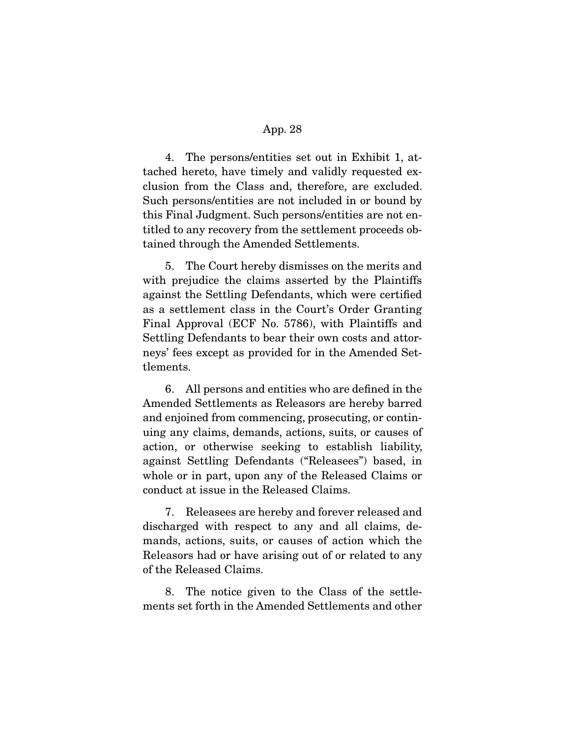4. The persons/entities set out in Exhibit 1, attached hereto, have timely and validly requested exclusion from the Class and, therefore, are excluded. Such persons/entities are not included in or bound by this Final Judgment. Such persons/entities are not entitled to any recovery from the settlement proceeds obtained through the Amended Settlements.

5. The Court hereby dismisses on the merits and with prejudice the claims asserted by the Plaintiffs against the Settling Defendants, which were certified as a settlement class in the Court's Order Granting Final Approval (ECF No. 5786), with Plaintiffs and Settling Defendants to bear their own costs and attorneys' fees except as provided for in the Amended Settlements.

6. All persons and entities who are defined in the Amended Settlements as Releasors are hereby barred and enjoined from commencing, prosecuting, or continuing any claims, demands, actions, suits, or causes of action, or otherwise seeking to establish liability, against Settling Defendants ("Releasees") based, in whole or in part, upon any of the Released Claims or conduct at issue in the Released Claims.

7. Releasees are hereby and forever released and discharged with respect to any and all claims, demands, actions, suits, or causes of action which the Releasors had or have arising out of or related to any of the Released Claims.

8. The notice given to the Class of the settlements set forth in the Amended Settlements and other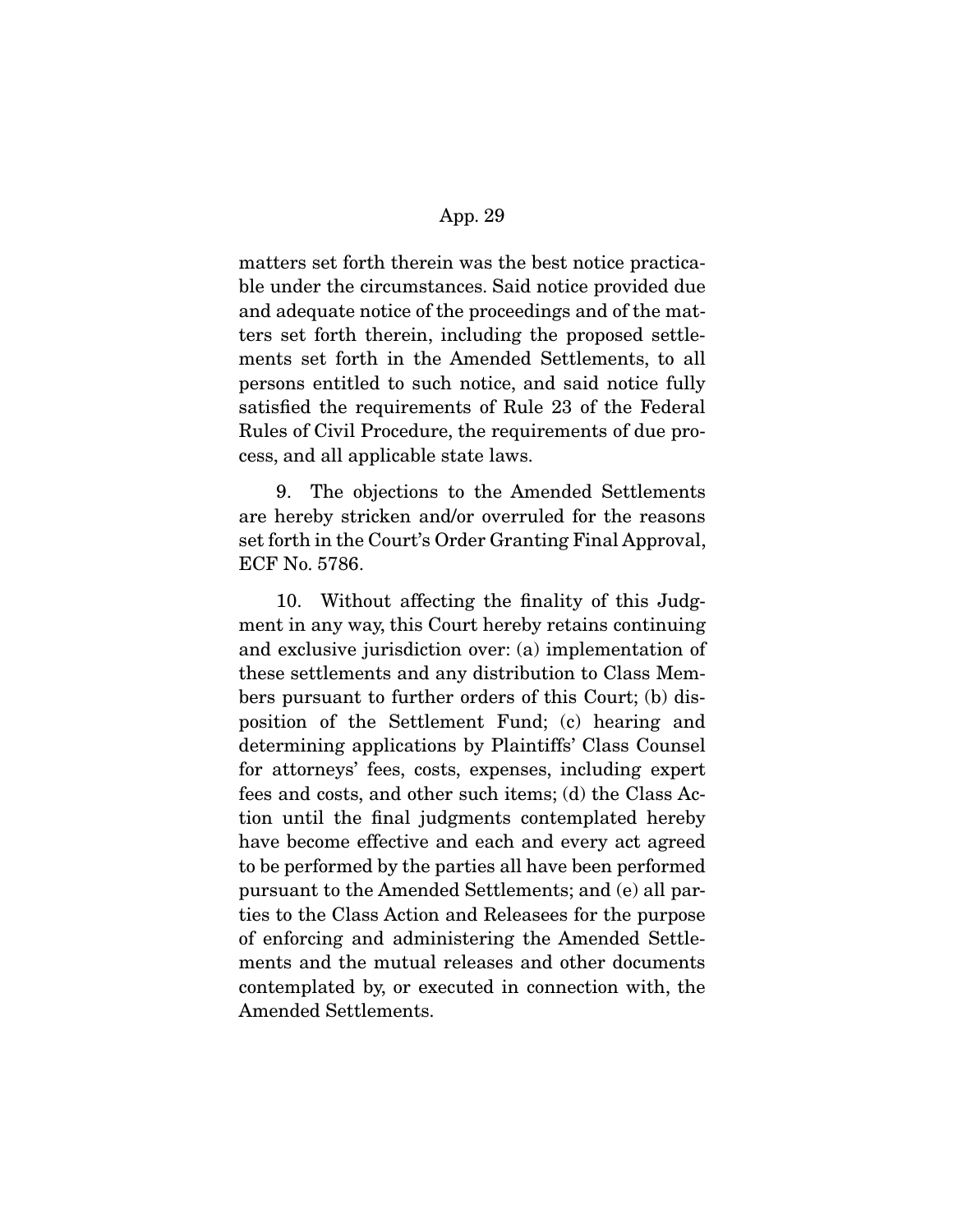matters set forth therein was the best notice practicable under the circumstances. Said notice provided due and adequate notice of the proceedings and of the matters set forth therein, including the proposed settlements set forth in the Amended Settlements, to all persons entitled to such notice, and said notice fully satisfied the requirements of Rule 23 of the Federal Rules of Civil Procedure, the requirements of due process, and all applicable state laws.

9. The objections to the Amended Settlements are hereby stricken and/or overruled for the reasons set forth in the Court's Order Granting Final Approval, ECF No. 5786.

10. Without affecting the finality of this Judgment in any way, this Court hereby retains continuing and exclusive jurisdiction over: (a) implementation of these settlements and any distribution to Class Members pursuant to further orders of this Court; (b) disposition of the Settlement Fund; (c) hearing and determining applications by Plaintiffs' Class Counsel for attorneys' fees, costs, expenses, including expert fees and costs, and other such items; (d) the Class Action until the final judgments contemplated hereby have become effective and each and every act agreed to be performed by the parties all have been performed pursuant to the Amended Settlements; and (e) all parties to the Class Action and Releasees for the purpose of enforcing and administering the Amended Settlements and the mutual releases and other documents contemplated by, or executed in connection with, the Amended Settlements.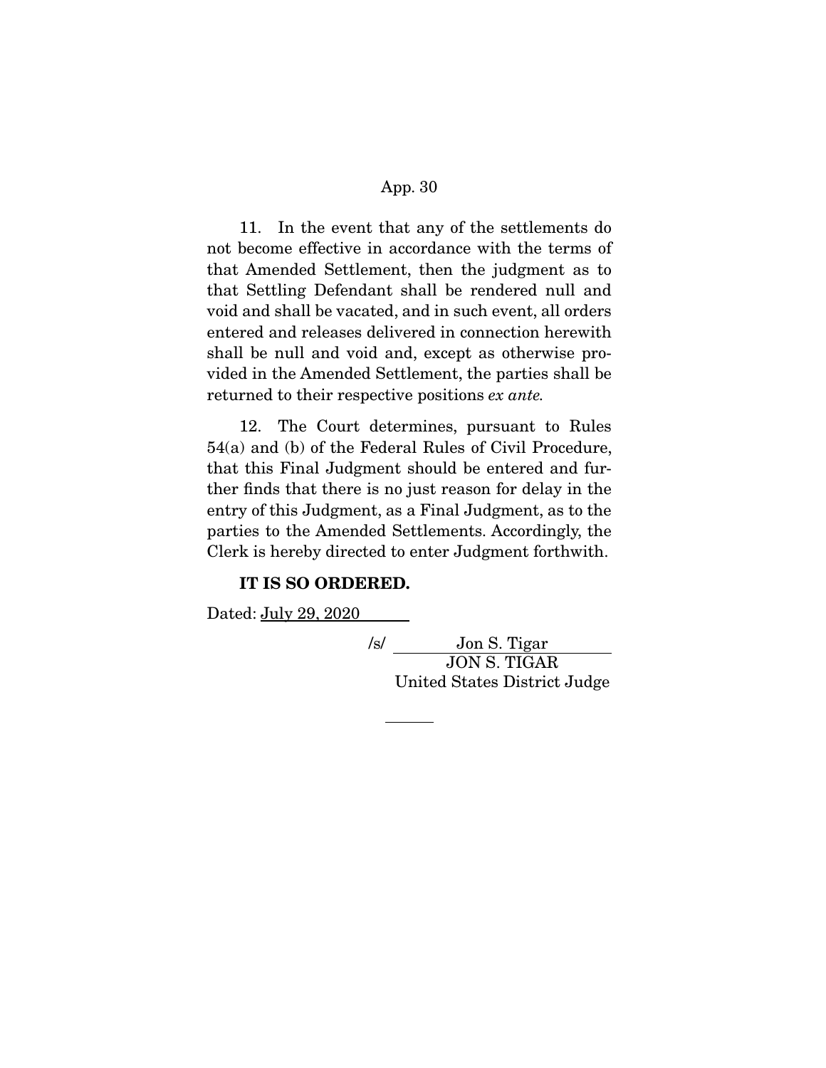11. In the event that any of the settlements do not become effective in accordance with the terms of that Amended Settlement, then the judgment as to that Settling Defendant shall be rendered null and void and shall be vacated, and in such event, all orders entered and releases delivered in connection herewith shall be null and void and, except as otherwise provided in the Amended Settlement, the parties shall be returned to their respective positions *ex ante.*

12. The Court determines, pursuant to Rules 54(a) and (b) of the Federal Rules of Civil Procedure, that this Final Judgment should be entered and further finds that there is no just reason for delay in the entry of this Judgment, as a Final Judgment, as to the parties to the Amended Settlements. Accordingly, the Clerk is hereby directed to enter Judgment forthwith.

**IT IS SO ORDERED.**

Dated: July 29, 2020

/s/ Jon S. Tigar
JON S. TIGAR
United States District Judge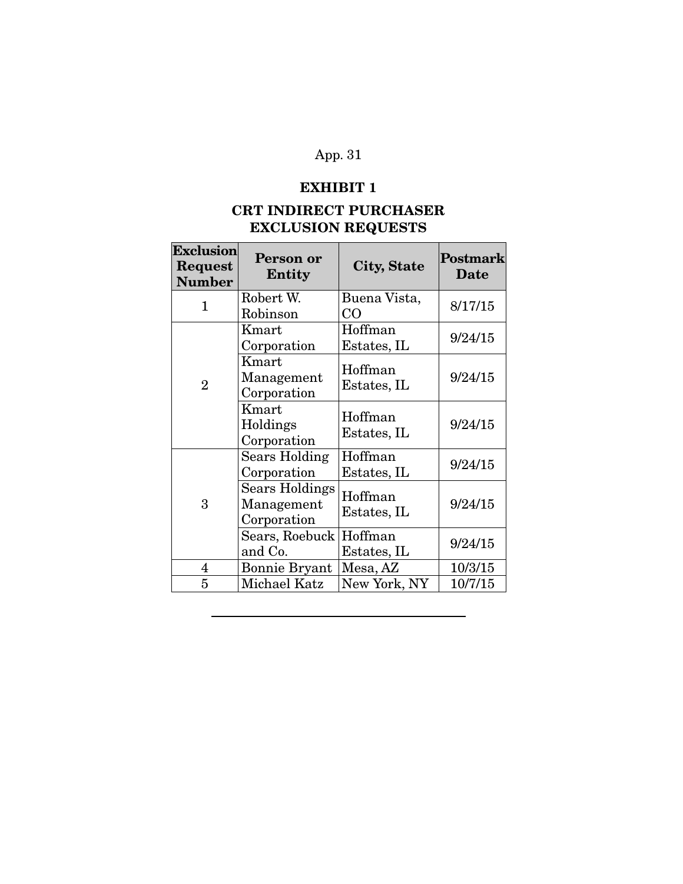# EXHIBIT 1

## CRT INDIRECT PURCHASER EXCLUSION REQUESTS

| Exclusion Request Number | Person or Entity | City, State | Postmark Date |
|---|---|---|---|
| 1 | Robert W. Robinson | Buena Vista, CO | 8/17/15 |
| 2 | Kmart Corporation | Hoffman Estates, IL | 9/24/15 |
| | Kmart Management Corporation | Hoffman Estates, IL | 9/24/15 |
| | Kmart Holdings Corporation | Hoffman Estates, IL | 9/24/15 |
| 3 | Sears Holding Corporation | Hoffman Estates, IL | 9/24/15 |
| | Sears Holdings Management Corporation | Hoffman Estates, IL | 9/24/15 |
| | Sears, Roebuck and Co. | Hoffman Estates, IL | 9/24/15 |
| 4 | Bonnie Bryant | Mesa, AZ | 10/3/15 |
| 5 | Michael Katz | New York, NY | 10/7/15 |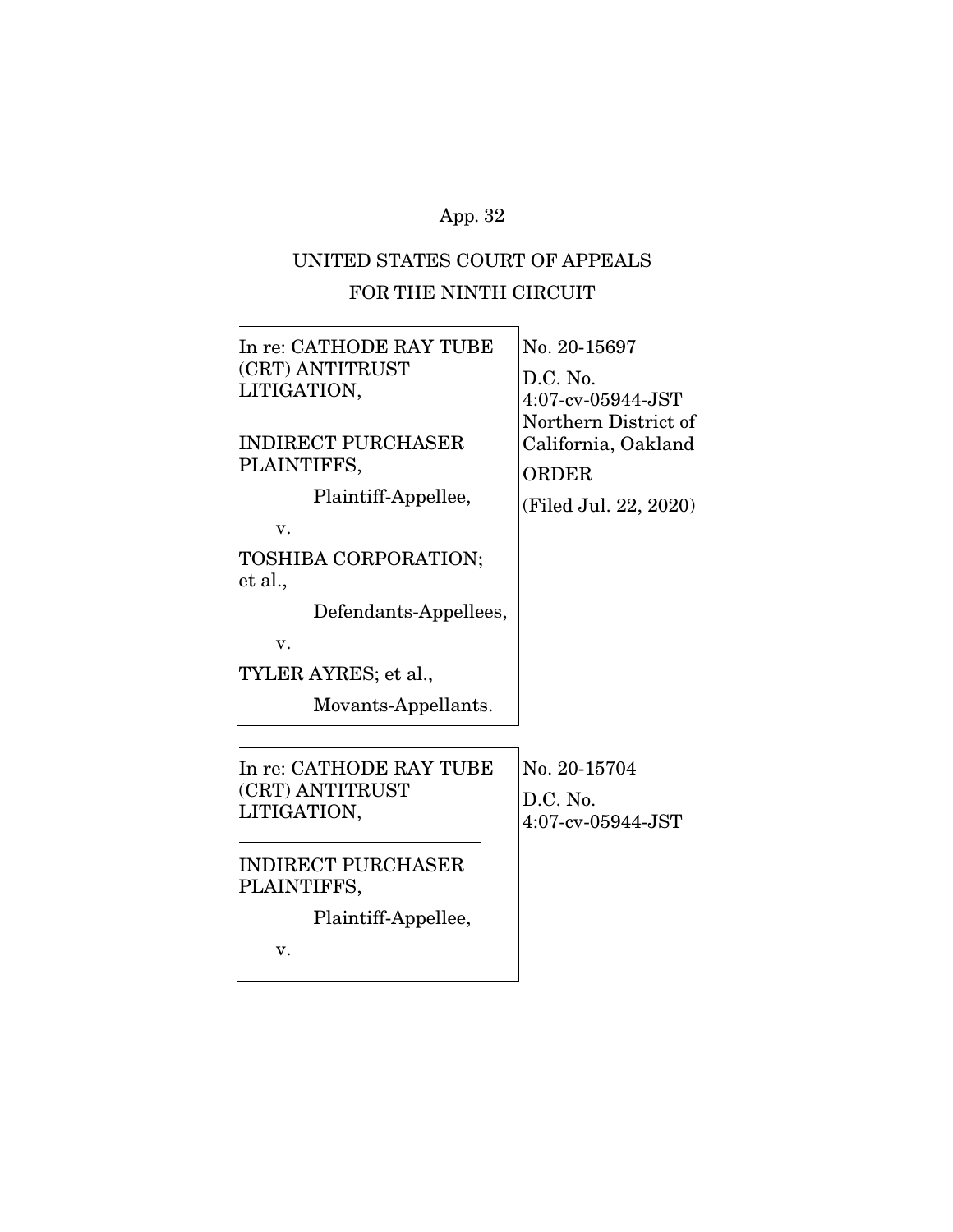UNITED STATES COURT OF APPEALS
FOR THE NINTH CIRCUIT

| | |
|---|---|
| In re: CATHODE RAY TUBE (CRT) ANTITRUST LITIGATION,<br><br>INDIRECT PURCHASER PLAINTIFFS,<br>Plaintiff-Appellee,<br>v.<br>TOSHIBA CORPORATION; et al.,<br>Defendants-Appellees,<br>v.<br>TYLER AYRES; et al.,<br>Movants-Appellants. | No. 20-15697<br>D.C. No. 4:07-cv-05944-JST<br>Northern District of California, Oakland<br>ORDER<br>(Filed Jul. 22, 2020) |

| | |
|---|---|
| In re: CATHODE RAY TUBE (CRT) ANTITRUST LITIGATION,<br><br>INDIRECT PURCHASER PLAINTIFFS,<br>Plaintiff-Appellee,<br>v. | No. 20-15704<br>D.C. No. 4:07-cv-05944-JST |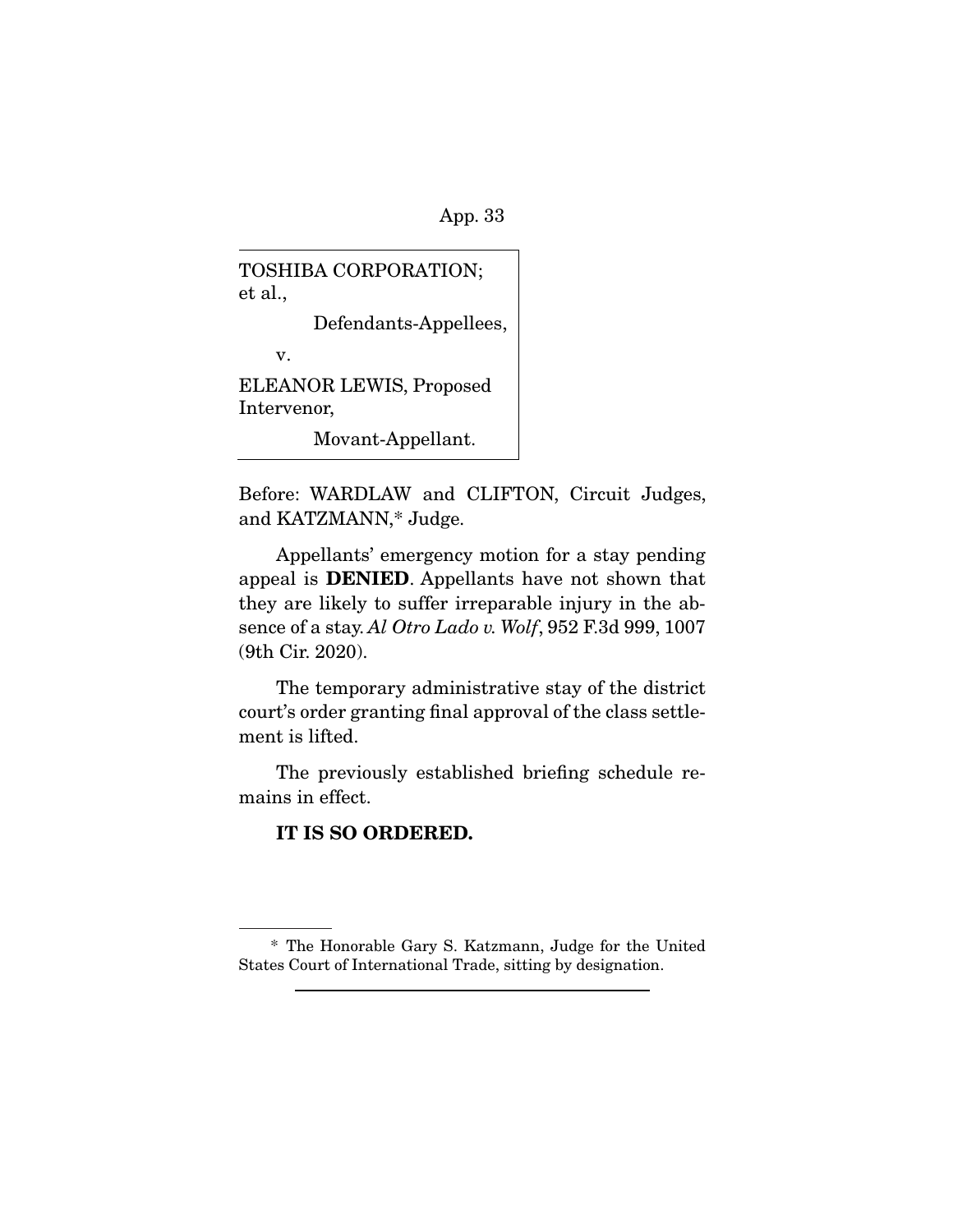TOSHIBA CORPORATION; et al.,

Defendants-Appellees,

v.

ELEANOR LEWIS, Proposed Intervenor,

Movant-Appellant.

Before: WARDLAW and CLIFTON, Circuit Judges, and KATZMANN,* Judge.

Appellants' emergency motion for a stay pending appeal is **DENIED**. Appellants have not shown that they are likely to suffer irreparable injury in the absence of a stay. *Al Otro Lado v. Wolf*, 952 F.3d 999, 1007 (9th Cir. 2020).

The temporary administrative stay of the district court's order granting final approval of the class settlement is lifted.

The previously established briefing schedule remains in effect.

**IT IS SO ORDERED.**

---

* The Honorable Gary S. Katzmann, Judge for the United States Court of International Trade, sitting by designation.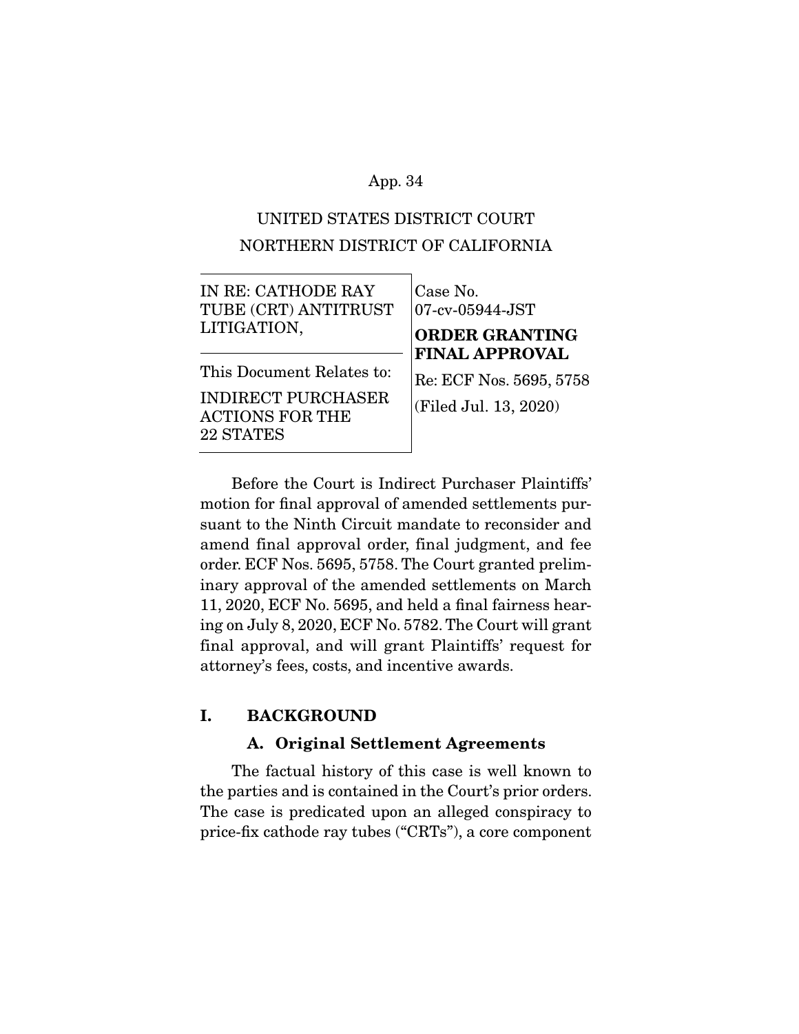UNITED STATES DISTRICT COURT
NORTHERN DISTRICT OF CALIFORNIA

| IN RE: CATHODE RAY TUBE (CRT) ANTITRUST LITIGATION, | Case No. 07-cv-05944-JST |
|---|---|
| This Document Relates to: INDIRECT PURCHASER ACTIONS FOR THE 22 STATES | **ORDER GRANTING FINAL APPROVAL** Re: ECF Nos. 5695, 5758 (Filed Jul. 13, 2020) |

Before the Court is Indirect Purchaser Plaintiffs' motion for final approval of amended settlements pursuant to the Ninth Circuit mandate to reconsider and amend final approval order, final judgment, and fee order. ECF Nos. 5695, 5758. The Court granted preliminary approval of the amended settlements on March 11, 2020, ECF No. 5695, and held a final fairness hearing on July 8, 2020, ECF No. 5782. The Court will grant final approval, and will grant Plaintiffs' request for attorney's fees, costs, and incentive awards.

## I. BACKGROUND

### A. Original Settlement Agreements

The factual history of this case is well known to the parties and is contained in the Court's prior orders. The case is predicated upon an alleged conspiracy to price-fix cathode ray tubes ("CRTs"), a core component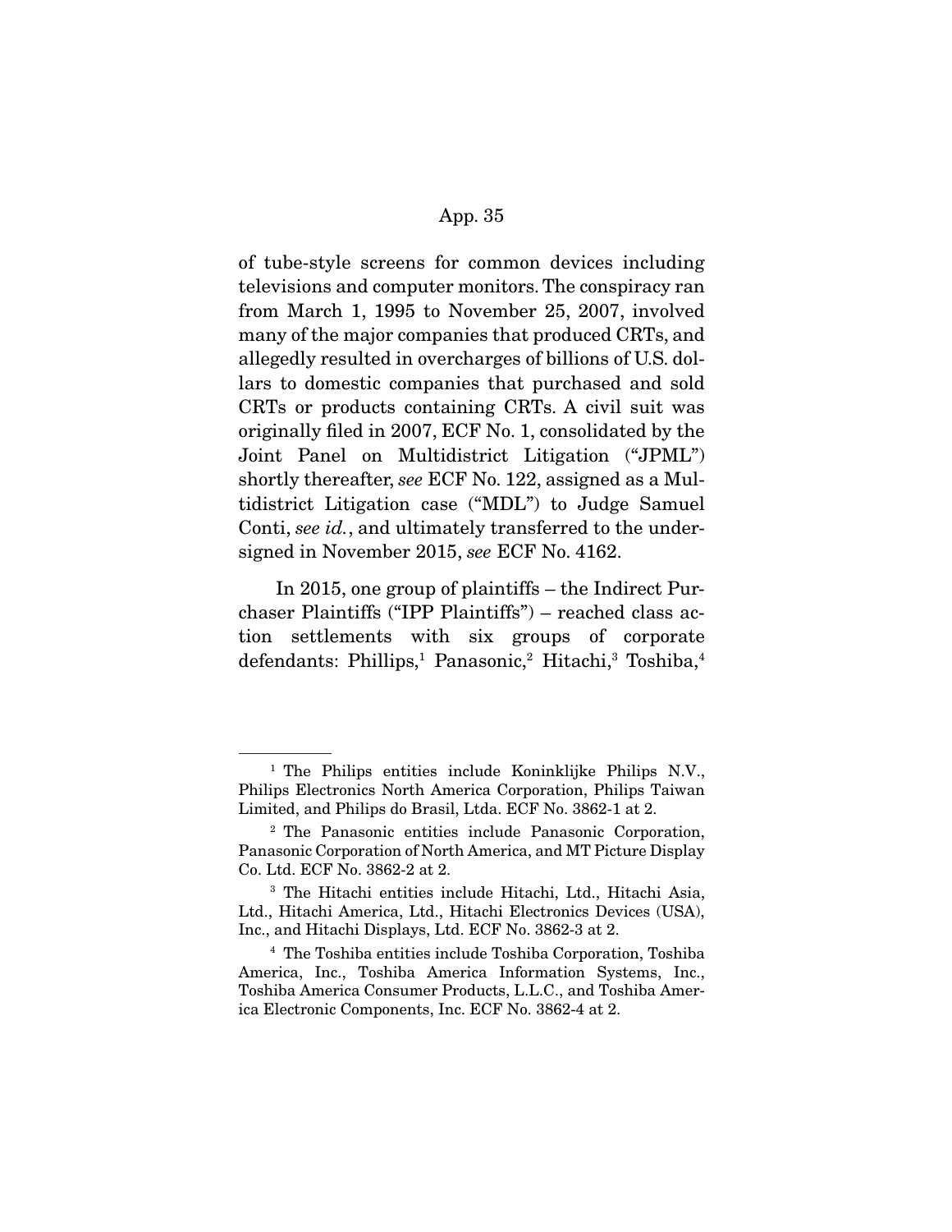of tube-style screens for common devices including televisions and computer monitors. The conspiracy ran from March 1, 1995 to November 25, 2007, involved many of the major companies that produced CRTs, and allegedly resulted in overcharges of billions of U.S. dollars to domestic companies that purchased and sold CRTs or products containing CRTs. A civil suit was originally filed in 2007, ECF No. 1, consolidated by the Joint Panel on Multidistrict Litigation ("JPML") shortly thereafter, *see* ECF No. 122, assigned as a Multidistrict Litigation case ("MDL") to Judge Samuel Conti, *see id.*, and ultimately transferred to the undersigned in November 2015, *see* ECF No. 4162.

In 2015, one group of plaintiffs – the Indirect Purchaser Plaintiffs ("IPP Plaintiffs") – reached class action settlements with six groups of corporate defendants: Phillips,[1] Panasonic,[2] Hitachi,[3] Toshiba,[4]

---

[1] The Philips entities include Koninklijke Philips N.V., Philips Electronics North America Corporation, Philips Taiwan Limited, and Philips do Brasil, Ltda. ECF No. 3862-1 at 2.

[2] The Panasonic entities include Panasonic Corporation, Panasonic Corporation of North America, and MT Picture Display Co. Ltd. ECF No. 3862-2 at 2.

[3] The Hitachi entities include Hitachi, Ltd., Hitachi Asia, Ltd., Hitachi America, Ltd., Hitachi Electronics Devices (USA), Inc., and Hitachi Displays, Ltd. ECF No. 3862-3 at 2.

[4] The Toshiba entities include Toshiba Corporation, Toshiba America, Inc., Toshiba America Information Systems, Inc., Toshiba America Consumer Products, L.L.C., and Toshiba America Electronic Components, Inc. ECF No. 3862-4 at 2.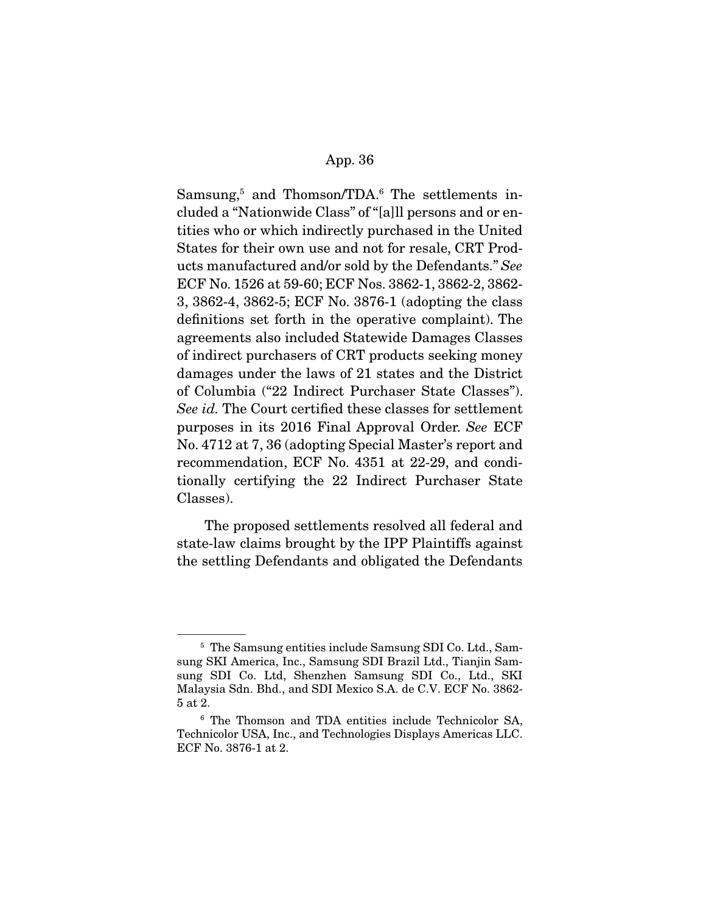Samsung,[5] and Thomson/TDA.[6] The settlements included a "Nationwide Class" of "[a]ll persons and or entities who or which indirectly purchased in the United States for their own use and not for resale, CRT Products manufactured and/or sold by the Defendants." *See* ECF No. 1526 at 59-60; ECF Nos. 3862-1, 3862-2, 3862-3, 3862-4, 3862-5; ECF No. 3876-1 (adopting the class definitions set forth in the operative complaint). The agreements also included Statewide Damages Classes of indirect purchasers of CRT products seeking money damages under the laws of 21 states and the District of Columbia ("22 Indirect Purchaser State Classes"). *See id.* The Court certified these classes for settlement purposes in its 2016 Final Approval Order. *See* ECF No. 4712 at 7, 36 (adopting Special Master's report and recommendation, ECF No. 4351 at 22-29, and conditionally certifying the 22 Indirect Purchaser State Classes).

The proposed settlements resolved all federal and state-law claims brought by the IPP Plaintiffs against the settling Defendants and obligated the Defendants

---

[5] The Samsung entities include Samsung SDI Co. Ltd., Samsung SKI America, Inc., Samsung SDI Brazil Ltd., Tianjin Samsung SDI Co. Ltd, Shenzhen Samsung SDI Co., Ltd., SKI Malaysia Sdn. Bhd., and SDI Mexico S.A. de C.V. ECF No. 3862-5 at 2.

[6] The Thomson and TDA entities include Technicolor SA, Technicolor USA, Inc., and Technologies Displays Americas LLC. ECF No. 3876-1 at 2.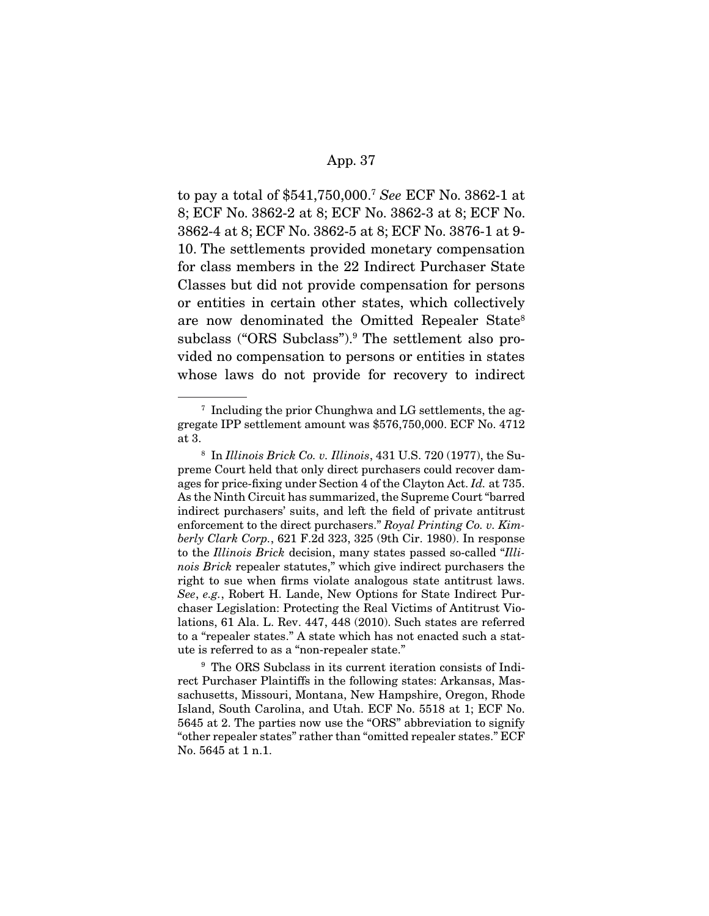to pay a total of $541,750,000.[7] *See* ECF No. 3862-1 at 8; ECF No. 3862-2 at 8; ECF No. 3862-3 at 8; ECF No. 3862-4 at 8; ECF No. 3862-5 at 8; ECF No. 3876-1 at 9-10. The settlements provided monetary compensation for class members in the 22 Indirect Purchaser State Classes but did not provide compensation for persons or entities in certain other states, which collectively are now denominated the Omitted Repealer State[8] subclass ("ORS Subclass").[9] The settlement also provided no compensation to persons or entities in states whose laws do not provide for recovery to indirect

---

[7] Including the prior Chunghwa and LG settlements, the aggregate IPP settlement amount was $576,750,000. ECF No. 4712 at 3.

[8] In *Illinois Brick Co. v. Illinois*, 431 U.S. 720 (1977), the Supreme Court held that only direct purchasers could recover damages for price-fixing under Section 4 of the Clayton Act. *Id.* at 735. As the Ninth Circuit has summarized, the Supreme Court "barred indirect purchasers' suits, and left the field of private antitrust enforcement to the direct purchasers." *Royal Printing Co. v. Kimberly Clark Corp.*, 621 F.2d 323, 325 (9th Cir. 1980). In response to the *Illinois Brick* decision, many states passed so-called "*Illinois Brick* repealer statutes," which give indirect purchasers the right to sue when firms violate analogous state antitrust laws. *See*, *e.g.*, Robert H. Lande, New Options for State Indirect Purchaser Legislation: Protecting the Real Victims of Antitrust Violations, 61 Ala. L. Rev. 447, 448 (2010). Such states are referred to a "repealer states." A state which has not enacted such a statute is referred to as a "non-repealer state."

[9] The ORS Subclass in its current iteration consists of Indirect Purchaser Plaintiffs in the following states: Arkansas, Massachusetts, Missouri, Montana, New Hampshire, Oregon, Rhode Island, South Carolina, and Utah. ECF No. 5518 at 1; ECF No. 5645 at 2. The parties now use the "ORS" abbreviation to signify "other repealer states" rather than "omitted repealer states." ECF No. 5645 at 1 n.1.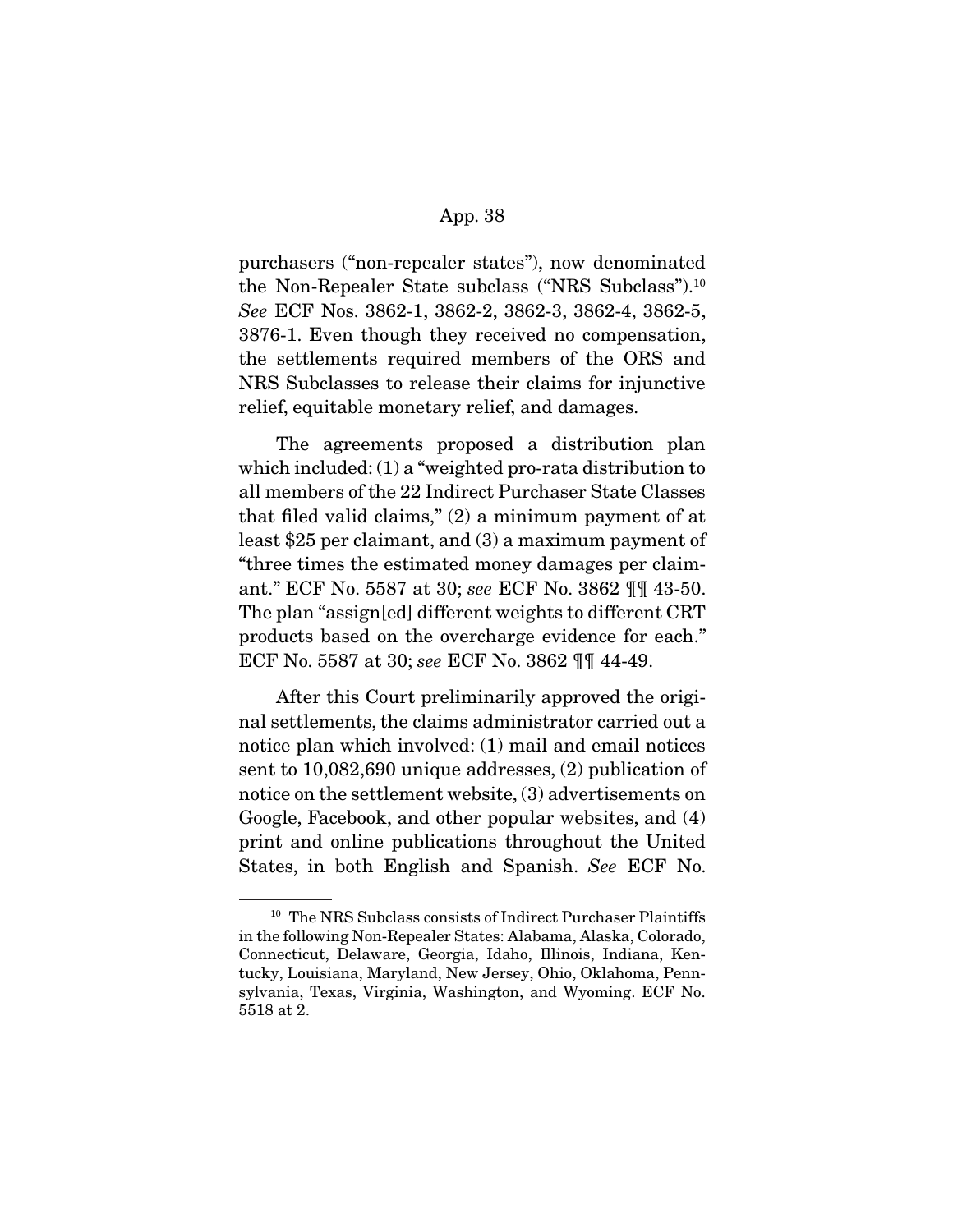purchasers ("non-repealer states"), now denominated the Non-Repealer State subclass ("NRS Subclass").[10] *See* ECF Nos. 3862-1, 3862-2, 3862-3, 3862-4, 3862-5, 3876-1. Even though they received no compensation, the settlements required members of the ORS and NRS Subclasses to release their claims for injunctive relief, equitable monetary relief, and damages.

The agreements proposed a distribution plan which included: (1) a "weighted pro-rata distribution to all members of the 22 Indirect Purchaser State Classes that filed valid claims," (2) a minimum payment of at least $25 per claimant, and (3) a maximum payment of "three times the estimated money damages per claimant." ECF No. 5587 at 30; *see* ECF No. 3862 ¶¶ 43-50. The plan "assign[ed] different weights to different CRT products based on the overcharge evidence for each." ECF No. 5587 at 30; *see* ECF No. 3862 ¶¶ 44-49.

After this Court preliminarily approved the original settlements, the claims administrator carried out a notice plan which involved: (1) mail and email notices sent to 10,082,690 unique addresses, (2) publication of notice on the settlement website, (3) advertisements on Google, Facebook, and other popular websites, and (4) print and online publications throughout the United States, in both English and Spanish. *See* ECF No.

---

[10] The NRS Subclass consists of Indirect Purchaser Plaintiffs in the following Non-Repealer States: Alabama, Alaska, Colorado, Connecticut, Delaware, Georgia, Idaho, Illinois, Indiana, Kentucky, Louisiana, Maryland, New Jersey, Ohio, Oklahoma, Pennsylvania, Texas, Virginia, Washington, and Wyoming. ECF No. 5518 at 2.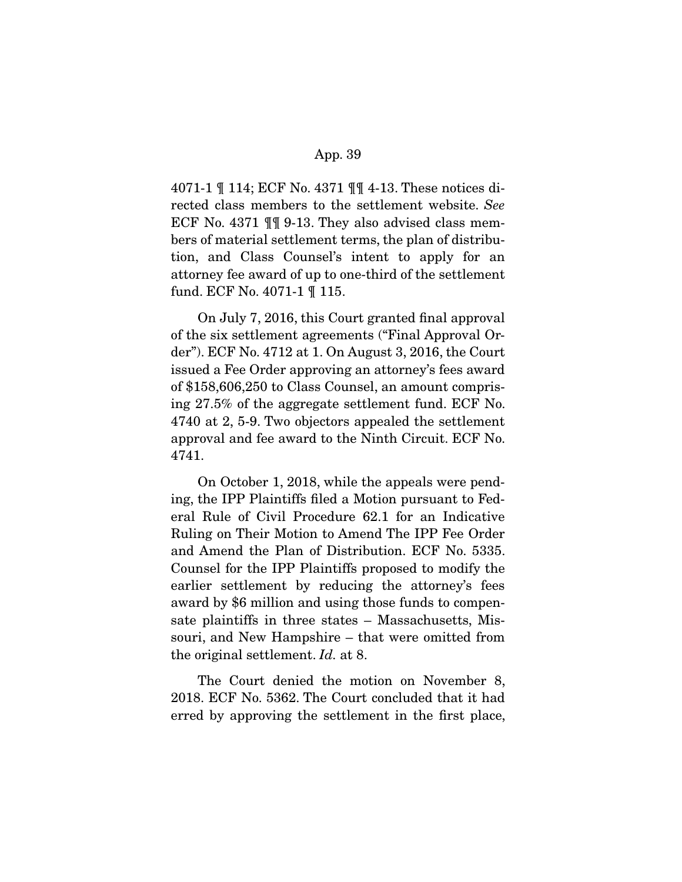4071-1 ¶ 114; ECF No. 4371 ¶¶ 4-13. These notices directed class members to the settlement website. *See* ECF No. 4371 ¶¶ 9-13. They also advised class members of material settlement terms, the plan of distribution, and Class Counsel's intent to apply for an attorney fee award of up to one-third of the settlement fund. ECF No. 4071-1 ¶ 115.

On July 7, 2016, this Court granted final approval of the six settlement agreements ("Final Approval Order"). ECF No. 4712 at 1. On August 3, 2016, the Court issued a Fee Order approving an attorney's fees award of $158,606,250 to Class Counsel, an amount comprising 27.5% of the aggregate settlement fund. ECF No. 4740 at 2, 5-9. Two objectors appealed the settlement approval and fee award to the Ninth Circuit. ECF No. 4741.

On October 1, 2018, while the appeals were pending, the IPP Plaintiffs filed a Motion pursuant to Federal Rule of Civil Procedure 62.1 for an Indicative Ruling on Their Motion to Amend The IPP Fee Order and Amend the Plan of Distribution. ECF No. 5335. Counsel for the IPP Plaintiffs proposed to modify the earlier settlement by reducing the attorney's fees award by $6 million and using those funds to compensate plaintiffs in three states – Massachusetts, Missouri, and New Hampshire – that were omitted from the original settlement. *Id.* at 8.

The Court denied the motion on November 8, 2018. ECF No. 5362. The Court concluded that it had erred by approving the settlement in the first place,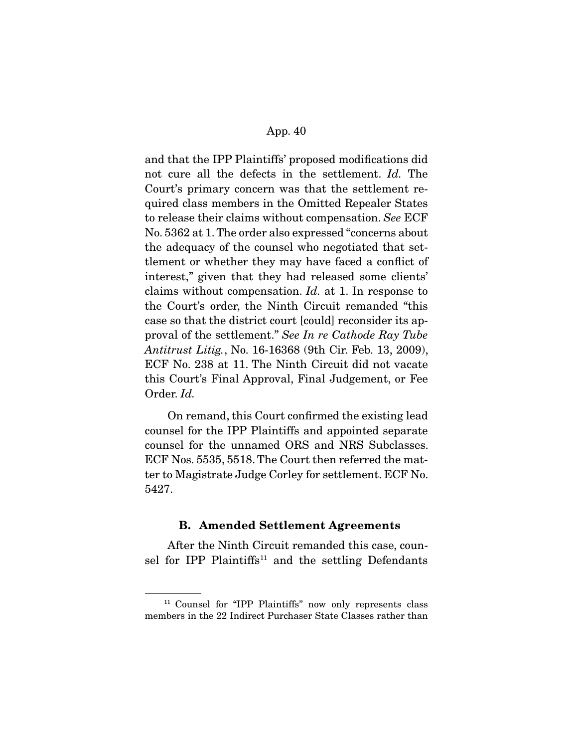and that the IPP Plaintiffs' proposed modifications did not cure all the defects in the settlement. *Id.* The Court's primary concern was that the settlement required class members in the Omitted Repealer States to release their claims without compensation. *See* ECF No. 5362 at 1. The order also expressed "concerns about the adequacy of the counsel who negotiated that settlement or whether they may have faced a conflict of interest," given that they had released some clients' claims without compensation. *Id.* at 1. In response to the Court's order, the Ninth Circuit remanded "this case so that the district court [could] reconsider its approval of the settlement." *See In re Cathode Ray Tube Antitrust Litig.*, No. 16-16368 (9th Cir. Feb. 13, 2009), ECF No. 238 at 11. The Ninth Circuit did not vacate this Court's Final Approval, Final Judgement, or Fee Order. *Id.*

On remand, this Court confirmed the existing lead counsel for the IPP Plaintiffs and appointed separate counsel for the unnamed ORS and NRS Subclasses. ECF Nos. 5535, 5518. The Court then referred the matter to Magistrate Judge Corley for settlement. ECF No. 5427.

### B. Amended Settlement Agreements

After the Ninth Circuit remanded this case, counsel for IPP Plaintiffs[11] and the settling Defendants

[11] Counsel for "IPP Plaintiffs" now only represents class members in the 22 Indirect Purchaser State Classes rather than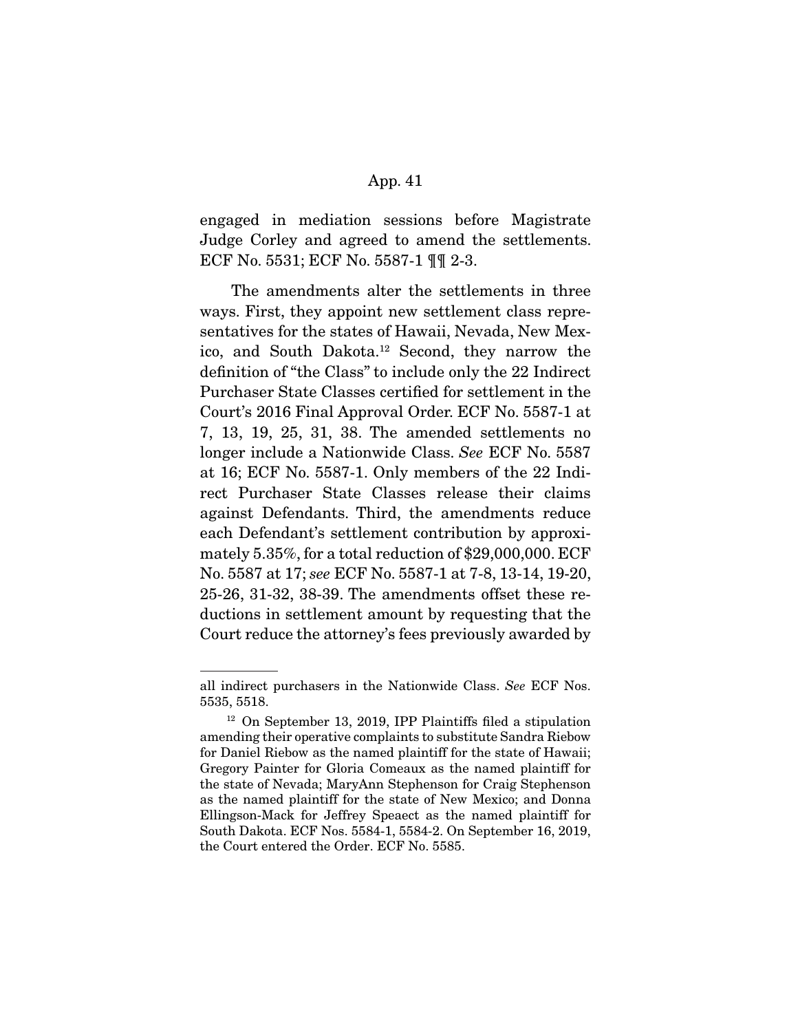engaged in mediation sessions before Magistrate Judge Corley and agreed to amend the settlements. ECF No. 5531; ECF No. 5587-1 ¶¶ 2-3.

The amendments alter the settlements in three ways. First, they appoint new settlement class representatives for the states of Hawaii, Nevada, New Mexico, and South Dakota.[12] Second, they narrow the definition of "the Class" to include only the 22 Indirect Purchaser State Classes certified for settlement in the Court's 2016 Final Approval Order. ECF No. 5587-1 at 7, 13, 19, 25, 31, 38. The amended settlements no longer include a Nationwide Class. *See* ECF No. 5587 at 16; ECF No. 5587-1. Only members of the 22 Indirect Purchaser State Classes release their claims against Defendants. Third, the amendments reduce each Defendant's settlement contribution by approximately 5.35%, for a total reduction of $29,000,000. ECF No. 5587 at 17; *see* ECF No. 5587-1 at 7-8, 13-14, 19-20, 25-26, 31-32, 38-39. The amendments offset these reductions in settlement amount by requesting that the Court reduce the attorney's fees previously awarded by

---

all indirect purchasers in the Nationwide Class. *See* ECF Nos. 5535, 5518.

[12] On September 13, 2019, IPP Plaintiffs filed a stipulation amending their operative complaints to substitute Sandra Riebow for Daniel Riebow as the named plaintiff for the state of Hawaii; Gregory Painter for Gloria Comeaux as the named plaintiff for the state of Nevada; MaryAnn Stephenson for Craig Stephenson as the named plaintiff for the state of New Mexico; and Donna Ellingson-Mack for Jeffrey Speaect as the named plaintiff for South Dakota. ECF Nos. 5584-1, 5584-2. On September 16, 2019, the Court entered the Order. ECF No. 5585.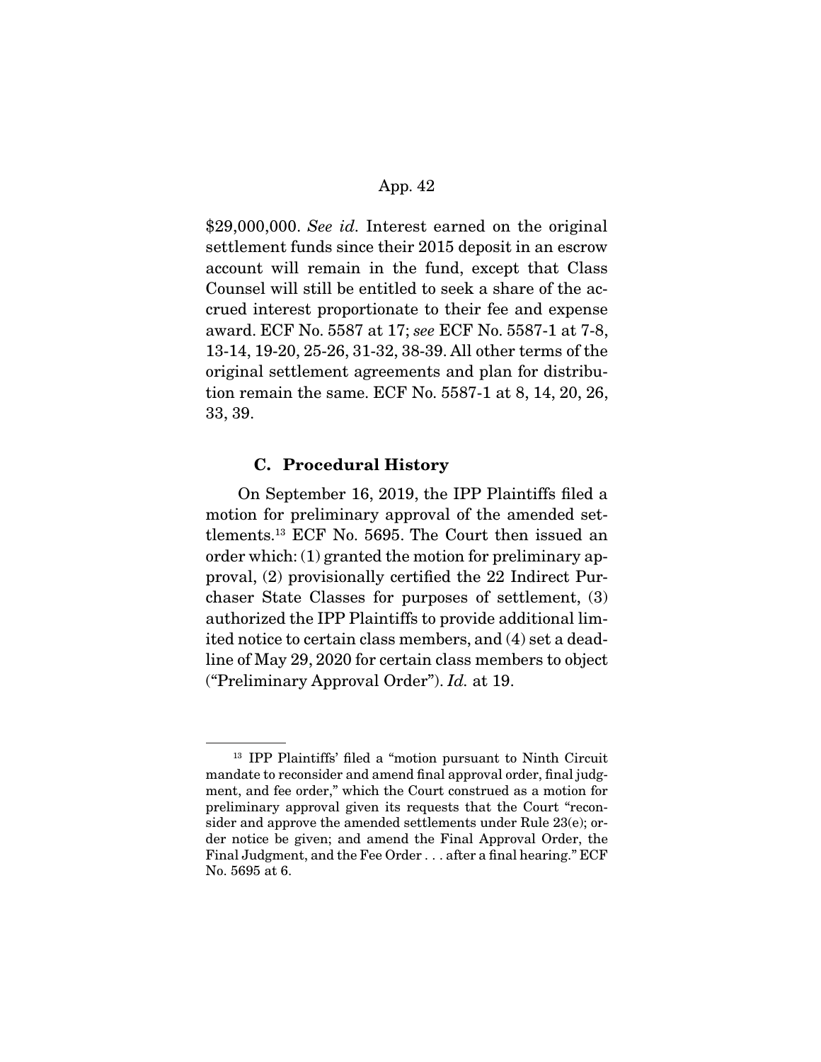\$29,000,000. *See id.* Interest earned on the original settlement funds since their 2015 deposit in an escrow account will remain in the fund, except that Class Counsel will still be entitled to seek a share of the accrued interest proportionate to their fee and expense award. ECF No. 5587 at 17; *see* ECF No. 5587-1 at 7-8, 13-14, 19-20, 25-26, 31-32, 38-39. All other terms of the original settlement agreements and plan for distribution remain the same. ECF No. 5587-1 at 8, 14, 20, 26, 33, 39.

### C. Procedural History

On September 16, 2019, the IPP Plaintiffs filed a motion for preliminary approval of the amended settlements.[13] ECF No. 5695. The Court then issued an order which: (1) granted the motion for preliminary approval, (2) provisionally certified the 22 Indirect Purchaser State Classes for purposes of settlement, (3) authorized the IPP Plaintiffs to provide additional limited notice to certain class members, and (4) set a deadline of May 29, 2020 for certain class members to object ("Preliminary Approval Order"). *Id.* at 19.

---

[13] IPP Plaintiffs' filed a "motion pursuant to Ninth Circuit mandate to reconsider and amend final approval order, final judgment, and fee order," which the Court construed as a motion for preliminary approval given its requests that the Court "reconsider and approve the amended settlements under Rule 23(e); order notice be given; and amend the Final Approval Order, the Final Judgment, and the Fee Order . . . after a final hearing." ECF No. 5695 at 6.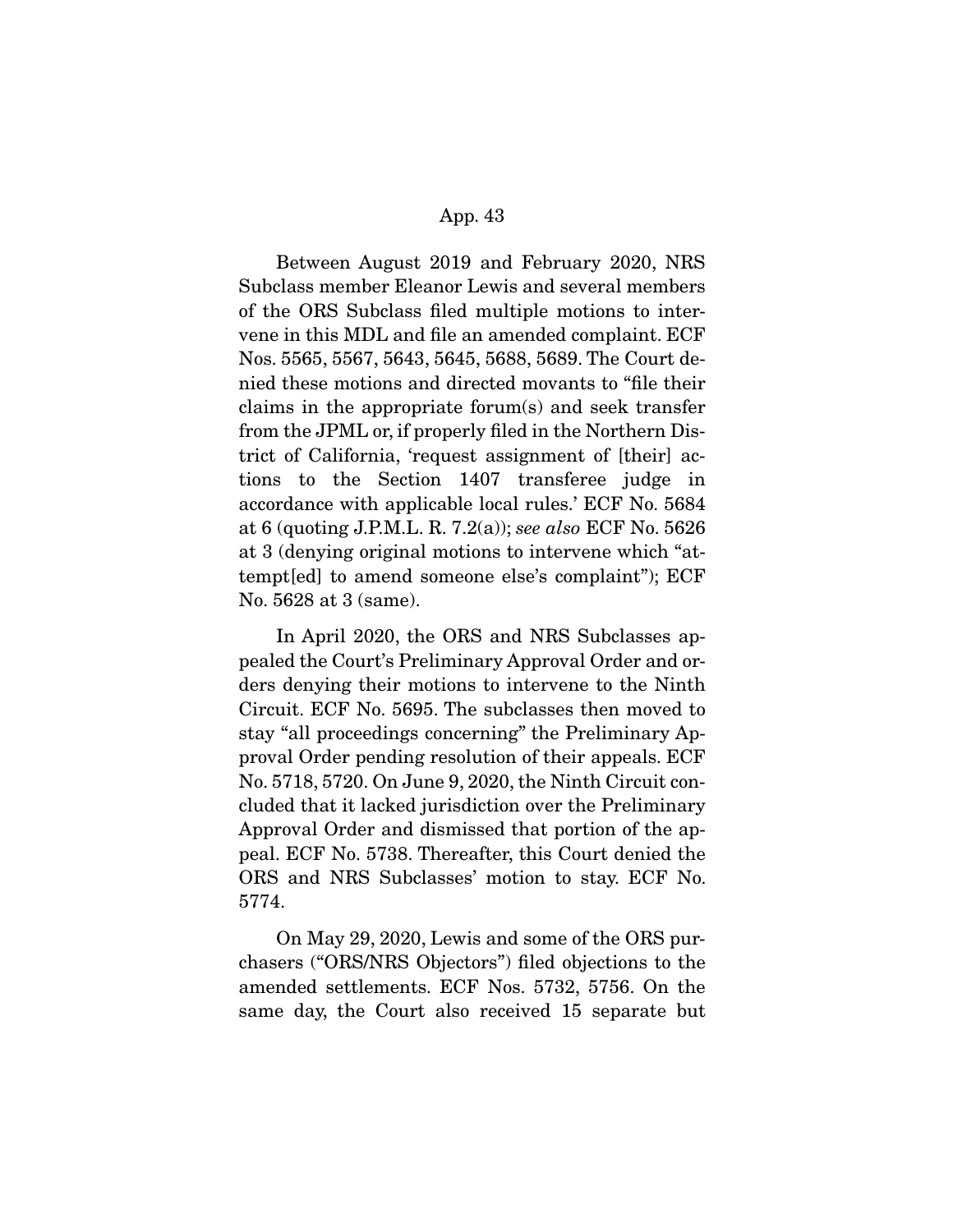Between August 2019 and February 2020, NRS Subclass member Eleanor Lewis and several members of the ORS Subclass filed multiple motions to intervene in this MDL and file an amended complaint. ECF Nos. 5565, 5567, 5643, 5645, 5688, 5689. The Court denied these motions and directed movants to "file their claims in the appropriate forum(s) and seek transfer from the JPML or, if properly filed in the Northern District of California, 'request assignment of [their] actions to the Section 1407 transferee judge in accordance with applicable local rules.' ECF No. 5684 at 6 (quoting J.P.M.L. R. 7.2(a)); *see also* ECF No. 5626 at 3 (denying original motions to intervene which "attempt[ed] to amend someone else's complaint"); ECF No. 5628 at 3 (same).

In April 2020, the ORS and NRS Subclasses appealed the Court's Preliminary Approval Order and orders denying their motions to intervene to the Ninth Circuit. ECF No. 5695. The subclasses then moved to stay "all proceedings concerning" the Preliminary Approval Order pending resolution of their appeals. ECF No. 5718, 5720. On June 9, 2020, the Ninth Circuit concluded that it lacked jurisdiction over the Preliminary Approval Order and dismissed that portion of the appeal. ECF No. 5738. Thereafter, this Court denied the ORS and NRS Subclasses' motion to stay. ECF No. 5774.

On May 29, 2020, Lewis and some of the ORS purchasers ("ORS/NRS Objectors") filed objections to the amended settlements. ECF Nos. 5732, 5756. On the same day, the Court also received 15 separate but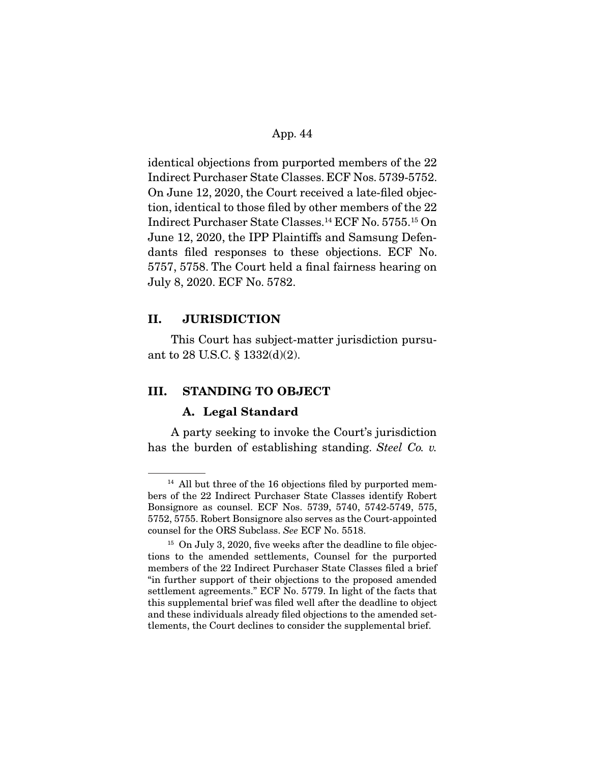identical objections from purported members of the 22 Indirect Purchaser State Classes. ECF Nos. 5739-5752. On June 12, 2020, the Court received a late-filed objection, identical to those filed by other members of the 22 Indirect Purchaser State Classes.[14] ECF No. 5755.[15] On June 12, 2020, the IPP Plaintiffs and Samsung Defendants filed responses to these objections. ECF No. 5757, 5758. The Court held a final fairness hearing on July 8, 2020. ECF No. 5782.

## II. JURISDICTION

This Court has subject-matter jurisdiction pursuant to 28 U.S.C. § 1332(d)(2).

## III. STANDING TO OBJECT

### A. Legal Standard

A party seeking to invoke the Court's jurisdiction has the burden of establishing standing. *Steel Co. v.*

---

[14] All but three of the 16 objections filed by purported members of the 22 Indirect Purchaser State Classes identify Robert Bonsignore as counsel. ECF Nos. 5739, 5740, 5742-5749, 575, 5752, 5755. Robert Bonsignore also serves as the Court-appointed counsel for the ORS Subclass. *See* ECF No. 5518.

[15] On July 3, 2020, five weeks after the deadline to file objections to the amended settlements, Counsel for the purported members of the 22 Indirect Purchaser State Classes filed a brief "in further support of their objections to the proposed amended settlement agreements." ECF No. 5779. In light of the facts that this supplemental brief was filed well after the deadline to object and these individuals already filed objections to the amended settlements, the Court declines to consider the supplemental brief.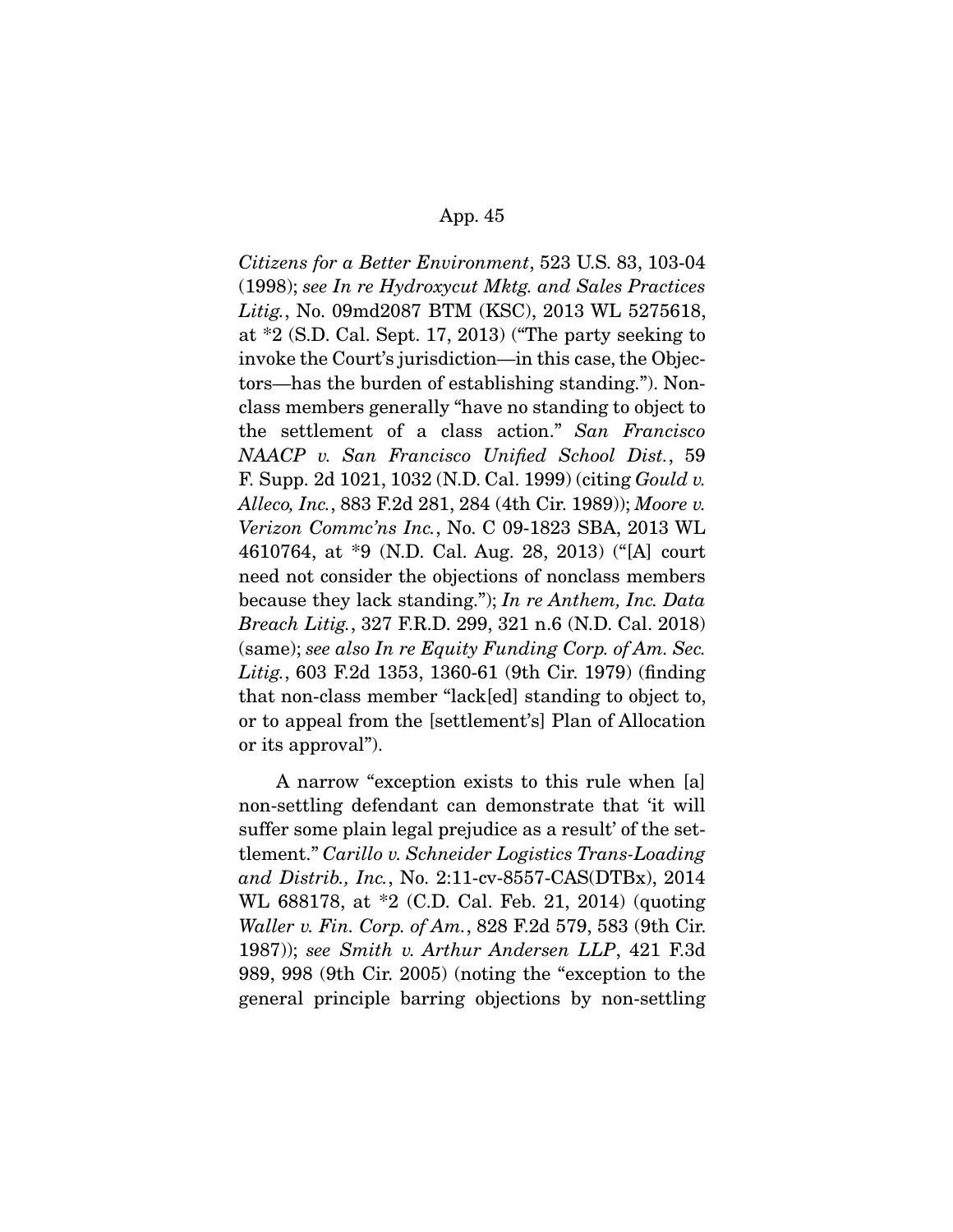*Citizens for a Better Environment*, 523 U.S. 83, 103-04 (1998); *see In re Hydroxycut Mktg. and Sales Practices Litig.*, No. 09md2087 BTM (KSC), 2013 WL 5275618, at *2 (S.D. Cal. Sept. 17, 2013) ("The party seeking to invoke the Court's jurisdiction—in this case, the Objectors—has the burden of establishing standing."). Non-class members generally "have no standing to object to the settlement of a class action." *San Francisco NAACP v. San Francisco Unified School Dist.*, 59 F. Supp. 2d 1021, 1032 (N.D. Cal. 1999) (citing *Gould v. Alleco, Inc.*, 883 F.2d 281, 284 (4th Cir. 1989)); *Moore v. Verizon Commc'ns Inc.*, No. C 09-1823 SBA, 2013 WL 4610764, at *9 (N.D. Cal. Aug. 28, 2013) ("[A] court need not consider the objections of nonclass members because they lack standing."); *In re Anthem, Inc. Data Breach Litig.*, 327 F.R.D. 299, 321 n.6 (N.D. Cal. 2018) (same); *see also In re Equity Funding Corp. of Am. Sec. Litig.*, 603 F.2d 1353, 1360-61 (9th Cir. 1979) (finding that non-class member "lack[ed] standing to object to, or to appeal from the [settlement's] Plan of Allocation or its approval").

A narrow "exception exists to this rule when [a] non-settling defendant can demonstrate that 'it will suffer some plain legal prejudice as a result' of the settlement." *Carillo v. Schneider Logistics Trans-Loading and Distrib., Inc.*, No. 2:11-cv-8557-CAS(DTBx), 2014 WL 688178, at *2 (C.D. Cal. Feb. 21, 2014) (quoting *Waller v. Fin. Corp. of Am.*, 828 F.2d 579, 583 (9th Cir. 1987)); *see Smith v. Arthur Andersen LLP*, 421 F.3d 989, 998 (9th Cir. 2005) (noting the "exception to the general principle barring objections by non-settling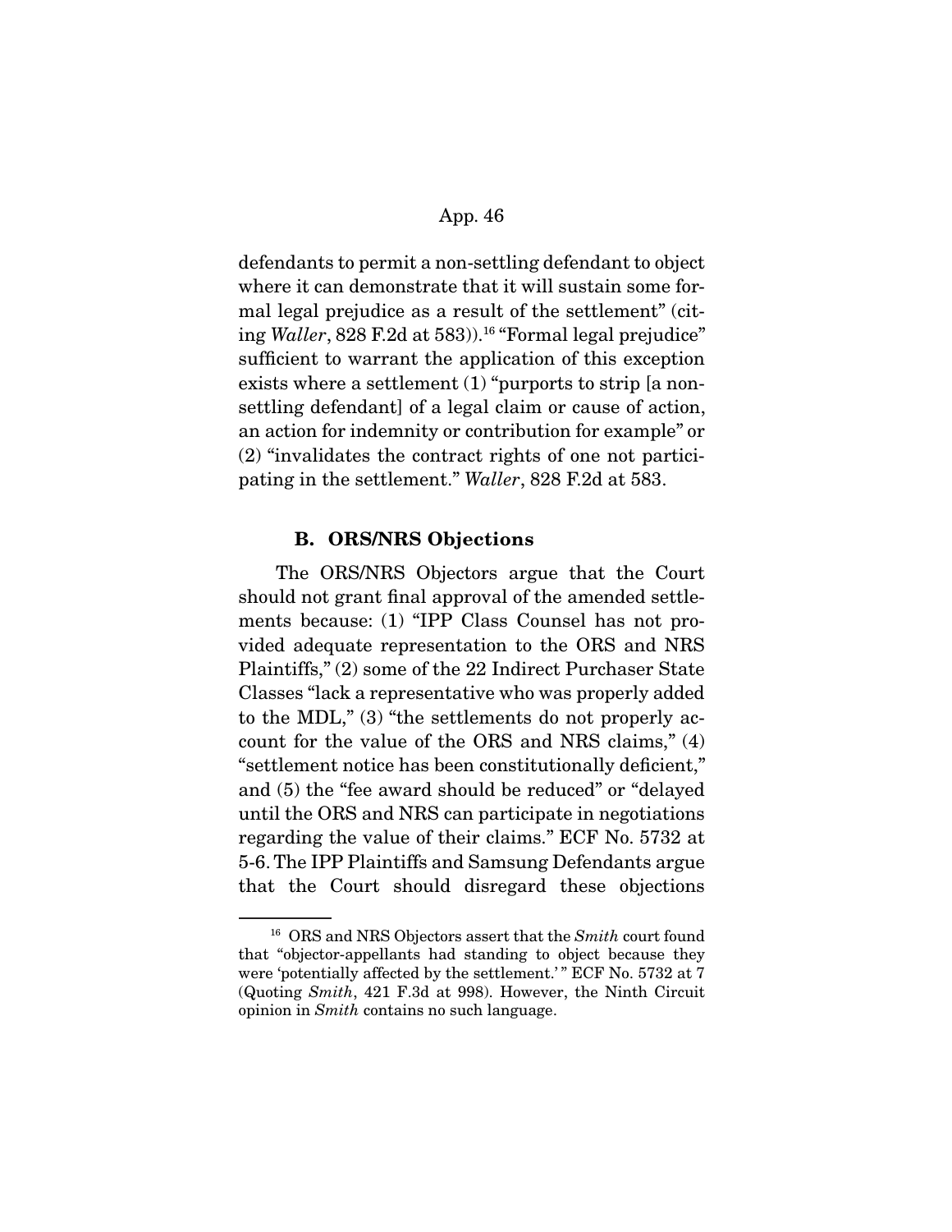defendants to permit a non-settling defendant to object where it can demonstrate that it will sustain some formal legal prejudice as a result of the settlement" (citing *Waller*, 828 F.2d at 583)).[16] "Formal legal prejudice" sufficient to warrant the application of this exception exists where a settlement (1) "purports to strip [a non-settling defendant] of a legal claim or cause of action, an action for indemnity or contribution for example" or (2) "invalidates the contract rights of one not participating in the settlement." *Waller*, 828 F.2d at 583.

### B. ORS/NRS Objections

The ORS/NRS Objectors argue that the Court should not grant final approval of the amended settlements because: (1) "IPP Class Counsel has not provided adequate representation to the ORS and NRS Plaintiffs," (2) some of the 22 Indirect Purchaser State Classes "lack a representative who was properly added to the MDL," (3) "the settlements do not properly account for the value of the ORS and NRS claims," (4) "settlement notice has been constitutionally deficient," and (5) the "fee award should be reduced" or "delayed until the ORS and NRS can participate in negotiations regarding the value of their claims." ECF No. 5732 at 5-6. The IPP Plaintiffs and Samsung Defendants argue that the Court should disregard these objections

---

[16] ORS and NRS Objectors assert that the *Smith* court found that "objector-appellants had standing to object because they were 'potentially affected by the settlement.' " ECF No. 5732 at 7 (Quoting *Smith*, 421 F.3d at 998). However, the Ninth Circuit opinion in *Smith* contains no such language.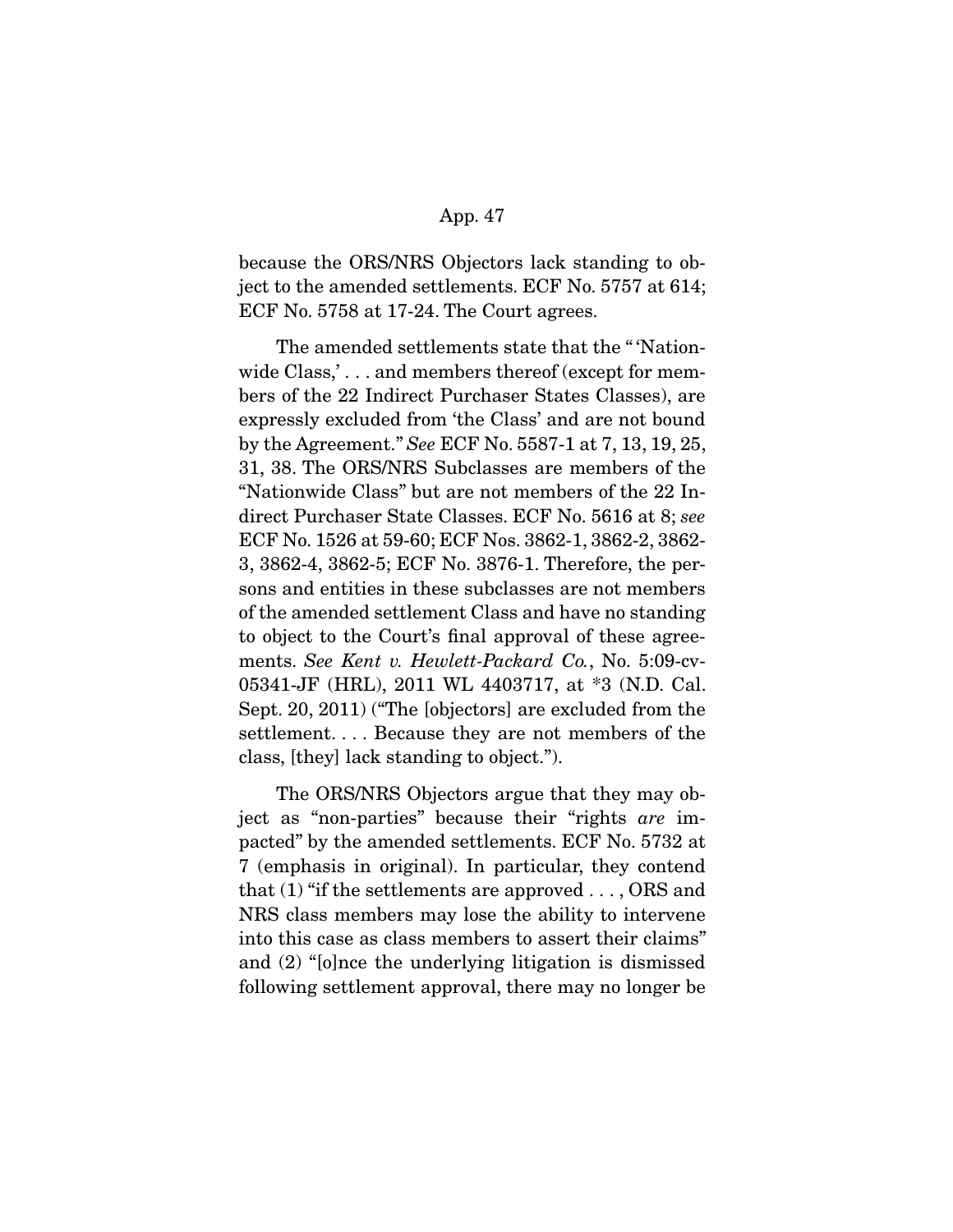because the ORS/NRS Objectors lack standing to object to the amended settlements. ECF No. 5757 at 614; ECF No. 5758 at 17-24. The Court agrees.

The amended settlements state that the " 'Nationwide Class,' . . . and members thereof (except for members of the 22 Indirect Purchaser States Classes), are expressly excluded from 'the Class' and are not bound by the Agreement." *See* ECF No. 5587-1 at 7, 13, 19, 25, 31, 38. The ORS/NRS Subclasses are members of the "Nationwide Class" but are not members of the 22 Indirect Purchaser State Classes. ECF No. 5616 at 8; *see* ECF No. 1526 at 59-60; ECF Nos. 3862-1, 3862-2, 3862-3, 3862-4, 3862-5; ECF No. 3876-1. Therefore, the persons and entities in these subclasses are not members of the amended settlement Class and have no standing to object to the Court's final approval of these agreements. *See Kent v. Hewlett-Packard Co.*, No. 5:09-cv-05341-JF (HRL), 2011 WL 4403717, at *3 (N.D. Cal. Sept. 20, 2011) ("The [objectors] are excluded from the settlement. . . . Because they are not members of the class, [they] lack standing to object.").

The ORS/NRS Objectors argue that they may object as "non-parties" because their "rights *are* impacted" by the amended settlements. ECF No. 5732 at 7 (emphasis in original). In particular, they contend that (1) "if the settlements are approved . . . , ORS and NRS class members may lose the ability to intervene into this case as class members to assert their claims" and (2) "[o]nce the underlying litigation is dismissed following settlement approval, there may no longer be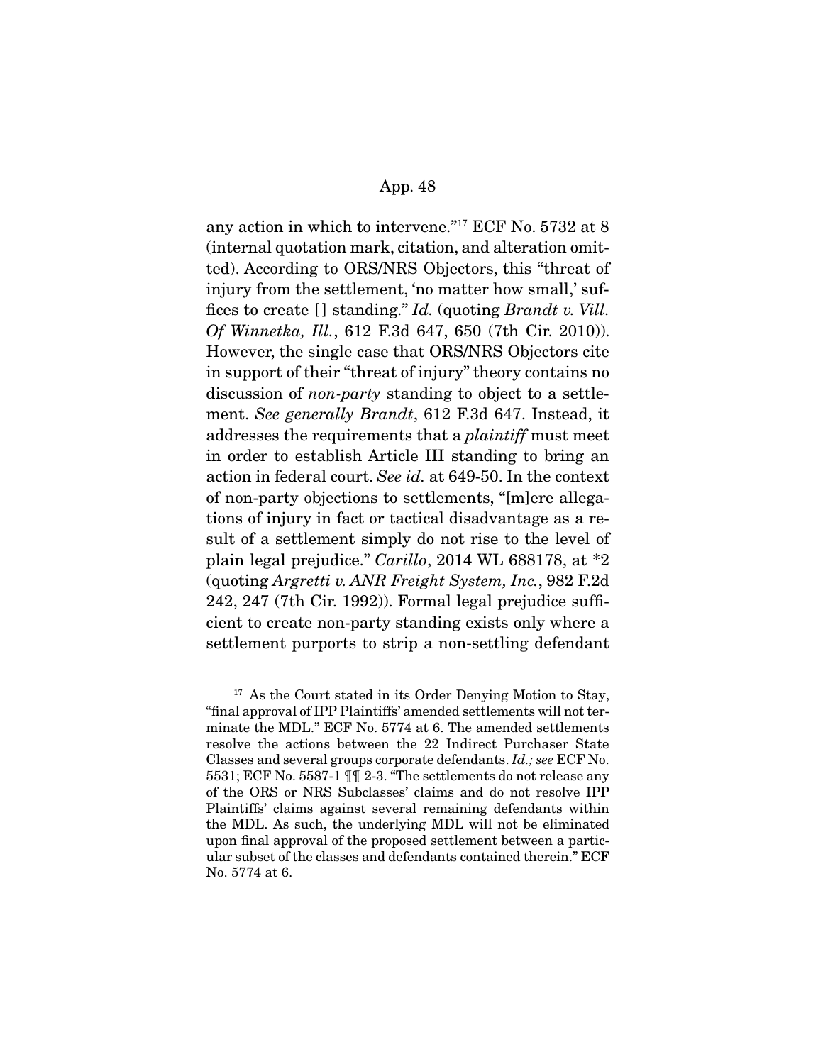any action in which to intervene."[17] ECF No. 5732 at 8 (internal quotation mark, citation, and alteration omitted). According to ORS/NRS Objectors, this "threat of injury from the settlement, 'no matter how small,' suffices to create [] standing." *Id.* (quoting *Brandt v. Vill. Of Winnetka, Ill.*, 612 F.3d 647, 650 (7th Cir. 2010)). However, the single case that ORS/NRS Objectors cite in support of their "threat of injury" theory contains no discussion of *non-party* standing to object to a settlement. *See generally Brandt*, 612 F.3d 647. Instead, it addresses the requirements that a *plaintiff* must meet in order to establish Article III standing to bring an action in federal court. *See id.* at 649-50. In the context of non-party objections to settlements, "[m]ere allegations of injury in fact or tactical disadvantage as a result of a settlement simply do not rise to the level of plain legal prejudice." *Carillo*, 2014 WL 688178, at *2 (quoting *Argretti v. ANR Freight System, Inc.*, 982 F.2d 242, 247 (7th Cir. 1992)). Formal legal prejudice sufficient to create non-party standing exists only where a settlement purports to strip a non-settling defendant

---

[17] As the Court stated in its Order Denying Motion to Stay, "final approval of IPP Plaintiffs' amended settlements will not terminate the MDL." ECF No. 5774 at 6. The amended settlements resolve the actions between the 22 Indirect Purchaser State Classes and several groups corporate defendants. *Id.; see* ECF No. 5531; ECF No. 5587-1 ¶¶ 2-3. "The settlements do not release any of the ORS or NRS Subclasses' claims and do not resolve IPP Plaintiffs' claims against several remaining defendants within the MDL. As such, the underlying MDL will not be eliminated upon final approval of the proposed settlement between a particular subset of the classes and defendants contained therein." ECF No. 5774 at 6.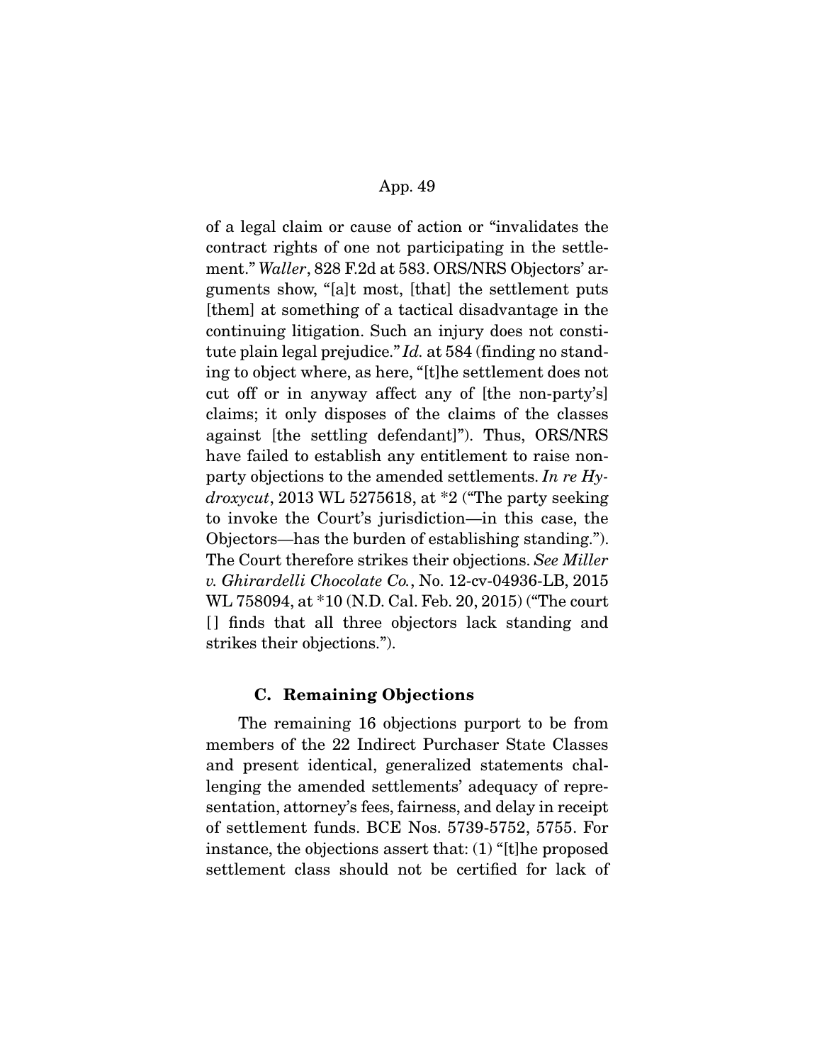of a legal claim or cause of action or "invalidates the contract rights of one not participating in the settlement." *Waller*, 828 F.2d at 583. ORS/NRS Objectors' arguments show, "[a]t most, [that] the settlement puts [them] at something of a tactical disadvantage in the continuing litigation. Such an injury does not constitute plain legal prejudice." *Id.* at 584 (finding no standing to object where, as here, "[t]he settlement does not cut off or in anyway affect any of [the non-party's] claims; it only disposes of the claims of the classes against [the settling defendant]"). Thus, ORS/NRS have failed to establish any entitlement to raise non-party objections to the amended settlements. *In re Hydroxycut*, 2013 WL 5275618, at *2 ("The party seeking to invoke the Court's jurisdiction—in this case, the Objectors—has the burden of establishing standing."). The Court therefore strikes their objections. *See Miller v. Ghirardelli Chocolate Co.*, No. 12-cv-04936-LB, 2015 WL 758094, at *10 (N.D. Cal. Feb. 20, 2015) ("The court [] finds that all three objectors lack standing and strikes their objections.").

### C. Remaining Objections

The remaining 16 objections purport to be from members of the 22 Indirect Purchaser State Classes and present identical, generalized statements challenging the amended settlements' adequacy of representation, attorney's fees, fairness, and delay in receipt of settlement funds. BCE Nos. 5739-5752, 5755. For instance, the objections assert that: (1) "[t]he proposed settlement class should not be certified for lack of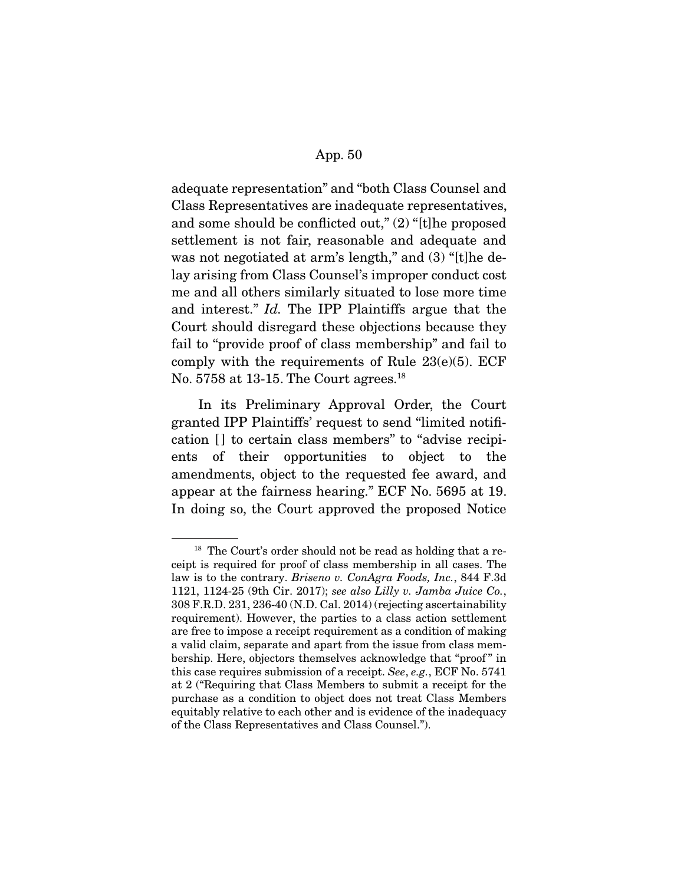adequate representation" and "both Class Counsel and Class Representatives are inadequate representatives, and some should be conflicted out," (2) "[t]he proposed settlement is not fair, reasonable and adequate and was not negotiated at arm's length," and (3) "[t]he delay arising from Class Counsel's improper conduct cost me and all others similarly situated to lose more time and interest." *Id.* The IPP Plaintiffs argue that the Court should disregard these objections because they fail to "provide proof of class membership" and fail to comply with the requirements of Rule 23(e)(5). ECF No. 5758 at 13-15. The Court agrees.[18]

In its Preliminary Approval Order, the Court granted IPP Plaintiffs' request to send "limited notification [] to certain class members" to "advise recipients of their opportunities to object to the amendments, object to the requested fee award, and appear at the fairness hearing." ECF No. 5695 at 19. In doing so, the Court approved the proposed Notice

---

[18] The Court's order should not be read as holding that a receipt is required for proof of class membership in all cases. The law is to the contrary. *Briseno v. ConAgra Foods, Inc.*, 844 F.3d 1121, 1124-25 (9th Cir. 2017); *see also Lilly v. Jamba Juice Co.*, 308 F.R.D. 231, 236-40 (N.D. Cal. 2014) (rejecting ascertainability requirement). However, the parties to a class action settlement are free to impose a receipt requirement as a condition of making a valid claim, separate and apart from the issue from class membership. Here, objectors themselves acknowledge that "proof" in this case requires submission of a receipt. *See*, *e.g.*, ECF No. 5741 at 2 ("Requiring that Class Members to submit a receipt for the purchase as a condition to object does not treat Class Members equitably relative to each other and is evidence of the inadequacy of the Class Representatives and Class Counsel.").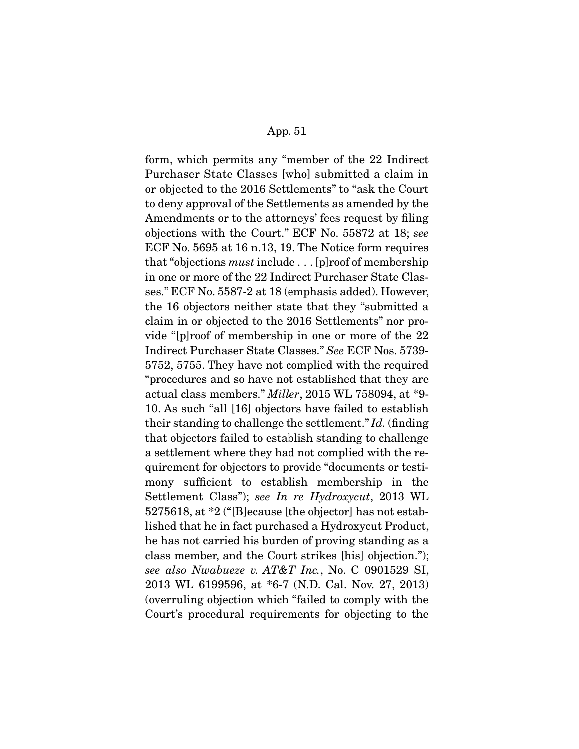form, which permits any "member of the 22 Indirect Purchaser State Classes [who] submitted a claim in or objected to the 2016 Settlements" to "ask the Court to deny approval of the Settlements as amended by the Amendments or to the attorneys' fees request by filing objections with the Court." ECF No. 55872 at 18; *see* ECF No. 5695 at 16 n.13, 19. The Notice form requires that "objections *must* include . . . [p]roof of membership in one or more of the 22 Indirect Purchaser State Classes." ECF No. 5587-2 at 18 (emphasis added). However, the 16 objectors neither state that they "submitted a claim in or objected to the 2016 Settlements" nor provide "[p]roof of membership in one or more of the 22 Indirect Purchaser State Classes." *See* ECF Nos. 5739-5752, 5755. They have not complied with the required "procedures and so have not established that they are actual class members." *Miller*, 2015 WL 758094, at *9-10. As such "all [16] objectors have failed to establish their standing to challenge the settlement." *Id.* (finding that objectors failed to establish standing to challenge a settlement where they had not complied with the requirement for objectors to provide "documents or testimony sufficient to establish membership in the Settlement Class"); *see In re Hydroxycut*, 2013 WL 5275618, at *2 ("[B]ecause [the objector] has not established that he in fact purchased a Hydroxycut Product, he has not carried his burden of proving standing as a class member, and the Court strikes [his] objection."); *see also Nwabueze v. AT&T Inc.*, No. C 0901529 SI, 2013 WL 6199596, at *6-7 (N.D. Cal. Nov. 27, 2013) (overruling objection which "failed to comply with the Court's procedural requirements for objecting to the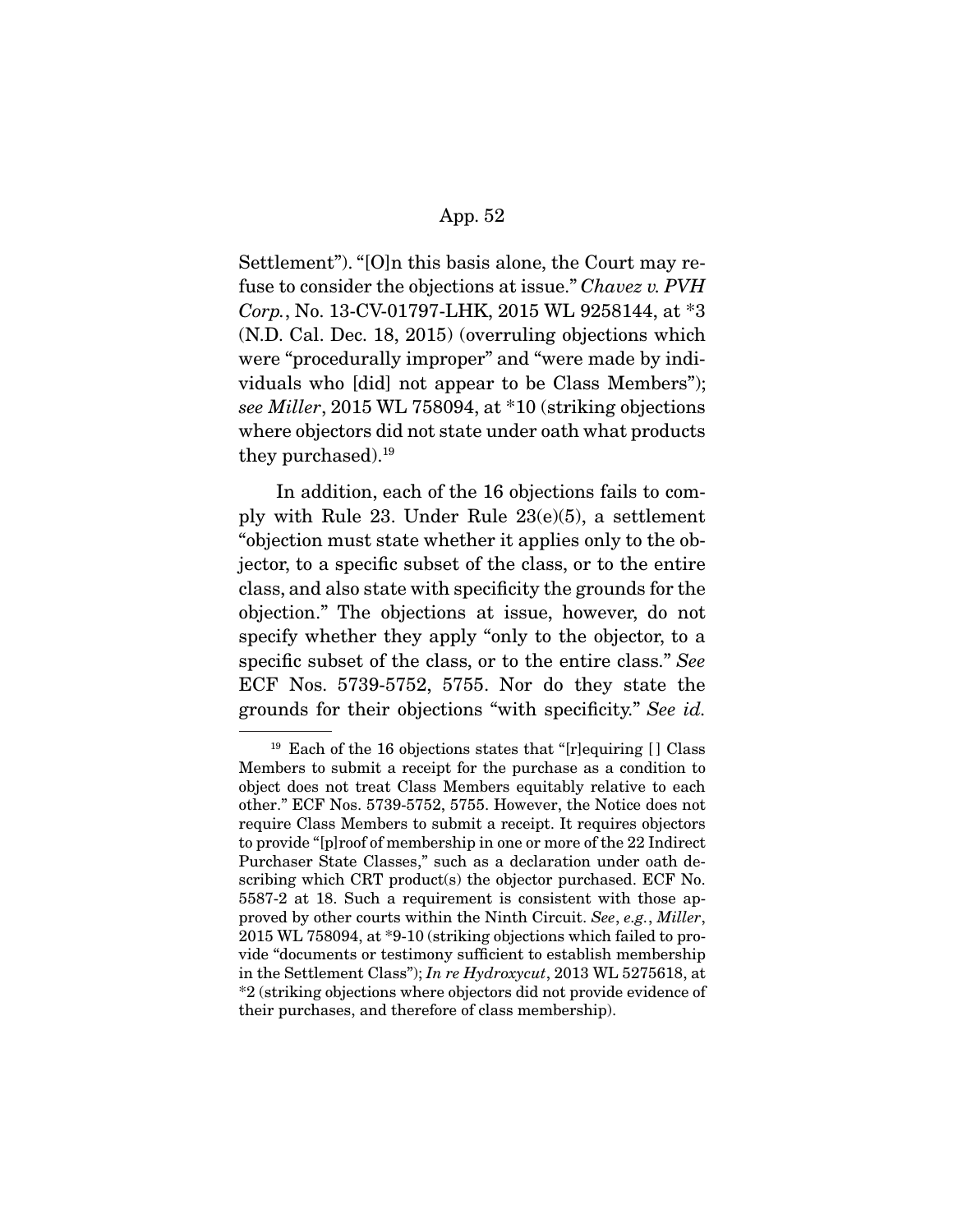Settlement"). "[O]n this basis alone, the Court may refuse to consider the objections at issue." *Chavez v. PVH Corp.*, No. 13-CV-01797-LHK, 2015 WL 9258144, at *3 (N.D. Cal. Dec. 18, 2015) (overruling objections which were "procedurally improper" and "were made by individuals who [did] not appear to be Class Members"); *see Miller*, 2015 WL 758094, at *10 (striking objections where objectors did not state under oath what products they purchased).[19]

In addition, each of the 16 objections fails to comply with Rule 23. Under Rule 23(e)(5), a settlement "objection must state whether it applies only to the objector, to a specific subset of the class, or to the entire class, and also state with specificity the grounds for the objection." The objections at issue, however, do not specify whether they apply "only to the objector, to a specific subset of the class, or to the entire class." *See* ECF Nos. 5739-5752, 5755. Nor do they state the grounds for their objections "with specificity." *See id.*

---

[19] Each of the 16 objections states that "[r]equiring [ ] Class Members to submit a receipt for the purchase as a condition to object does not treat Class Members equitably relative to each other." ECF Nos. 5739-5752, 5755. However, the Notice does not require Class Members to submit a receipt. It requires objectors to provide "[p]roof of membership in one or more of the 22 Indirect Purchaser State Classes," such as a declaration under oath describing which CRT product(s) the objector purchased. ECF No. 5587-2 at 18. Such a requirement is consistent with those approved by other courts within the Ninth Circuit. *See*, *e.g.*, *Miller*, 2015 WL 758094, at *9-10 (striking objections which failed to provide "documents or testimony sufficient to establish membership in the Settlement Class"); *In re Hydroxycut*, 2013 WL 5275618, at *2 (striking objections where objectors did not provide evidence of their purchases, and therefore of class membership).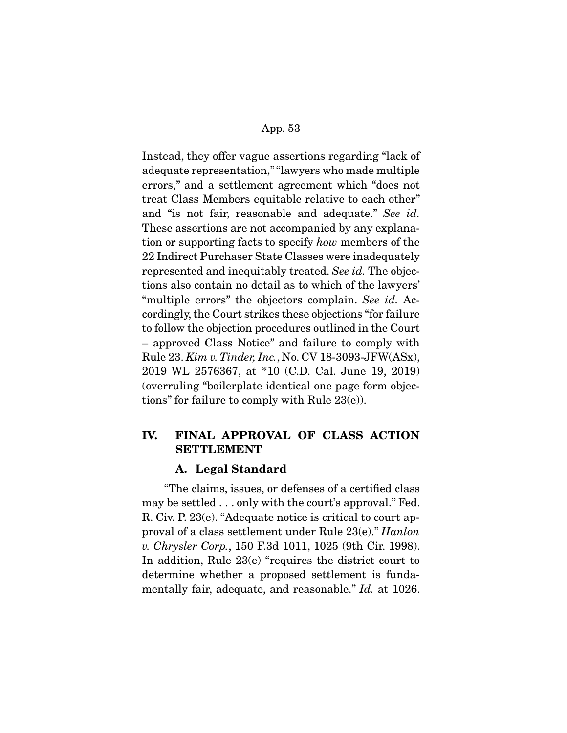Instead, they offer vague assertions regarding "lack of adequate representation," "lawyers who made multiple errors," and a settlement agreement which "does not treat Class Members equitable relative to each other" and "is not fair, reasonable and adequate." *See id.* These assertions are not accompanied by any explanation or supporting facts to specify *how* members of the 22 Indirect Purchaser State Classes were inadequately represented and inequitably treated. *See id.* The objections also contain no detail as to which of the lawyers' "multiple errors" the objectors complain. *See id.* Accordingly, the Court strikes these objections "for failure to follow the objection procedures outlined in the Court – approved Class Notice" and failure to comply with Rule 23. *Kim v. Tinder, Inc.*, No. CV 18-3093-JFW(ASx), 2019 WL 2576367, at *10 (C.D. Cal. June 19, 2019) (overruling "boilerplate identical one page form objections" for failure to comply with Rule 23(e)).

## IV. FINAL APPROVAL OF CLASS ACTION SETTLEMENT

### A. Legal Standard

"The claims, issues, or defenses of a certified class may be settled . . . only with the court's approval." Fed. R. Civ. P. 23(e). "Adequate notice is critical to court approval of a class settlement under Rule 23(e)." *Hanlon v. Chrysler Corp.*, 150 F.3d 1011, 1025 (9th Cir. 1998). In addition, Rule 23(e) "requires the district court to determine whether a proposed settlement is fundamentally fair, adequate, and reasonable." *Id.* at 1026.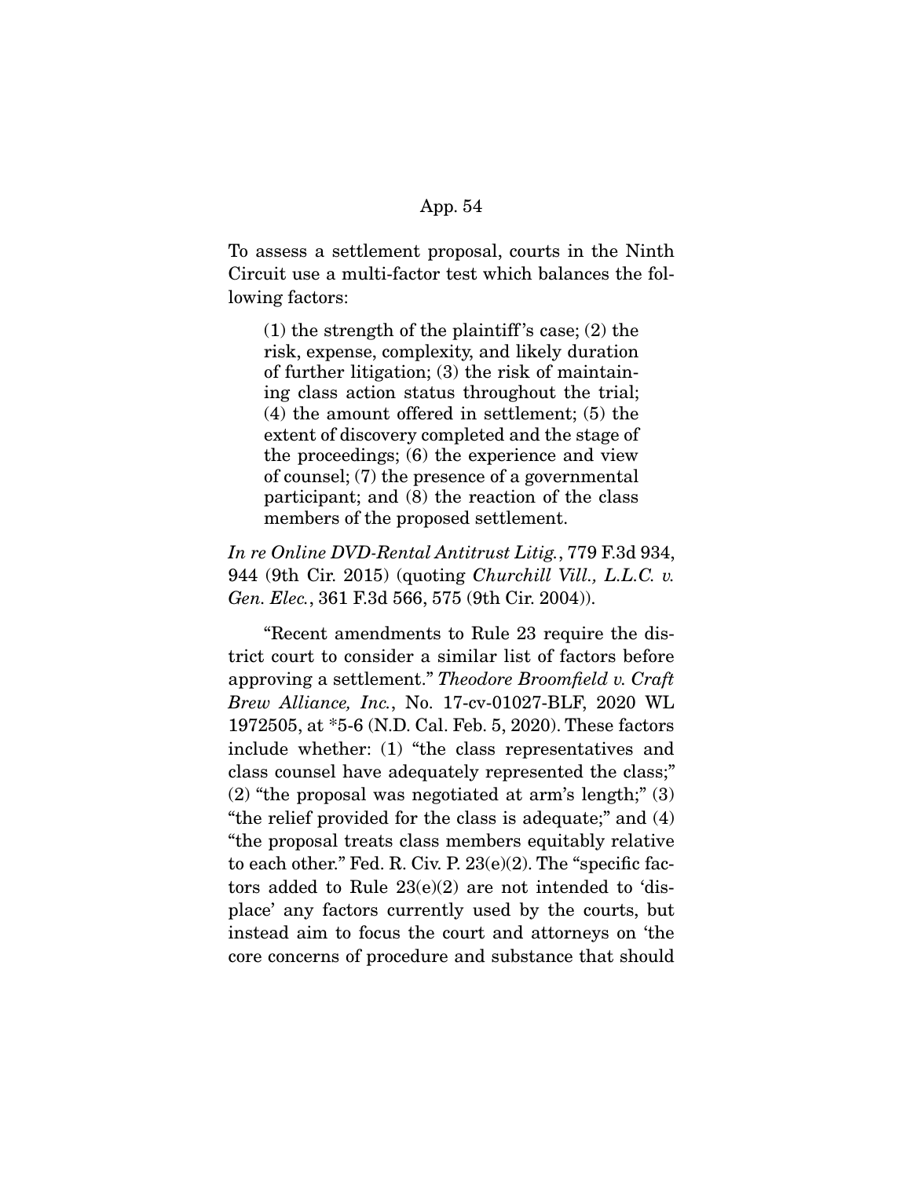To assess a settlement proposal, courts in the Ninth Circuit use a multi-factor test which balances the following factors:

> (1) the strength of the plaintiff's case; (2) the risk, expense, complexity, and likely duration of further litigation; (3) the risk of maintaining class action status throughout the trial; (4) the amount offered in settlement; (5) the extent of discovery completed and the stage of the proceedings; (6) the experience and view of counsel; (7) the presence of a governmental participant; and (8) the reaction of the class members of the proposed settlement.

*In re Online DVD-Rental Antitrust Litig.*, 779 F.3d 934, 944 (9th Cir. 2015) (quoting *Churchill Vill., L.L.C. v. Gen. Elec.*, 361 F.3d 566, 575 (9th Cir. 2004)).

"Recent amendments to Rule 23 require the district court to consider a similar list of factors before approving a settlement." *Theodore Broomfield v. Craft Brew Alliance, Inc.*, No. 17-cv-01027-BLF, 2020 WL 1972505, at *5-6 (N.D. Cal. Feb. 5, 2020). These factors include whether: (1) "the class representatives and class counsel have adequately represented the class;" (2) "the proposal was negotiated at arm's length;" (3) "the relief provided for the class is adequate;" and (4) "the proposal treats class members equitably relative to each other." Fed. R. Civ. P. 23(e)(2). The "specific factors added to Rule 23(e)(2) are not intended to 'displace' any factors currently used by the courts, but instead aim to focus the court and attorneys on 'the core concerns of procedure and substance that should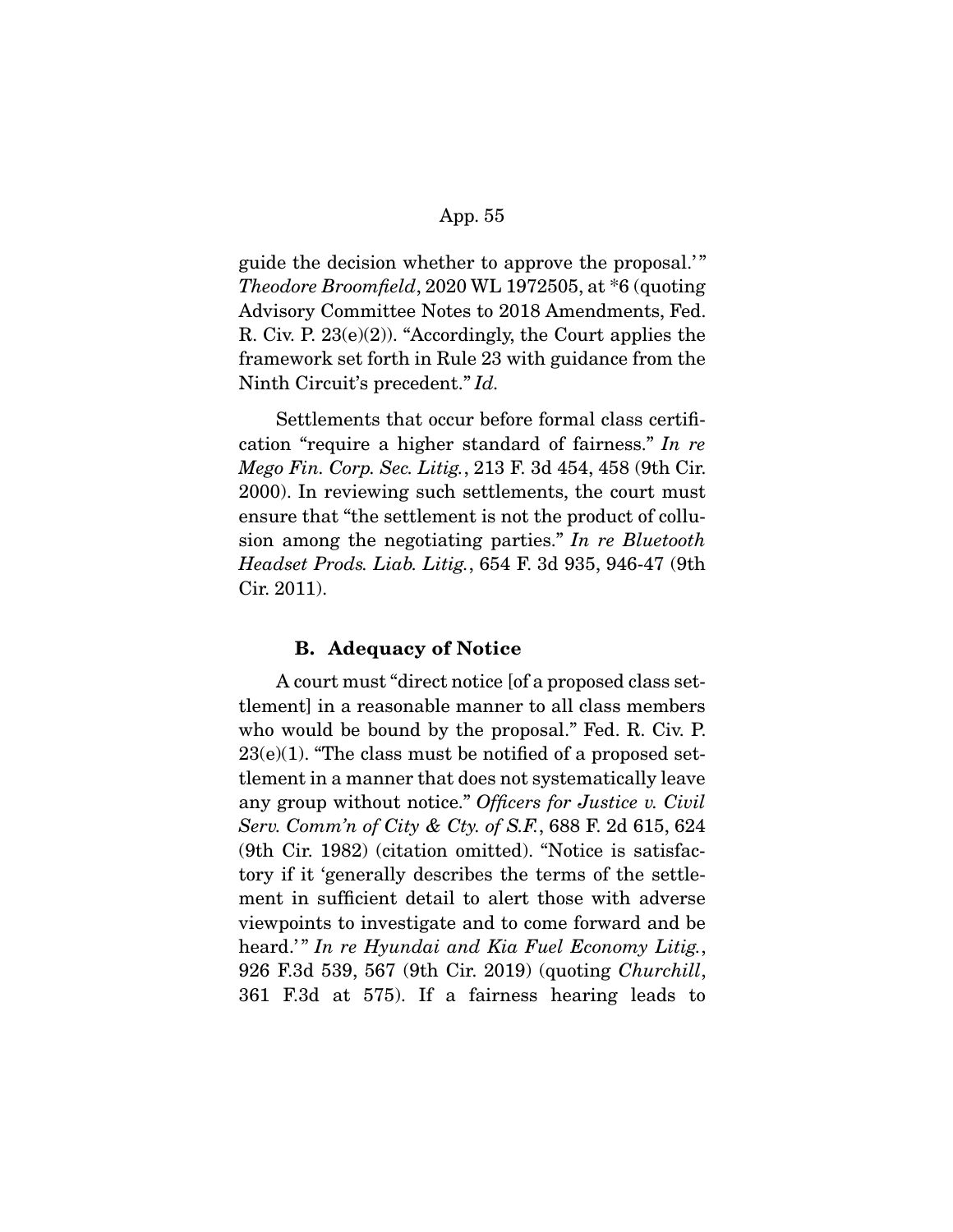guide the decision whether to approve the proposal.'" *Theodore Broomfield*, 2020 WL 1972505, at *6 (quoting Advisory Committee Notes to 2018 Amendments, Fed. R. Civ. P. 23(e)(2)). "Accordingly, the Court applies the framework set forth in Rule 23 with guidance from the Ninth Circuit's precedent." *Id.*

Settlements that occur before formal class certification "require a higher standard of fairness." *In re Mego Fin. Corp. Sec. Litig.*, 213 F. 3d 454, 458 (9th Cir. 2000). In reviewing such settlements, the court must ensure that "the settlement is not the product of collusion among the negotiating parties." *In re Bluetooth Headset Prods. Liab. Litig.*, 654 F. 3d 935, 946-47 (9th Cir. 2011).

### B. Adequacy of Notice

A court must "direct notice [of a proposed class settlement] in a reasonable manner to all class members who would be bound by the proposal." Fed. R. Civ. P. 23(e)(1). "The class must be notified of a proposed settlement in a manner that does not systematically leave any group without notice." *Officers for Justice v. Civil Serv. Comm'n of City & Cty. of S.F.*, 688 F. 2d 615, 624 (9th Cir. 1982) (citation omitted). "Notice is satisfactory if it 'generally describes the terms of the settlement in sufficient detail to alert those with adverse viewpoints to investigate and to come forward and be heard.'" *In re Hyundai and Kia Fuel Economy Litig.*, 926 F.3d 539, 567 (9th Cir. 2019) (quoting *Churchill*, 361 F.3d at 575). If a fairness hearing leads to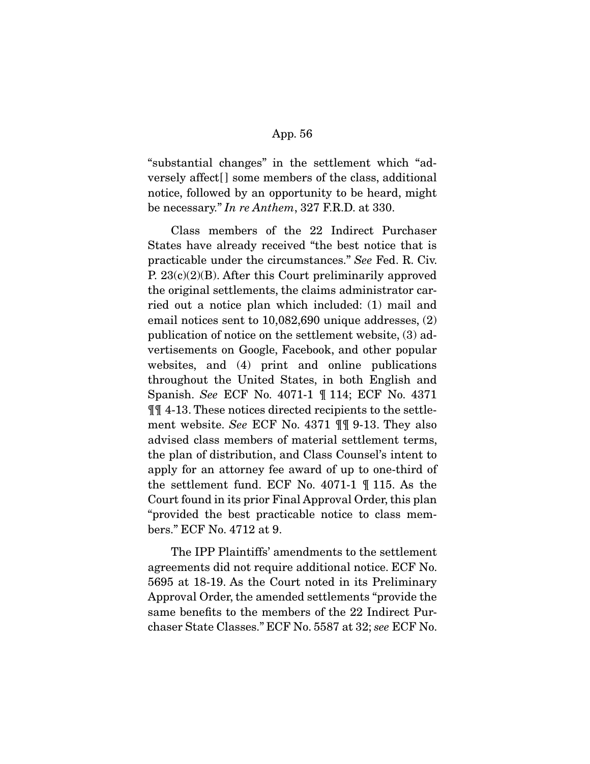"substantial changes" in the settlement which "adversely affect[] some members of the class, additional notice, followed by an opportunity to be heard, might be necessary." *In re Anthem*, 327 F.R.D. at 330.

Class members of the 22 Indirect Purchaser States have already received "the best notice that is practicable under the circumstances." *See* Fed. R. Civ. P. 23(c)(2)(B). After this Court preliminarily approved the original settlements, the claims administrator carried out a notice plan which included: (1) mail and email notices sent to 10,082,690 unique addresses, (2) publication of notice on the settlement website, (3) advertisements on Google, Facebook, and other popular websites, and (4) print and online publications throughout the United States, in both English and Spanish. *See* ECF No. 4071-1 ¶ 114; ECF No. 4371 ¶¶ 4-13. These notices directed recipients to the settlement website. *See* ECF No. 4371 ¶¶ 9-13. They also advised class members of material settlement terms, the plan of distribution, and Class Counsel's intent to apply for an attorney fee award of up to one-third of the settlement fund. ECF No. 4071-1 ¶ 115. As the Court found in its prior Final Approval Order, this plan "provided the best practicable notice to class members." ECF No. 4712 at 9.

The IPP Plaintiffs' amendments to the settlement agreements did not require additional notice. ECF No. 5695 at 18-19. As the Court noted in its Preliminary Approval Order, the amended settlements "provide the same benefits to the members of the 22 Indirect Purchaser State Classes." ECF No. 5587 at 32; *see* ECF No.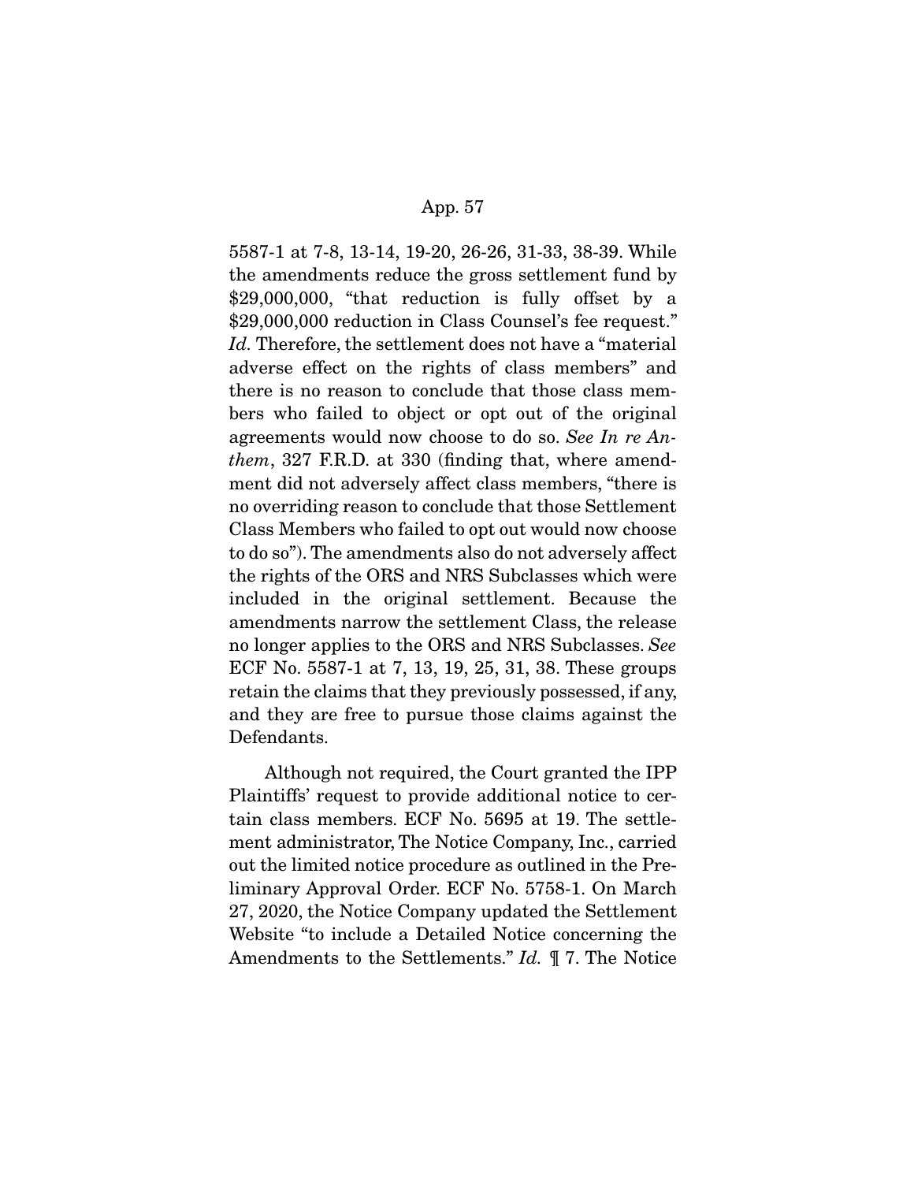5587-1 at 7-8, 13-14, 19-20, 26-26, 31-33, 38-39. While the amendments reduce the gross settlement fund by $29,000,000, "that reduction is fully offset by a $29,000,000 reduction in Class Counsel's fee request." *Id.* Therefore, the settlement does not have a "material adverse effect on the rights of class members" and there is no reason to conclude that those class members who failed to object or opt out of the original agreements would now choose to do so. *See In re Anthem*, 327 F.R.D. at 330 (finding that, where amendment did not adversely affect class members, "there is no overriding reason to conclude that those Settlement Class Members who failed to opt out would now choose to do so"). The amendments also do not adversely affect the rights of the ORS and NRS Subclasses which were included in the original settlement. Because the amendments narrow the settlement Class, the release no longer applies to the ORS and NRS Subclasses. *See* ECF No. 5587-1 at 7, 13, 19, 25, 31, 38. These groups retain the claims that they previously possessed, if any, and they are free to pursue those claims against the Defendants.

Although not required, the Court granted the IPP Plaintiffs' request to provide additional notice to certain class members. ECF No. 5695 at 19. The settlement administrator, The Notice Company, Inc., carried out the limited notice procedure as outlined in the Preliminary Approval Order. ECF No. 5758-1. On March 27, 2020, the Notice Company updated the Settlement Website "to include a Detailed Notice concerning the Amendments to the Settlements." *Id.* ¶ 7. The Notice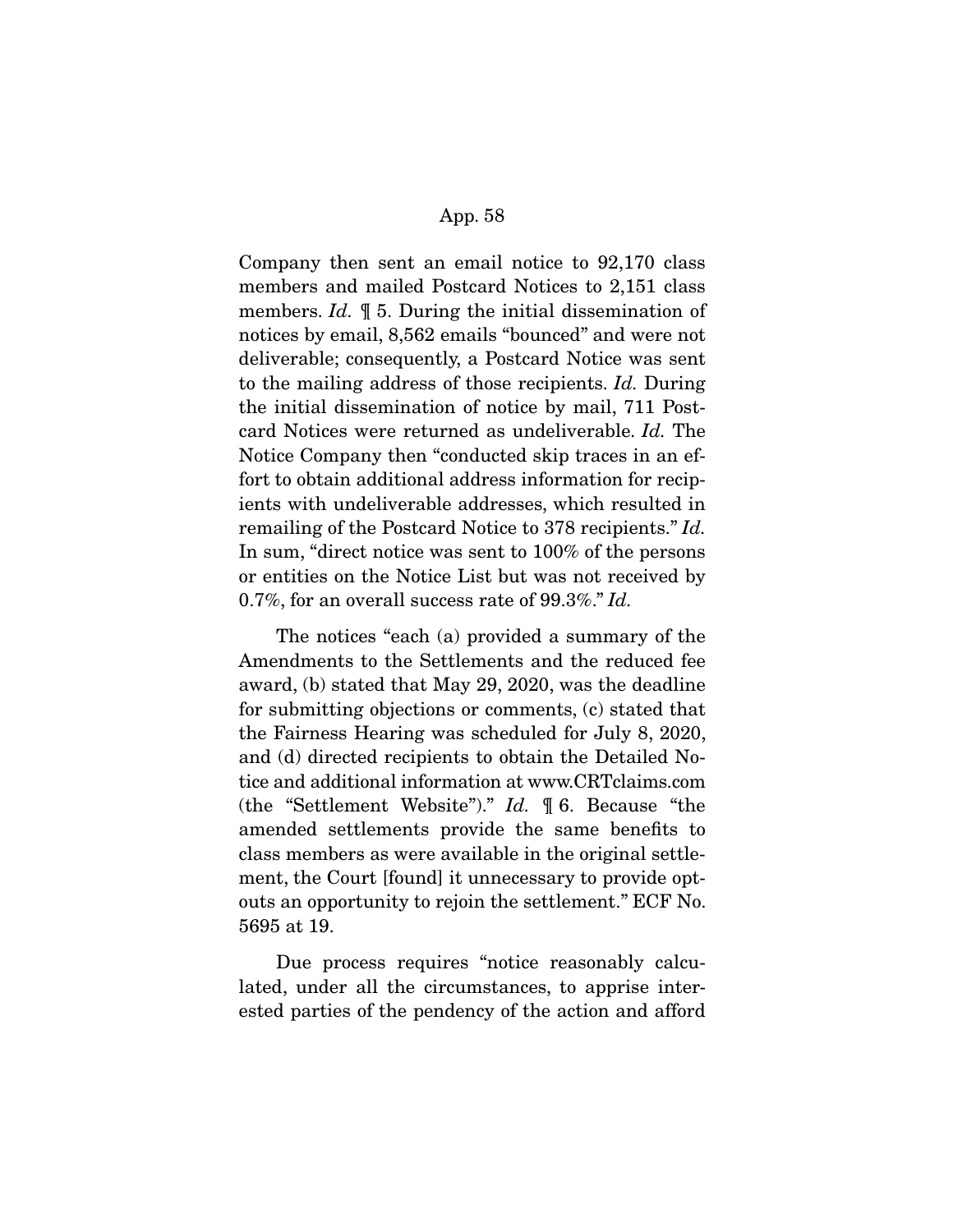Company then sent an email notice to 92,170 class members and mailed Postcard Notices to 2,151 class members. *Id.* ¶ 5. During the initial dissemination of notices by email, 8,562 emails "bounced" and were not deliverable; consequently, a Postcard Notice was sent to the mailing address of those recipients. *Id.* During the initial dissemination of notice by mail, 711 Postcard Notices were returned as undeliverable. *Id.* The Notice Company then "conducted skip traces in an effort to obtain additional address information for recipients with undeliverable addresses, which resulted in remailing of the Postcard Notice to 378 recipients." *Id.* In sum, "direct notice was sent to 100% of the persons or entities on the Notice List but was not received by 0.7%, for an overall success rate of 99.3%." *Id.*

The notices "each (a) provided a summary of the Amendments to the Settlements and the reduced fee award, (b) stated that May 29, 2020, was the deadline for submitting objections or comments, (c) stated that the Fairness Hearing was scheduled for July 8, 2020, and (d) directed recipients to obtain the Detailed Notice and additional information at www.CRTclaims.com (the "Settlement Website")." *Id.* ¶ 6. Because "the amended settlements provide the same benefits to class members as were available in the original settlement, the Court [found] it unnecessary to provide opt-outs an opportunity to rejoin the settlement." ECF No. 5695 at 19.

Due process requires "notice reasonably calculated, under all the circumstances, to apprise interested parties of the pendency of the action and afford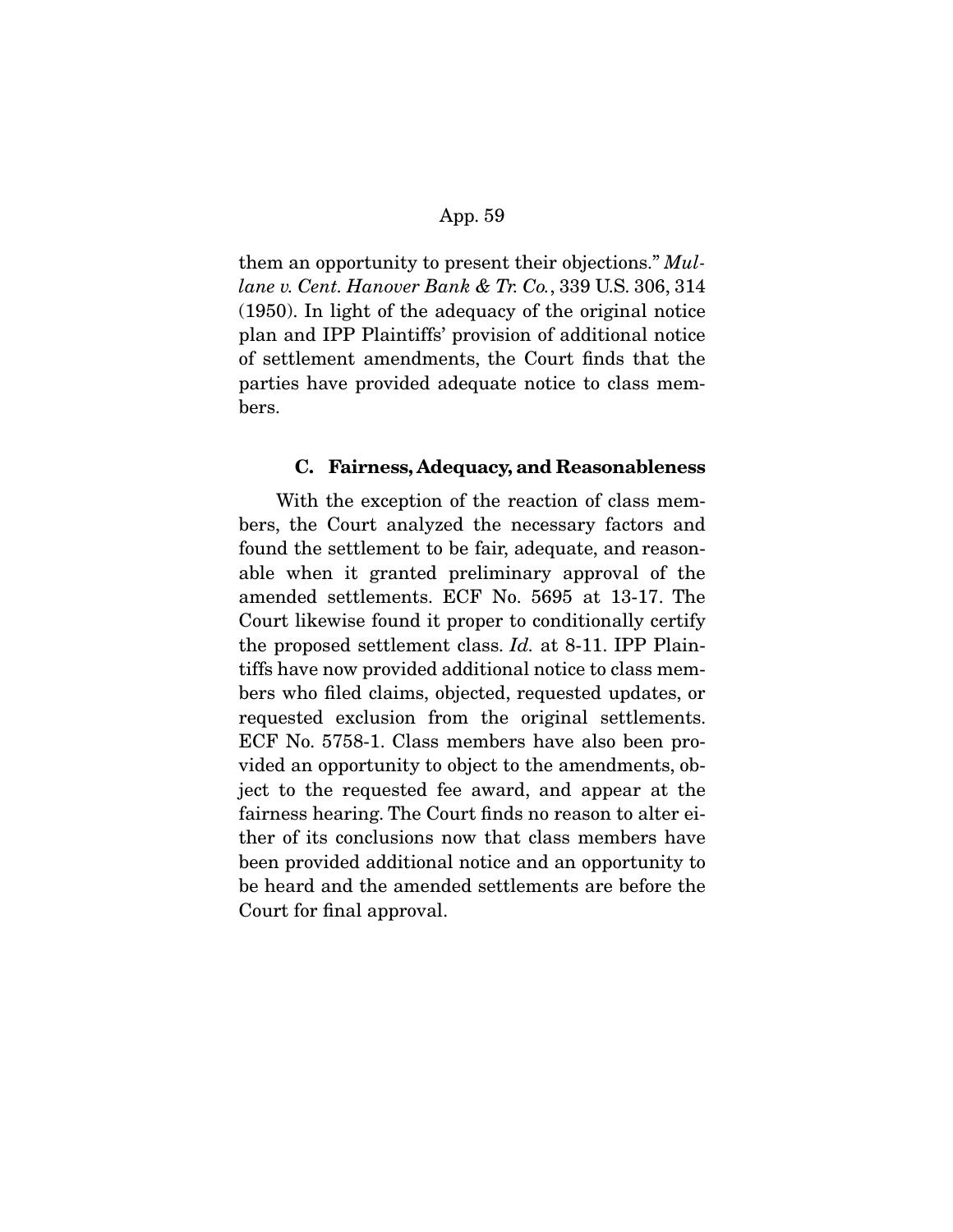them an opportunity to present their objections." *Mullane v. Cent. Hanover Bank & Tr. Co.*, 339 U.S. 306, 314 (1950). In light of the adequacy of the original notice plan and IPP Plaintiffs' provision of additional notice of settlement amendments, the Court finds that the parties have provided adequate notice to class members.

### C. Fairness, Adequacy, and Reasonableness

With the exception of the reaction of class members, the Court analyzed the necessary factors and found the settlement to be fair, adequate, and reasonable when it granted preliminary approval of the amended settlements. ECF No. 5695 at 13-17. The Court likewise found it proper to conditionally certify the proposed settlement class. *Id.* at 8-11. IPP Plaintiffs have now provided additional notice to class members who filed claims, objected, requested updates, or requested exclusion from the original settlements. ECF No. 5758-1. Class members have also been provided an opportunity to object to the amendments, object to the requested fee award, and appear at the fairness hearing. The Court finds no reason to alter either of its conclusions now that class members have been provided additional notice and an opportunity to be heard and the amended settlements are before the Court for final approval.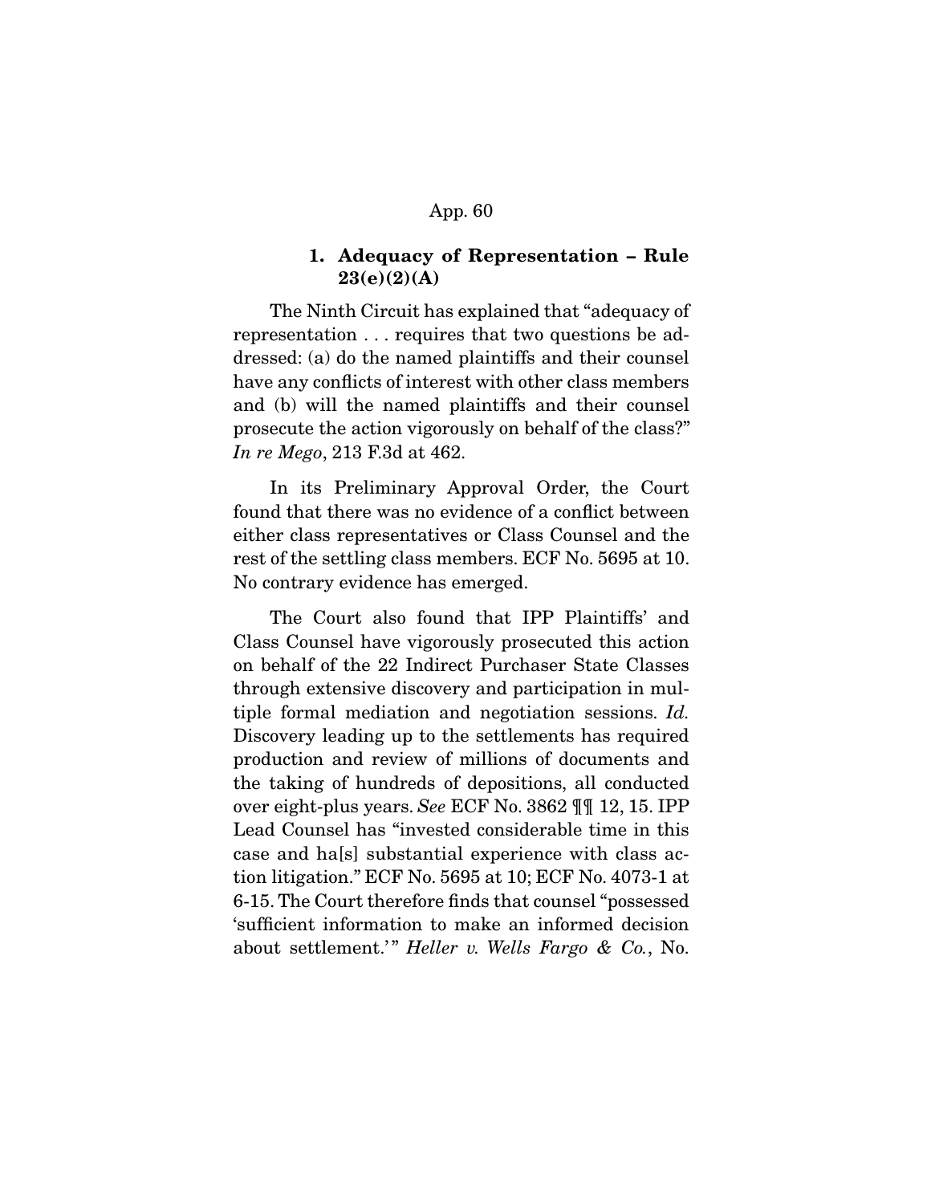### 1. Adequacy of Representation – Rule 23(e)(2)(A)

The Ninth Circuit has explained that "adequacy of representation . . . requires that two questions be addressed: (a) do the named plaintiffs and their counsel have any conflicts of interest with other class members and (b) will the named plaintiffs and their counsel prosecute the action vigorously on behalf of the class?" *In re Mego*, 213 F.3d at 462.

In its Preliminary Approval Order, the Court found that there was no evidence of a conflict between either class representatives or Class Counsel and the rest of the settling class members. ECF No. 5695 at 10. No contrary evidence has emerged.

The Court also found that IPP Plaintiffs' and Class Counsel have vigorously prosecuted this action on behalf of the 22 Indirect Purchaser State Classes through extensive discovery and participation in multiple formal mediation and negotiation sessions. *Id.* Discovery leading up to the settlements has required production and review of millions of documents and the taking of hundreds of depositions, all conducted over eight-plus years. *See* ECF No. 3862 ¶¶ 12, 15. IPP Lead Counsel has "invested considerable time in this case and ha[s] substantial experience with class action litigation." ECF No. 5695 at 10; ECF No. 4073-1 at 6-15. The Court therefore finds that counsel "possessed 'sufficient information to make an informed decision about settlement.'" *Heller v. Wells Fargo & Co.*, No.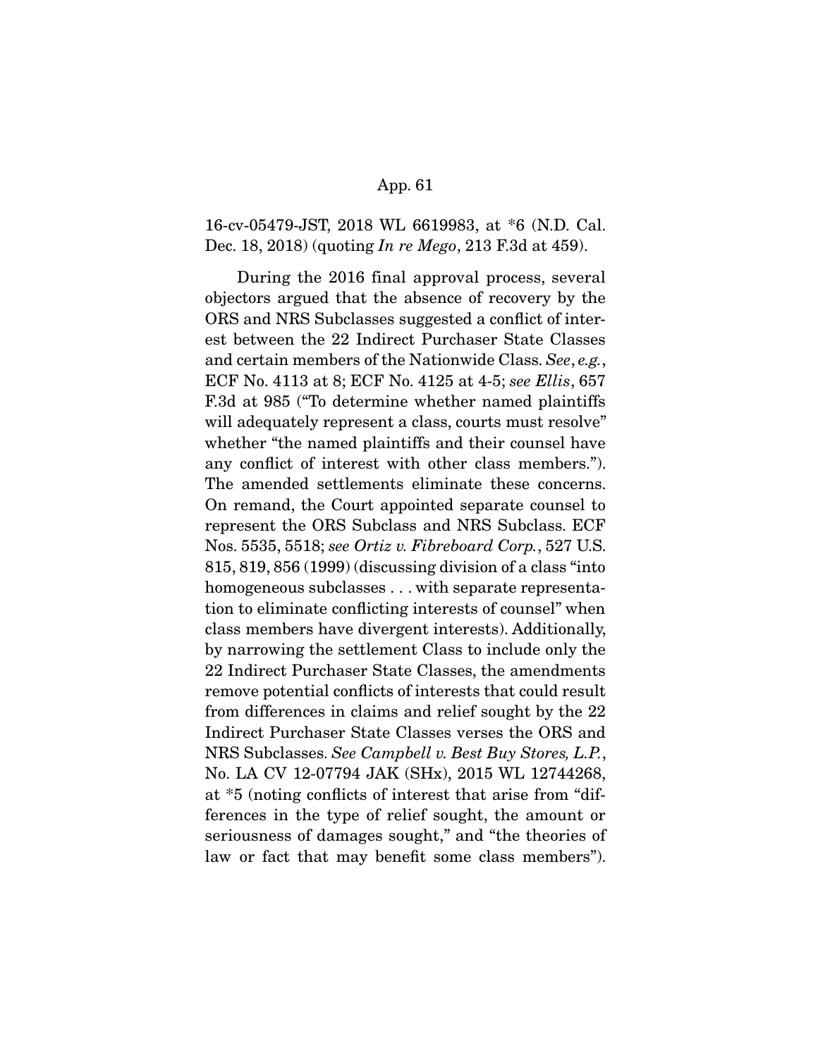16-cv-05479-JST, 2018 WL 6619983, at *6 (N.D. Cal. Dec. 18, 2018) (quoting *In re Mego*, 213 F.3d at 459).

During the 2016 final approval process, several objectors argued that the absence of recovery by the ORS and NRS Subclasses suggested a conflict of interest between the 22 Indirect Purchaser State Classes and certain members of the Nationwide Class. *See*, *e.g.*, ECF No. 4113 at 8; ECF No. 4125 at 4-5; *see Ellis*, 657 F.3d at 985 ("To determine whether named plaintiffs will adequately represent a class, courts must resolve" whether "the named plaintiffs and their counsel have any conflict of interest with other class members."). The amended settlements eliminate these concerns. On remand, the Court appointed separate counsel to represent the ORS Subclass and NRS Subclass. ECF Nos. 5535, 5518; *see Ortiz v. Fibreboard Corp.*, 527 U.S. 815, 819, 856 (1999) (discussing division of a class "into homogeneous subclasses . . . with separate representation to eliminate conflicting interests of counsel" when class members have divergent interests). Additionally, by narrowing the settlement Class to include only the 22 Indirect Purchaser State Classes, the amendments remove potential conflicts of interests that could result from differences in claims and relief sought by the 22 Indirect Purchaser State Classes verses the ORS and NRS Subclasses. *See Campbell v. Best Buy Stores, L.P.*, No. LA CV 12-07794 JAK (SHx), 2015 WL 12744268, at *5 (noting conflicts of interest that arise from "differences in the type of relief sought, the amount or seriousness of damages sought," and "the theories of law or fact that may benefit some class members").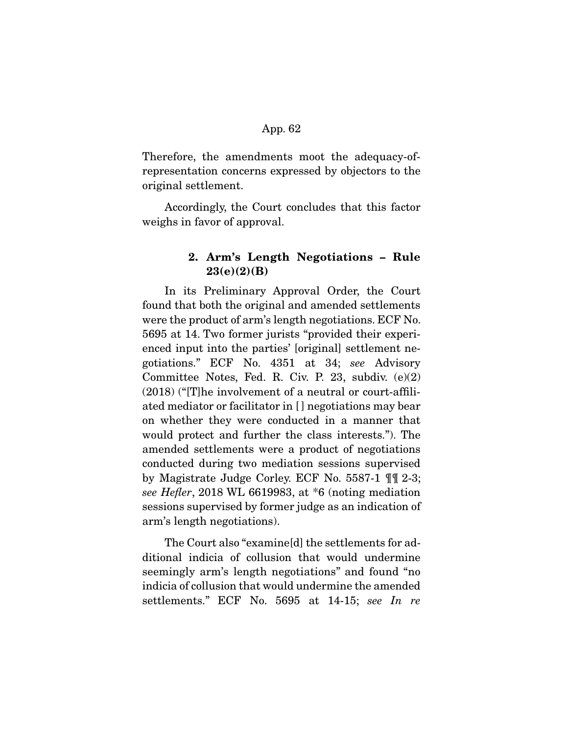Therefore, the amendments moot the adequacy-of-representation concerns expressed by objectors to the original settlement.

Accordingly, the Court concludes that this factor weighs in favor of approval.

### 2. Arm's Length Negotiations – Rule 23(e)(2)(B)

In its Preliminary Approval Order, the Court found that both the original and amended settlements were the product of arm's length negotiations. ECF No. 5695 at 14. Two former jurists "provided their experienced input into the parties' [original] settlement negotiations." ECF No. 4351 at 34; *see* Advisory Committee Notes, Fed. R. Civ. P. 23, subdiv. (e)(2) (2018) ("[T]he involvement of a neutral or court-affiliated mediator or facilitator in [] negotiations may bear on whether they were conducted in a manner that would protect and further the class interests."). The amended settlements were a product of negotiations conducted during two mediation sessions supervised by Magistrate Judge Corley. ECF No. 5587-1 ¶¶ 2-3; *see Hefler*, 2018 WL 6619983, at *6 (noting mediation sessions supervised by former judge as an indication of arm's length negotiations).

The Court also "examine[d] the settlements for additional indicia of collusion that would undermine seemingly arm's length negotiations" and found "no indicia of collusion that would undermine the amended settlements." ECF No. 5695 at 14-15; *see In re*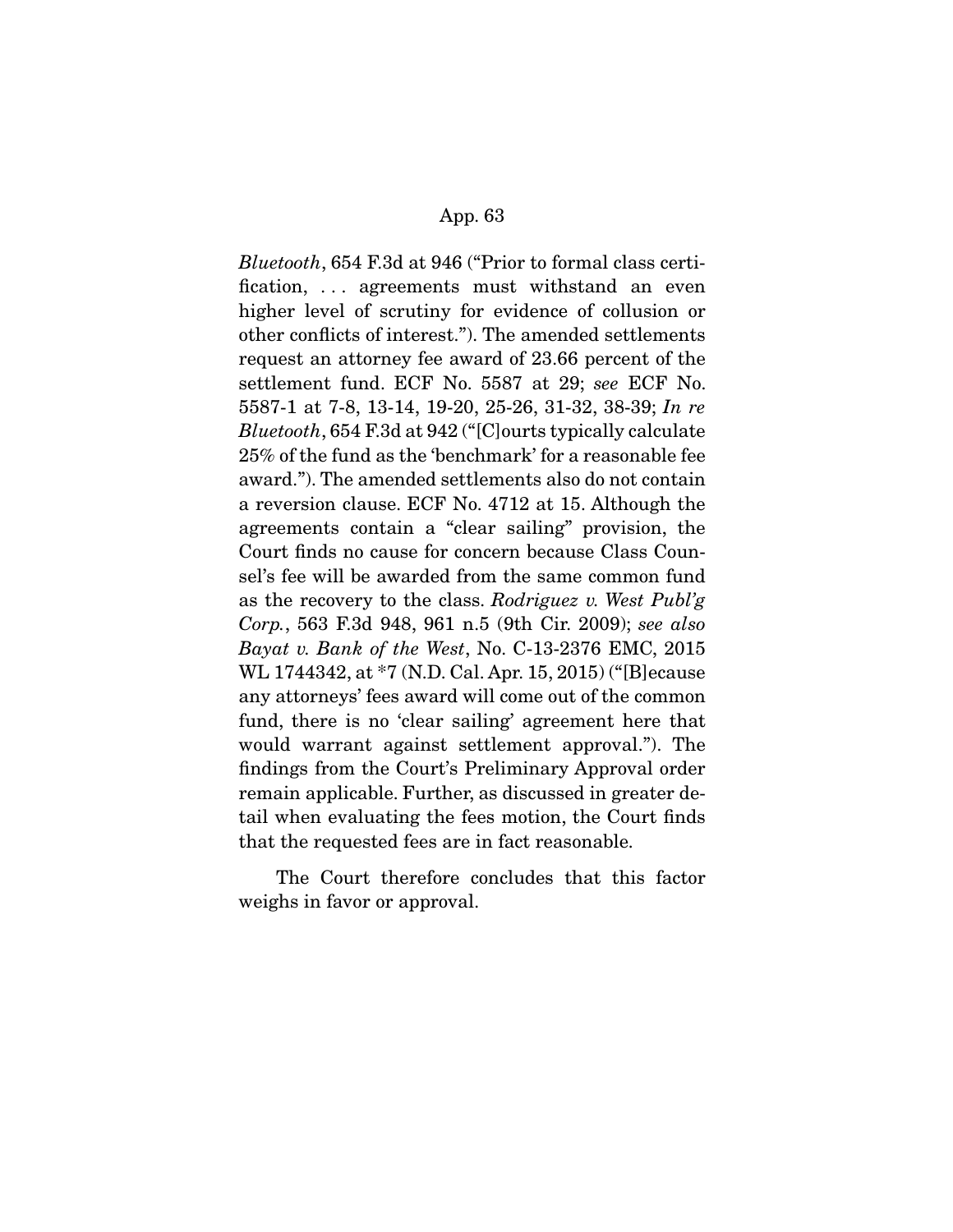*Bluetooth*, 654 F.3d at 946 ("Prior to formal class certification, . . . agreements must withstand an even higher level of scrutiny for evidence of collusion or other conflicts of interest."). The amended settlements request an attorney fee award of 23.66 percent of the settlement fund. ECF No. 5587 at 29; *see* ECF No. 5587-1 at 7-8, 13-14, 19-20, 25-26, 31-32, 38-39; *In re Bluetooth*, 654 F.3d at 942 ("[C]ourts typically calculate 25% of the fund as the 'benchmark' for a reasonable fee award."). The amended settlements also do not contain a reversion clause. ECF No. 4712 at 15. Although the agreements contain a "clear sailing" provision, the Court finds no cause for concern because Class Counsel's fee will be awarded from the same common fund as the recovery to the class. *Rodriguez v. West Publ'g Corp.*, 563 F.3d 948, 961 n.5 (9th Cir. 2009); *see also Bayat v. Bank of the West*, No. C-13-2376 EMC, 2015 WL 1744342, at *7 (N.D. Cal. Apr. 15, 2015) ("[B]ecause any attorneys' fees award will come out of the common fund, there is no 'clear sailing' agreement here that would warrant against settlement approval."). The findings from the Court's Preliminary Approval order remain applicable. Further, as discussed in greater detail when evaluating the fees motion, the Court finds that the requested fees are in fact reasonable.

The Court therefore concludes that this factor weighs in favor or approval.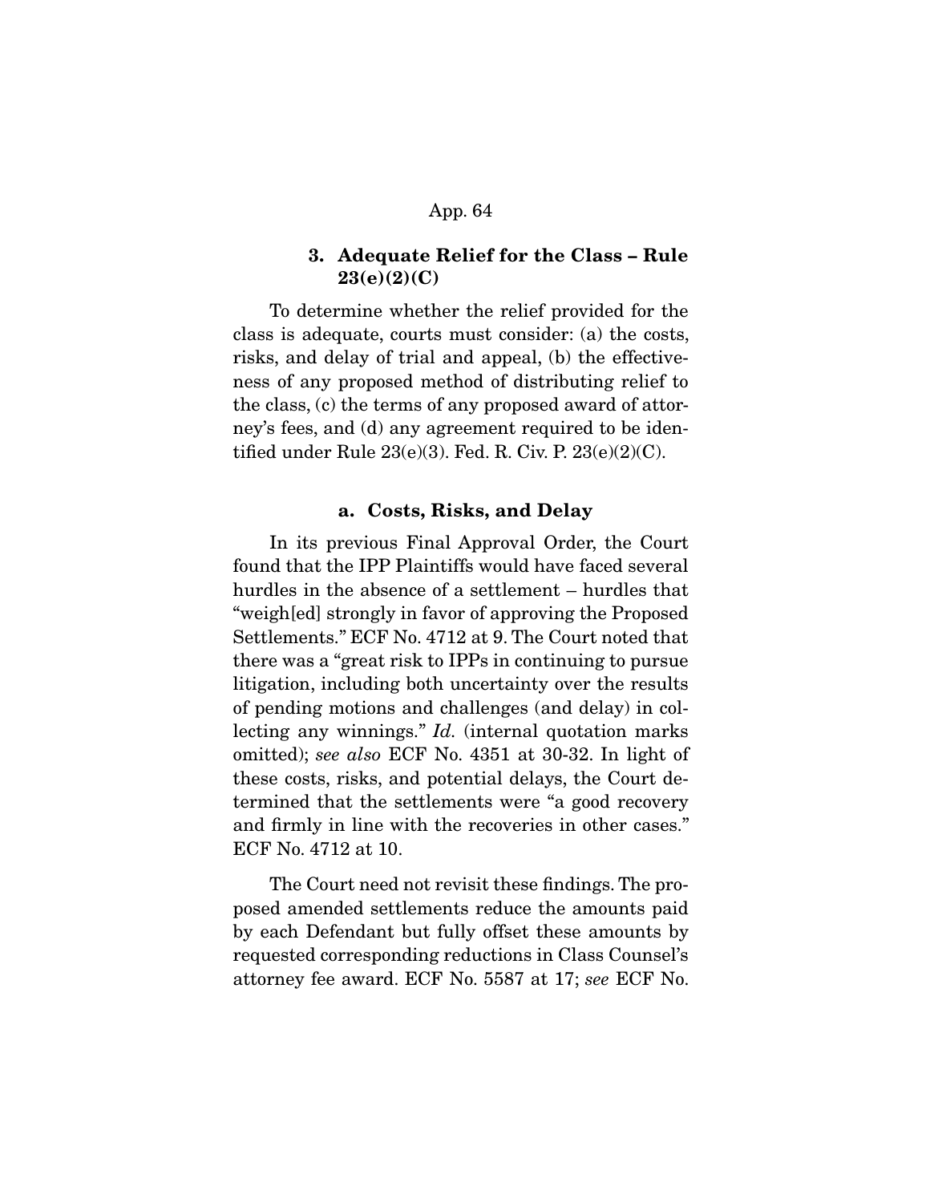### 3. Adequate Relief for the Class – Rule 23(e)(2)(C)

To determine whether the relief provided for the class is adequate, courts must consider: (a) the costs, risks, and delay of trial and appeal, (b) the effectiveness of any proposed method of distributing relief to the class, (c) the terms of any proposed award of attorney's fees, and (d) any agreement required to be identified under Rule 23(e)(3). Fed. R. Civ. P. 23(e)(2)(C).

#### a. Costs, Risks, and Delay

In its previous Final Approval Order, the Court found that the IPP Plaintiffs would have faced several hurdles in the absence of a settlement – hurdles that "weigh[ed] strongly in favor of approving the Proposed Settlements." ECF No. 4712 at 9. The Court noted that there was a "great risk to IPPs in continuing to pursue litigation, including both uncertainty over the results of pending motions and challenges (and delay) in collecting any winnings." *Id.* (internal quotation marks omitted); *see also* ECF No. 4351 at 30-32. In light of these costs, risks, and potential delays, the Court determined that the settlements were "a good recovery and firmly in line with the recoveries in other cases." ECF No. 4712 at 10.

The Court need not revisit these findings. The proposed amended settlements reduce the amounts paid by each Defendant but fully offset these amounts by requested corresponding reductions in Class Counsel's attorney fee award. ECF No. 5587 at 17; *see* ECF No.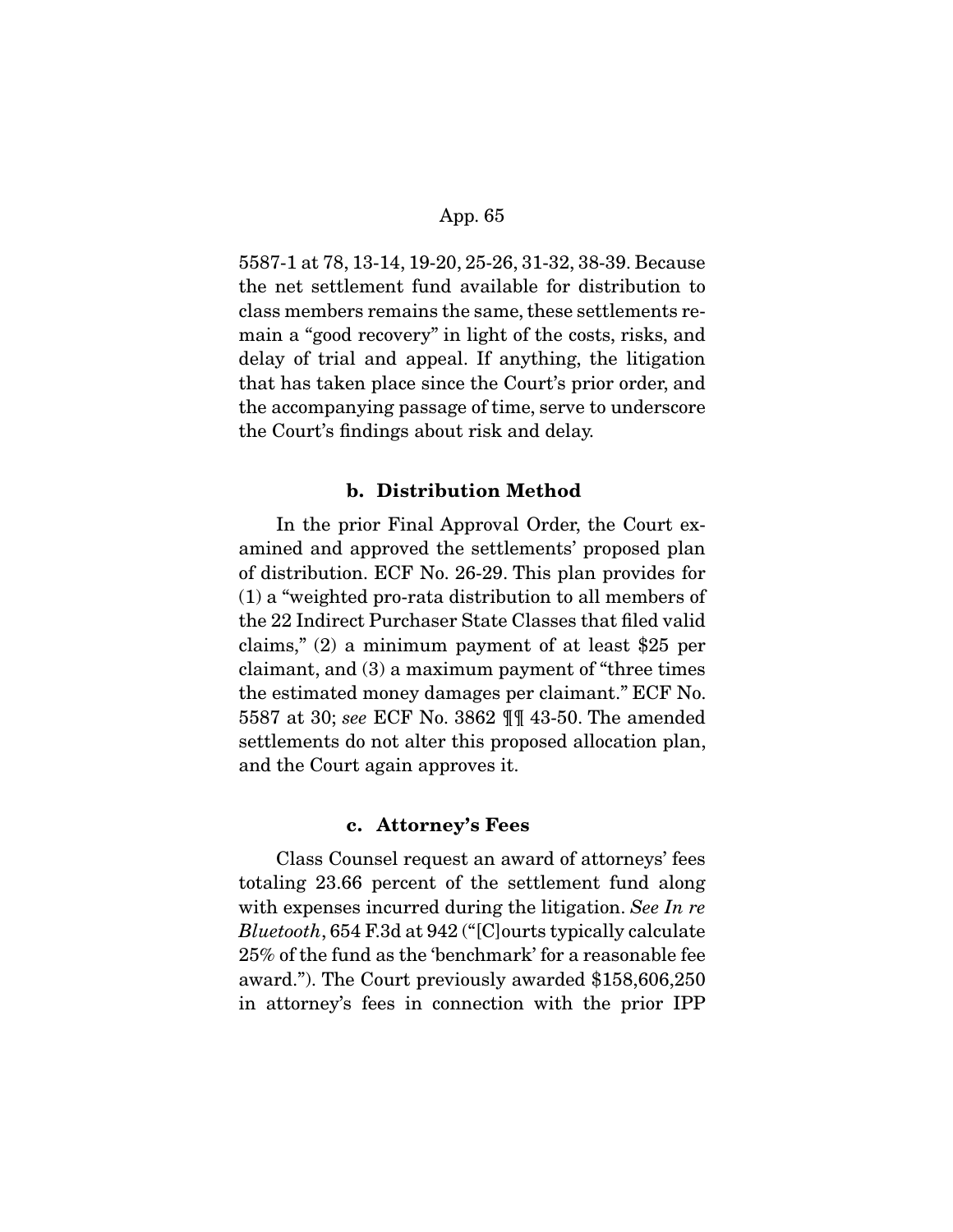5587-1 at 78, 13-14, 19-20, 25-26, 31-32, 38-39. Because the net settlement fund available for distribution to class members remains the same, these settlements remain a "good recovery" in light of the costs, risks, and delay of trial and appeal. If anything, the litigation that has taken place since the Court's prior order, and the accompanying passage of time, serve to underscore the Court's findings about risk and delay.

### b. Distribution Method

In the prior Final Approval Order, the Court examined and approved the settlements' proposed plan of distribution. ECF No. 26-29. This plan provides for (1) a "weighted pro-rata distribution to all members of the 22 Indirect Purchaser State Classes that filed valid claims," (2) a minimum payment of at least $25 per claimant, and (3) a maximum payment of "three times the estimated money damages per claimant." ECF No. 5587 at 30; *see* ECF No. 3862 ¶¶ 43-50. The amended settlements do not alter this proposed allocation plan, and the Court again approves it.

### c. Attorney's Fees

Class Counsel request an award of attorneys' fees totaling 23.66 percent of the settlement fund along with expenses incurred during the litigation. *See In re Bluetooth*, 654 F.3d at 942 ("[C]ourts typically calculate 25% of the fund as the 'benchmark' for a reasonable fee award."). The Court previously awarded $158,606,250 in attorney's fees in connection with the prior IPP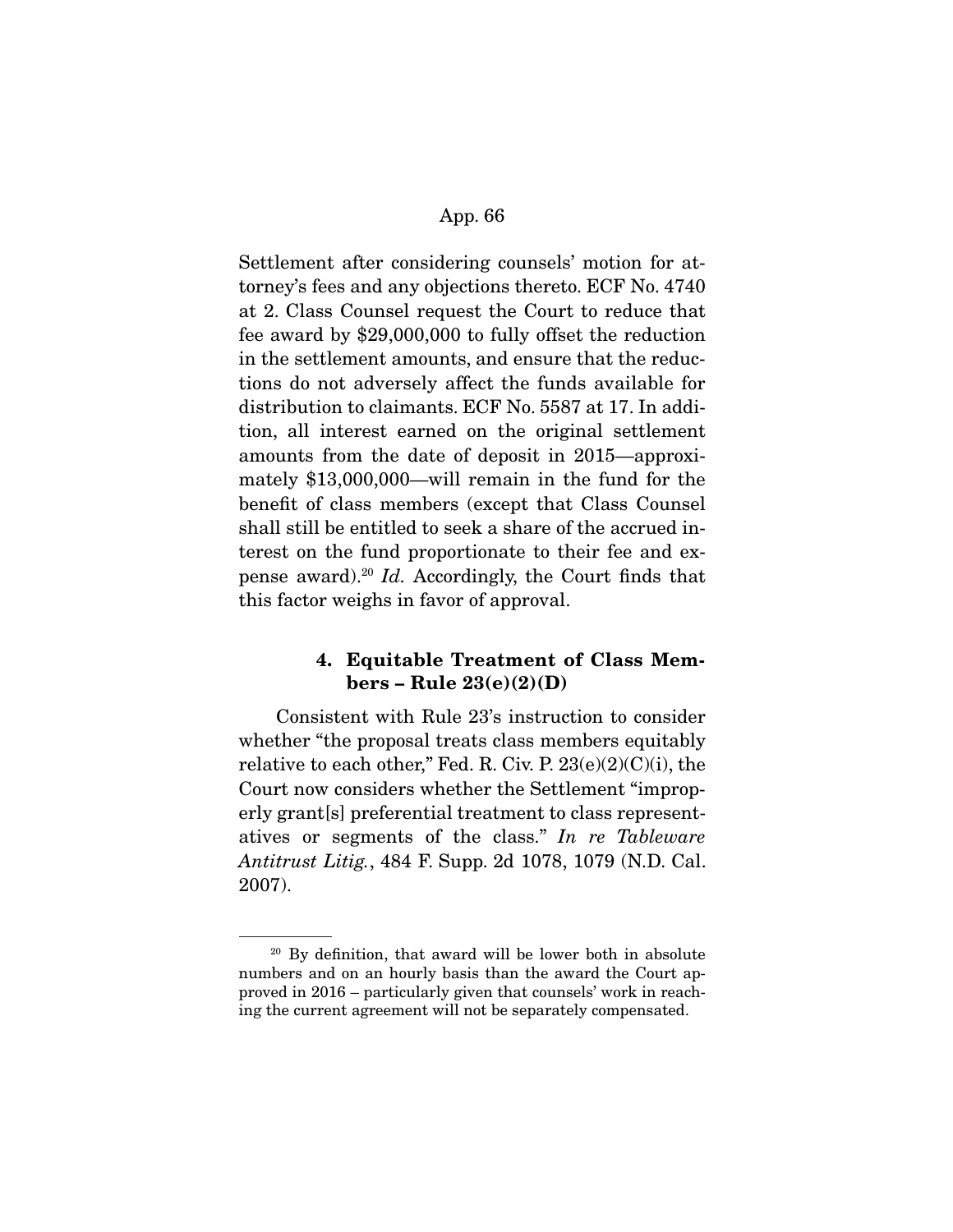Settlement after considering counsels' motion for attorney's fees and any objections thereto. ECF No. 4740 at 2. Class Counsel request the Court to reduce that fee award by $29,000,000 to fully offset the reduction in the settlement amounts, and ensure that the reductions do not adversely affect the funds available for distribution to claimants. ECF No. 5587 at 17. In addition, all interest earned on the original settlement amounts from the date of deposit in 2015—approximately $13,000,000—will remain in the fund for the benefit of class members (except that Class Counsel shall still be entitled to seek a share of the accrued interest on the fund proportionate to their fee and expense award).[20] *Id.* Accordingly, the Court finds that this factor weighs in favor of approval.

#### 4. Equitable Treatment of Class Members – Rule 23(e)(2)(D)

Consistent with Rule 23's instruction to consider whether "the proposal treats class members equitably relative to each other," Fed. R. Civ. P. 23(e)(2)(C)(i), the Court now considers whether the Settlement "improperly grant[s] preferential treatment to class representatives or segments of the class." *In re Tableware Antitrust Litig.*, 484 F. Supp. 2d 1078, 1079 (N.D. Cal. 2007).

---

[20] By definition, that award will be lower both in absolute numbers and on an hourly basis than the award the Court approved in 2016 – particularly given that counsels' work in reaching the current agreement will not be separately compensated.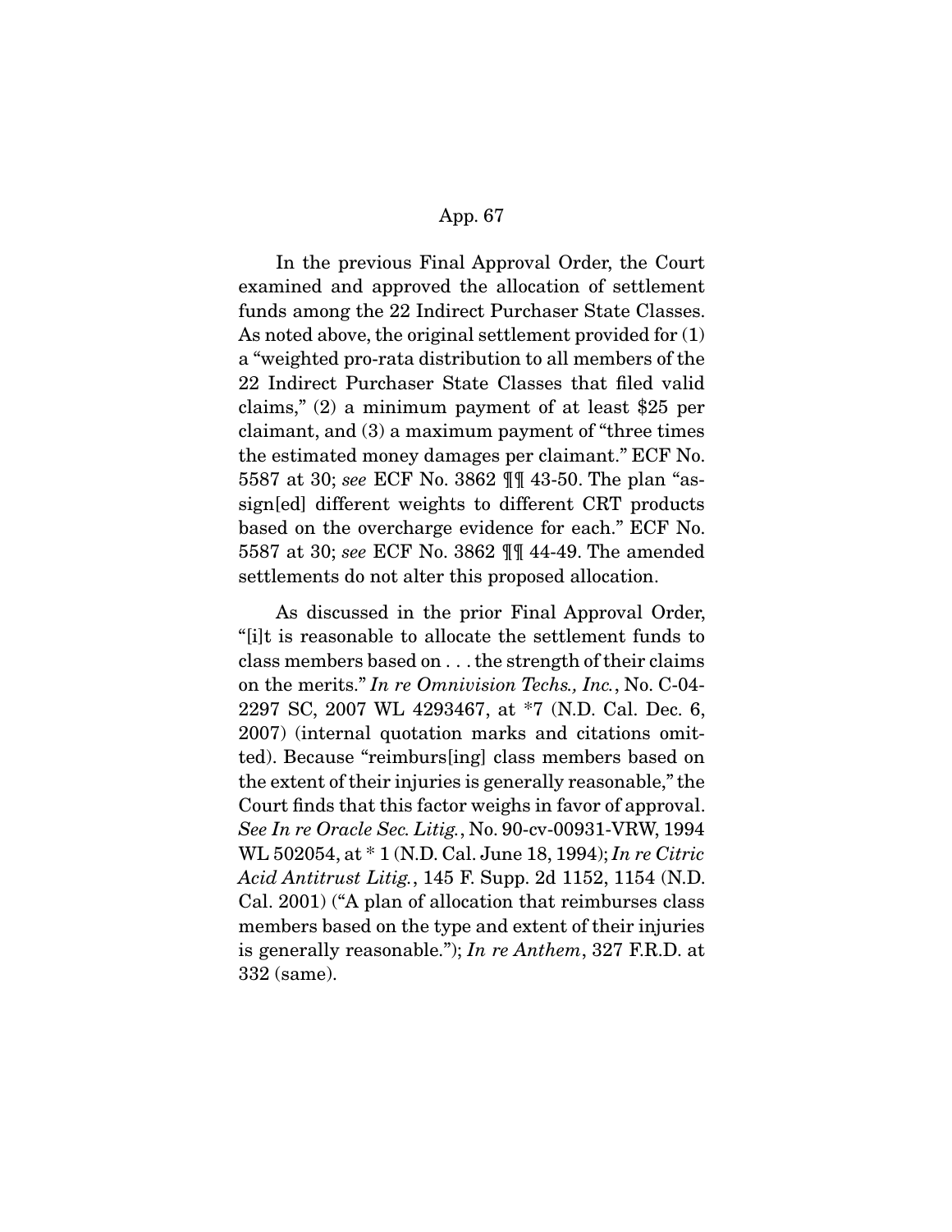In the previous Final Approval Order, the Court examined and approved the allocation of settlement funds among the 22 Indirect Purchaser State Classes. As noted above, the original settlement provided for (1) a "weighted pro-rata distribution to all members of the 22 Indirect Purchaser State Classes that filed valid claims," (2) a minimum payment of at least $25 per claimant, and (3) a maximum payment of "three times the estimated money damages per claimant." ECF No. 5587 at 30; *see* ECF No. 3862 ¶¶ 43-50. The plan "assign[ed] different weights to different CRT products based on the overcharge evidence for each." ECF No. 5587 at 30; *see* ECF No. 3862 ¶¶ 44-49. The amended settlements do not alter this proposed allocation.

As discussed in the prior Final Approval Order, "[i]t is reasonable to allocate the settlement funds to class members based on . . . the strength of their claims on the merits." *In re Omnivision Techs., Inc.*, No. C-04-2297 SC, 2007 WL 4293467, at *7 (N.D. Cal. Dec. 6, 2007) (internal quotation marks and citations omitted). Because "reimburs[ing] class members based on the extent of their injuries is generally reasonable," the Court finds that this factor weighs in favor of approval. *See In re Oracle Sec. Litig.*, No. 90-cv-00931-VRW, 1994 WL 502054, at * 1 (N.D. Cal. June 18, 1994); *In re Citric Acid Antitrust Litig.*, 145 F. Supp. 2d 1152, 1154 (N.D. Cal. 2001) ("A plan of allocation that reimburses class members based on the type and extent of their injuries is generally reasonable."); *In re Anthem*, 327 F.R.D. at 332 (same).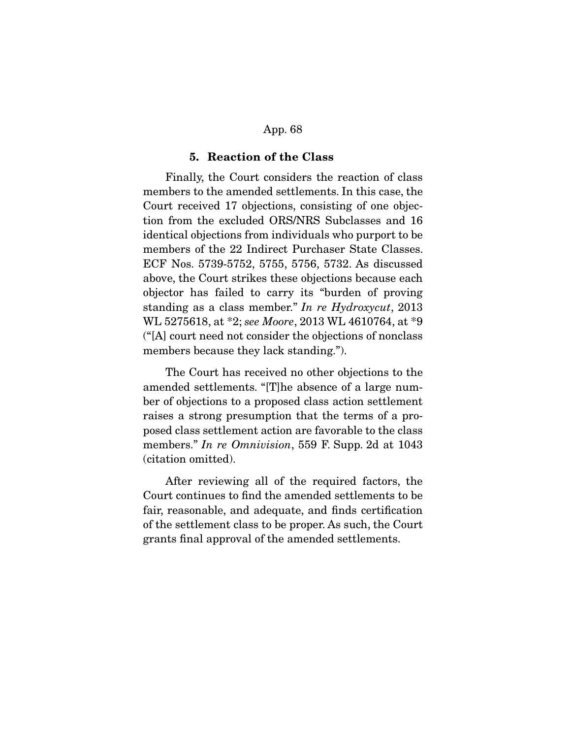### 5. Reaction of the Class

Finally, the Court considers the reaction of class members to the amended settlements. In this case, the Court received 17 objections, consisting of one objection from the excluded ORS/NRS Subclasses and 16 identical objections from individuals who purport to be members of the 22 Indirect Purchaser State Classes. ECF Nos. 5739-5752, 5755, 5756, 5732. As discussed above, the Court strikes these objections because each objector has failed to carry its "burden of proving standing as a class member." *In re Hydroxycut*, 2013 WL 5275618, at *2; *see Moore*, 2013 WL 4610764, at *9 ("[A] court need not consider the objections of nonclass members because they lack standing.").

The Court has received no other objections to the amended settlements. "[T]he absence of a large number of objections to a proposed class action settlement raises a strong presumption that the terms of a proposed class settlement action are favorable to the class members." *In re Omnivision*, 559 F. Supp. 2d at 1043 (citation omitted).

After reviewing all of the required factors, the Court continues to find the amended settlements to be fair, reasonable, and adequate, and finds certification of the settlement class to be proper. As such, the Court grants final approval of the amended settlements.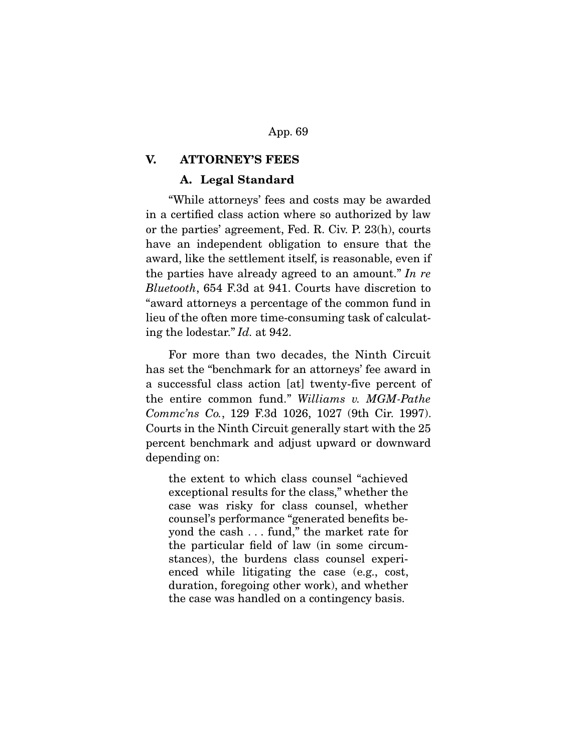## V. ATTORNEY'S FEES

### A. Legal Standard

"While attorneys' fees and costs may be awarded in a certified class action where so authorized by law or the parties' agreement, Fed. R. Civ. P. 23(h), courts have an independent obligation to ensure that the award, like the settlement itself, is reasonable, even if the parties have already agreed to an amount." *In re Bluetooth*, 654 F.3d at 941. Courts have discretion to "award attorneys a percentage of the common fund in lieu of the often more time-consuming task of calculating the lodestar." *Id.* at 942.

For more than two decades, the Ninth Circuit has set the "benchmark for an attorneys' fee award in a successful class action [at] twenty-five percent of the entire common fund." *Williams v. MGM-Pathe Commc'ns Co.*, 129 F.3d 1026, 1027 (9th Cir. 1997). Courts in the Ninth Circuit generally start with the 25 percent benchmark and adjust upward or downward depending on:

> the extent to which class counsel "achieved exceptional results for the class," whether the case was risky for class counsel, whether counsel's performance "generated benefits beyond the cash . . . fund," the market rate for the particular field of law (in some circumstances), the burdens class counsel experienced while litigating the case (e.g., cost, duration, foregoing other work), and whether the case was handled on a contingency basis.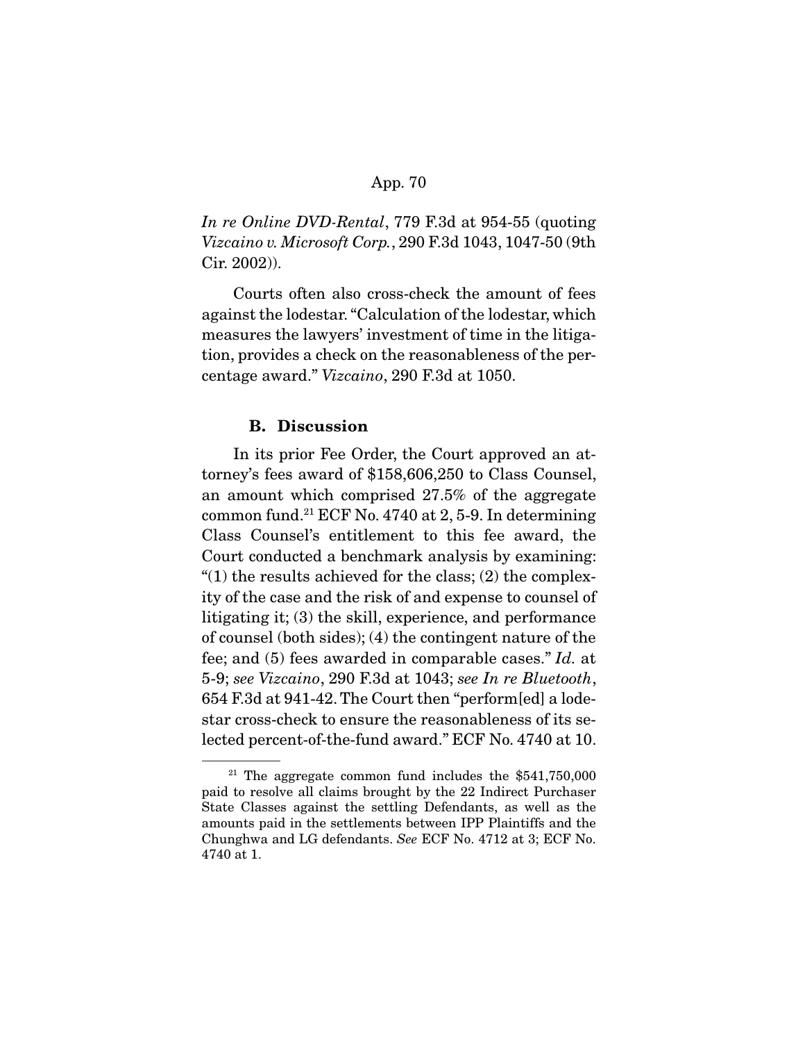*In re Online DVD-Rental*, 779 F.3d at 954-55 (quoting *Vizcaino v. Microsoft Corp.*, 290 F.3d 1043, 1047-50 (9th Cir. 2002)).

Courts often also cross-check the amount of fees against the lodestar. "Calculation of the lodestar, which measures the lawyers' investment of time in the litigation, provides a check on the reasonableness of the percentage award." *Vizcaino*, 290 F.3d at 1050.

### B. Discussion

In its prior Fee Order, the Court approved an attorney's fees award of $158,606,250 to Class Counsel, an amount which comprised 27.5% of the aggregate common fund.[21] ECF No. 4740 at 2, 5-9. In determining Class Counsel's entitlement to this fee award, the Court conducted a benchmark analysis by examining: "(1) the results achieved for the class; (2) the complexity of the case and the risk of and expense to counsel of litigating it; (3) the skill, experience, and performance of counsel (both sides); (4) the contingent nature of the fee; and (5) fees awarded in comparable cases." *Id.* at 5-9; *see Vizcaino*, 290 F.3d at 1043; *see In re Bluetooth*, 654 F.3d at 941-42. The Court then "perform[ed] a lodestar cross-check to ensure the reasonableness of its selected percent-of-the-fund award." ECF No. 4740 at 10.

---

[21] The aggregate common fund includes the $541,750,000 paid to resolve all claims brought by the 22 Indirect Purchaser State Classes against the settling Defendants, as well as the amounts paid in the settlements between IPP Plaintiffs and the Chunghwa and LG defendants. *See* ECF No. 4712 at 3; ECF No. 4740 at 1.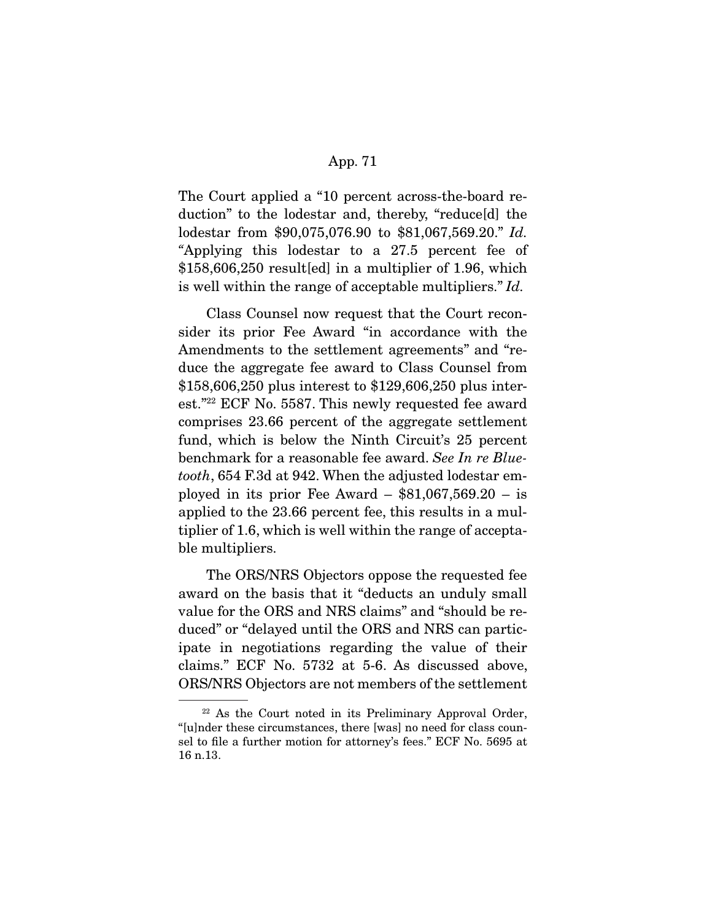The Court applied a "10 percent across-the-board reduction" to the lodestar and, thereby, "reduce[d] the lodestar from $90,075,076.90 to $81,067,569.20." *Id.* "Applying this lodestar to a 27.5 percent fee of $158,606,250 result[ed] in a multiplier of 1.96, which is well within the range of acceptable multipliers." *Id.*

Class Counsel now request that the Court reconsider its prior Fee Award "in accordance with the Amendments to the settlement agreements" and "reduce the aggregate fee award to Class Counsel from $158,606,250 plus interest to $129,606,250 plus interest."[22] ECF No. 5587. This newly requested fee award comprises 23.66 percent of the aggregate settlement fund, which is below the Ninth Circuit's 25 percent benchmark for a reasonable fee award. *See In re Bluetooth*, 654 F.3d at 942. When the adjusted lodestar employed in its prior Fee Award – $81,067,569.20 – is applied to the 23.66 percent fee, this results in a multiplier of 1.6, which is well within the range of acceptable multipliers.

The ORS/NRS Objectors oppose the requested fee award on the basis that it "deducts an unduly small value for the ORS and NRS claims" and "should be reduced" or "delayed until the ORS and NRS can participate in negotiations regarding the value of their claims." ECF No. 5732 at 5-6. As discussed above, ORS/NRS Objectors are not members of the settlement

---

[22] As the Court noted in its Preliminary Approval Order, "[u]nder these circumstances, there [was] no need for class counsel to file a further motion for attorney's fees." ECF No. 5695 at 16 n.13.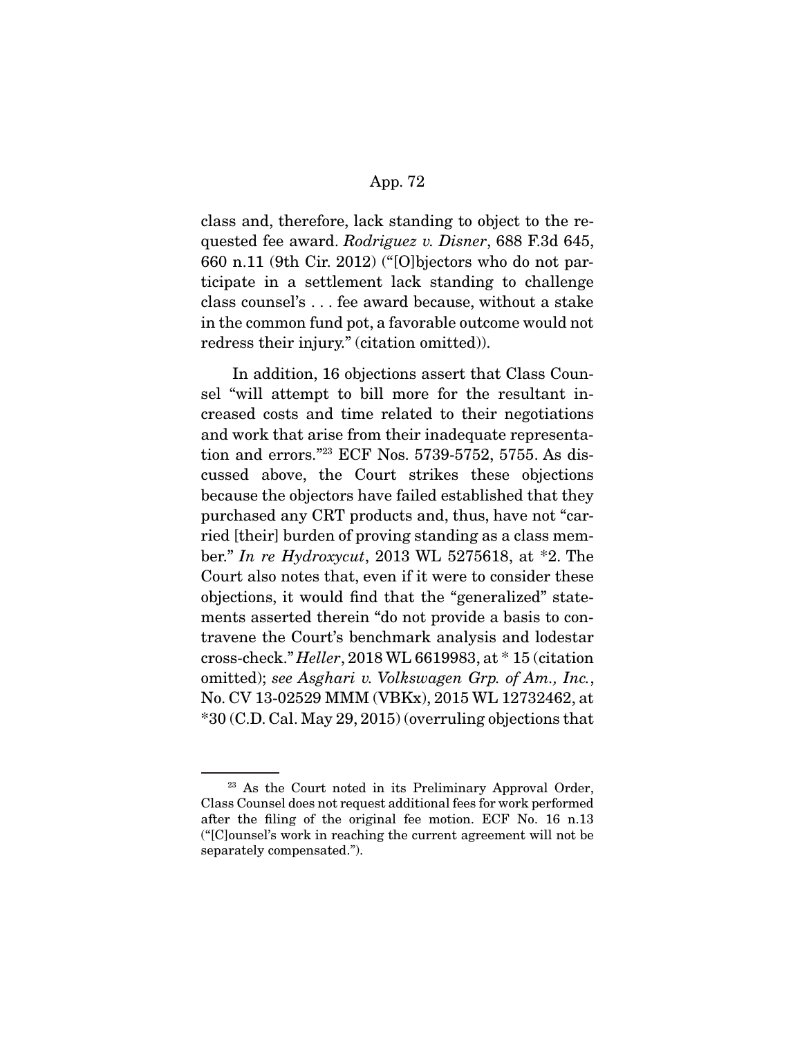class and, therefore, lack standing to object to the requested fee award. *Rodriguez v. Disner*, 688 F.3d 645, 660 n.11 (9th Cir. 2012) ("[O]bjectors who do not participate in a settlement lack standing to challenge class counsel's . . . fee award because, without a stake in the common fund pot, a favorable outcome would not redress their injury." (citation omitted)).

In addition, 16 objections assert that Class Counsel "will attempt to bill more for the resultant increased costs and time related to their negotiations and work that arise from their inadequate representation and errors."[23] ECF Nos. 5739-5752, 5755. As discussed above, the Court strikes these objections because the objectors have failed established that they purchased any CRT products and, thus, have not "carried [their] burden of proving standing as a class member." *In re Hydroxycut*, 2013 WL 5275618, at *2. The Court also notes that, even if it were to consider these objections, it would find that the "generalized" statements asserted therein "do not provide a basis to contravene the Court's benchmark analysis and lodestar cross-check." *Heller*, 2018 WL 6619983, at * 15 (citation omitted); *see Asghari v. Volkswagen Grp. of Am., Inc.*, No. CV 13-02529 MMM (VBKx), 2015 WL 12732462, at *30 (C.D. Cal. May 29, 2015) (overruling objections that

[23] As the Court noted in its Preliminary Approval Order, Class Counsel does not request additional fees for work performed after the filing of the original fee motion. ECF No. 16 n.13 ("[C]ounsel's work in reaching the current agreement will not be separately compensated.").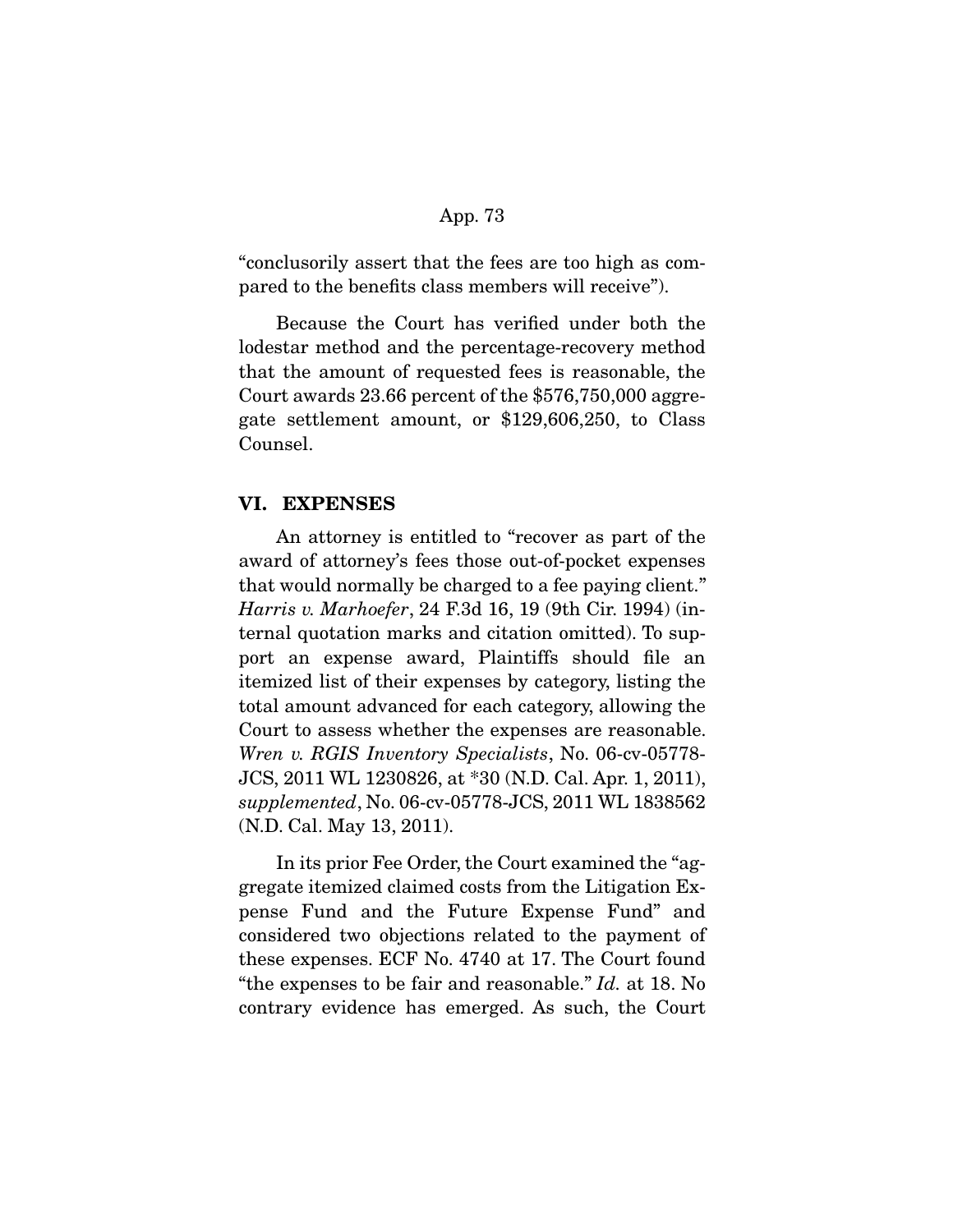"conclusorily assert that the fees are too high as compared to the benefits class members will receive").

Because the Court has verified under both the lodestar method and the percentage-recovery method that the amount of requested fees is reasonable, the Court awards 23.66 percent of the $576,750,000 aggregate settlement amount, or $129,606,250, to Class Counsel.

## VI. EXPENSES

An attorney is entitled to "recover as part of the award of attorney's fees those out-of-pocket expenses that would normally be charged to a fee paying client." *Harris v. Marhoefer*, 24 F.3d 16, 19 (9th Cir. 1994) (internal quotation marks and citation omitted). To support an expense award, Plaintiffs should file an itemized list of their expenses by category, listing the total amount advanced for each category, allowing the Court to assess whether the expenses are reasonable. *Wren v. RGIS Inventory Specialists*, No. 06-cv-05778-JCS, 2011 WL 1230826, at *30 (N.D. Cal. Apr. 1, 2011), *supplemented*, No. 06-cv-05778-JCS, 2011 WL 1838562 (N.D. Cal. May 13, 2011).

In its prior Fee Order, the Court examined the "aggregate itemized claimed costs from the Litigation Expense Fund and the Future Expense Fund" and considered two objections related to the payment of these expenses. ECF No. 4740 at 17. The Court found "the expenses to be fair and reasonable." *Id.* at 18. No contrary evidence has emerged. As such, the Court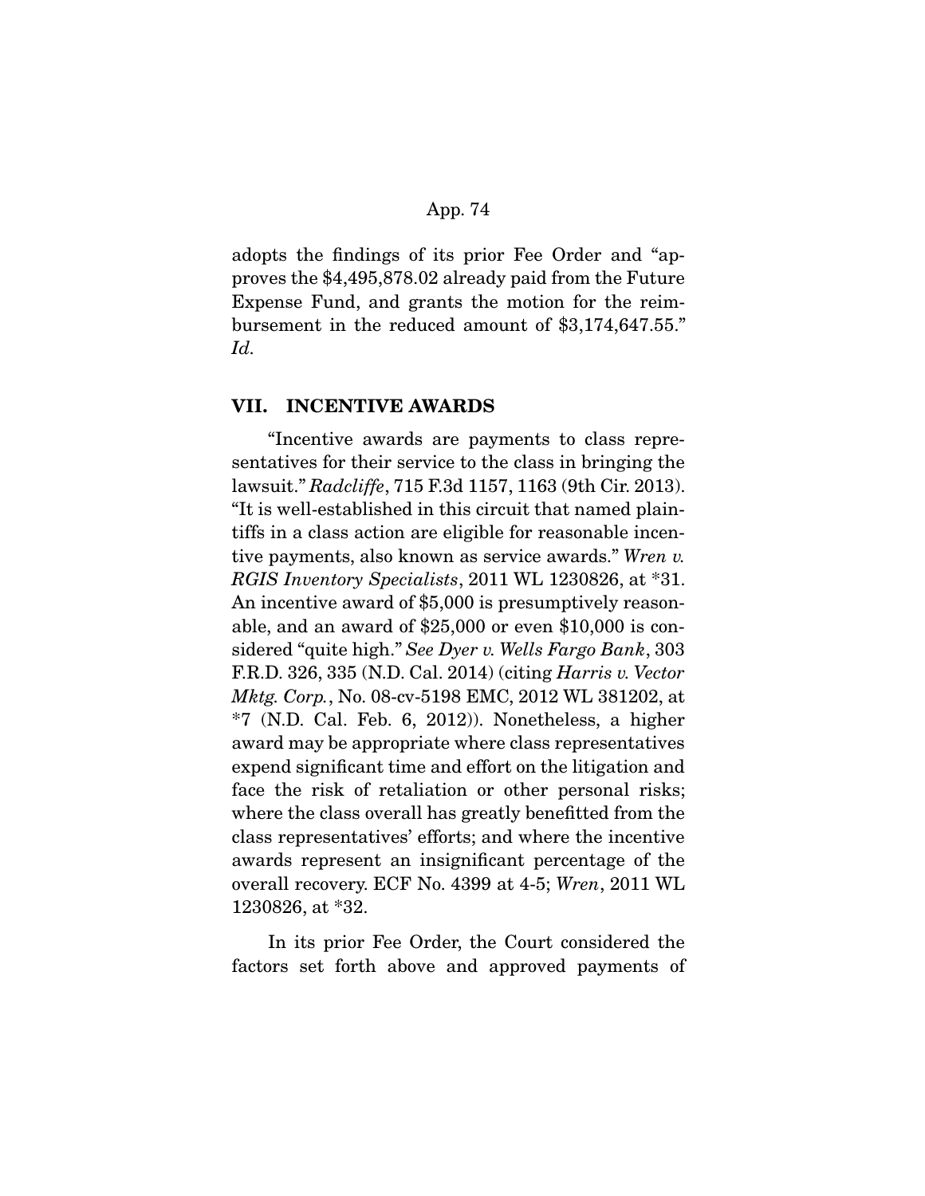adopts the findings of its prior Fee Order and "approves the $4,495,878.02 already paid from the Future Expense Fund, and grants the motion for the reimbursement in the reduced amount of $3,174,647.55." *Id.*

## VII. INCENTIVE AWARDS

"Incentive awards are payments to class representatives for their service to the class in bringing the lawsuit." *Radcliffe*, 715 F.3d 1157, 1163 (9th Cir. 2013). "It is well-established in this circuit that named plaintiffs in a class action are eligible for reasonable incentive payments, also known as service awards." *Wren v. RGIS Inventory Specialists*, 2011 WL 1230826, at *31. An incentive award of $5,000 is presumptively reasonable, and an award of $25,000 or even $10,000 is considered "quite high." *See Dyer v. Wells Fargo Bank*, 303 F.R.D. 326, 335 (N.D. Cal. 2014) (citing *Harris v. Vector Mktg. Corp.*, No. 08-cv-5198 EMC, 2012 WL 381202, at *7 (N.D. Cal. Feb. 6, 2012)). Nonetheless, a higher award may be appropriate where class representatives expend significant time and effort on the litigation and face the risk of retaliation or other personal risks; where the class overall has greatly benefitted from the class representatives' efforts; and where the incentive awards represent an insignificant percentage of the overall recovery. ECF No. 4399 at 4-5; *Wren*, 2011 WL 1230826, at *32.

In its prior Fee Order, the Court considered the factors set forth above and approved payments of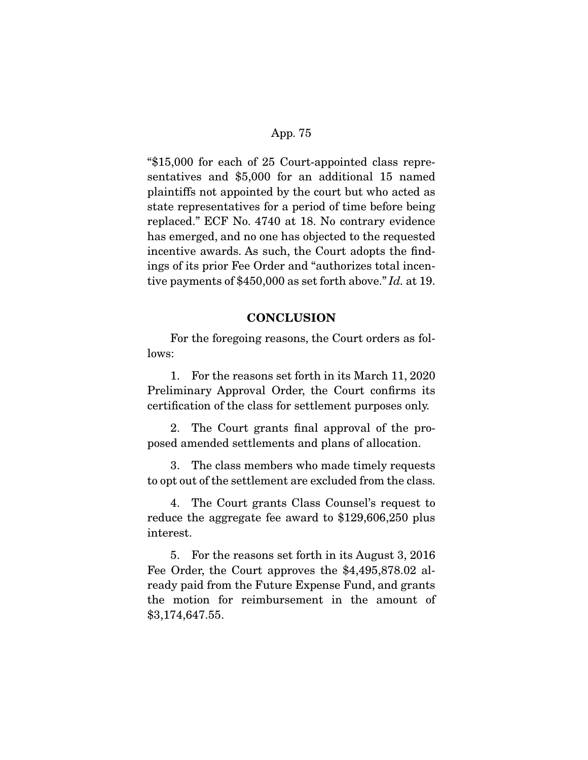"$15,000 for each of 25 Court-appointed class representatives and $5,000 for an additional 15 named plaintiffs not appointed by the court but who acted as state representatives for a period of time before being replaced." ECF No. 4740 at 18. No contrary evidence has emerged, and no one has objected to the requested incentive awards. As such, the Court adopts the findings of its prior Fee Order and "authorizes total incentive payments of $450,000 as set forth above." *Id.* at 19.

## CONCLUSION

For the foregoing reasons, the Court orders as follows:

1. For the reasons set forth in its March 11, 2020 Preliminary Approval Order, the Court confirms its certification of the class for settlement purposes only.

2. The Court grants final approval of the proposed amended settlements and plans of allocation.

3. The class members who made timely requests to opt out of the settlement are excluded from the class.

4. The Court grants Class Counsel's request to reduce the aggregate fee award to $129,606,250 plus interest.

5. For the reasons set forth in its August 3, 2016 Fee Order, the Court approves the $4,495,878.02 already paid from the Future Expense Fund, and grants the motion for reimbursement in the amount of $3,174,647.55.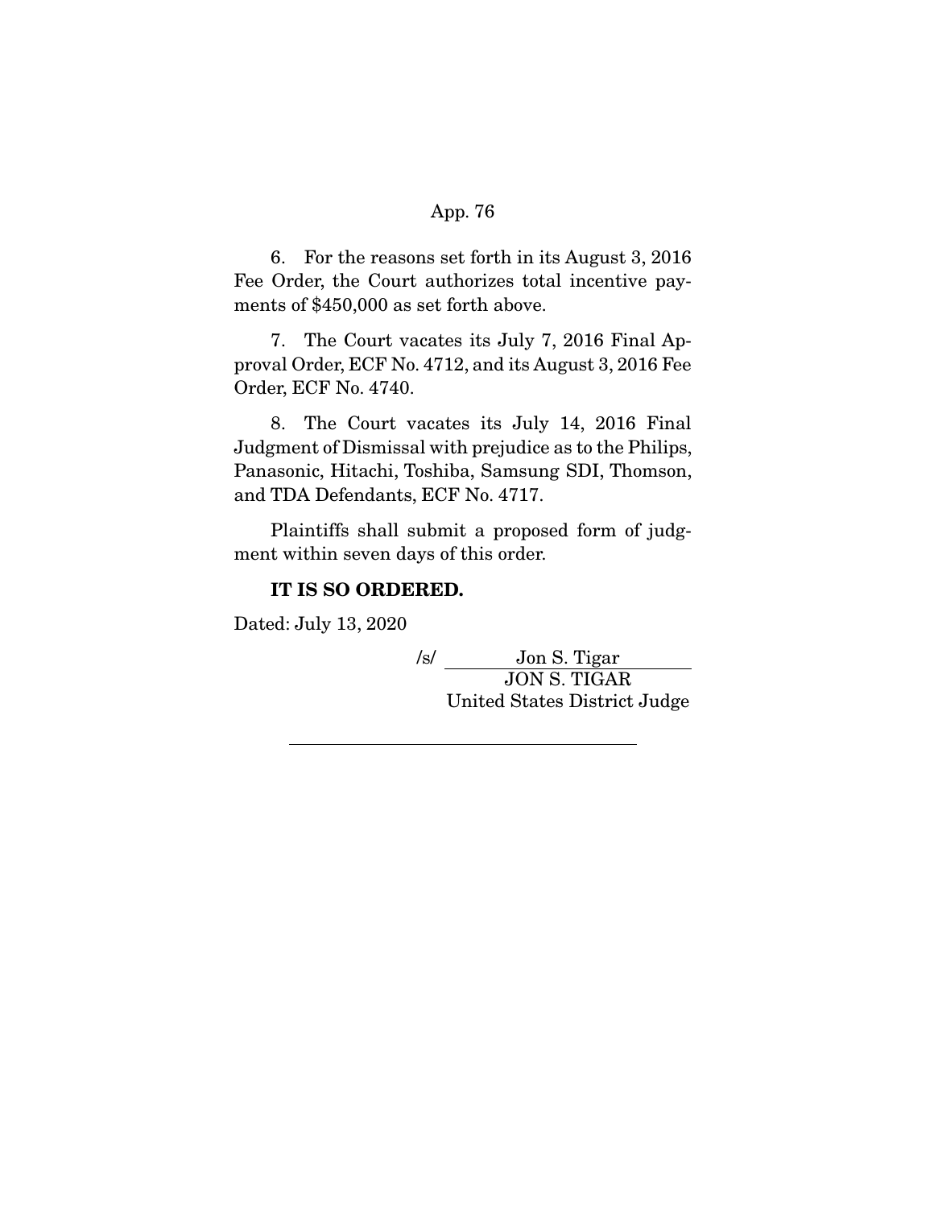6. For the reasons set forth in its August 3, 2016 Fee Order, the Court authorizes total incentive payments of $450,000 as set forth above.

7. The Court vacates its July 7, 2016 Final Approval Order, ECF No. 4712, and its August 3, 2016 Fee Order, ECF No. 4740.

8. The Court vacates its July 14, 2016 Final Judgment of Dismissal with prejudice as to the Philips, Panasonic, Hitachi, Toshiba, Samsung SDI, Thomson, and TDA Defendants, ECF No. 4717.

Plaintiffs shall submit a proposed form of judgment within seven days of this order.

**IT IS SO ORDERED.**

Dated: July 13, 2020

/s/ Jon S. Tigar
JON S. TIGAR
United States District Judge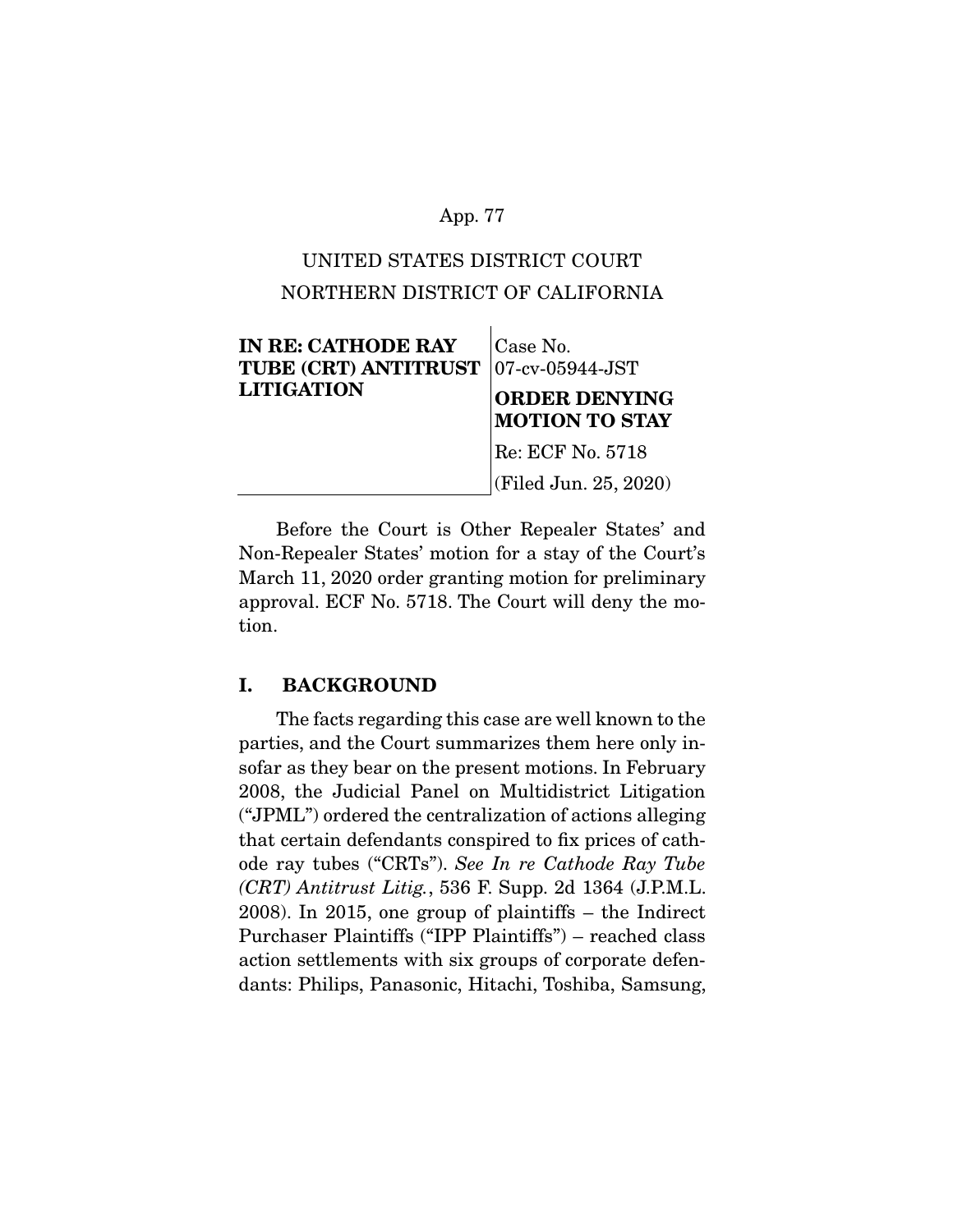UNITED STATES DISTRICT COURT
NORTHERN DISTRICT OF CALIFORNIA

| **IN RE: CATHODE RAY TUBE (CRT) ANTITRUST LITIGATION** | Case No. 07-cv-05944-JST<br>**ORDER DENYING MOTION TO STAY**<br>Re: ECF No. 5718<br>(Filed Jun. 25, 2020) |
| --- | --- |

Before the Court is Other Repealer States' and Non-Repealer States' motion for a stay of the Court's March 11, 2020 order granting motion for preliminary approval. ECF No. 5718. The Court will deny the motion.

## I. BACKGROUND

The facts regarding this case are well known to the parties, and the Court summarizes them here only insofar as they bear on the present motions. In February 2008, the Judicial Panel on Multidistrict Litigation ("JPML") ordered the centralization of actions alleging that certain defendants conspired to fix prices of cathode ray tubes ("CRTs"). *See In re Cathode Ray Tube (CRT) Antitrust Litig.*, 536 F. Supp. 2d 1364 (J.P.M.L. 2008). In 2015, one group of plaintiffs – the Indirect Purchaser Plaintiffs ("IPP Plaintiffs") – reached class action settlements with six groups of corporate defendants: Philips, Panasonic, Hitachi, Toshiba, Samsung,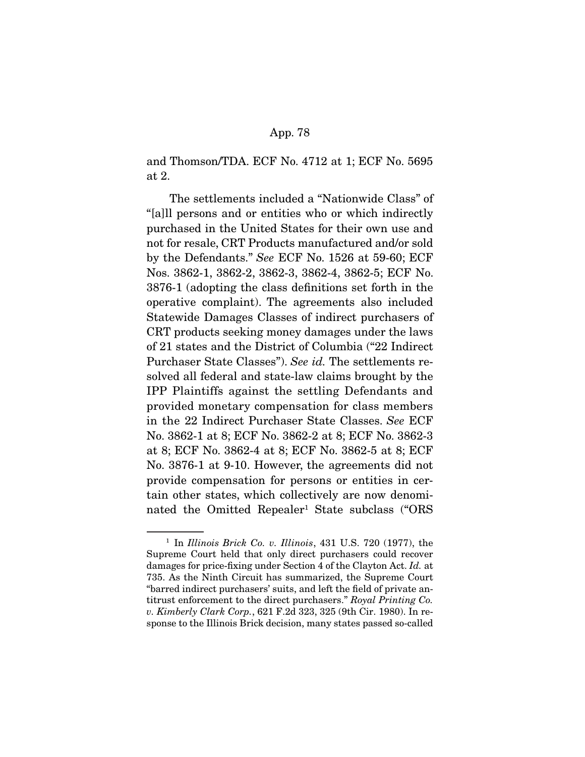and Thomson/TDA. ECF No. 4712 at 1; ECF No. 5695 at 2.

The settlements included a "Nationwide Class" of "[a]ll persons and or entities who or which indirectly purchased in the United States for their own use and not for resale, CRT Products manufactured and/or sold by the Defendants." *See* ECF No. 1526 at 59-60; ECF Nos. 3862-1, 3862-2, 3862-3, 3862-4, 3862-5; ECF No. 3876-1 (adopting the class definitions set forth in the operative complaint). The agreements also included Statewide Damages Classes of indirect purchasers of CRT products seeking money damages under the laws of 21 states and the District of Columbia ("22 Indirect Purchaser State Classes"). *See id.* The settlements resolved all federal and state-law claims brought by the IPP Plaintiffs against the settling Defendants and provided monetary compensation for class members in the 22 Indirect Purchaser State Classes. *See* ECF No. 3862-1 at 8; ECF No. 3862-2 at 8; ECF No. 3862-3 at 8; ECF No. 3862-4 at 8; ECF No. 3862-5 at 8; ECF No. 3876-1 at 9-10. However, the agreements did not provide compensation for persons or entities in certain other states, which collectively are now denominated the Omitted Repealer[1] State subclass ("ORS

---

[1] In *Illinois Brick Co. v. Illinois*, 431 U.S. 720 (1977), the Supreme Court held that only direct purchasers could recover damages for price-fixing under Section 4 of the Clayton Act. *Id.* at 735. As the Ninth Circuit has summarized, the Supreme Court "barred indirect purchasers' suits, and left the field of private antitrust enforcement to the direct purchasers." *Royal Printing Co. v. Kimberly Clark Corp.*, 621 F.2d 323, 325 (9th Cir. 1980). In response to the Illinois Brick decision, many states passed so-called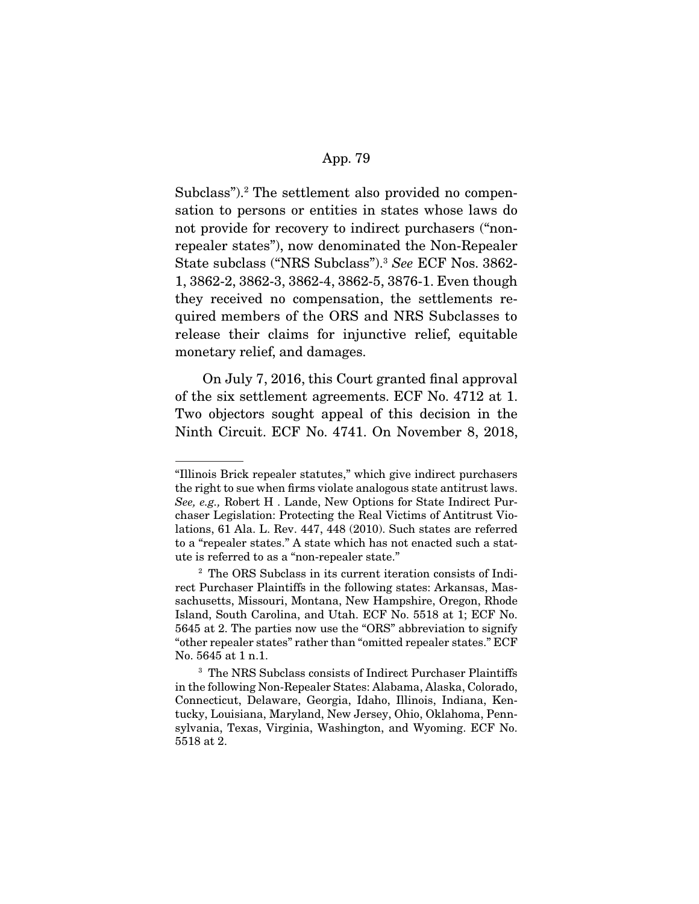Subclass").[2] The settlement also provided no compensation to persons or entities in states whose laws do not provide for recovery to indirect purchasers ("non-repealer states"), now denominated the Non-Repealer State subclass ("NRS Subclass").[3] *See* ECF Nos. 3862-1, 3862-2, 3862-3, 3862-4, 3862-5, 3876-1. Even though they received no compensation, the settlements required members of the ORS and NRS Subclasses to release their claims for injunctive relief, equitable monetary relief, and damages.

On July 7, 2016, this Court granted final approval of the six settlement agreements. ECF No. 4712 at 1. Two objectors sought appeal of this decision in the Ninth Circuit. ECF No. 4741. On November 8, 2018,

---

"Illinois Brick repealer statutes," which give indirect purchasers the right to sue when firms violate analogous state antitrust laws. *See, e.g.,* Robert H . Lande, New Options for State Indirect Purchaser Legislation: Protecting the Real Victims of Antitrust Violations, 61 Ala. L. Rev. 447, 448 (2010). Such states are referred to a "repealer states." A state which has not enacted such a statute is referred to as a "non-repealer state."

[2] The ORS Subclass in its current iteration consists of Indirect Purchaser Plaintiffs in the following states: Arkansas, Massachusetts, Missouri, Montana, New Hampshire, Oregon, Rhode Island, South Carolina, and Utah. ECF No. 5518 at 1; ECF No. 5645 at 2. The parties now use the "ORS" abbreviation to signify "other repealer states" rather than "omitted repealer states." ECF No. 5645 at 1 n.1.

[3] The NRS Subclass consists of Indirect Purchaser Plaintiffs in the following Non-Repealer States: Alabama, Alaska, Colorado, Connecticut, Delaware, Georgia, Idaho, Illinois, Indiana, Kentucky, Louisiana, Maryland, New Jersey, Ohio, Oklahoma, Pennsylvania, Texas, Virginia, Washington, and Wyoming. ECF No. 5518 at 2.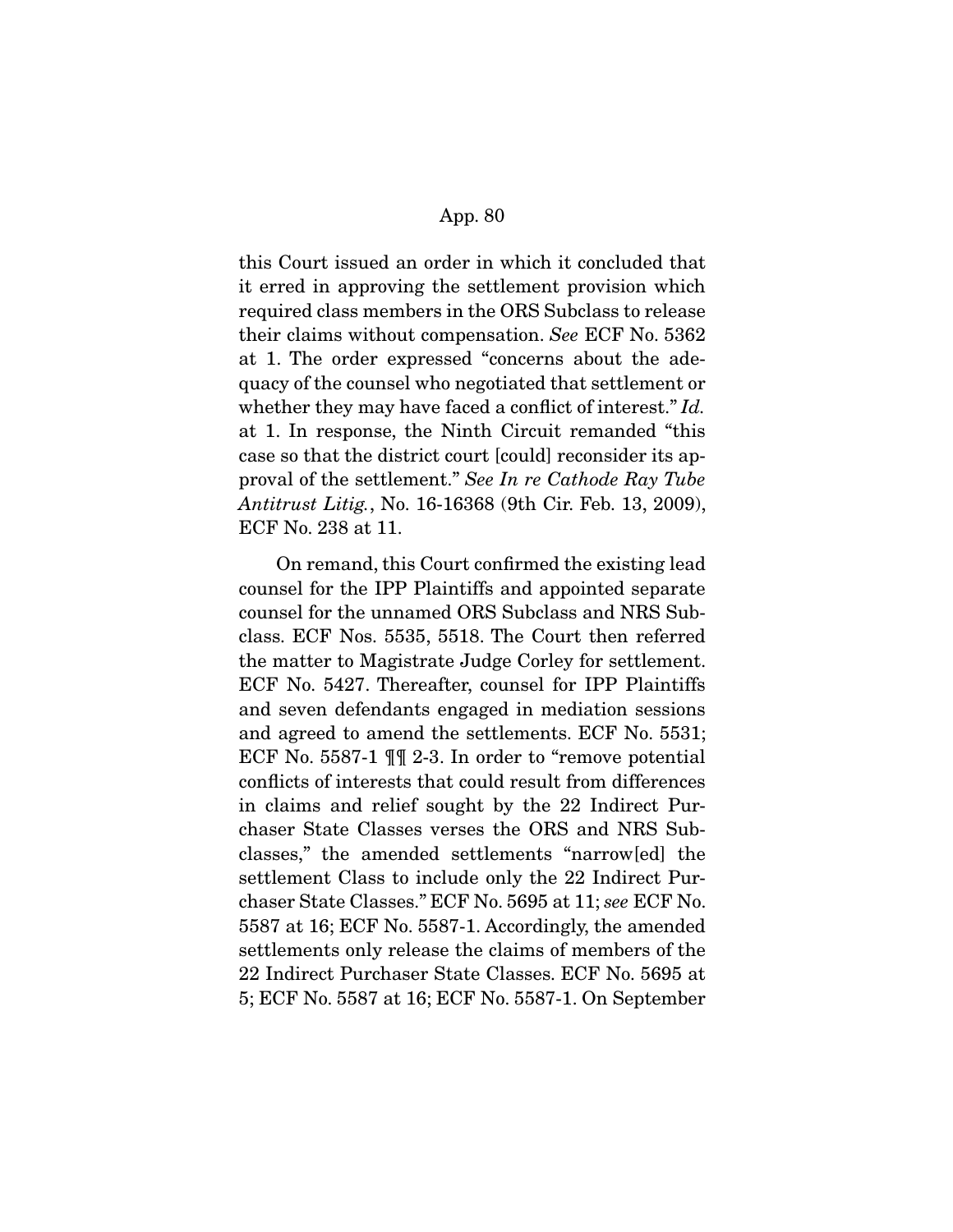this Court issued an order in which it concluded that it erred in approving the settlement provision which required class members in the ORS Subclass to release their claims without compensation. *See* ECF No. 5362 at 1. The order expressed "concerns about the adequacy of the counsel who negotiated that settlement or whether they may have faced a conflict of interest." *Id.* at 1. In response, the Ninth Circuit remanded "this case so that the district court [could] reconsider its approval of the settlement." *See In re Cathode Ray Tube Antitrust Litig.*, No. 16-16368 (9th Cir. Feb. 13, 2009), ECF No. 238 at 11.

On remand, this Court confirmed the existing lead counsel for the IPP Plaintiffs and appointed separate counsel for the unnamed ORS Subclass and NRS Subclass. ECF Nos. 5535, 5518. The Court then referred the matter to Magistrate Judge Corley for settlement. ECF No. 5427. Thereafter, counsel for IPP Plaintiffs and seven defendants engaged in mediation sessions and agreed to amend the settlements. ECF No. 5531; ECF No. 5587-1 ¶¶ 2-3. In order to "remove potential conflicts of interests that could result from differences in claims and relief sought by the 22 Indirect Purchaser State Classes verses the ORS and NRS Subclasses," the amended settlements "narrow[ed] the settlement Class to include only the 22 Indirect Purchaser State Classes." ECF No. 5695 at 11; *see* ECF No. 5587 at 16; ECF No. 5587-1. Accordingly, the amended settlements only release the claims of members of the 22 Indirect Purchaser State Classes. ECF No. 5695 at 5; ECF No. 5587 at 16; ECF No. 5587-1. On September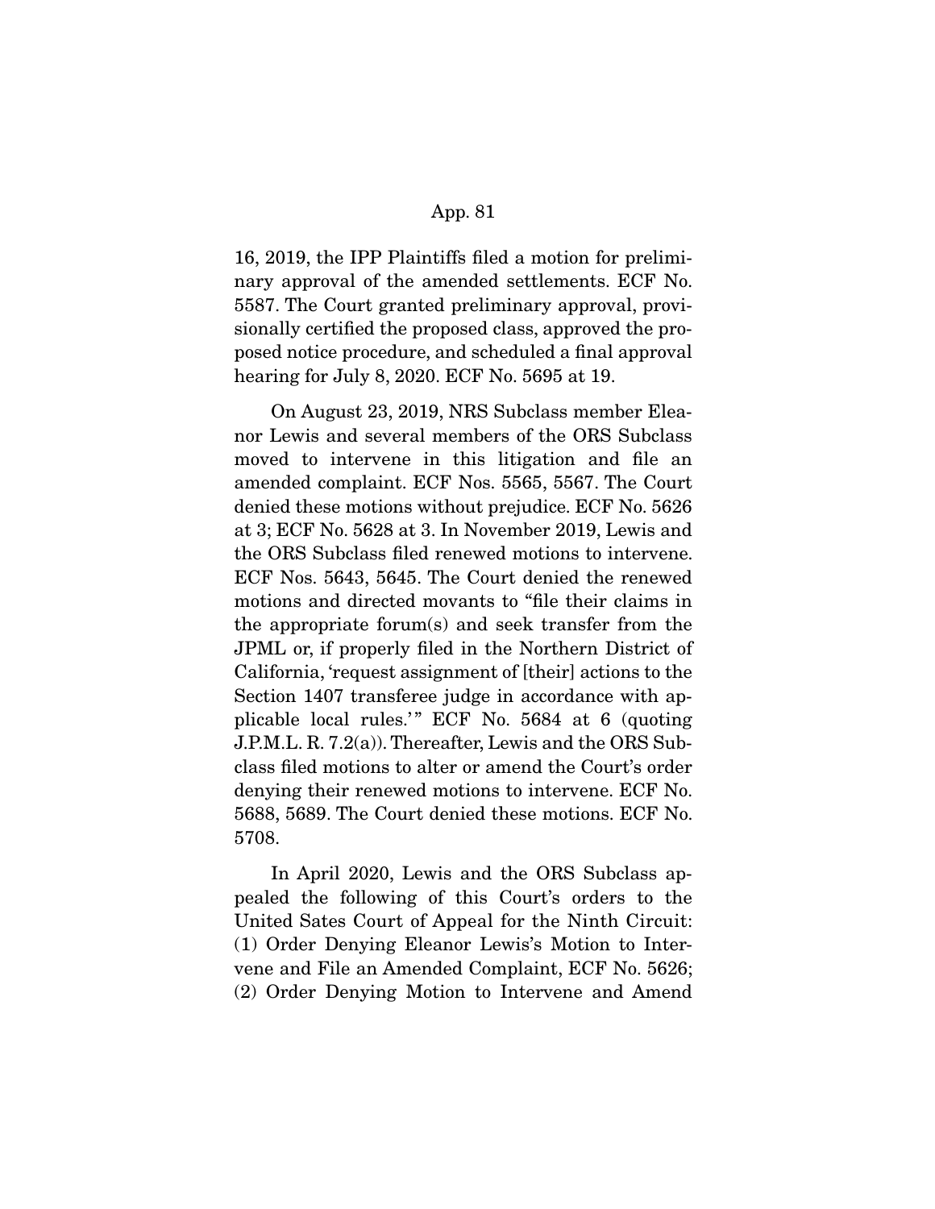16, 2019, the IPP Plaintiffs filed a motion for preliminary approval of the amended settlements. ECF No. 5587. The Court granted preliminary approval, provisionally certified the proposed class, approved the proposed notice procedure, and scheduled a final approval hearing for July 8, 2020. ECF No. 5695 at 19.

On August 23, 2019, NRS Subclass member Eleanor Lewis and several members of the ORS Subclass moved to intervene in this litigation and file an amended complaint. ECF Nos. 5565, 5567. The Court denied these motions without prejudice. ECF No. 5626 at 3; ECF No. 5628 at 3. In November 2019, Lewis and the ORS Subclass filed renewed motions to intervene. ECF Nos. 5643, 5645. The Court denied the renewed motions and directed movants to "file their claims in the appropriate forum(s) and seek transfer from the JPML or, if properly filed in the Northern District of California, 'request assignment of [their] actions to the Section 1407 transferee judge in accordance with applicable local rules.'" ECF No. 5684 at 6 (quoting J.P.M.L. R. 7.2(a)). Thereafter, Lewis and the ORS Subclass filed motions to alter or amend the Court's order denying their renewed motions to intervene. ECF No. 5688, 5689. The Court denied these motions. ECF No. 5708.

In April 2020, Lewis and the ORS Subclass appealed the following of this Court's orders to the United Sates Court of Appeal for the Ninth Circuit: (1) Order Denying Eleanor Lewis's Motion to Intervene and File an Amended Complaint, ECF No. 5626; (2) Order Denying Motion to Intervene and Amend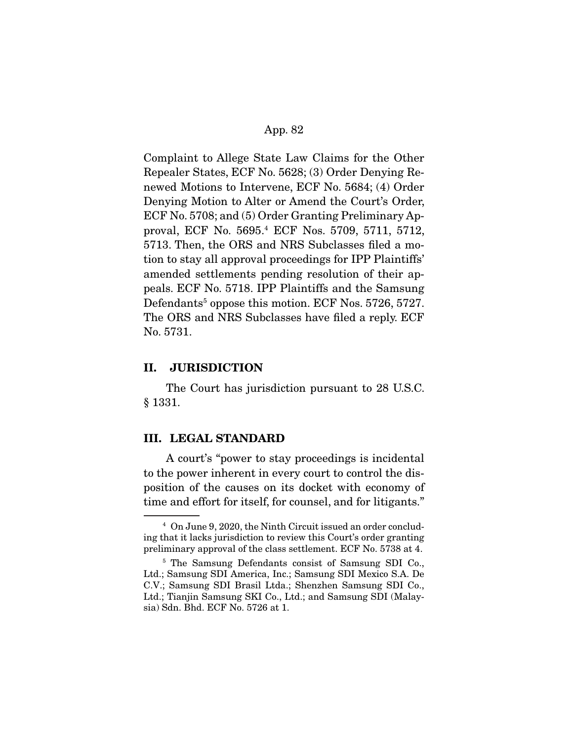Complaint to Allege State Law Claims for the Other Repealer States, ECF No. 5628; (3) Order Denying Renewed Motions to Intervene, ECF No. 5684; (4) Order Denying Motion to Alter or Amend the Court's Order, ECF No. 5708; and (5) Order Granting Preliminary Approval, ECF No. 5695.[4] ECF Nos. 5709, 5711, 5712, 5713. Then, the ORS and NRS Subclasses filed a motion to stay all approval proceedings for IPP Plaintiffs' amended settlements pending resolution of their appeals. ECF No. 5718. IPP Plaintiffs and the Samsung Defendants[5] oppose this motion. ECF Nos. 5726, 5727. The ORS and NRS Subclasses have filed a reply. ECF No. 5731.

## II. JURISDICTION

The Court has jurisdiction pursuant to 28 U.S.C. § 1331.

## III. LEGAL STANDARD

A court's "power to stay proceedings is incidental to the power inherent in every court to control the disposition of the causes on its docket with economy of time and effort for itself, for counsel, and for litigants."

---

[4] On June 9, 2020, the Ninth Circuit issued an order concluding that it lacks jurisdiction to review this Court's order granting preliminary approval of the class settlement. ECF No. 5738 at 4.

[5] The Samsung Defendants consist of Samsung SDI Co., Ltd.; Samsung SDI America, Inc.; Samsung SDI Mexico S.A. De C.V.; Samsung SDI Brasil Ltda.; Shenzhen Samsung SDI Co., Ltd.; Tianjin Samsung SKI Co., Ltd.; and Samsung SDI (Malaysia) Sdn. Bhd. ECF No. 5726 at 1.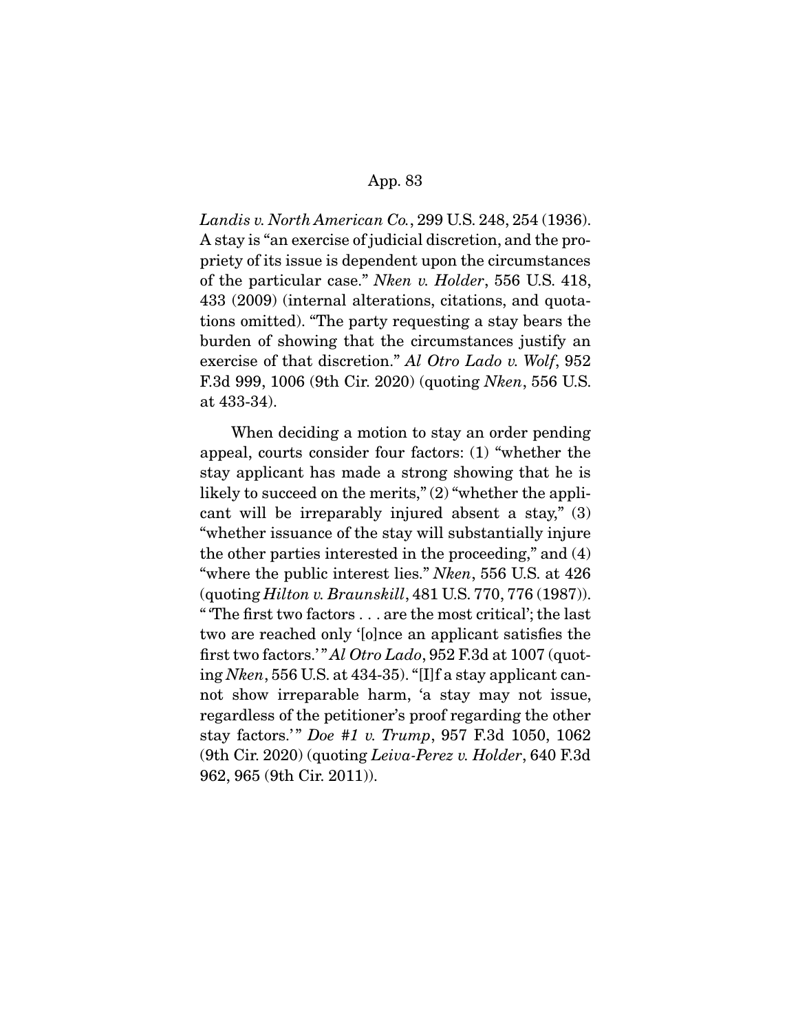*Landis v. North American Co.*, 299 U.S. 248, 254 (1936). A stay is "an exercise of judicial discretion, and the propriety of its issue is dependent upon the circumstances of the particular case." *Nken v. Holder*, 556 U.S. 418, 433 (2009) (internal alterations, citations, and quotations omitted). "The party requesting a stay bears the burden of showing that the circumstances justify an exercise of that discretion." *Al Otro Lado v. Wolf*, 952 F.3d 999, 1006 (9th Cir. 2020) (quoting *Nken*, 556 U.S. at 433-34).

When deciding a motion to stay an order pending appeal, courts consider four factors: (1) "whether the stay applicant has made a strong showing that he is likely to succeed on the merits," (2) "whether the applicant will be irreparably injured absent a stay," (3) "whether issuance of the stay will substantially injure the other parties interested in the proceeding," and (4) "where the public interest lies." *Nken*, 556 U.S. at 426 (quoting *Hilton v. Braunskill*, 481 U.S. 770, 776 (1987)). " 'The first two factors . . . are the most critical'; the last two are reached only '[o]nce an applicant satisfies the first two factors.' " *Al Otro Lado*, 952 F.3d at 1007 (quoting *Nken*, 556 U.S. at 434-35). "[I]f a stay applicant cannot show irreparable harm, 'a stay may not issue, regardless of the petitioner's proof regarding the other stay factors.' " *Doe #1 v. Trump*, 957 F.3d 1050, 1062 (9th Cir. 2020) (quoting *Leiva-Perez v. Holder*, 640 F.3d 962, 965 (9th Cir. 2011)).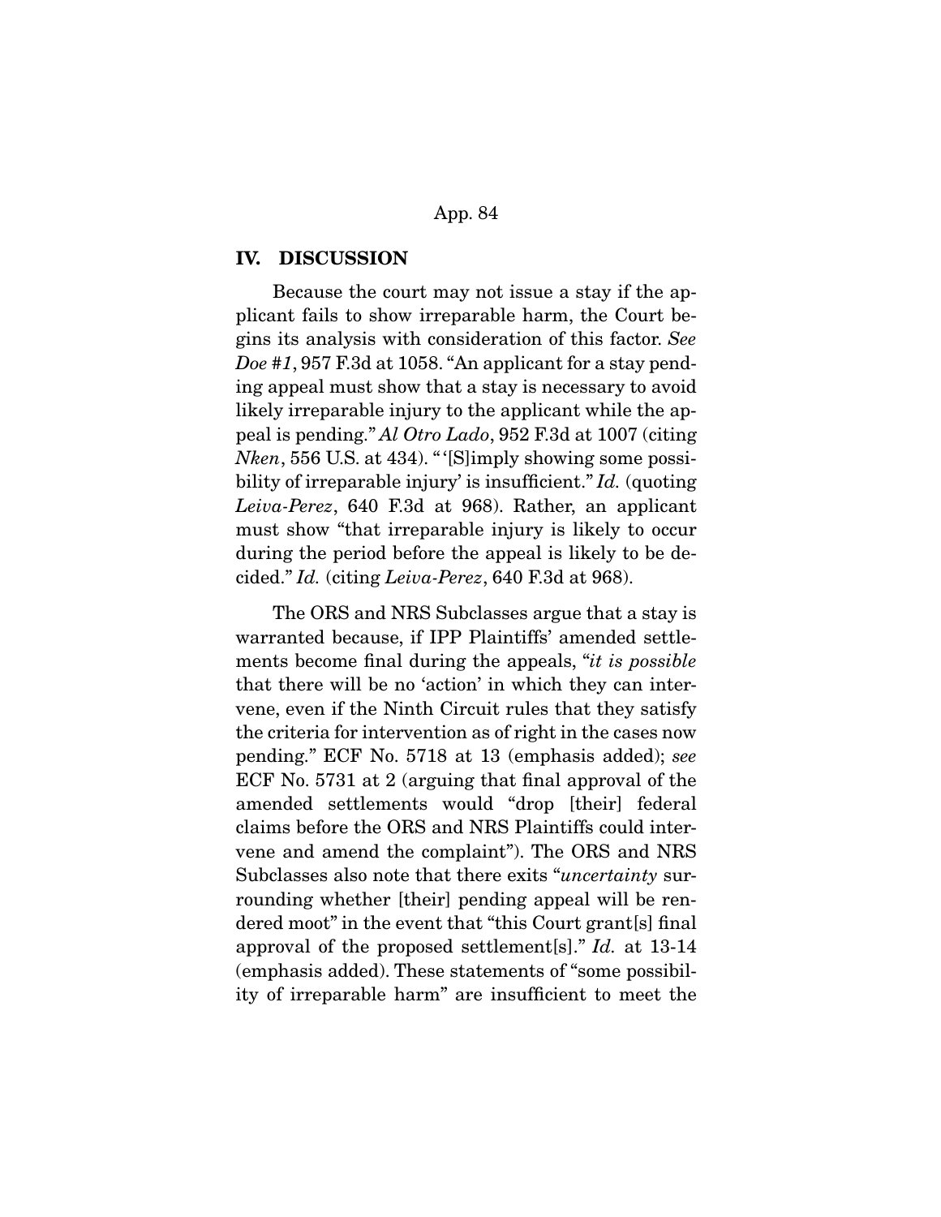## IV. DISCUSSION

Because the court may not issue a stay if the applicant fails to show irreparable harm, the Court begins its analysis with consideration of this factor. *See Doe #1*, 957 F.3d at 1058. "An applicant for a stay pending appeal must show that a stay is necessary to avoid likely irreparable injury to the applicant while the appeal is pending." *Al Otro Lado*, 952 F.3d at 1007 (citing *Nken*, 556 U.S. at 434). " '[S]imply showing some possibility of irreparable injury' is insufficient." *Id.* (quoting *Leiva-Perez*, 640 F.3d at 968). Rather, an applicant must show "that irreparable injury is likely to occur during the period before the appeal is likely to be decided." *Id.* (citing *Leiva-Perez*, 640 F.3d at 968).

The ORS and NRS Subclasses argue that a stay is warranted because, if IPP Plaintiffs' amended settlements become final during the appeals, "*it is possible* that there will be no 'action' in which they can intervene, even if the Ninth Circuit rules that they satisfy the criteria for intervention as of right in the cases now pending." ECF No. 5718 at 13 (emphasis added); *see* ECF No. 5731 at 2 (arguing that final approval of the amended settlements would "drop [their] federal claims before the ORS and NRS Plaintiffs could intervene and amend the complaint"). The ORS and NRS Subclasses also note that there exits "*uncertainty* surrounding whether [their] pending appeal will be rendered moot" in the event that "this Court grant[s] final approval of the proposed settlement[s]." *Id.* at 13-14 (emphasis added). These statements of "some possibility of irreparable harm" are insufficient to meet the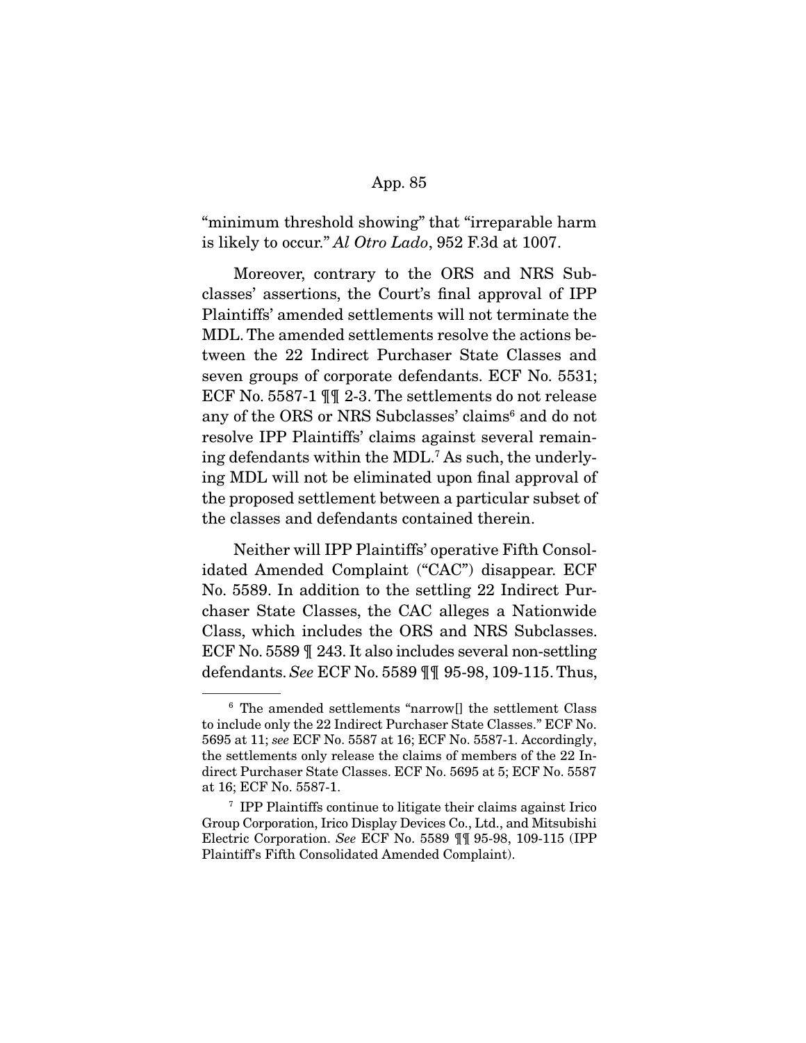"minimum threshold showing" that "irreparable harm is likely to occur." *Al Otro Lado*, 952 F.3d at 1007.

Moreover, contrary to the ORS and NRS Subclasses' assertions, the Court's final approval of IPP Plaintiffs' amended settlements will not terminate the MDL. The amended settlements resolve the actions between the 22 Indirect Purchaser State Classes and seven groups of corporate defendants. ECF No. 5531; ECF No. 5587-1 ¶¶ 2-3. The settlements do not release any of the ORS or NRS Subclasses' claims[6] and do not resolve IPP Plaintiffs' claims against several remaining defendants within the MDL.[7] As such, the underlying MDL will not be eliminated upon final approval of the proposed settlement between a particular subset of the classes and defendants contained therein.

Neither will IPP Plaintiffs' operative Fifth Consolidated Amended Complaint ("CAC") disappear. ECF No. 5589. In addition to the settling 22 Indirect Purchaser State Classes, the CAC alleges a Nationwide Class, which includes the ORS and NRS Subclasses. ECF No. 5589 ¶ 243. It also includes several non-settling defendants. *See* ECF No. 5589 ¶¶ 95-98, 109-115. Thus,

---

[6] The amended settlements "narrow[] the settlement Class to include only the 22 Indirect Purchaser State Classes." ECF No. 5695 at 11; *see* ECF No. 5587 at 16; ECF No. 5587-1. Accordingly, the settlements only release the claims of members of the 22 Indirect Purchaser State Classes. ECF No. 5695 at 5; ECF No. 5587 at 16; ECF No. 5587-1.

[7] IPP Plaintiffs continue to litigate their claims against Irico Group Corporation, Irico Display Devices Co., Ltd., and Mitsubishi Electric Corporation. *See* ECF No. 5589 ¶¶ 95-98, 109-115 (IPP Plaintiff's Fifth Consolidated Amended Complaint).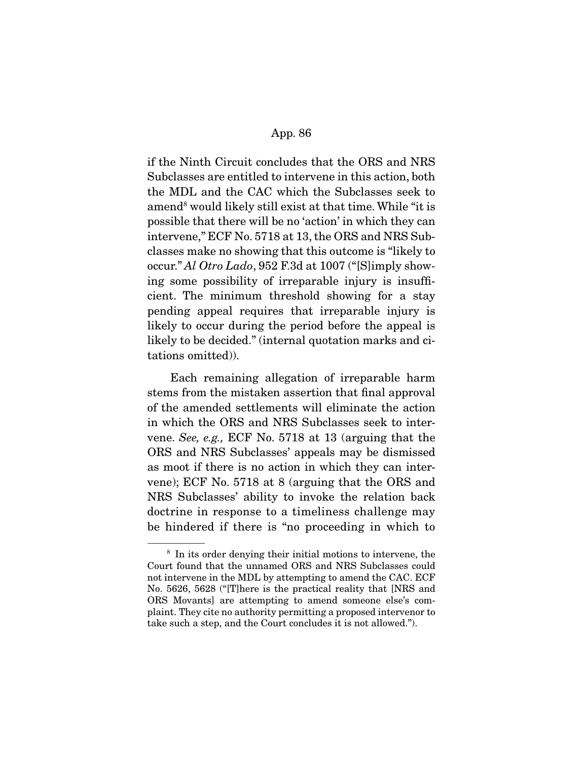if the Ninth Circuit concludes that the ORS and NRS Subclasses are entitled to intervene in this action, both the MDL and the CAC which the Subclasses seek to amend[8] would likely still exist at that time. While "it is possible that there will be no 'action' in which they can intervene," ECF No. 5718 at 13, the ORS and NRS Subclasses make no showing that this outcome is "likely to occur." *Al Otro Lado*, 952 F.3d at 1007 ("[S]imply showing some possibility of irreparable injury is insufficient. The minimum threshold showing for a stay pending appeal requires that irreparable injury is likely to occur during the period before the appeal is likely to be decided." (internal quotation marks and citations omitted)).

Each remaining allegation of irreparable harm stems from the mistaken assertion that final approval of the amended settlements will eliminate the action in which the ORS and NRS Subclasses seek to intervene. *See, e.g.,* ECF No. 5718 at 13 (arguing that the ORS and NRS Subclasses' appeals may be dismissed as moot if there is no action in which they can intervene); ECF No. 5718 at 8 (arguing that the ORS and NRS Subclasses' ability to invoke the relation back doctrine in response to a timeliness challenge may be hindered if there is "no proceeding in which to

---

[8] In its order denying their initial motions to intervene, the Court found that the unnamed ORS and NRS Subclasses could not intervene in the MDL by attempting to amend the CAC. ECF No. 5626, 5628 ("[T]here is the practical reality that [NRS and ORS Movants] are attempting to amend someone else's complaint. They cite no authority permitting a proposed intervenor to take such a step, and the Court concludes it is not allowed.").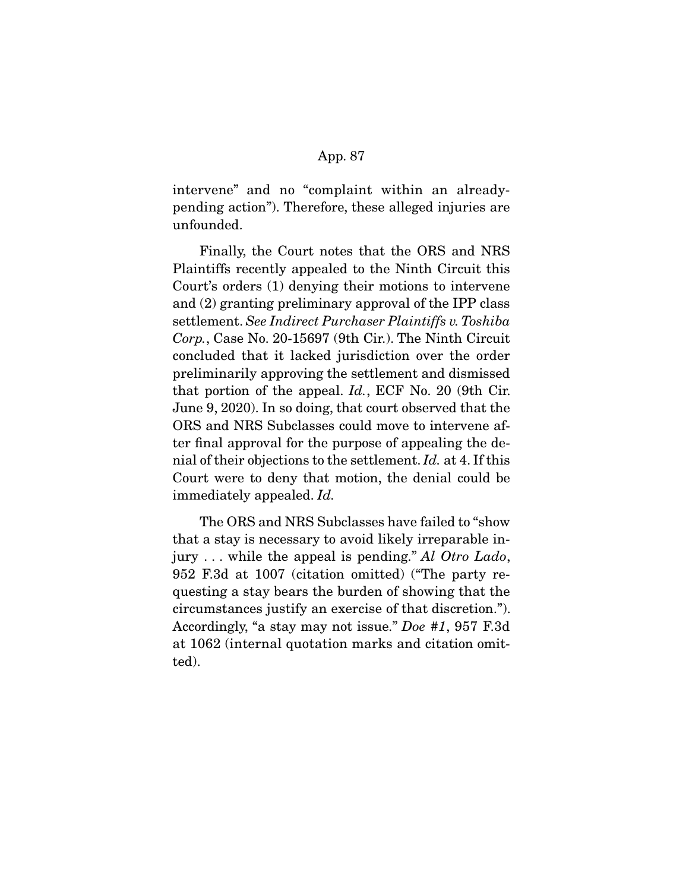intervene" and no "complaint within an already-pending action"). Therefore, these alleged injuries are unfounded.

Finally, the Court notes that the ORS and NRS Plaintiffs recently appealed to the Ninth Circuit this Court's orders (1) denying their motions to intervene and (2) granting preliminary approval of the IPP class settlement. *See Indirect Purchaser Plaintiffs v. Toshiba Corp.*, Case No. 20-15697 (9th Cir.). The Ninth Circuit concluded that it lacked jurisdiction over the order preliminarily approving the settlement and dismissed that portion of the appeal. *Id.*, ECF No. 20 (9th Cir. June 9, 2020). In so doing, that court observed that the ORS and NRS Subclasses could move to intervene after final approval for the purpose of appealing the denial of their objections to the settlement. *Id.* at 4. If this Court were to deny that motion, the denial could be immediately appealed. *Id.*

The ORS and NRS Subclasses have failed to "show that a stay is necessary to avoid likely irreparable injury . . . while the appeal is pending." *Al Otro Lado*, 952 F.3d at 1007 (citation omitted) ("The party requesting a stay bears the burden of showing that the circumstances justify an exercise of that discretion."). Accordingly, "a stay may not issue." *Doe #1*, 957 F.3d at 1062 (internal quotation marks and citation omitted).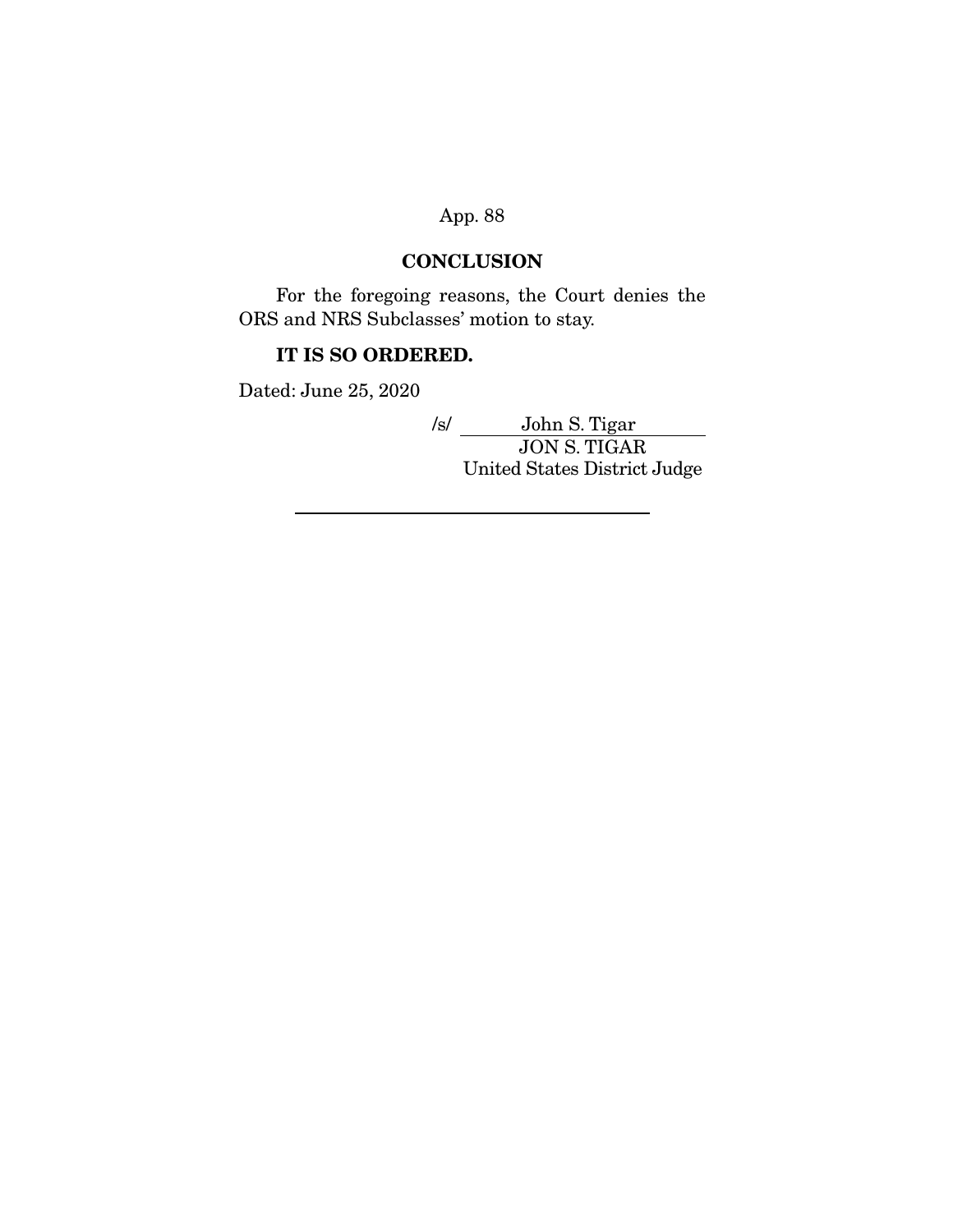## CONCLUSION

For the foregoing reasons, the Court denies the ORS and NRS Subclasses' motion to stay.

**IT IS SO ORDERED.**

Dated: June 25, 2020

/s/ John S. Tigar
JON S. TIGAR
United States District Judge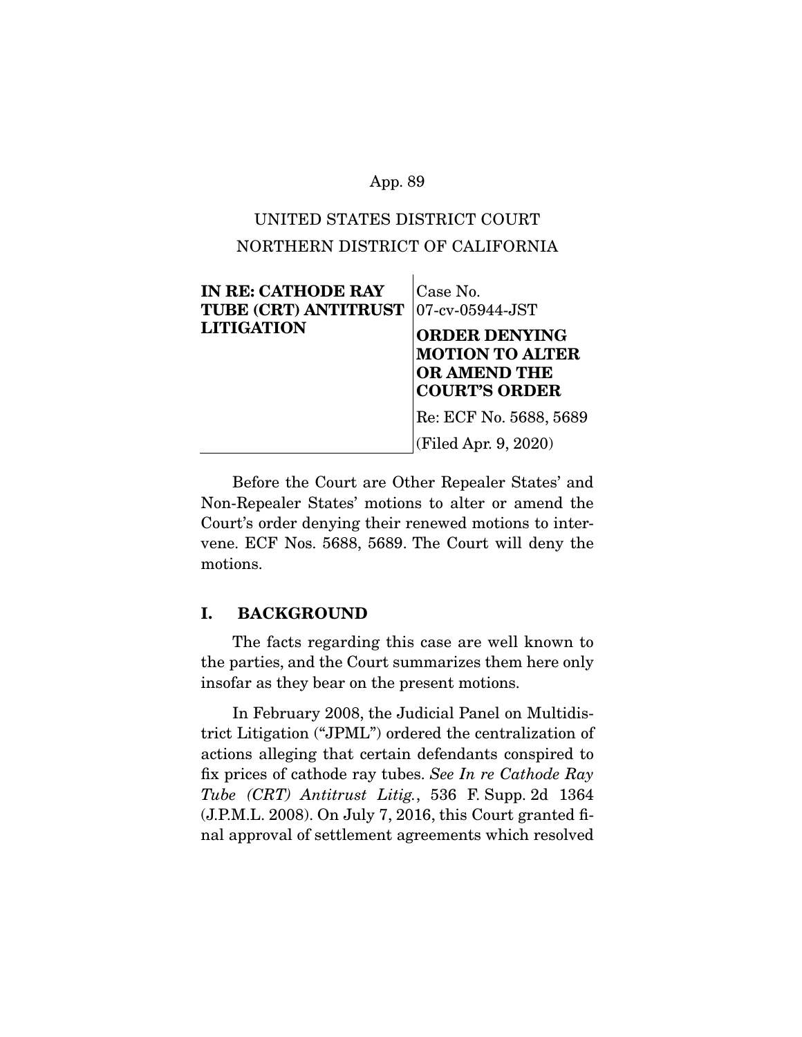UNITED STATES DISTRICT COURT
NORTHERN DISTRICT OF CALIFORNIA

| **IN RE: CATHODE RAY TUBE (CRT) ANTITRUST LITIGATION** | Case No. 07-cv-05944-JST |
| --- | --- |
| | **ORDER DENYING MOTION TO ALTER OR AMEND THE COURT'S ORDER** |
| | Re: ECF No. 5688, 5689 |
| | (Filed Apr. 9, 2020) |

Before the Court are Other Repealer States' and Non-Repealer States' motions to alter or amend the Court's order denying their renewed motions to intervene. ECF Nos. 5688, 5689. The Court will deny the motions.

## I. BACKGROUND

The facts regarding this case are well known to the parties, and the Court summarizes them here only insofar as they bear on the present motions.

In February 2008, the Judicial Panel on Multidistrict Litigation ("JPML") ordered the centralization of actions alleging that certain defendants conspired to fix prices of cathode ray tubes. *See In re Cathode Ray Tube (CRT) Antitrust Litig.*, 536 F. Supp. 2d 1364 (J.P.M.L. 2008). On July 7, 2016, this Court granted final approval of settlement agreements which resolved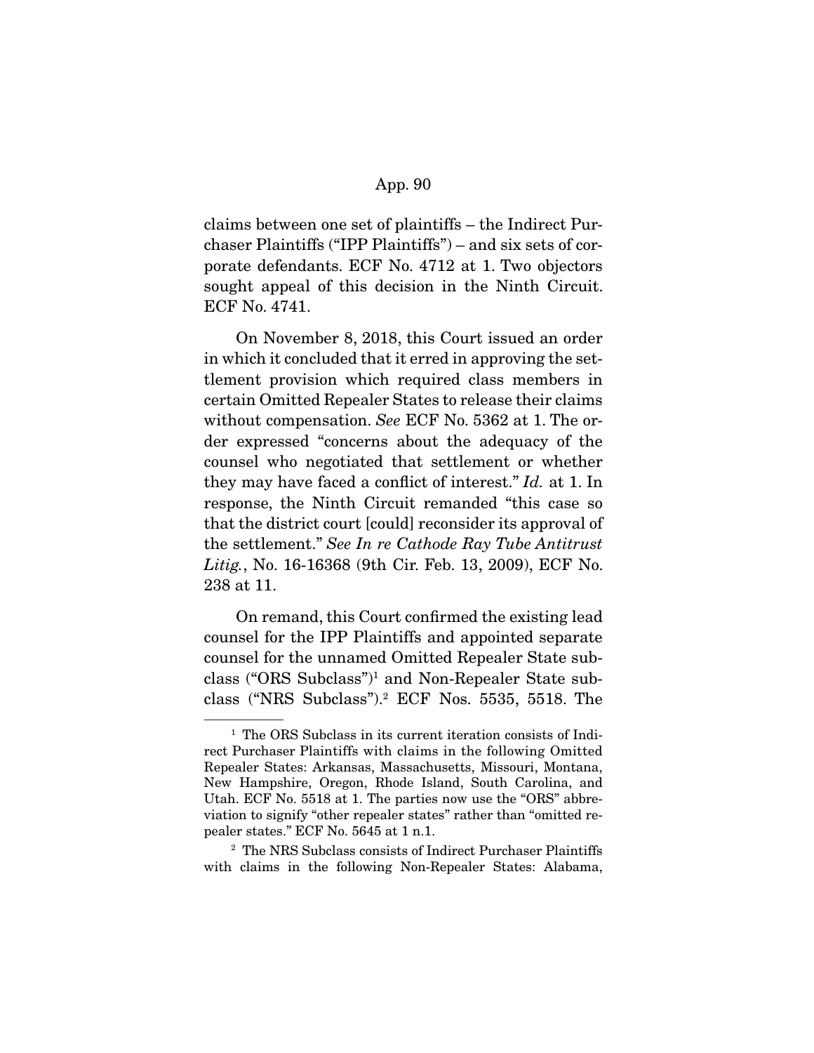claims between one set of plaintiffs – the Indirect Purchaser Plaintiffs ("IPP Plaintiffs") – and six sets of corporate defendants. ECF No. 4712 at 1. Two objectors sought appeal of this decision in the Ninth Circuit. ECF No. 4741.

On November 8, 2018, this Court issued an order in which it concluded that it erred in approving the settlement provision which required class members in certain Omitted Repealer States to release their claims without compensation. *See* ECF No. 5362 at 1. The order expressed "concerns about the adequacy of the counsel who negotiated that settlement or whether they may have faced a conflict of interest." *Id.* at 1. In response, the Ninth Circuit remanded "this case so that the district court [could] reconsider its approval of the settlement." *See In re Cathode Ray Tube Antitrust Litig.*, No. 16-16368 (9th Cir. Feb. 13, 2009), ECF No. 238 at 11.

On remand, this Court confirmed the existing lead counsel for the IPP Plaintiffs and appointed separate counsel for the unnamed Omitted Repealer State subclass ("ORS Subclass")[1] and Non-Repealer State subclass ("NRS Subclass").[2] ECF Nos. 5535, 5518. The

---

[1] The ORS Subclass in its current iteration consists of Indirect Purchaser Plaintiffs with claims in the following Omitted Repealer States: Arkansas, Massachusetts, Missouri, Montana, New Hampshire, Oregon, Rhode Island, South Carolina, and Utah. ECF No. 5518 at 1. The parties now use the "ORS" abbreviation to signify "other repealer states" rather than "omitted repealer states." ECF No. 5645 at 1 n.1.

[2] The NRS Subclass consists of Indirect Purchaser Plaintiffs with claims in the following Non-Repealer States: Alabama,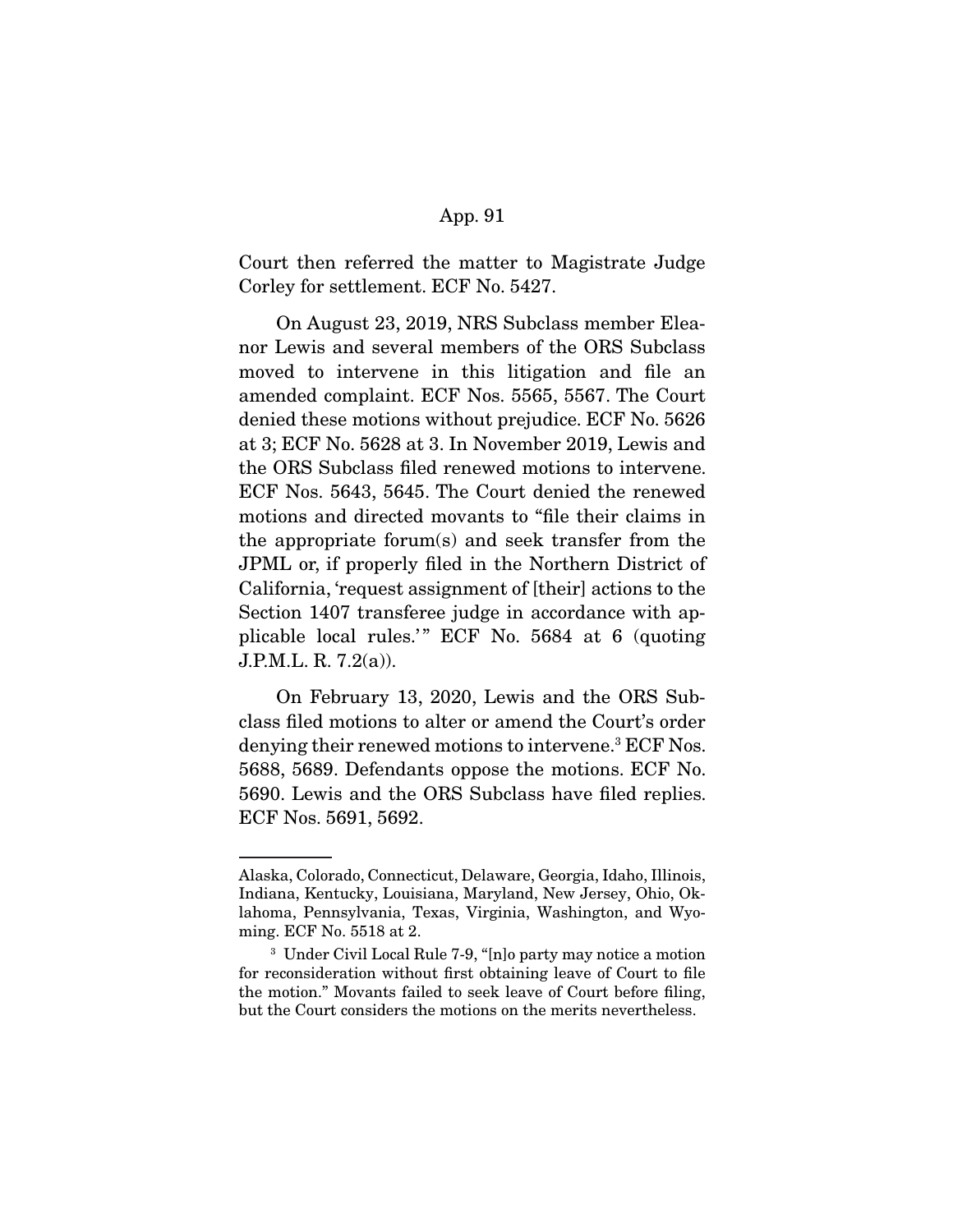Court then referred the matter to Magistrate Judge Corley for settlement. ECF No. 5427.

On August 23, 2019, NRS Subclass member Eleanor Lewis and several members of the ORS Subclass moved to intervene in this litigation and file an amended complaint. ECF Nos. 5565, 5567. The Court denied these motions without prejudice. ECF No. 5626 at 3; ECF No. 5628 at 3. In November 2019, Lewis and the ORS Subclass filed renewed motions to intervene. ECF Nos. 5643, 5645. The Court denied the renewed motions and directed movants to "file their claims in the appropriate forum(s) and seek transfer from the JPML or, if properly filed in the Northern District of California, 'request assignment of [their] actions to the Section 1407 transferee judge in accordance with applicable local rules.'" ECF No. 5684 at 6 (quoting J.P.M.L. R. 7.2(a)).

On February 13, 2020, Lewis and the ORS Subclass filed motions to alter or amend the Court's order denying their renewed motions to intervene.[3] ECF Nos. 5688, 5689. Defendants oppose the motions. ECF No. 5690. Lewis and the ORS Subclass have filed replies. ECF Nos. 5691, 5692.

---

Alaska, Colorado, Connecticut, Delaware, Georgia, Idaho, Illinois, Indiana, Kentucky, Louisiana, Maryland, New Jersey, Ohio, Oklahoma, Pennsylvania, Texas, Virginia, Washington, and Wyoming. ECF No. 5518 at 2.

[3] Under Civil Local Rule 7-9, "[n]o party may notice a motion for reconsideration without first obtaining leave of Court to file the motion." Movants failed to seek leave of Court before filing, but the Court considers the motions on the merits nevertheless.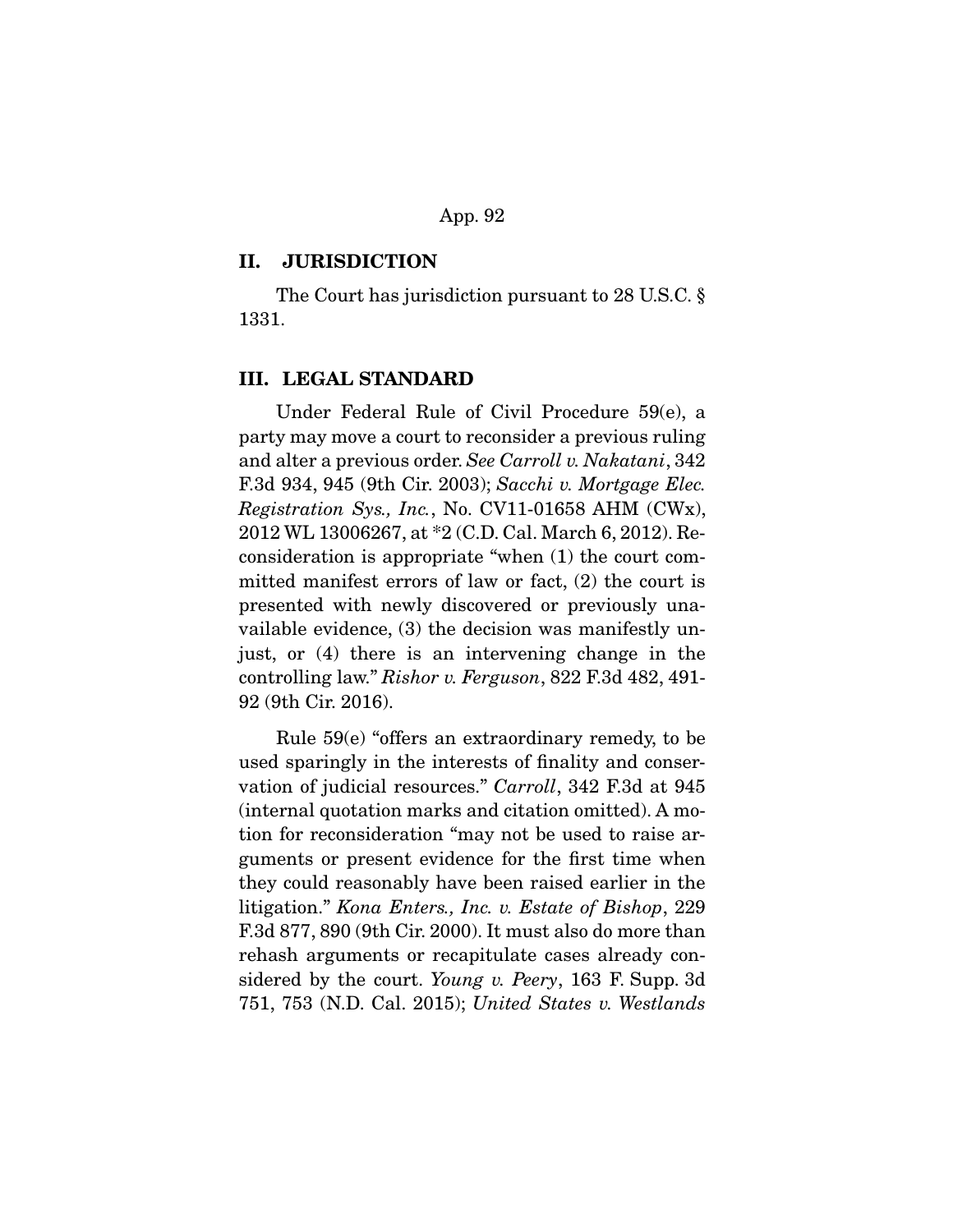## II. JURISDICTION

The Court has jurisdiction pursuant to 28 U.S.C. § 1331.

## III. LEGAL STANDARD

Under Federal Rule of Civil Procedure 59(e), a party may move a court to reconsider a previous ruling and alter a previous order. *See Carroll v. Nakatani*, 342 F.3d 934, 945 (9th Cir. 2003); *Sacchi v. Mortgage Elec. Registration Sys., Inc.*, No. CV11-01658 AHM (CWx), 2012 WL 13006267, at *2 (C.D. Cal. March 6, 2012). Reconsideration is appropriate "when (1) the court committed manifest errors of law or fact, (2) the court is presented with newly discovered or previously unavailable evidence, (3) the decision was manifestly unjust, or (4) there is an intervening change in the controlling law." *Rishor v. Ferguson*, 822 F.3d 482, 491-92 (9th Cir. 2016).

Rule 59(e) "offers an extraordinary remedy, to be used sparingly in the interests of finality and conservation of judicial resources." *Carroll*, 342 F.3d at 945 (internal quotation marks and citation omitted). A motion for reconsideration "may not be used to raise arguments or present evidence for the first time when they could reasonably have been raised earlier in the litigation." *Kona Enters., Inc. v. Estate of Bishop*, 229 F.3d 877, 890 (9th Cir. 2000). It must also do more than rehash arguments or recapitulate cases already considered by the court. *Young v. Peery*, 163 F. Supp. 3d 751, 753 (N.D. Cal. 2015); *United States v. Westlands*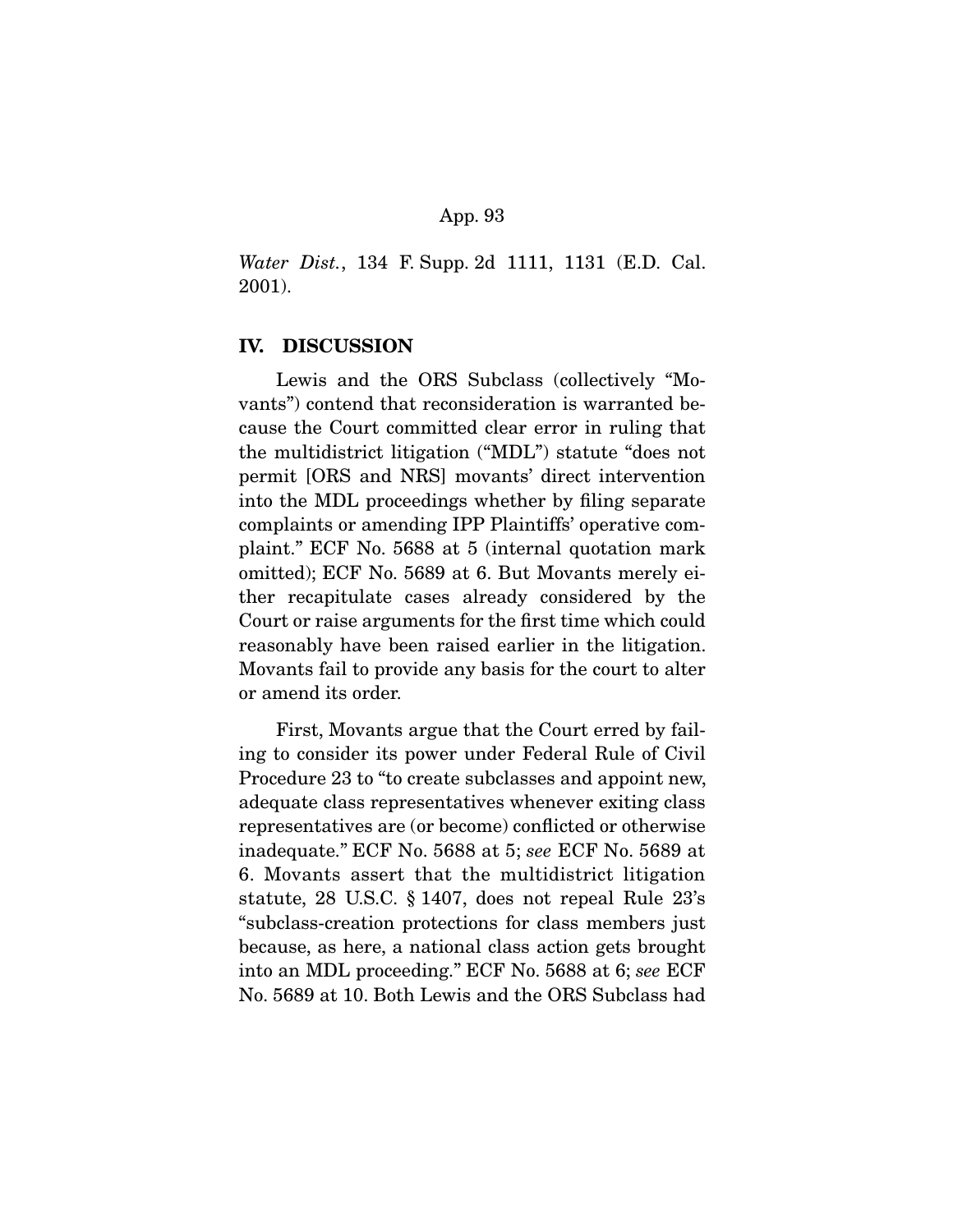*Water Dist.*, 134 F. Supp. 2d 1111, 1131 (E.D. Cal. 2001).

## IV. DISCUSSION

Lewis and the ORS Subclass (collectively "Movants") contend that reconsideration is warranted because the Court committed clear error in ruling that the multidistrict litigation ("MDL") statute "does not permit [ORS and NRS] movants' direct intervention into the MDL proceedings whether by filing separate complaints or amending IPP Plaintiffs' operative complaint." ECF No. 5688 at 5 (internal quotation mark omitted); ECF No. 5689 at 6. But Movants merely either recapitulate cases already considered by the Court or raise arguments for the first time which could reasonably have been raised earlier in the litigation. Movants fail to provide any basis for the court to alter or amend its order.

First, Movants argue that the Court erred by failing to consider its power under Federal Rule of Civil Procedure 23 to "to create subclasses and appoint new, adequate class representatives whenever exiting class representatives are (or become) conflicted or otherwise inadequate." ECF No. 5688 at 5; *see* ECF No. 5689 at 6. Movants assert that the multidistrict litigation statute, 28 U.S.C. § 1407, does not repeal Rule 23's "subclass-creation protections for class members just because, as here, a national class action gets brought into an MDL proceeding." ECF No. 5688 at 6; *see* ECF No. 5689 at 10. Both Lewis and the ORS Subclass had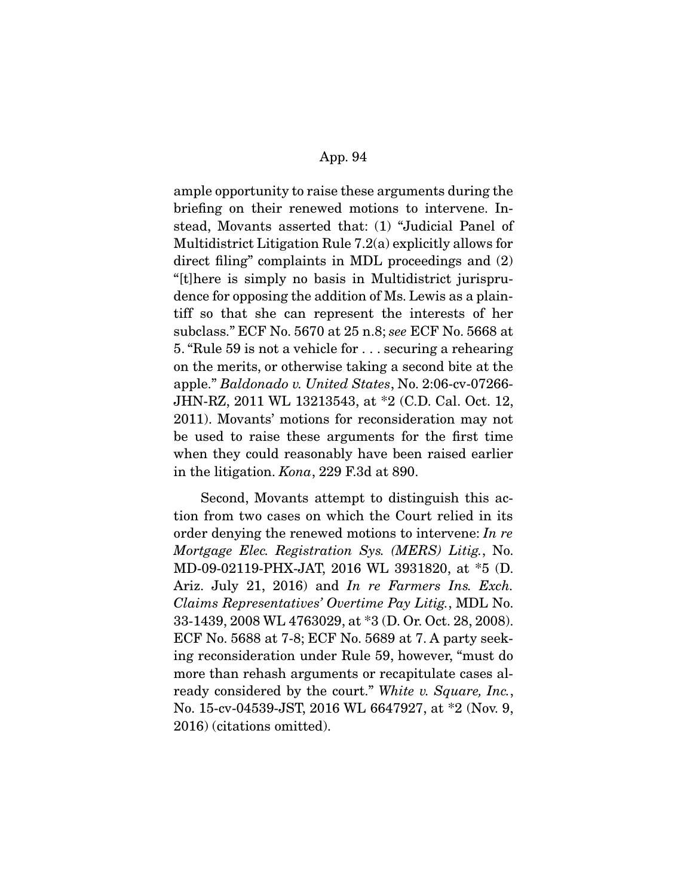ample opportunity to raise these arguments during the briefing on their renewed motions to intervene. Instead, Movants asserted that: (1) "Judicial Panel of Multidistrict Litigation Rule 7.2(a) explicitly allows for direct filing" complaints in MDL proceedings and (2) "[t]here is simply no basis in Multidistrict jurisprudence for opposing the addition of Ms. Lewis as a plaintiff so that she can represent the interests of her subclass." ECF No. 5670 at 25 n.8; *see* ECF No. 5668 at 5. "Rule 59 is not a vehicle for . . . securing a rehearing on the merits, or otherwise taking a second bite at the apple." *Baldonado v. United States*, No. 2:06-cv-07266-JHN-RZ, 2011 WL 13213543, at *2 (C.D. Cal. Oct. 12, 2011). Movants' motions for reconsideration may not be used to raise these arguments for the first time when they could reasonably have been raised earlier in the litigation. *Kona*, 229 F.3d at 890.

Second, Movants attempt to distinguish this action from two cases on which the Court relied in its order denying the renewed motions to intervene: *In re Mortgage Elec. Registration Sys. (MERS) Litig.*, No. MD-09-02119-PHX-JAT, 2016 WL 3931820, at *5 (D. Ariz. July 21, 2016) and *In re Farmers Ins. Exch. Claims Representatives' Overtime Pay Litig.*, MDL No. 33-1439, 2008 WL 4763029, at *3 (D. Or. Oct. 28, 2008). ECF No. 5688 at 7-8; ECF No. 5689 at 7. A party seeking reconsideration under Rule 59, however, "must do more than rehash arguments or recapitulate cases already considered by the court." *White v. Square, Inc.*, No. 15-cv-04539-JST, 2016 WL 6647927, at *2 (Nov. 9, 2016) (citations omitted).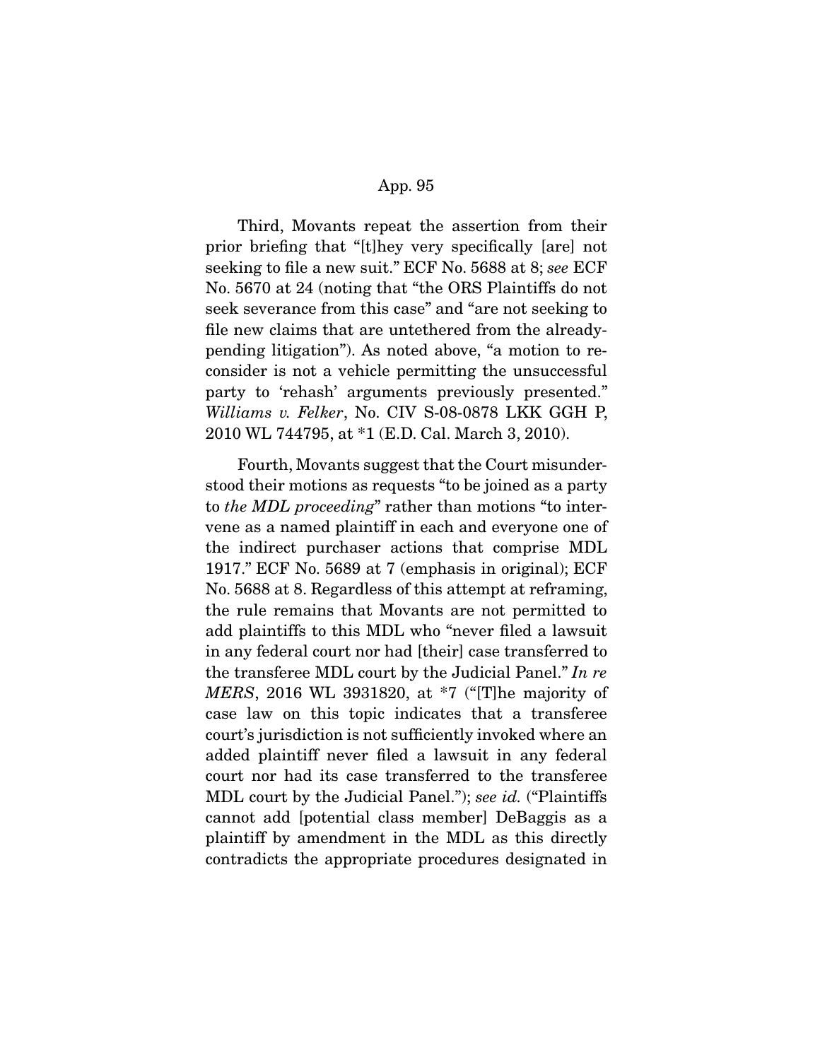Third, Movants repeat the assertion from their prior briefing that "[t]hey very specifically [are] not seeking to file a new suit." ECF No. 5688 at 8; *see* ECF No. 5670 at 24 (noting that "the ORS Plaintiffs do not seek severance from this case" and "are not seeking to file new claims that are untethered from the already-pending litigation"). As noted above, "a motion to reconsider is not a vehicle permitting the unsuccessful party to 'rehash' arguments previously presented." *Williams v. Felker*, No. CIV S-08-0878 LKK GGH P, 2010 WL 744795, at *1 (E.D. Cal. March 3, 2010).

Fourth, Movants suggest that the Court misunderstood their motions as requests "to be joined as a party to *the MDL proceeding*" rather than motions "to intervene as a named plaintiff in each and everyone one of the indirect purchaser actions that comprise MDL 1917." ECF No. 5689 at 7 (emphasis in original); ECF No. 5688 at 8. Regardless of this attempt at reframing, the rule remains that Movants are not permitted to add plaintiffs to this MDL who "never filed a lawsuit in any federal court nor had [their] case transferred to the transferee MDL court by the Judicial Panel." *In re MERS*, 2016 WL 3931820, at *7 ("[T]he majority of case law on this topic indicates that a transferee court's jurisdiction is not sufficiently invoked where an added plaintiff never filed a lawsuit in any federal court nor had its case transferred to the transferee MDL court by the Judicial Panel."); *see id.* ("Plaintiffs cannot add [potential class member] DeBaggis as a plaintiff by amendment in the MDL as this directly contradicts the appropriate procedures designated in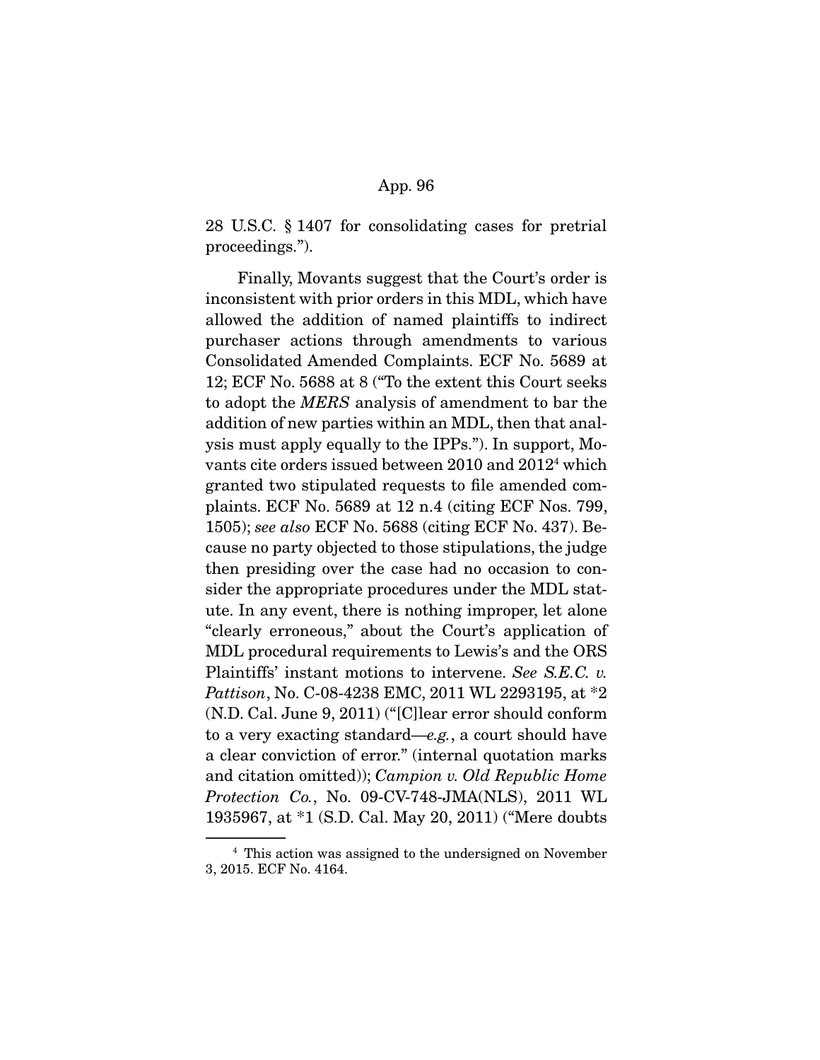28 U.S.C. § 1407 for consolidating cases for pretrial proceedings.").

Finally, Movants suggest that the Court's order is inconsistent with prior orders in this MDL, which have allowed the addition of named plaintiffs to indirect purchaser actions through amendments to various Consolidated Amended Complaints. ECF No. 5689 at 12; ECF No. 5688 at 8 ("To the extent this Court seeks to adopt the *MERS* analysis of amendment to bar the addition of new parties within an MDL, then that analysis must apply equally to the IPPs."). In support, Movants cite orders issued between 2010 and 2012[4] which granted two stipulated requests to file amended complaints. ECF No. 5689 at 12 n.4 (citing ECF Nos. 799, 1505); *see also* ECF No. 5688 (citing ECF No. 437). Because no party objected to those stipulations, the judge then presiding over the case had no occasion to consider the appropriate procedures under the MDL statute. In any event, there is nothing improper, let alone "clearly erroneous," about the Court's application of MDL procedural requirements to Lewis's and the ORS Plaintiffs' instant motions to intervene. *See S.E.C. v. Pattison*, No. C-08-4238 EMC, 2011 WL 2293195, at *2 (N.D. Cal. June 9, 2011) ("[C]lear error should conform to a very exacting standard—*e.g.*, a court should have a clear conviction of error." (internal quotation marks and citation omitted)); *Campion v. Old Republic Home Protection Co.*, No. 09-CV-748-JMA(NLS), 2011 WL 1935967, at *1 (S.D. Cal. May 20, 2011) ("Mere doubts

---

[4] This action was assigned to the undersigned on November 3, 2015. ECF No. 4164.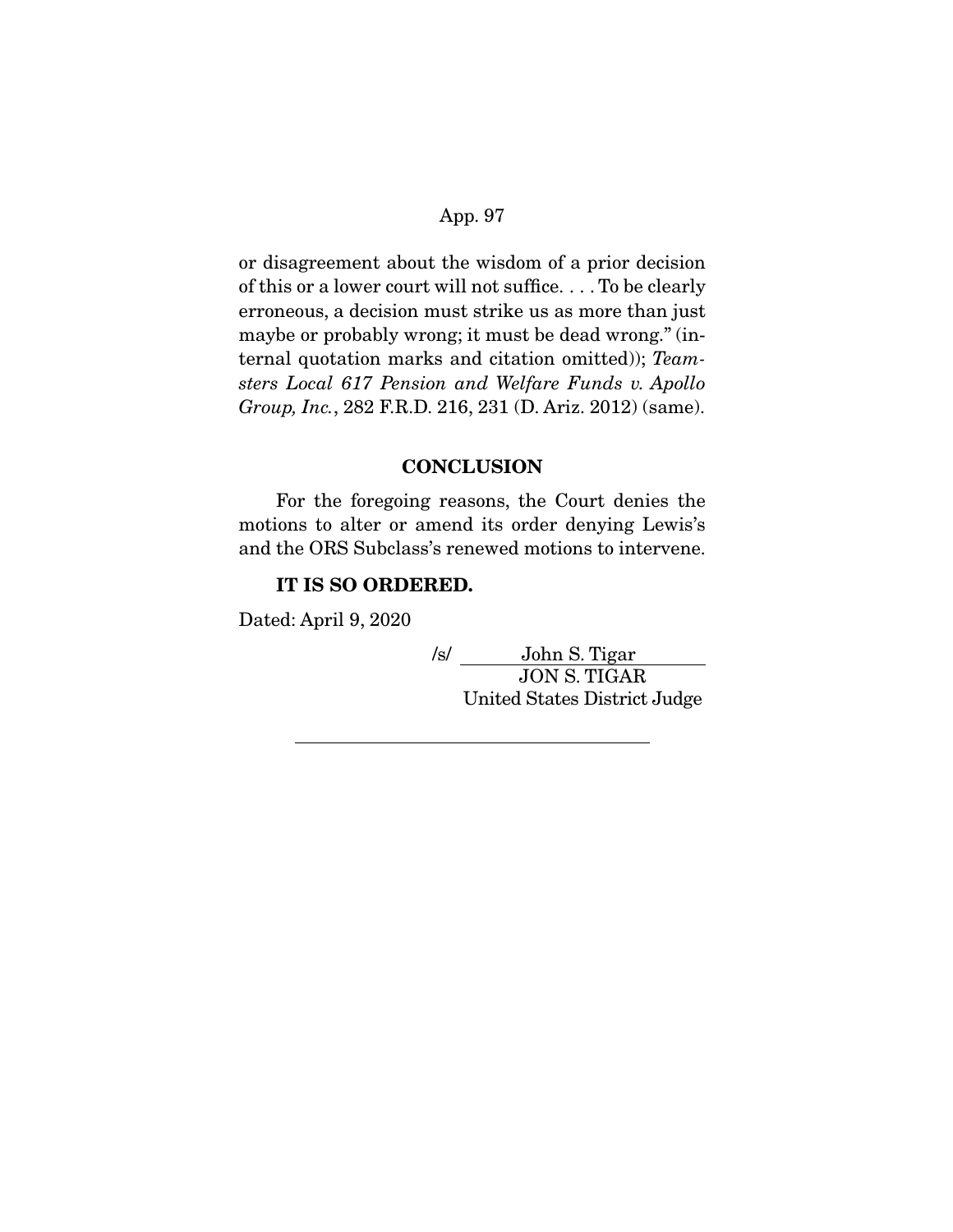or disagreement about the wisdom of a prior decision of this or a lower court will not suffice. . . . To be clearly erroneous, a decision must strike us as more than just maybe or probably wrong; it must be dead wrong." (internal quotation marks and citation omitted)); *Teamsters Local 617 Pension and Welfare Funds v. Apollo Group, Inc.*, 282 F.R.D. 216, 231 (D. Ariz. 2012) (same).

## CONCLUSION

For the foregoing reasons, the Court denies the motions to alter or amend its order denying Lewis's and the ORS Subclass's renewed motions to intervene.

**IT IS SO ORDERED.**

Dated: April 9, 2020

/s/ John S. Tigar
JON S. TIGAR
United States District Judge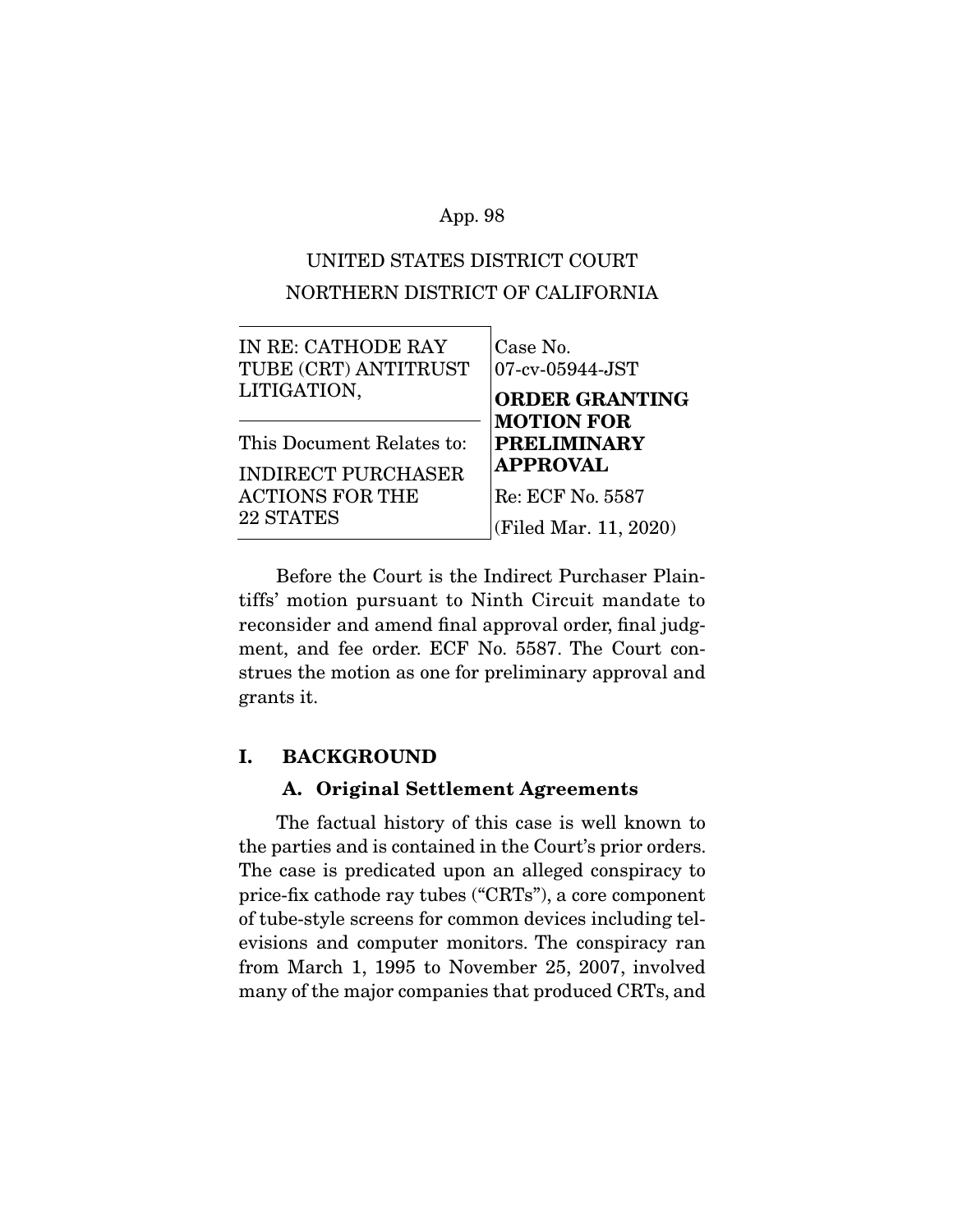UNITED STATES DISTRICT COURT
NORTHERN DISTRICT OF CALIFORNIA

| IN RE: CATHODE RAY TUBE (CRT) ANTITRUST LITIGATION, | Case No. 07-cv-05944-JST |
| --- | --- |
| This Document Relates to: INDIRECT PURCHASER ACTIONS FOR THE 22 STATES | **ORDER GRANTING MOTION FOR PRELIMINARY APPROVAL** Re: ECF No. 5587 (Filed Mar. 11, 2020) |

Before the Court is the Indirect Purchaser Plaintiffs' motion pursuant to Ninth Circuit mandate to reconsider and amend final approval order, final judgment, and fee order. ECF No. 5587. The Court construes the motion as one for preliminary approval and grants it.

## I. BACKGROUND

### A. Original Settlement Agreements

The factual history of this case is well known to the parties and is contained in the Court's prior orders. The case is predicated upon an alleged conspiracy to price-fix cathode ray tubes ("CRTs"), a core component of tube-style screens for common devices including televisions and computer monitors. The conspiracy ran from March 1, 1995 to November 25, 2007, involved many of the major companies that produced CRTs, and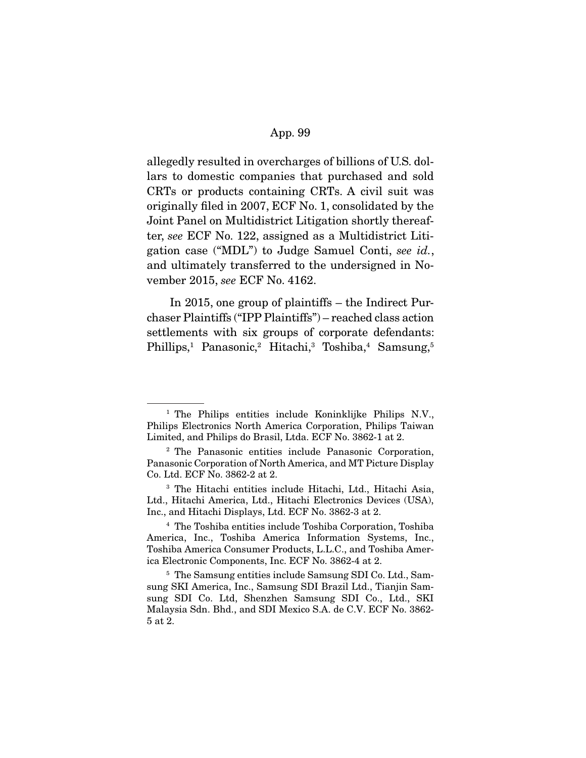allegedly resulted in overcharges of billions of U.S. dollars to domestic companies that purchased and sold CRTs or products containing CRTs. A civil suit was originally filed in 2007, ECF No. 1, consolidated by the Joint Panel on Multidistrict Litigation shortly thereafter, *see* ECF No. 122, assigned as a Multidistrict Litigation case ("MDL") to Judge Samuel Conti, *see id.*, and ultimately transferred to the undersigned in November 2015, *see* ECF No. 4162.

In 2015, one group of plaintiffs – the Indirect Purchaser Plaintiffs ("IPP Plaintiffs") – reached class action settlements with six groups of corporate defendants: Phillips,[1] Panasonic,[2] Hitachi,[3] Toshiba,[4] Samsung,[5]

---

[1] The Philips entities include Koninklijke Philips N.V., Philips Electronics North America Corporation, Philips Taiwan Limited, and Philips do Brasil, Ltda. ECF No. 3862-1 at 2.

[2] The Panasonic entities include Panasonic Corporation, Panasonic Corporation of North America, and MT Picture Display Co. Ltd. ECF No. 3862-2 at 2.

[3] The Hitachi entities include Hitachi, Ltd., Hitachi Asia, Ltd., Hitachi America, Ltd., Hitachi Electronics Devices (USA), Inc., and Hitachi Displays, Ltd. ECF No. 3862-3 at 2.

[4] The Toshiba entities include Toshiba Corporation, Toshiba America, Inc., Toshiba America Information Systems, Inc., Toshiba America Consumer Products, L.L.C., and Toshiba America Electronic Components, Inc. ECF No. 3862-4 at 2.

[5] The Samsung entities include Samsung SDI Co. Ltd., Samsung SKI America, Inc., Samsung SDI Brazil Ltd., Tianjin Samsung SDI Co. Ltd, Shenzhen Samsung SDI Co., Ltd., SKI Malaysia Sdn. Bhd., and SDI Mexico S.A. de C.V. ECF No. 3862-5 at 2.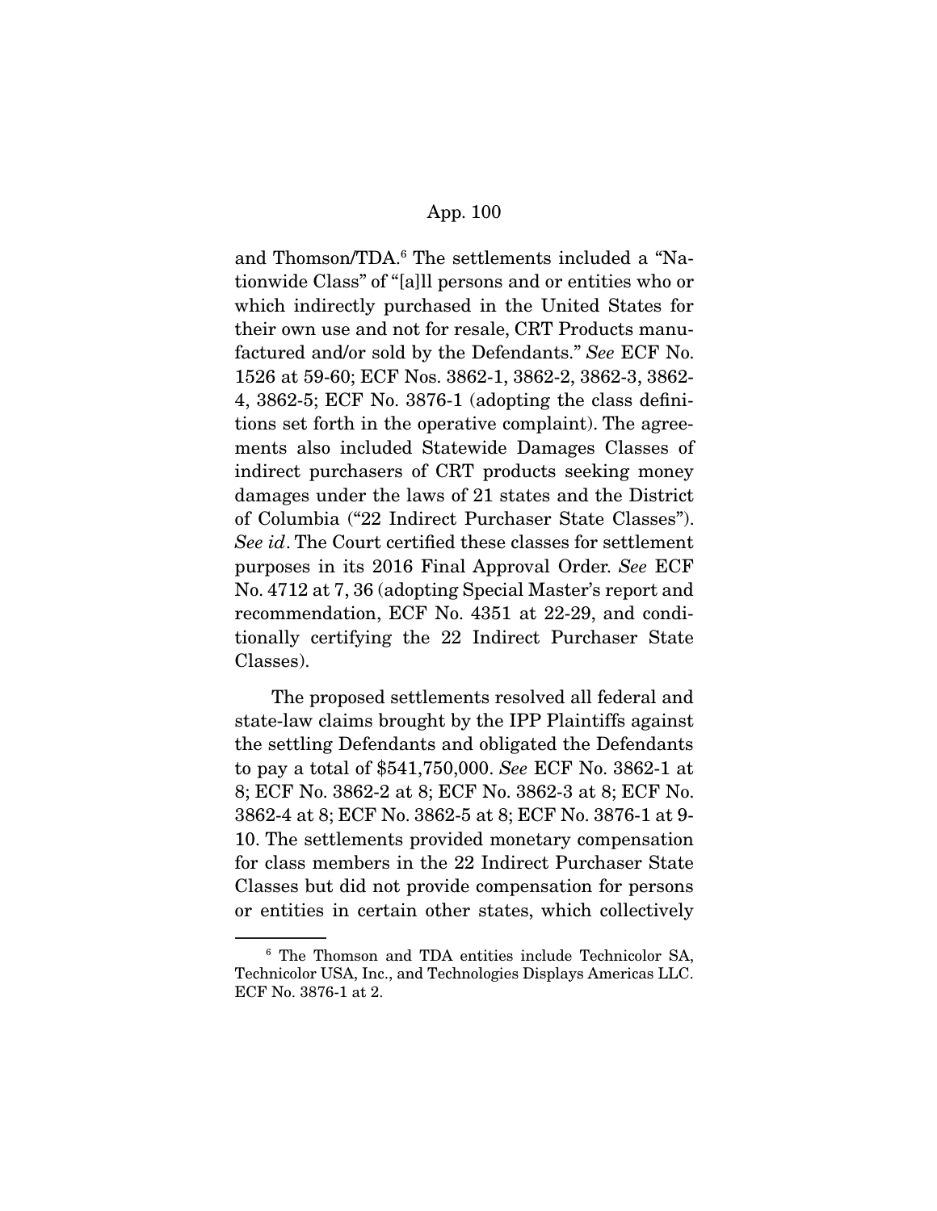and Thomson/TDA.[6] The settlements included a "Nationwide Class" of "[a]ll persons and or entities who or which indirectly purchased in the United States for their own use and not for resale, CRT Products manufactured and/or sold by the Defendants." *See* ECF No. 1526 at 59-60; ECF Nos. 3862-1, 3862-2, 3862-3, 3862-4, 3862-5; ECF No. 3876-1 (adopting the class definitions set forth in the operative complaint). The agreements also included Statewide Damages Classes of indirect purchasers of CRT products seeking money damages under the laws of 21 states and the District of Columbia ("22 Indirect Purchaser State Classes"). *See id*. The Court certified these classes for settlement purposes in its 2016 Final Approval Order. *See* ECF No. 4712 at 7, 36 (adopting Special Master's report and recommendation, ECF No. 4351 at 22-29, and conditionally certifying the 22 Indirect Purchaser State Classes).

The proposed settlements resolved all federal and state-law claims brought by the IPP Plaintiffs against the settling Defendants and obligated the Defendants to pay a total of $541,750,000. *See* ECF No. 3862-1 at 8; ECF No. 3862-2 at 8; ECF No. 3862-3 at 8; ECF No. 3862-4 at 8; ECF No. 3862-5 at 8; ECF No. 3876-1 at 9-10. The settlements provided monetary compensation for class members in the 22 Indirect Purchaser State Classes but did not provide compensation for persons or entities in certain other states, which collectively

[6] The Thomson and TDA entities include Technicolor SA, Technicolor USA, Inc., and Technologies Displays Americas LLC. ECF No. 3876-1 at 2.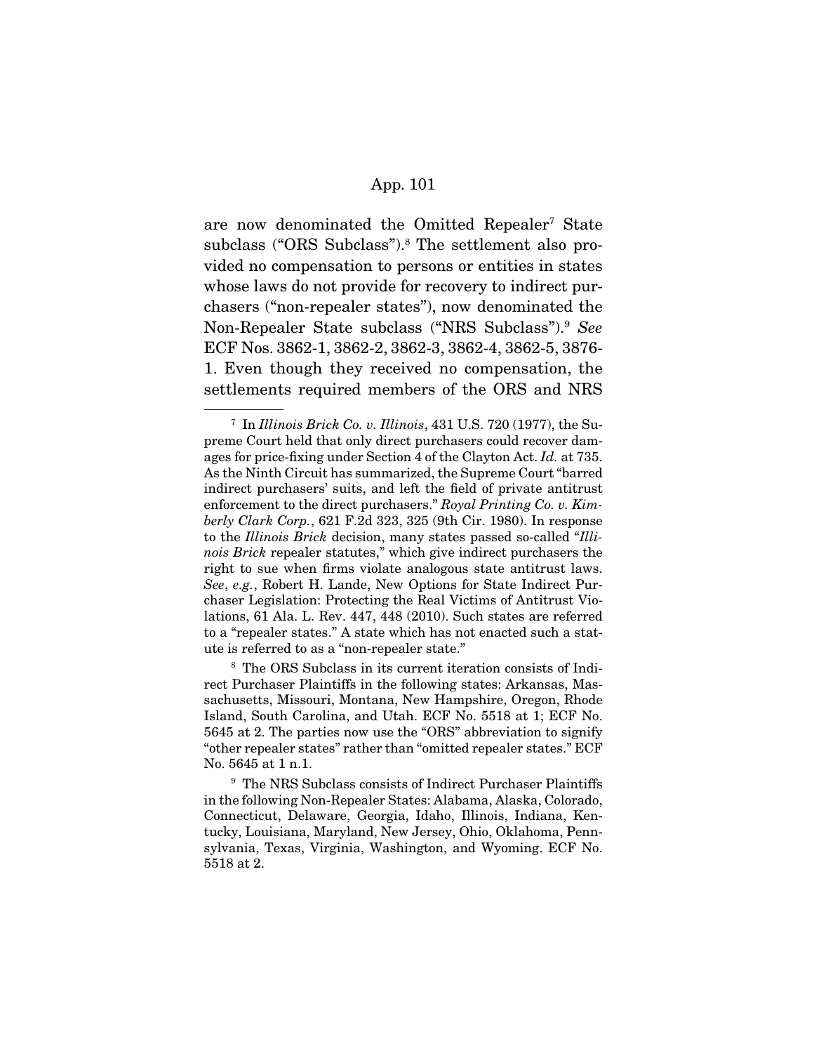are now denominated the Omitted Repealer[7] State subclass ("ORS Subclass").[8] The settlement also provided no compensation to persons or entities in states whose laws do not provide for recovery to indirect purchasers ("non-repealer states"), now denominated the Non-Repealer State subclass ("NRS Subclass").[9] *See* ECF Nos. 3862-1, 3862-2, 3862-3, 3862-4, 3862-5, 3876-1. Even though they received no compensation, the settlements required members of the ORS and NRS

---

[7] In *Illinois Brick Co. v. Illinois*, 431 U.S. 720 (1977), the Supreme Court held that only direct purchasers could recover damages for price-fixing under Section 4 of the Clayton Act. *Id.* at 735. As the Ninth Circuit has summarized, the Supreme Court "barred indirect purchasers' suits, and left the field of private antitrust enforcement to the direct purchasers." *Royal Printing Co. v. Kimberly Clark Corp.*, 621 F.2d 323, 325 (9th Cir. 1980). In response to the *Illinois Brick* decision, many states passed so-called "*Illinois Brick* repealer statutes," which give indirect purchasers the right to sue when firms violate analogous state antitrust laws. *See*, *e.g.*, Robert H. Lande, New Options for State Indirect Purchaser Legislation: Protecting the Real Victims of Antitrust Violations, 61 Ala. L. Rev. 447, 448 (2010). Such states are referred to a "repealer states." A state which has not enacted such a statute is referred to as a "non-repealer state."

[8] The ORS Subclass in its current iteration consists of Indirect Purchaser Plaintiffs in the following states: Arkansas, Massachusetts, Missouri, Montana, New Hampshire, Oregon, Rhode Island, South Carolina, and Utah. ECF No. 5518 at 1; ECF No. 5645 at 2. The parties now use the "ORS" abbreviation to signify "other repealer states" rather than "omitted repealer states." ECF No. 5645 at 1 n.1.

[9] The NRS Subclass consists of Indirect Purchaser Plaintiffs in the following Non-Repealer States: Alabama, Alaska, Colorado, Connecticut, Delaware, Georgia, Idaho, Illinois, Indiana, Kentucky, Louisiana, Maryland, New Jersey, Ohio, Oklahoma, Pennsylvania, Texas, Virginia, Washington, and Wyoming. ECF No. 5518 at 2.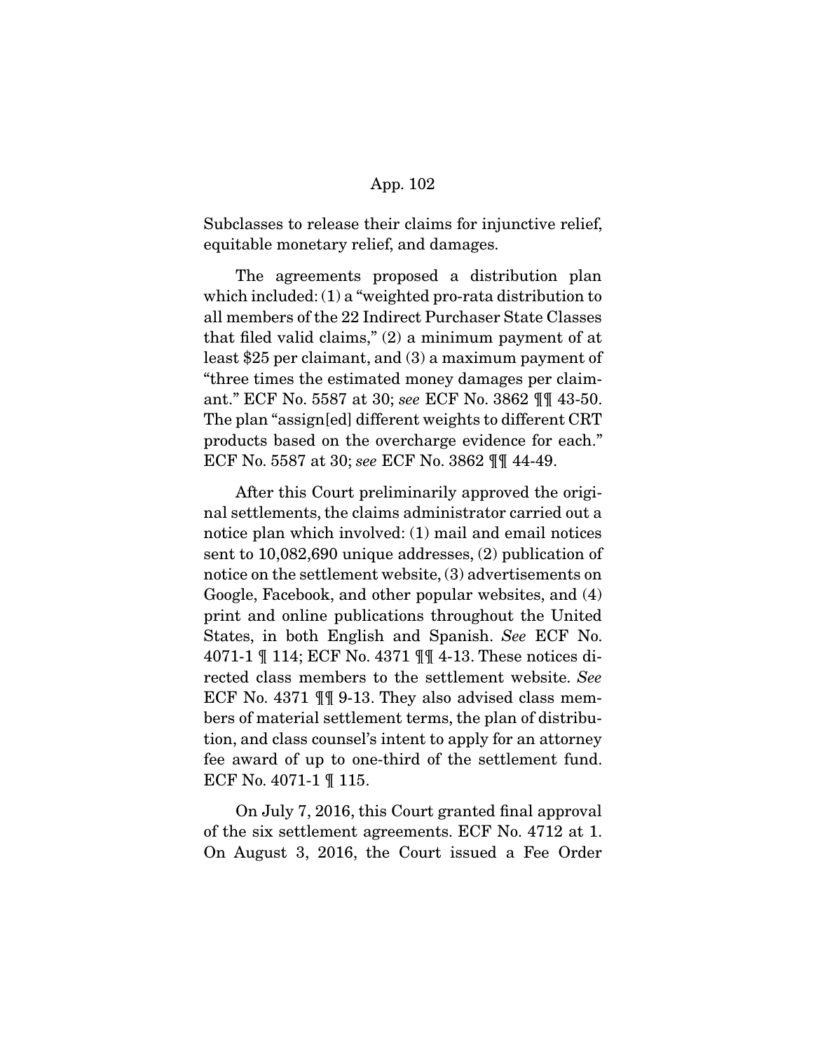Subclasses to release their claims for injunctive relief, equitable monetary relief, and damages.

The agreements proposed a distribution plan which included: (1) a "weighted pro-rata distribution to all members of the 22 Indirect Purchaser State Classes that filed valid claims," (2) a minimum payment of at least $25 per claimant, and (3) a maximum payment of "three times the estimated money damages per claimant." ECF No. 5587 at 30; *see* ECF No. 3862 ¶¶ 43-50. The plan "assign[ed] different weights to different CRT products based on the overcharge evidence for each." ECF No. 5587 at 30; *see* ECF No. 3862 ¶¶ 44-49.

After this Court preliminarily approved the original settlements, the claims administrator carried out a notice plan which involved: (1) mail and email notices sent to 10,082,690 unique addresses, (2) publication of notice on the settlement website, (3) advertisements on Google, Facebook, and other popular websites, and (4) print and online publications throughout the United States, in both English and Spanish. *See* ECF No. 4071-1 ¶ 114; ECF No. 4371 ¶¶ 4-13. These notices directed class members to the settlement website. *See* ECF No. 4371 ¶¶ 9-13. They also advised class members of material settlement terms, the plan of distribution, and class counsel's intent to apply for an attorney fee award of up to one-third of the settlement fund. ECF No. 4071-1 ¶ 115.

On July 7, 2016, this Court granted final approval of the six settlement agreements. ECF No. 4712 at 1. On August 3, 2016, the Court issued a Fee Order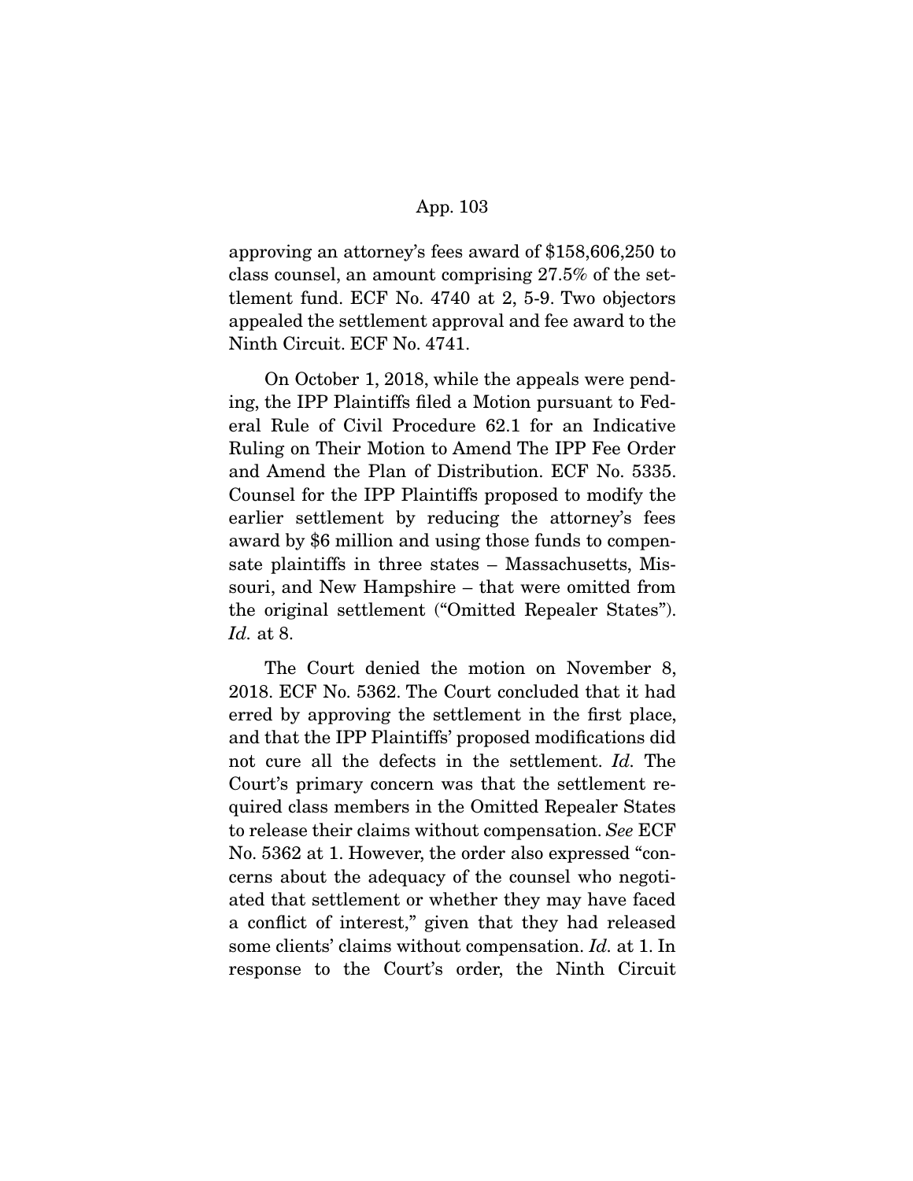approving an attorney's fees award of $158,606,250 to class counsel, an amount comprising 27.5% of the settlement fund. ECF No. 4740 at 2, 5-9. Two objectors appealed the settlement approval and fee award to the Ninth Circuit. ECF No. 4741.

On October 1, 2018, while the appeals were pending, the IPP Plaintiffs filed a Motion pursuant to Federal Rule of Civil Procedure 62.1 for an Indicative Ruling on Their Motion to Amend The IPP Fee Order and Amend the Plan of Distribution. ECF No. 5335. Counsel for the IPP Plaintiffs proposed to modify the earlier settlement by reducing the attorney's fees award by $6 million and using those funds to compensate plaintiffs in three states – Massachusetts, Missouri, and New Hampshire – that were omitted from the original settlement ("Omitted Repealer States"). *Id.* at 8.

The Court denied the motion on November 8, 2018. ECF No. 5362. The Court concluded that it had erred by approving the settlement in the first place, and that the IPP Plaintiffs' proposed modifications did not cure all the defects in the settlement. *Id.* The Court's primary concern was that the settlement required class members in the Omitted Repealer States to release their claims without compensation. *See* ECF No. 5362 at 1. However, the order also expressed "concerns about the adequacy of the counsel who negotiated that settlement or whether they may have faced a conflict of interest," given that they had released some clients' claims without compensation. *Id.* at 1. In response to the Court's order, the Ninth Circuit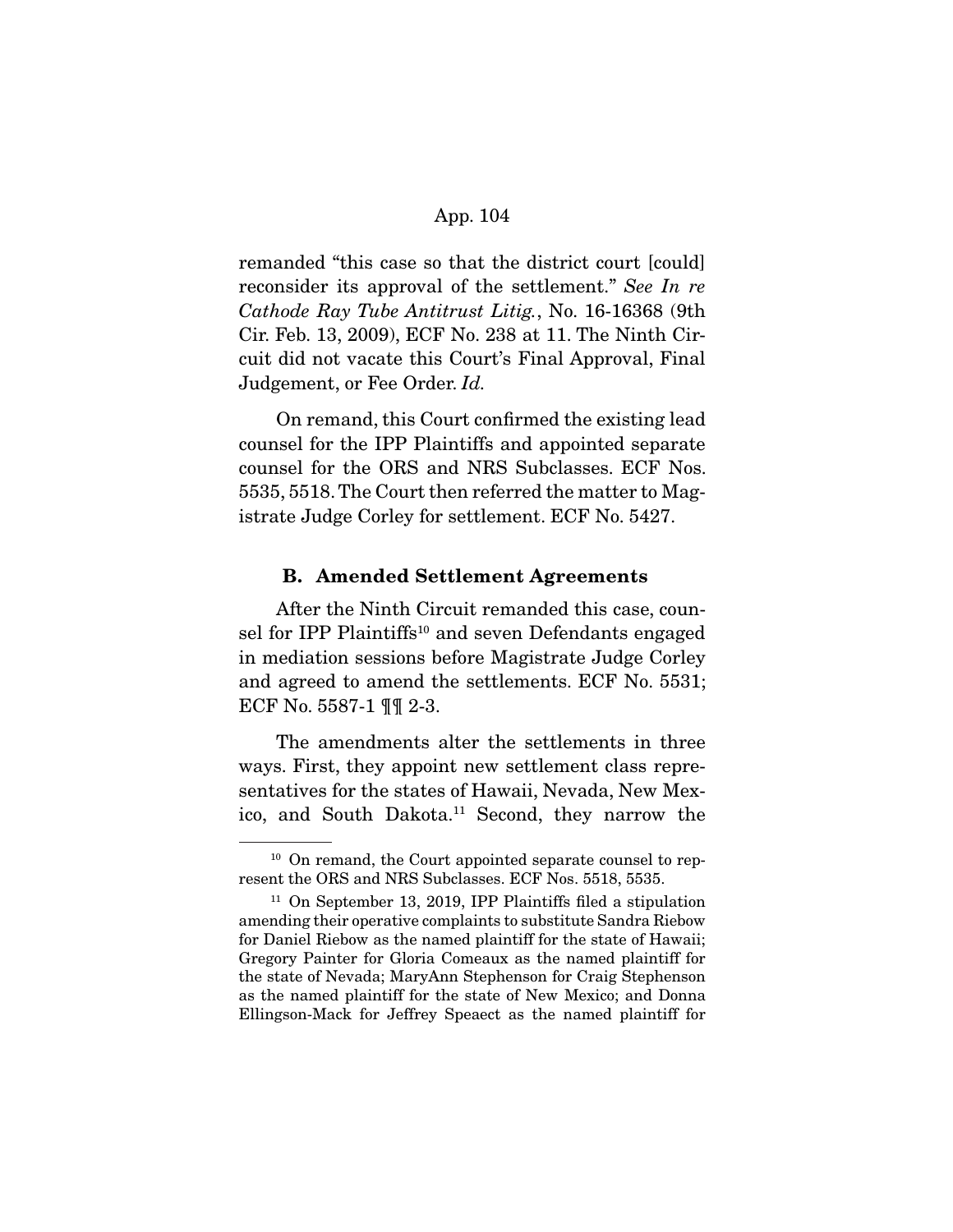remanded "this case so that the district court [could] reconsider its approval of the settlement." *See In re Cathode Ray Tube Antitrust Litig.*, No. 16-16368 (9th Cir. Feb. 13, 2009), ECF No. 238 at 11. The Ninth Circuit did not vacate this Court's Final Approval, Final Judgement, or Fee Order. *Id.*

On remand, this Court confirmed the existing lead counsel for the IPP Plaintiffs and appointed separate counsel for the ORS and NRS Subclasses. ECF Nos. 5535, 5518. The Court then referred the matter to Magistrate Judge Corley for settlement. ECF No. 5427.

### B. Amended Settlement Agreements

After the Ninth Circuit remanded this case, counsel for IPP Plaintiffs[10] and seven Defendants engaged in mediation sessions before Magistrate Judge Corley and agreed to amend the settlements. ECF No. 5531; ECF No. 5587-1 ¶¶ 2-3.

The amendments alter the settlements in three ways. First, they appoint new settlement class representatives for the states of Hawaii, Nevada, New Mexico, and South Dakota.[11] Second, they narrow the

---

[10] On remand, the Court appointed separate counsel to represent the ORS and NRS Subclasses. ECF Nos. 5518, 5535.

[11] On September 13, 2019, IPP Plaintiffs filed a stipulation amending their operative complaints to substitute Sandra Riebow for Daniel Riebow as the named plaintiff for the state of Hawaii; Gregory Painter for Gloria Comeaux as the named plaintiff for the state of Nevada; MaryAnn Stephenson for Craig Stephenson as the named plaintiff for the state of New Mexico; and Donna Ellingson-Mack for Jeffrey Speaect as the named plaintiff for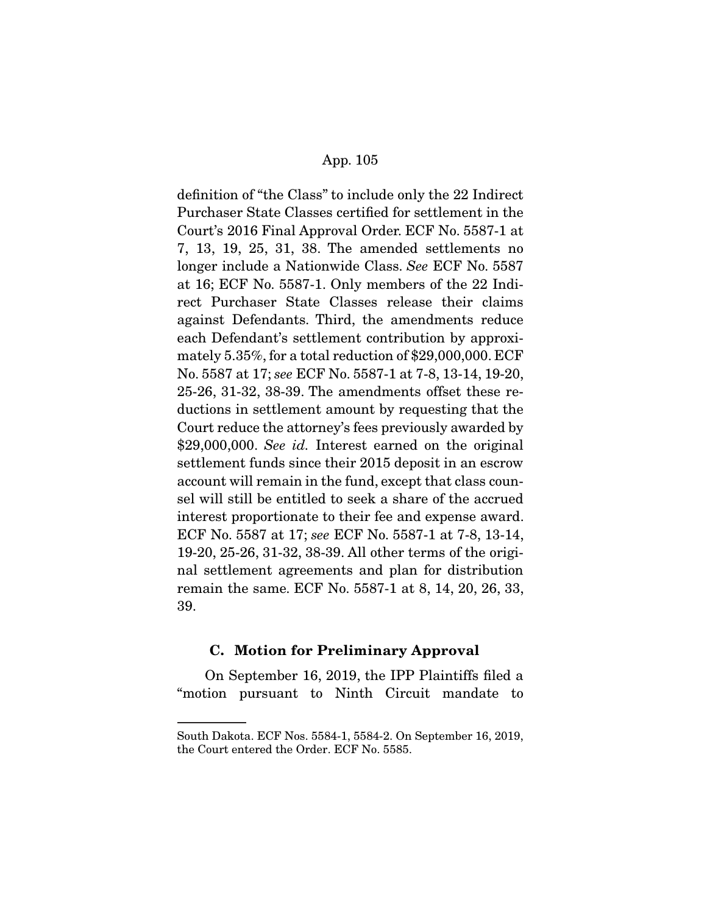definition of "the Class" to include only the 22 Indirect Purchaser State Classes certified for settlement in the Court's 2016 Final Approval Order. ECF No. 5587-1 at 7, 13, 19, 25, 31, 38. The amended settlements no longer include a Nationwide Class. *See* ECF No. 5587 at 16; ECF No. 5587-1. Only members of the 22 Indirect Purchaser State Classes release their claims against Defendants. Third, the amendments reduce each Defendant's settlement contribution by approximately 5.35%, for a total reduction of $29,000,000. ECF No. 5587 at 17; *see* ECF No. 5587-1 at 7-8, 13-14, 19-20, 25-26, 31-32, 38-39. The amendments offset these reductions in settlement amount by requesting that the Court reduce the attorney's fees previously awarded by $29,000,000. *See id.* Interest earned on the original settlement funds since their 2015 deposit in an escrow account will remain in the fund, except that class counsel will still be entitled to seek a share of the accrued interest proportionate to their fee and expense award. ECF No. 5587 at 17; *see* ECF No. 5587-1 at 7-8, 13-14, 19-20, 25-26, 31-32, 38-39. All other terms of the original settlement agreements and plan for distribution remain the same. ECF No. 5587-1 at 8, 14, 20, 26, 33, 39.

### C. Motion for Preliminary Approval

On September 16, 2019, the IPP Plaintiffs filed a "motion pursuant to Ninth Circuit mandate to

---

South Dakota. ECF Nos. 5584-1, 5584-2. On September 16, 2019, the Court entered the Order. ECF No. 5585.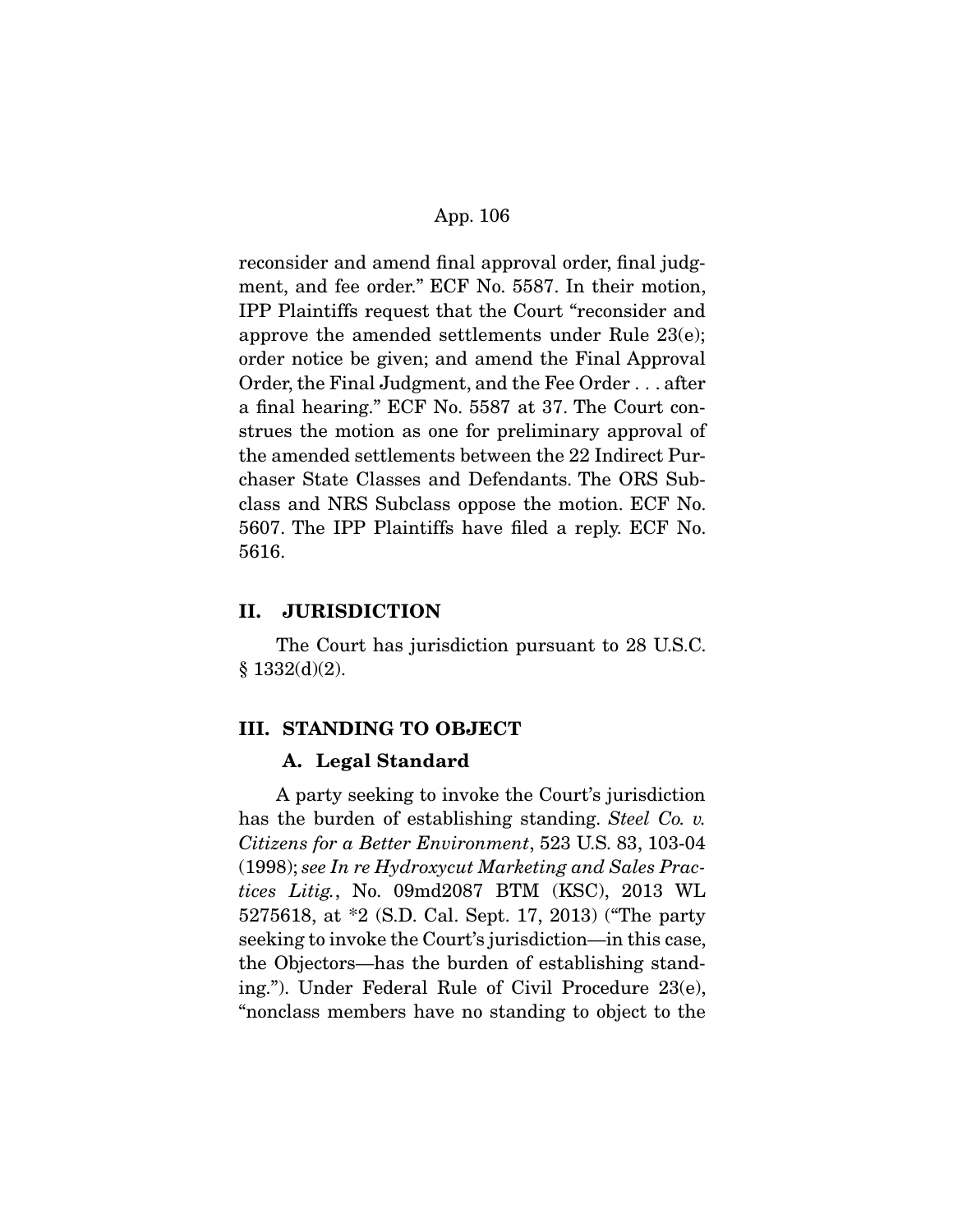reconsider and amend final approval order, final judgment, and fee order." ECF No. 5587. In their motion, IPP Plaintiffs request that the Court "reconsider and approve the amended settlements under Rule 23(e); order notice be given; and amend the Final Approval Order, the Final Judgment, and the Fee Order . . . after a final hearing." ECF No. 5587 at 37. The Court construes the motion as one for preliminary approval of the amended settlements between the 22 Indirect Purchaser State Classes and Defendants. The ORS Subclass and NRS Subclass oppose the motion. ECF No. 5607. The IPP Plaintiffs have filed a reply. ECF No. 5616.

## II. JURISDICTION

The Court has jurisdiction pursuant to 28 U.S.C. § 1332(d)(2).

## III. STANDING TO OBJECT

### A. Legal Standard

A party seeking to invoke the Court's jurisdiction has the burden of establishing standing. *Steel Co. v. Citizens for a Better Environment*, 523 U.S. 83, 103-04 (1998); *see In re Hydroxycut Marketing and Sales Practices Litig.*, No. 09md2087 BTM (KSC), 2013 WL 5275618, at *2 (S.D. Cal. Sept. 17, 2013) ("The party seeking to invoke the Court's jurisdiction—in this case, the Objectors—has the burden of establishing standing."). Under Federal Rule of Civil Procedure 23(e), "nonclass members have no standing to object to the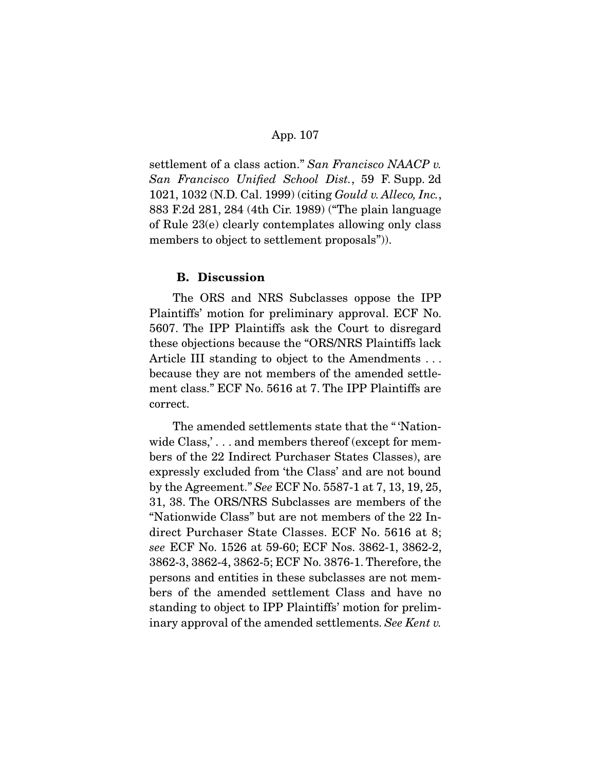settlement of a class action." *San Francisco NAACP v. San Francisco Unified School Dist.*, 59 F. Supp. 2d 1021, 1032 (N.D. Cal. 1999) (citing *Gould v. Alleco, Inc.*, 883 F.2d 281, 284 (4th Cir. 1989) ("The plain language of Rule 23(e) clearly contemplates allowing only class members to object to settlement proposals")).

### B. Discussion

The ORS and NRS Subclasses oppose the IPP Plaintiffs' motion for preliminary approval. ECF No. 5607. The IPP Plaintiffs ask the Court to disregard these objections because the "ORS/NRS Plaintiffs lack Article III standing to object to the Amendments . . . because they are not members of the amended settlement class." ECF No. 5616 at 7. The IPP Plaintiffs are correct.

The amended settlements state that the " 'Nationwide Class,' . . . and members thereof (except for members of the 22 Indirect Purchaser States Classes), are expressly excluded from 'the Class' and are not bound by the Agreement." *See* ECF No. 5587-1 at 7, 13, 19, 25, 31, 38. The ORS/NRS Subclasses are members of the "Nationwide Class" but are not members of the 22 Indirect Purchaser State Classes. ECF No. 5616 at 8; *see* ECF No. 1526 at 59-60; ECF Nos. 3862-1, 3862-2, 3862-3, 3862-4, 3862-5; ECF No. 3876-1. Therefore, the persons and entities in these subclasses are not members of the amended settlement Class and have no standing to object to IPP Plaintiffs' motion for preliminary approval of the amended settlements. *See Kent v.*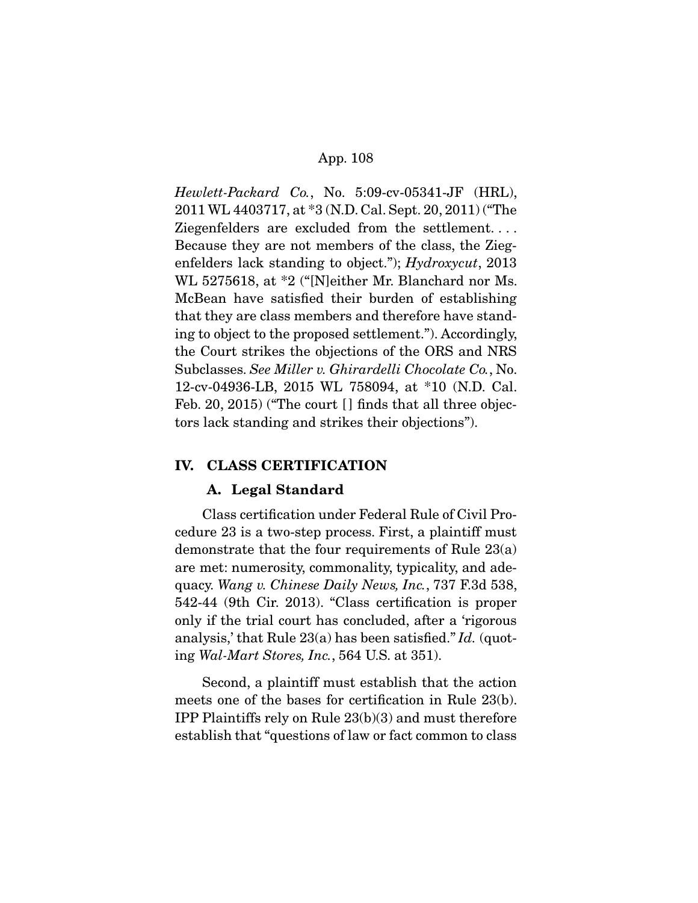*Hewlett-Packard Co.*, No. 5:09-cv-05341-JF (HRL), 2011 WL 4403717, at *3 (N.D. Cal. Sept. 20, 2011) ("The Ziegenfelders are excluded from the settlement. . . . Because they are not members of the class, the Ziegenfelders lack standing to object."); *Hydroxycut*, 2013 WL 5275618, at *2 ("[N]either Mr. Blanchard nor Ms. McBean have satisfied their burden of establishing that they are class members and therefore have standing to object to the proposed settlement."). Accordingly, the Court strikes the objections of the ORS and NRS Subclasses. *See Miller v. Ghirardelli Chocolate Co.*, No. 12-cv-04936-LB, 2015 WL 758094, at *10 (N.D. Cal. Feb. 20, 2015) ("The court [] finds that all three objectors lack standing and strikes their objections").

## IV. CLASS CERTIFICATION

### A. Legal Standard

Class certification under Federal Rule of Civil Procedure 23 is a two-step process. First, a plaintiff must demonstrate that the four requirements of Rule 23(a) are met: numerosity, commonality, typicality, and adequacy. *Wang v. Chinese Daily News, Inc.*, 737 F.3d 538, 542-44 (9th Cir. 2013). "Class certification is proper only if the trial court has concluded, after a 'rigorous analysis,' that Rule 23(a) has been satisfied." *Id.* (quoting *Wal-Mart Stores, Inc.*, 564 U.S. at 351).

Second, a plaintiff must establish that the action meets one of the bases for certification in Rule 23(b). IPP Plaintiffs rely on Rule 23(b)(3) and must therefore establish that "questions of law or fact common to class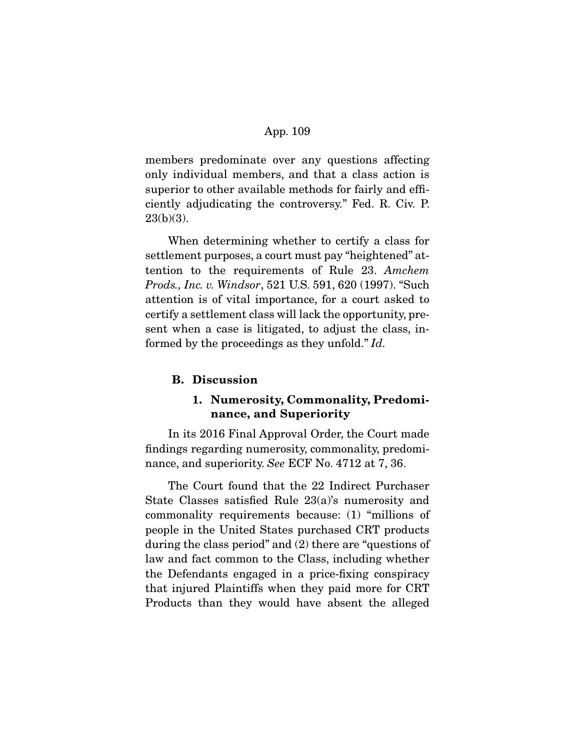members predominate over any questions affecting only individual members, and that a class action is superior to other available methods for fairly and efficiently adjudicating the controversy." Fed. R. Civ. P. 23(b)(3).

When determining whether to certify a class for settlement purposes, a court must pay "heightened" attention to the requirements of Rule 23. *Amchem Prods., Inc. v. Windsor*, 521 U.S. 591, 620 (1997). "Such attention is of vital importance, for a court asked to certify a settlement class will lack the opportunity, present when a case is litigated, to adjust the class, informed by the proceedings as they unfold." *Id.*

### B. Discussion

#### 1. Numerosity, Commonality, Predominance, and Superiority

In its 2016 Final Approval Order, the Court made findings regarding numerosity, commonality, predominance, and superiority. *See* ECF No. 4712 at 7, 36.

The Court found that the 22 Indirect Purchaser State Classes satisfied Rule 23(a)'s numerosity and commonality requirements because: (1) "millions of people in the United States purchased CRT products during the class period" and (2) there are "questions of law and fact common to the Class, including whether the Defendants engaged in a price-fixing conspiracy that injured Plaintiffs when they paid more for CRT Products than they would have absent the alleged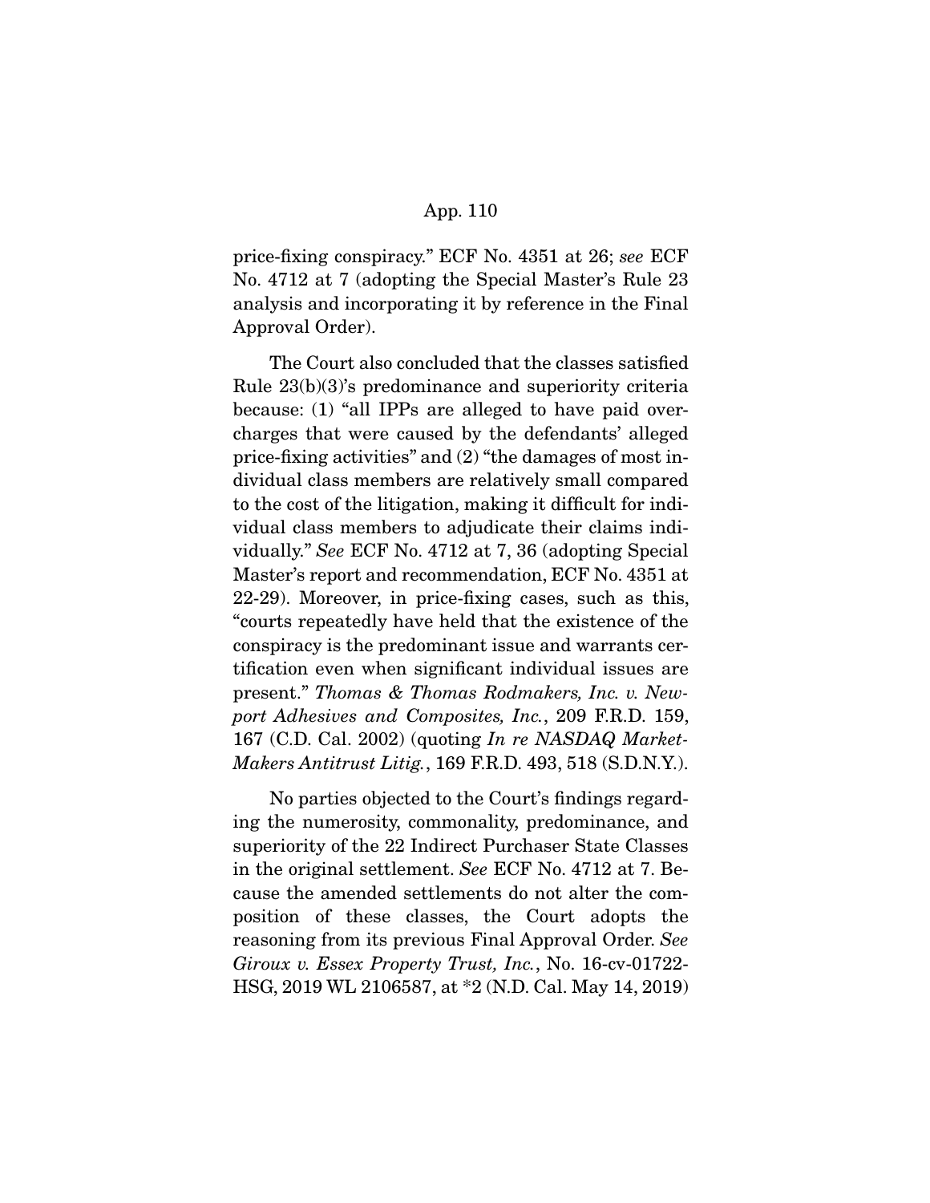price-fixing conspiracy." ECF No. 4351 at 26; *see* ECF No. 4712 at 7 (adopting the Special Master's Rule 23 analysis and incorporating it by reference in the Final Approval Order).

The Court also concluded that the classes satisfied Rule 23(b)(3)'s predominance and superiority criteria because: (1) "all IPPs are alleged to have paid overcharges that were caused by the defendants' alleged price-fixing activities" and (2) "the damages of most individual class members are relatively small compared to the cost of the litigation, making it difficult for individual class members to adjudicate their claims individually." *See* ECF No. 4712 at 7, 36 (adopting Special Master's report and recommendation, ECF No. 4351 at 22-29). Moreover, in price-fixing cases, such as this, "courts repeatedly have held that the existence of the conspiracy is the predominant issue and warrants certification even when significant individual issues are present." *Thomas & Thomas Rodmakers, Inc. v. Newport Adhesives and Composites, Inc.*, 209 F.R.D. 159, 167 (C.D. Cal. 2002) (quoting *In re NASDAQ Market-Makers Antitrust Litig.*, 169 F.R.D. 493, 518 (S.D.N.Y.).

No parties objected to the Court's findings regarding the numerosity, commonality, predominance, and superiority of the 22 Indirect Purchaser State Classes in the original settlement. *See* ECF No. 4712 at 7. Because the amended settlements do not alter the composition of these classes, the Court adopts the reasoning from its previous Final Approval Order. *See Giroux v. Essex Property Trust, Inc.*, No. 16-cv-01722-HSG, 2019 WL 2106587, at *2 (N.D. Cal. May 14, 2019)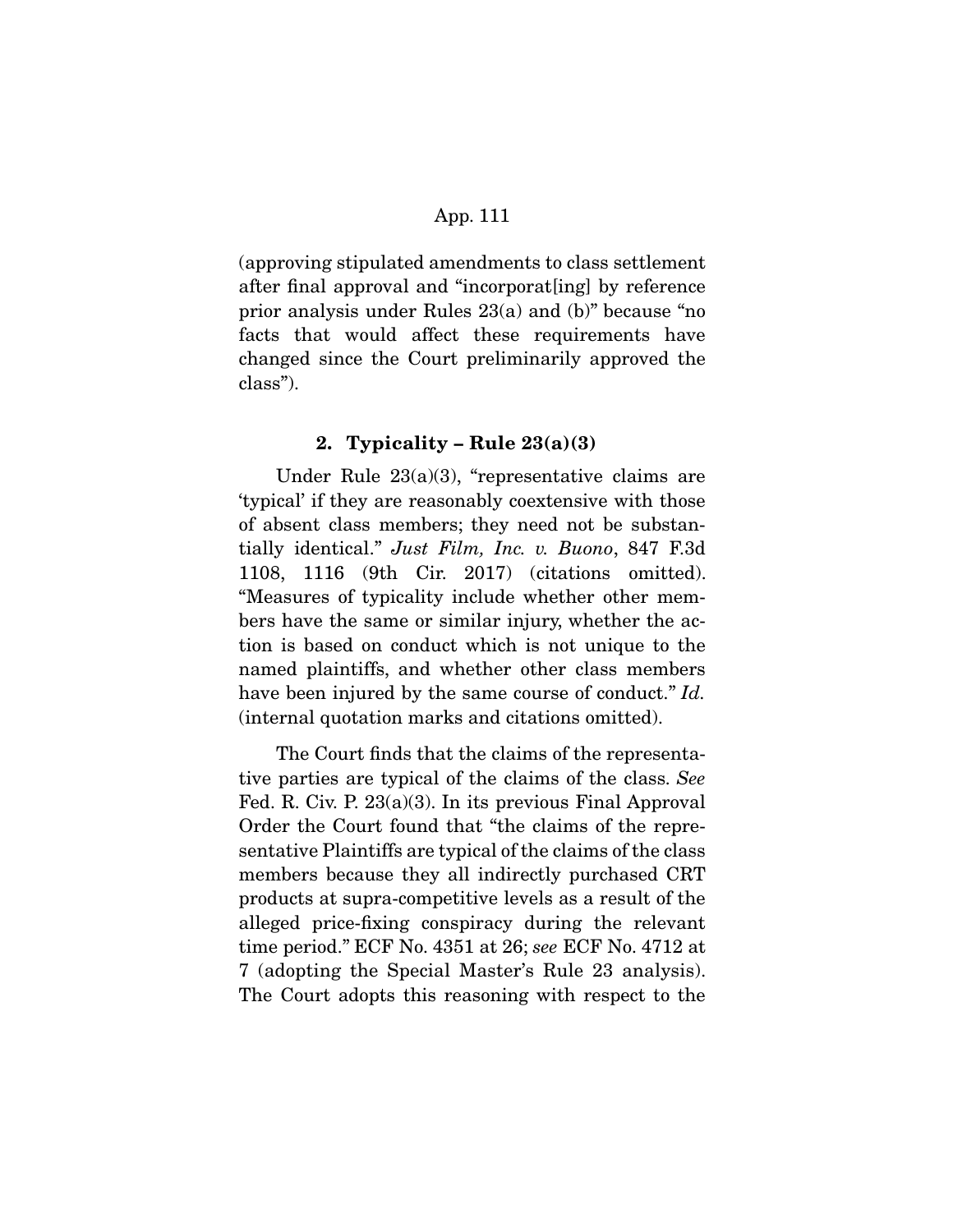(approving stipulated amendments to class settlement after final approval and "incorporat[ing] by reference prior analysis under Rules 23(a) and (b)" because "no facts that would affect these requirements have changed since the Court preliminarily approved the class").

### 2. Typicality – Rule 23(a)(3)

Under Rule 23(a)(3), "representative claims are 'typical' if they are reasonably coextensive with those of absent class members; they need not be substantially identical." *Just Film, Inc. v. Buono*, 847 F.3d 1108, 1116 (9th Cir. 2017) (citations omitted). "Measures of typicality include whether other members have the same or similar injury, whether the action is based on conduct which is not unique to the named plaintiffs, and whether other class members have been injured by the same course of conduct." *Id.* (internal quotation marks and citations omitted).

The Court finds that the claims of the representative parties are typical of the claims of the class. *See* Fed. R. Civ. P. 23(a)(3). In its previous Final Approval Order the Court found that "the claims of the representative Plaintiffs are typical of the claims of the class members because they all indirectly purchased CRT products at supra-competitive levels as a result of the alleged price-fixing conspiracy during the relevant time period." ECF No. 4351 at 26; *see* ECF No. 4712 at 7 (adopting the Special Master's Rule 23 analysis). The Court adopts this reasoning with respect to the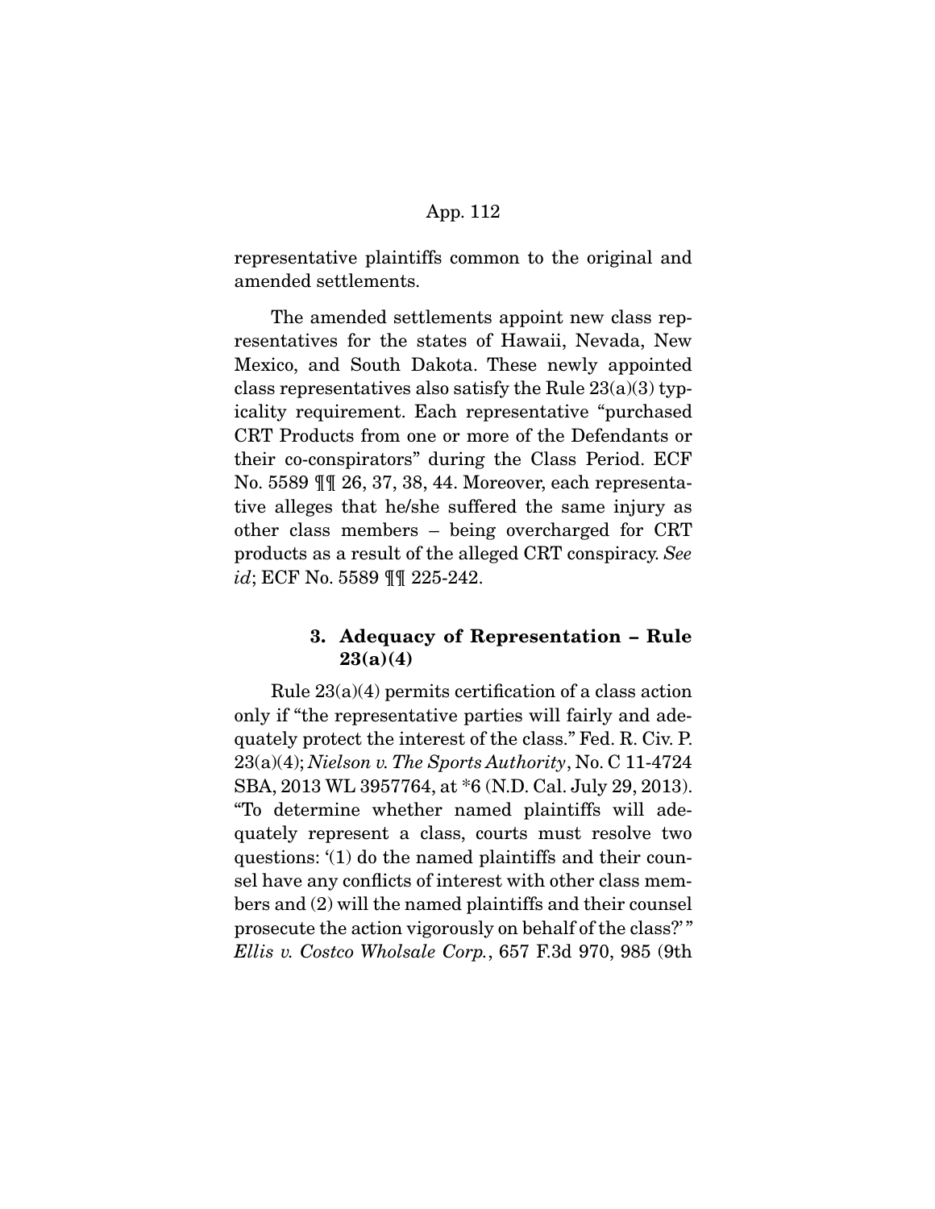representative plaintiffs common to the original and amended settlements.

The amended settlements appoint new class representatives for the states of Hawaii, Nevada, New Mexico, and South Dakota. These newly appointed class representatives also satisfy the Rule 23(a)(3) typicality requirement. Each representative "purchased CRT Products from one or more of the Defendants or their co-conspirators" during the Class Period. ECF No. 5589 ¶¶ 26, 37, 38, 44. Moreover, each representative alleges that he/she suffered the same injury as other class members – being overcharged for CRT products as a result of the alleged CRT conspiracy. *See id*; ECF No. 5589 ¶¶ 225-242.

### 3. Adequacy of Representation – Rule 23(a)(4)

Rule 23(a)(4) permits certification of a class action only if "the representative parties will fairly and adequately protect the interest of the class." Fed. R. Civ. P. 23(a)(4); *Nielson v. The Sports Authority*, No. C 11-4724 SBA, 2013 WL 3957764, at *6 (N.D. Cal. July 29, 2013). "To determine whether named plaintiffs will adequately represent a class, courts must resolve two questions: '(1) do the named plaintiffs and their counsel have any conflicts of interest with other class members and (2) will the named plaintiffs and their counsel prosecute the action vigorously on behalf of the class?' " *Ellis v. Costco Wholsale Corp.*, 657 F.3d 970, 985 (9th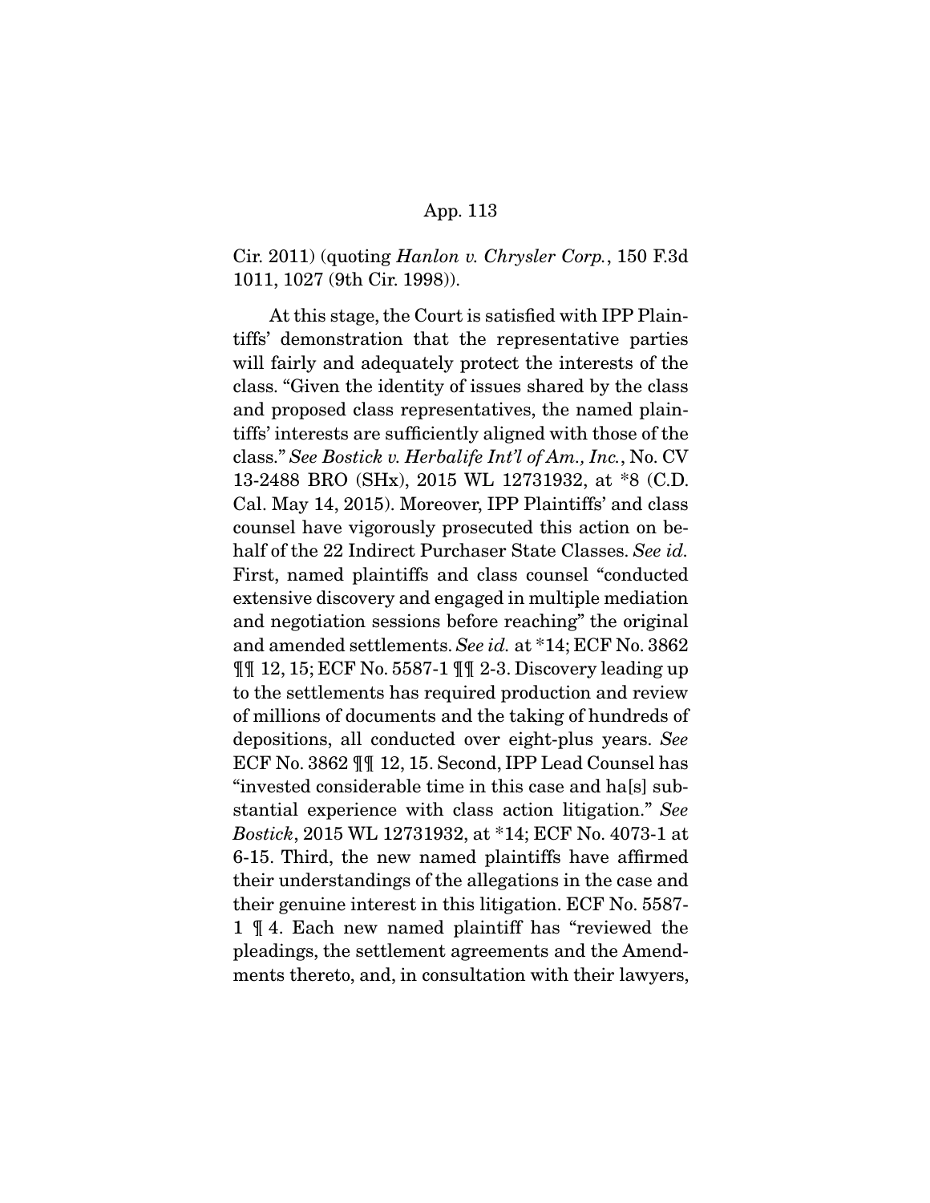Cir. 2011) (quoting *Hanlon v. Chrysler Corp.*, 150 F.3d 1011, 1027 (9th Cir. 1998)).

At this stage, the Court is satisfied with IPP Plaintiffs' demonstration that the representative parties will fairly and adequately protect the interests of the class. "Given the identity of issues shared by the class and proposed class representatives, the named plaintiffs' interests are sufficiently aligned with those of the class." *See Bostick v. Herbalife Int'l of Am., Inc.*, No. CV 13-2488 BRO (SHx), 2015 WL 12731932, at *8 (C.D. Cal. May 14, 2015). Moreover, IPP Plaintiffs' and class counsel have vigorously prosecuted this action on behalf of the 22 Indirect Purchaser State Classes. *See id.* First, named plaintiffs and class counsel "conducted extensive discovery and engaged in multiple mediation and negotiation sessions before reaching" the original and amended settlements. *See id.* at *14; ECF No. 3862 ¶¶ 12, 15; ECF No. 5587-1 ¶¶ 2-3. Discovery leading up to the settlements has required production and review of millions of documents and the taking of hundreds of depositions, all conducted over eight-plus years. *See* ECF No. 3862 ¶¶ 12, 15. Second, IPP Lead Counsel has "invested considerable time in this case and ha[s] substantial experience with class action litigation." *See Bostick*, 2015 WL 12731932, at *14; ECF No. 4073-1 at 6-15. Third, the new named plaintiffs have affirmed their understandings of the allegations in the case and their genuine interest in this litigation. ECF No. 5587-1 ¶ 4. Each new named plaintiff has "reviewed the pleadings, the settlement agreements and the Amendments thereto, and, in consultation with their lawyers,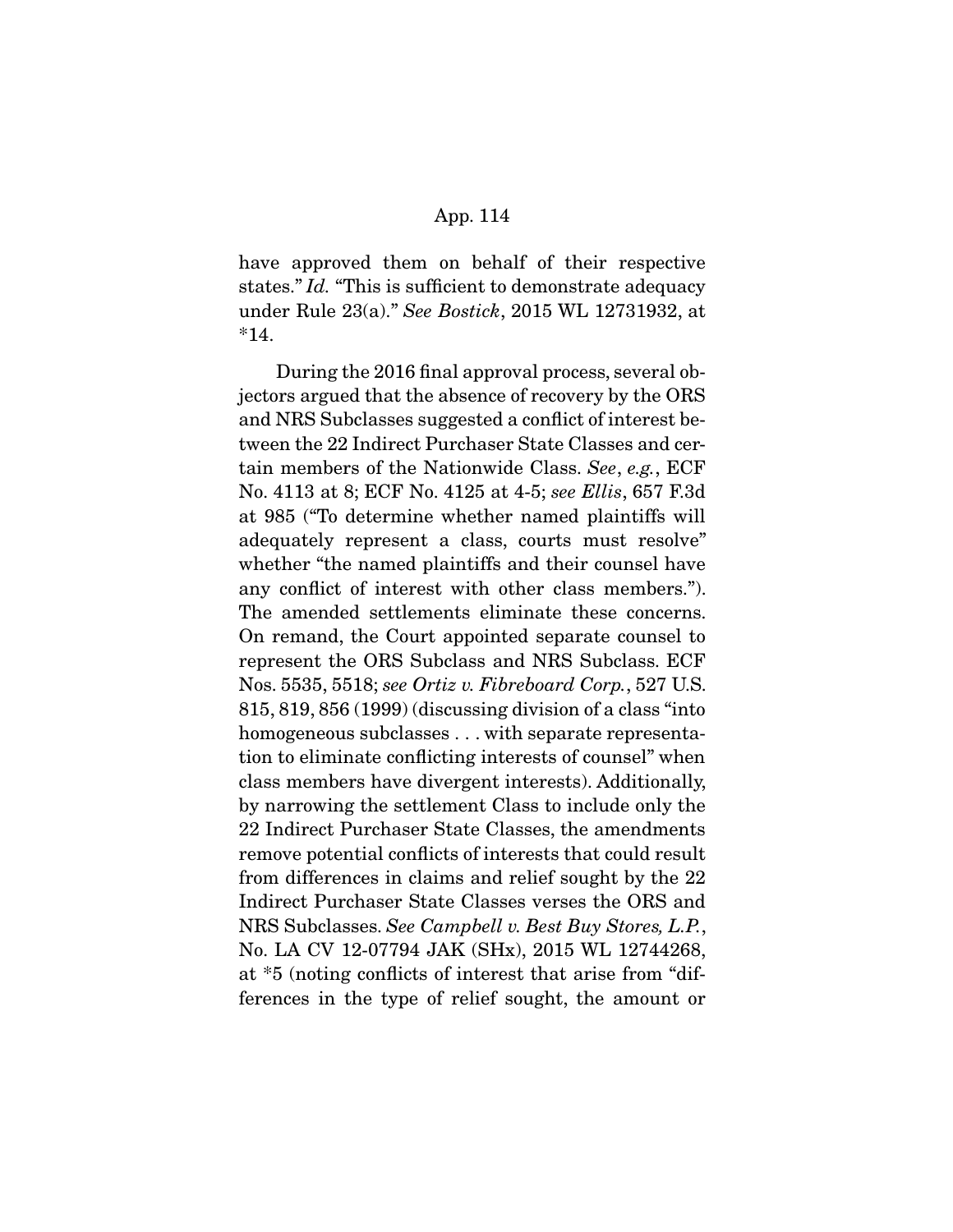have approved them on behalf of their respective states." *Id.* "This is sufficient to demonstrate adequacy under Rule 23(a)." *See Bostick*, 2015 WL 12731932, at *14.

During the 2016 final approval process, several objectors argued that the absence of recovery by the ORS and NRS Subclasses suggested a conflict of interest between the 22 Indirect Purchaser State Classes and certain members of the Nationwide Class. *See*, *e.g.*, ECF No. 4113 at 8; ECF No. 4125 at 4-5; *see Ellis*, 657 F.3d at 985 ("To determine whether named plaintiffs will adequately represent a class, courts must resolve" whether "the named plaintiffs and their counsel have any conflict of interest with other class members."). The amended settlements eliminate these concerns. On remand, the Court appointed separate counsel to represent the ORS Subclass and NRS Subclass. ECF Nos. 5535, 5518; *see Ortiz v. Fibreboard Corp.*, 527 U.S. 815, 819, 856 (1999) (discussing division of a class "into homogeneous subclasses . . . with separate representation to eliminate conflicting interests of counsel" when class members have divergent interests). Additionally, by narrowing the settlement Class to include only the 22 Indirect Purchaser State Classes, the amendments remove potential conflicts of interests that could result from differences in claims and relief sought by the 22 Indirect Purchaser State Classes verses the ORS and NRS Subclasses. *See Campbell v. Best Buy Stores, L.P.*, No. LA CV 12-07794 JAK (SHx), 2015 WL 12744268, at *5 (noting conflicts of interest that arise from "differences in the type of relief sought, the amount or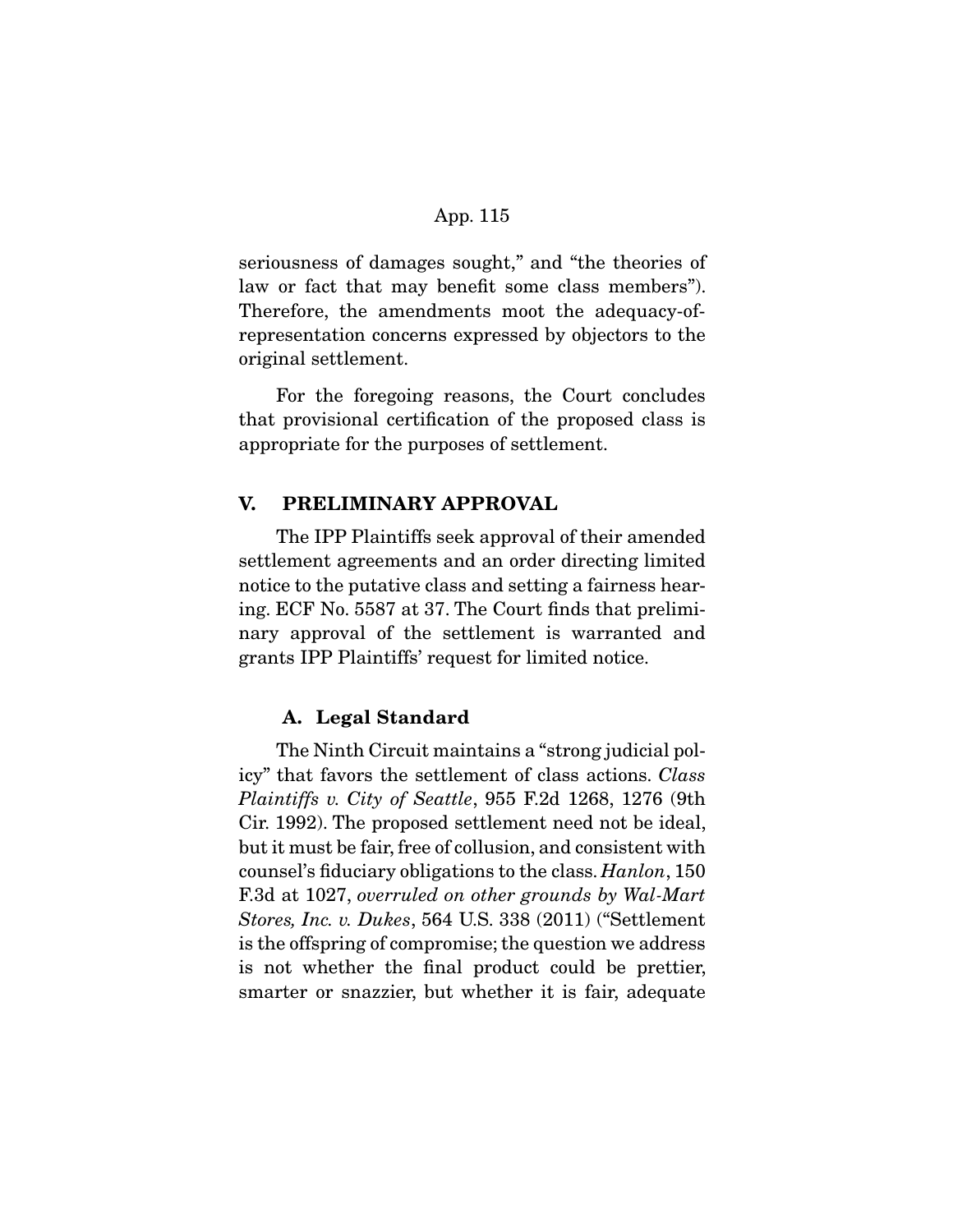seriousness of damages sought," and "the theories of law or fact that may benefit some class members"). Therefore, the amendments moot the adequacy-of-representation concerns expressed by objectors to the original settlement.

For the foregoing reasons, the Court concludes that provisional certification of the proposed class is appropriate for the purposes of settlement.

## V. PRELIMINARY APPROVAL

The IPP Plaintiffs seek approval of their amended settlement agreements and an order directing limited notice to the putative class and setting a fairness hearing. ECF No. 5587 at 37. The Court finds that preliminary approval of the settlement is warranted and grants IPP Plaintiffs' request for limited notice.

### A. Legal Standard

The Ninth Circuit maintains a "strong judicial policy" that favors the settlement of class actions. *Class Plaintiffs v. City of Seattle*, 955 F.2d 1268, 1276 (9th Cir. 1992). The proposed settlement need not be ideal, but it must be fair, free of collusion, and consistent with counsel's fiduciary obligations to the class. *Hanlon*, 150 F.3d at 1027, *overruled on other grounds by Wal-Mart Stores, Inc. v. Dukes*, 564 U.S. 338 (2011) ("Settlement is the offspring of compromise; the question we address is not whether the final product could be prettier, smarter or snazzier, but whether it is fair, adequate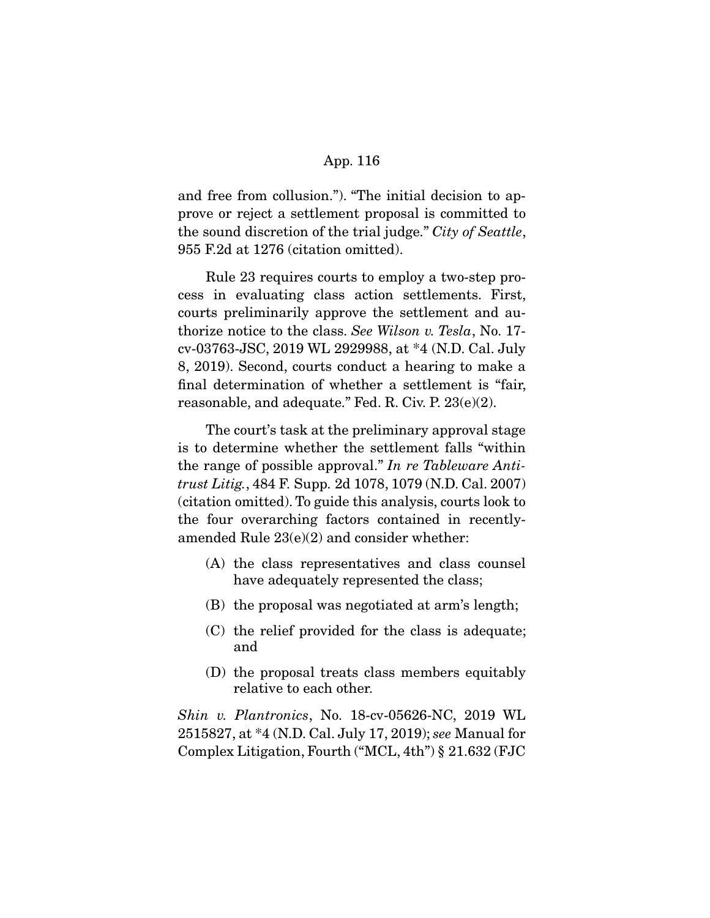and free from collusion."). "The initial decision to approve or reject a settlement proposal is committed to the sound discretion of the trial judge." *City of Seattle*, 955 F.2d at 1276 (citation omitted).

Rule 23 requires courts to employ a two-step process in evaluating class action settlements. First, courts preliminarily approve the settlement and authorize notice to the class. *See Wilson v. Tesla*, No. 17-cv-03763-JSC, 2019 WL 2929988, at *4 (N.D. Cal. July 8, 2019). Second, courts conduct a hearing to make a final determination of whether a settlement is "fair, reasonable, and adequate." Fed. R. Civ. P. 23(e)(2).

The court's task at the preliminary approval stage is to determine whether the settlement falls "within the range of possible approval." *In re Tableware Antitrust Litig.*, 484 F. Supp. 2d 1078, 1079 (N.D. Cal. 2007) (citation omitted). To guide this analysis, courts look to the four overarching factors contained in recently-amended Rule 23(e)(2) and consider whether:

(A) the class representatives and class counsel have adequately represented the class;

(B) the proposal was negotiated at arm's length;

(C) the relief provided for the class is adequate; and

(D) the proposal treats class members equitably relative to each other.

*Shin v. Plantronics*, No. 18-cv-05626-NC, 2019 WL 2515827, at *4 (N.D. Cal. July 17, 2019); *see* Manual for Complex Litigation, Fourth ("MCL, 4th") § 21.632 (FJC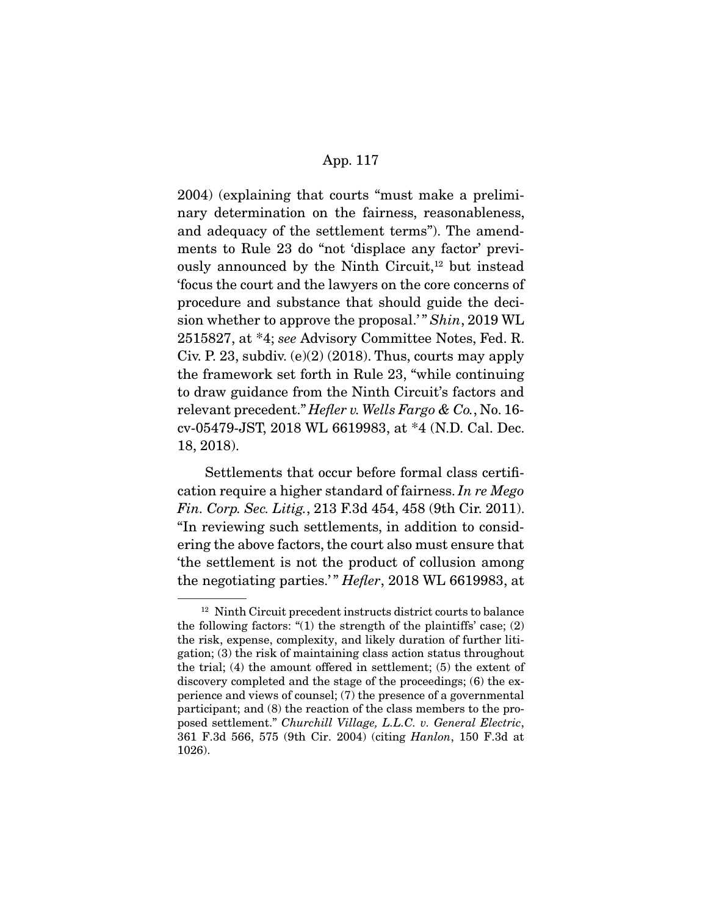2004) (explaining that courts "must make a preliminary determination on the fairness, reasonableness, and adequacy of the settlement terms"). The amendments to Rule 23 do "not 'displace any factor' previously announced by the Ninth Circuit,[12] but instead 'focus the court and the lawyers on the core concerns of procedure and substance that should guide the decision whether to approve the proposal.'" *Shin*, 2019 WL 2515827, at *4; *see* Advisory Committee Notes, Fed. R. Civ. P. 23, subdiv. (e)(2) (2018). Thus, courts may apply the framework set forth in Rule 23, "while continuing to draw guidance from the Ninth Circuit's factors and relevant precedent." *Hefler v. Wells Fargo & Co.*, No. 16-cv-05479-JST, 2018 WL 6619983, at *4 (N.D. Cal. Dec. 18, 2018).

Settlements that occur before formal class certification require a higher standard of fairness. *In re Mego Fin. Corp. Sec. Litig.*, 213 F.3d 454, 458 (9th Cir. 2011). "In reviewing such settlements, in addition to considering the above factors, the court also must ensure that 'the settlement is not the product of collusion among the negotiating parties.'" *Hefler*, 2018 WL 6619983, at

---

[12] Ninth Circuit precedent instructs district courts to balance the following factors: "(1) the strength of the plaintiffs' case; (2) the risk, expense, complexity, and likely duration of further litigation; (3) the risk of maintaining class action status throughout the trial; (4) the amount offered in settlement; (5) the extent of discovery completed and the stage of the proceedings; (6) the experience and views of counsel; (7) the presence of a governmental participant; and (8) the reaction of the class members to the proposed settlement." *Churchill Village, L.L.C. v. General Electric*, 361 F.3d 566, 575 (9th Cir. 2004) (citing *Hanlon*, 150 F.3d at 1026).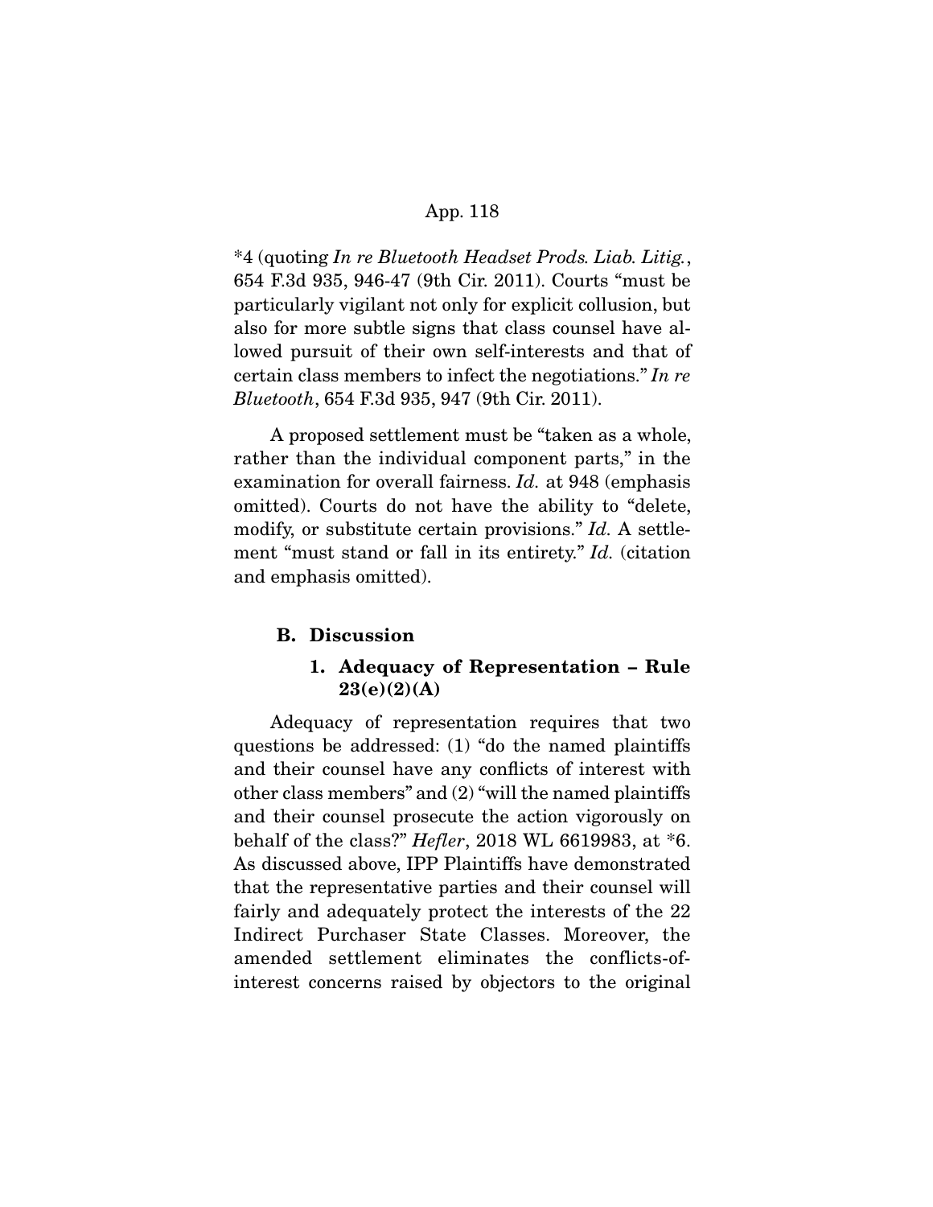*4 (quoting *In re Bluetooth Headset Prods. Liab. Litig.*, 654 F.3d 935, 946-47 (9th Cir. 2011). Courts "must be particularly vigilant not only for explicit collusion, but also for more subtle signs that class counsel have allowed pursuit of their own self-interests and that of certain class members to infect the negotiations." *In re Bluetooth*, 654 F.3d 935, 947 (9th Cir. 2011).

A proposed settlement must be "taken as a whole, rather than the individual component parts," in the examination for overall fairness. *Id.* at 948 (emphasis omitted). Courts do not have the ability to "delete, modify, or substitute certain provisions." *Id.* A settlement "must stand or fall in its entirety." *Id.* (citation and emphasis omitted).

### B. Discussion

#### 1. Adequacy of Representation – Rule 23(e)(2)(A)

Adequacy of representation requires that two questions be addressed: (1) "do the named plaintiffs and their counsel have any conflicts of interest with other class members" and (2) "will the named plaintiffs and their counsel prosecute the action vigorously on behalf of the class?" *Hefler*, 2018 WL 6619983, at *6. As discussed above, IPP Plaintiffs have demonstrated that the representative parties and their counsel will fairly and adequately protect the interests of the 22 Indirect Purchaser State Classes. Moreover, the amended settlement eliminates the conflicts-of-interest concerns raised by objectors to the original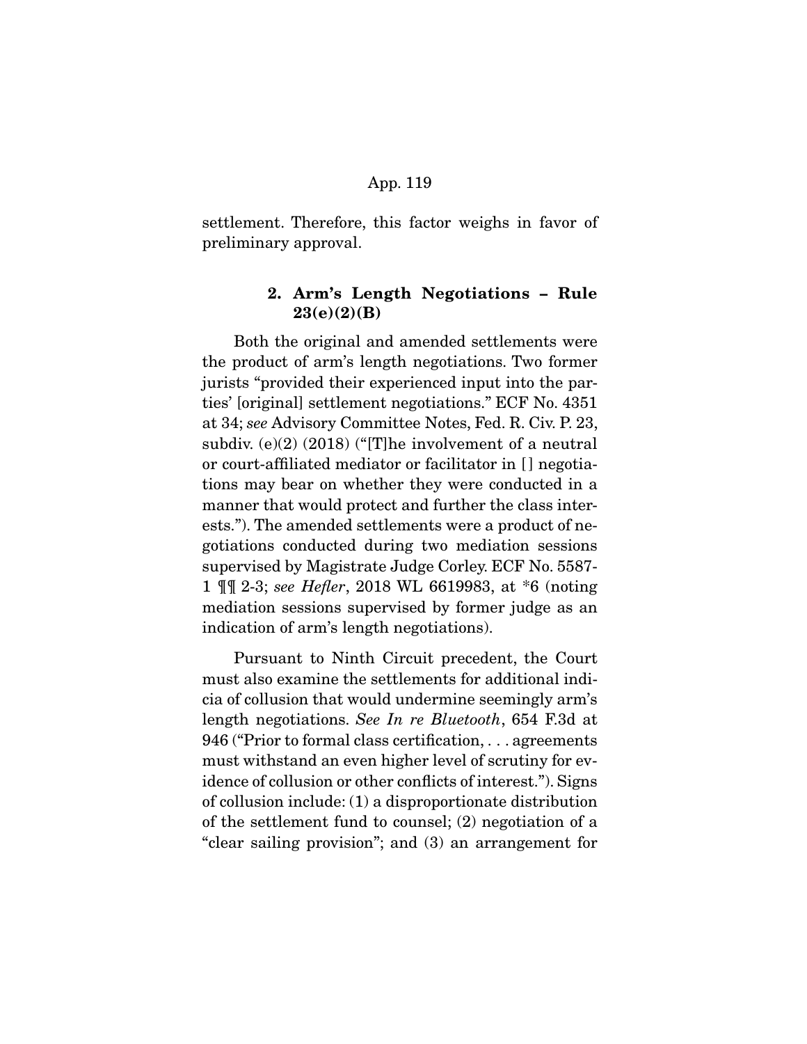settlement. Therefore, this factor weighs in favor of preliminary approval.

### 2. Arm's Length Negotiations – Rule 23(e)(2)(B)

Both the original and amended settlements were the product of arm's length negotiations. Two former jurists "provided their experienced input into the parties' [original] settlement negotiations." ECF No. 4351 at 34; *see* Advisory Committee Notes, Fed. R. Civ. P. 23, subdiv. (e)(2) (2018) ("[T]he involvement of a neutral or court-affiliated mediator or facilitator in [] negotiations may bear on whether they were conducted in a manner that would protect and further the class interests."). The amended settlements were a product of negotiations conducted during two mediation sessions supervised by Magistrate Judge Corley. ECF No. 5587-1 ¶¶ 2-3; *see Hefler*, 2018 WL 6619983, at *6 (noting mediation sessions supervised by former judge as an indication of arm's length negotiations).

Pursuant to Ninth Circuit precedent, the Court must also examine the settlements for additional indicia of collusion that would undermine seemingly arm's length negotiations. *See In re Bluetooth*, 654 F.3d at 946 ("Prior to formal class certification, . . . agreements must withstand an even higher level of scrutiny for evidence of collusion or other conflicts of interest."). Signs of collusion include: (1) a disproportionate distribution of the settlement fund to counsel; (2) negotiation of a "clear sailing provision"; and (3) an arrangement for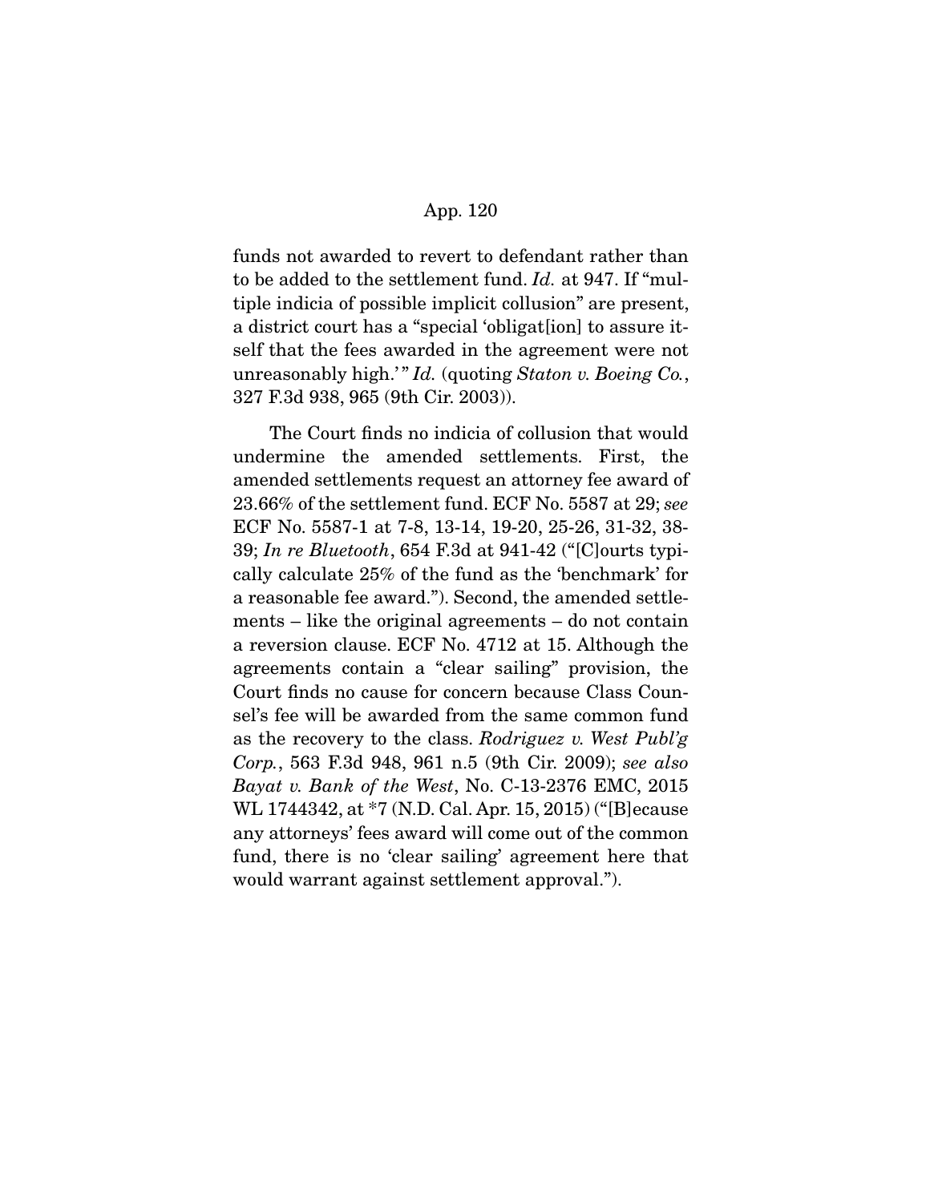funds not awarded to revert to defendant rather than to be added to the settlement fund. *Id.* at 947. If "multiple indicia of possible implicit collusion" are present, a district court has a "special 'obligat[ion] to assure itself that the fees awarded in the agreement were not unreasonably high.'" *Id.* (quoting *Staton v. Boeing Co.*, 327 F.3d 938, 965 (9th Cir. 2003)).

The Court finds no indicia of collusion that would undermine the amended settlements. First, the amended settlements request an attorney fee award of 23.66% of the settlement fund. ECF No. 5587 at 29; *see* ECF No. 5587-1 at 7-8, 13-14, 19-20, 25-26, 31-32, 38-39; *In re Bluetooth*, 654 F.3d at 941-42 ("[C]ourts typically calculate 25% of the fund as the 'benchmark' for a reasonable fee award."). Second, the amended settlements – like the original agreements – do not contain a reversion clause. ECF No. 4712 at 15. Although the agreements contain a "clear sailing" provision, the Court finds no cause for concern because Class Counsel's fee will be awarded from the same common fund as the recovery to the class. *Rodriguez v. West Publ'g Corp.*, 563 F.3d 948, 961 n.5 (9th Cir. 2009); *see also Bayat v. Bank of the West*, No. C-13-2376 EMC, 2015 WL 1744342, at *7 (N.D. Cal. Apr. 15, 2015) ("[B]ecause any attorneys' fees award will come out of the common fund, there is no 'clear sailing' agreement here that would warrant against settlement approval.").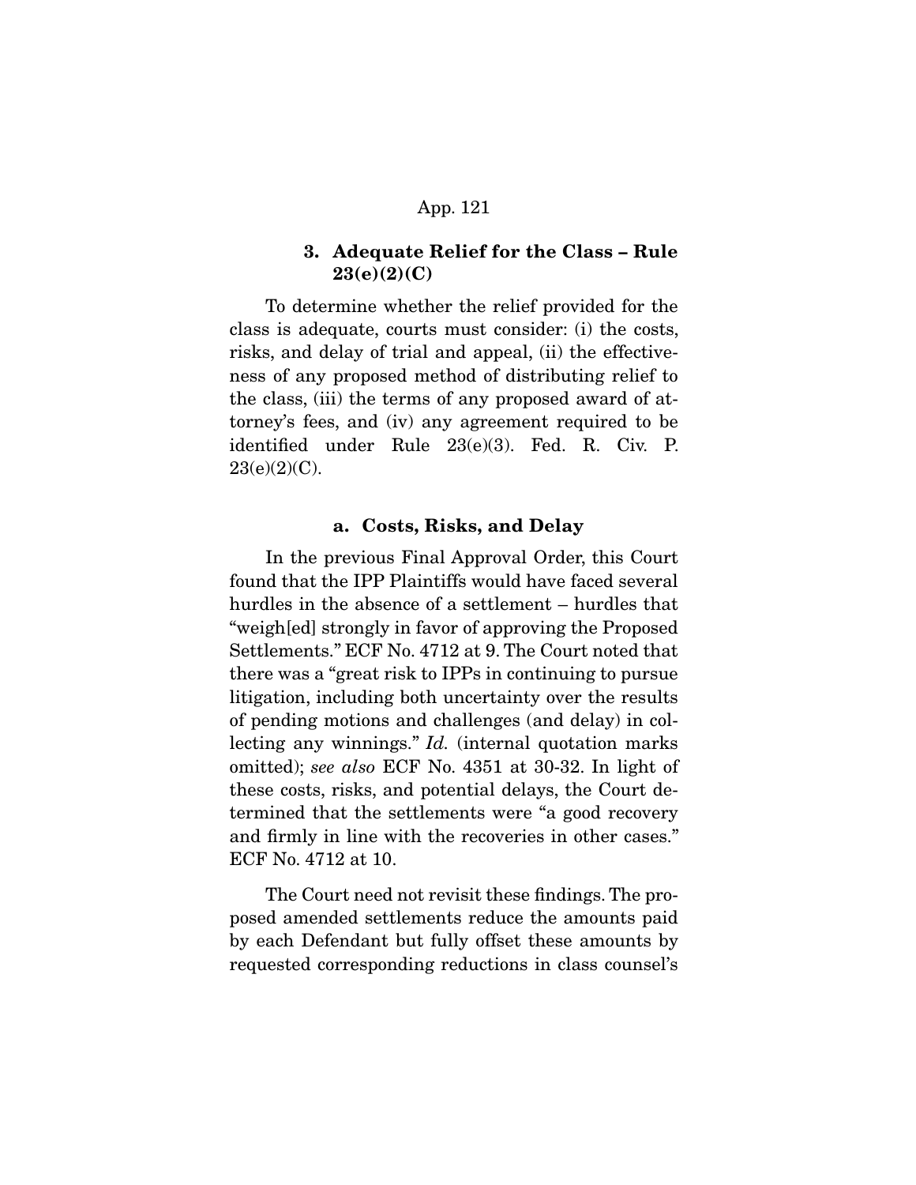### 3. Adequate Relief for the Class – Rule 23(e)(2)(C)

To determine whether the relief provided for the class is adequate, courts must consider: (i) the costs, risks, and delay of trial and appeal, (ii) the effectiveness of any proposed method of distributing relief to the class, (iii) the terms of any proposed award of attorney's fees, and (iv) any agreement required to be identified under Rule 23(e)(3). Fed. R. Civ. P. 23(e)(2)(C).

#### a. Costs, Risks, and Delay

In the previous Final Approval Order, this Court found that the IPP Plaintiffs would have faced several hurdles in the absence of a settlement – hurdles that "weigh[ed] strongly in favor of approving the Proposed Settlements." ECF No. 4712 at 9. The Court noted that there was a "great risk to IPPs in continuing to pursue litigation, including both uncertainty over the results of pending motions and challenges (and delay) in collecting any winnings." *Id.* (internal quotation marks omitted); *see also* ECF No. 4351 at 30-32. In light of these costs, risks, and potential delays, the Court determined that the settlements were "a good recovery and firmly in line with the recoveries in other cases." ECF No. 4712 at 10.

The Court need not revisit these findings. The proposed amended settlements reduce the amounts paid by each Defendant but fully offset these amounts by requested corresponding reductions in class counsel's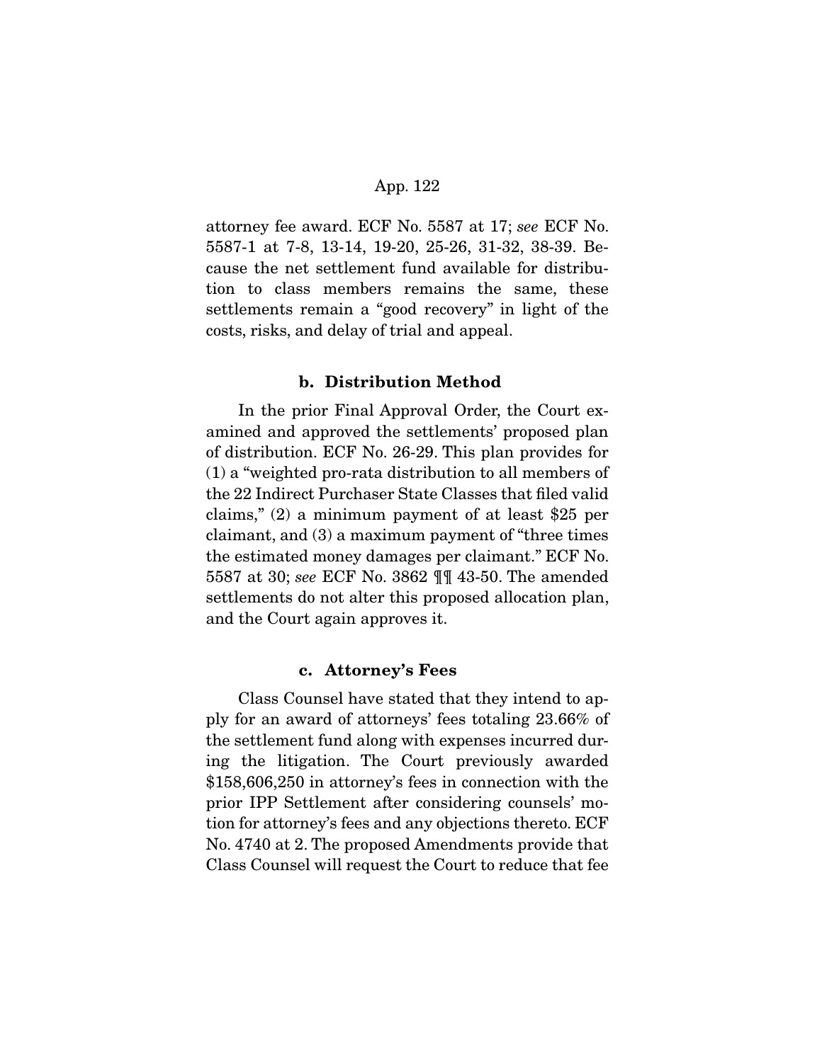attorney fee award. ECF No. 5587 at 17; *see* ECF No. 5587-1 at 7-8, 13-14, 19-20, 25-26, 31-32, 38-39. Because the net settlement fund available for distribution to class members remains the same, these settlements remain a "good recovery" in light of the costs, risks, and delay of trial and appeal.

**b. Distribution Method**

In the prior Final Approval Order, the Court examined and approved the settlements' proposed plan of distribution. ECF No. 26-29. This plan provides for (1) a "weighted pro-rata distribution to all members of the 22 Indirect Purchaser State Classes that filed valid claims," (2) a minimum payment of at least $25 per claimant, and (3) a maximum payment of "three times the estimated money damages per claimant." ECF No. 5587 at 30; *see* ECF No. 3862 ¶¶ 43-50. The amended settlements do not alter this proposed allocation plan, and the Court again approves it.

**c. Attorney's Fees**

Class Counsel have stated that they intend to apply for an award of attorneys' fees totaling 23.66% of the settlement fund along with expenses incurred during the litigation. The Court previously awarded $158,606,250 in attorney's fees in connection with the prior IPP Settlement after considering counsels' motion for attorney's fees and any objections thereto. ECF No. 4740 at 2. The proposed Amendments provide that Class Counsel will request the Court to reduce that fee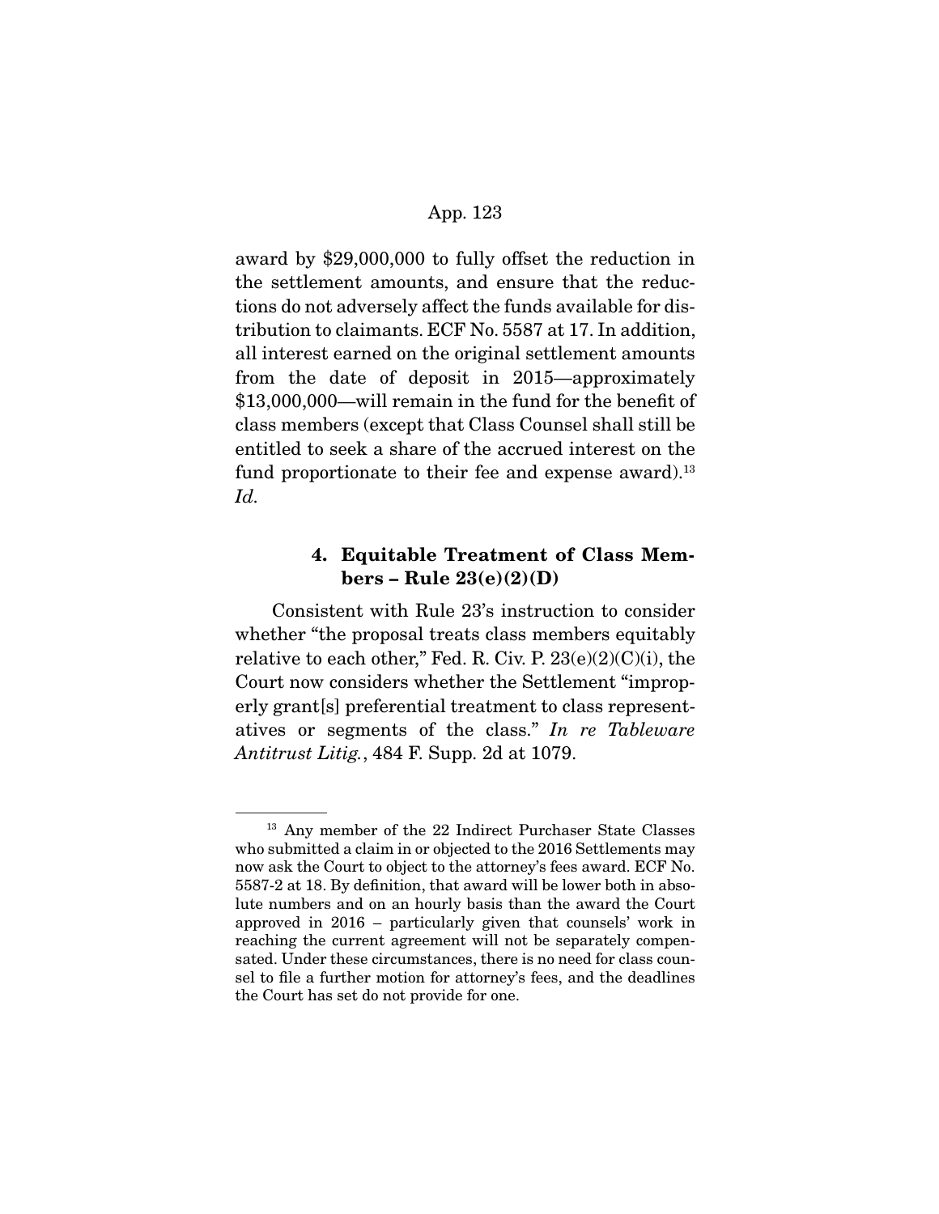award by $29,000,000 to fully offset the reduction in the settlement amounts, and ensure that the reductions do not adversely affect the funds available for distribution to claimants. ECF No. 5587 at 17. In addition, all interest earned on the original settlement amounts from the date of deposit in 2015—approximately $13,000,000—will remain in the fund for the benefit of class members (except that Class Counsel shall still be entitled to seek a share of the accrued interest on the fund proportionate to their fee and expense award).[13] *Id.*

#### 4. Equitable Treatment of Class Members – Rule 23(e)(2)(D)

Consistent with Rule 23's instruction to consider whether "the proposal treats class members equitably relative to each other," Fed. R. Civ. P. 23(e)(2)(C)(i), the Court now considers whether the Settlement "improperly grant[s] preferential treatment to class representatives or segments of the class." *In re Tableware Antitrust Litig.*, 484 F. Supp. 2d at 1079.

---

[13] Any member of the 22 Indirect Purchaser State Classes who submitted a claim in or objected to the 2016 Settlements may now ask the Court to object to the attorney's fees award. ECF No. 5587-2 at 18. By definition, that award will be lower both in absolute numbers and on an hourly basis than the award the Court approved in 2016 – particularly given that counsels' work in reaching the current agreement will not be separately compensated. Under these circumstances, there is no need for class counsel to file a further motion for attorney's fees, and the deadlines the Court has set do not provide for one.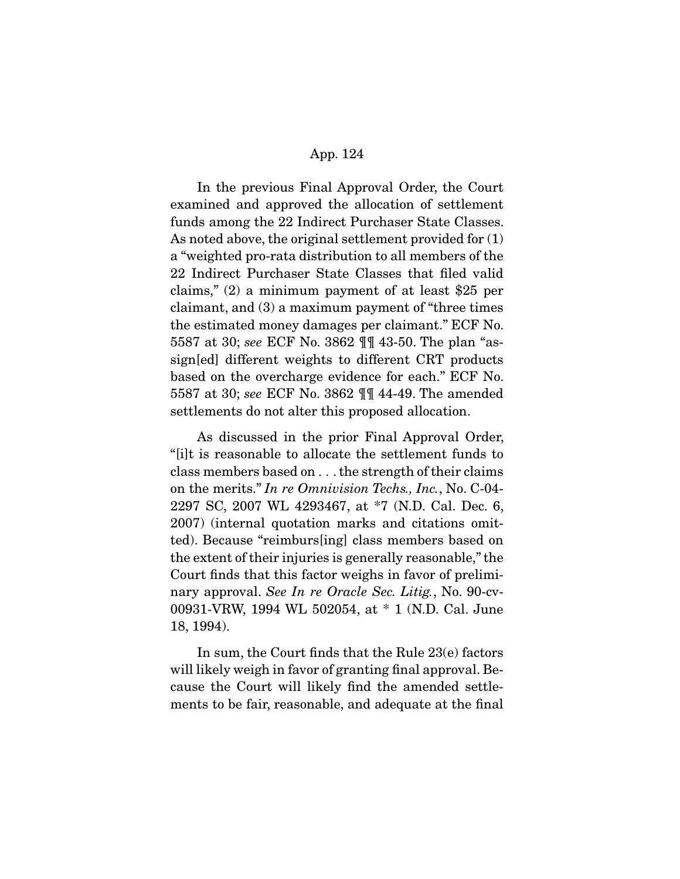In the previous Final Approval Order, the Court examined and approved the allocation of settlement funds among the 22 Indirect Purchaser State Classes. As noted above, the original settlement provided for (1) a "weighted pro-rata distribution to all members of the 22 Indirect Purchaser State Classes that filed valid claims," (2) a minimum payment of at least $25 per claimant, and (3) a maximum payment of "three times the estimated money damages per claimant." ECF No. 5587 at 30; *see* ECF No. 3862 ¶¶ 43-50. The plan "assign[ed] different weights to different CRT products based on the overcharge evidence for each." ECF No. 5587 at 30; *see* ECF No. 3862 ¶¶ 44-49. The amended settlements do not alter this proposed allocation.

As discussed in the prior Final Approval Order, "[i]t is reasonable to allocate the settlement funds to class members based on . . . the strength of their claims on the merits." *In re Omnivision Techs., Inc.*, No. C-04-2297 SC, 2007 WL 4293467, at \*7 (N.D. Cal. Dec. 6, 2007) (internal quotation marks and citations omitted). Because "reimburs[ing] class members based on the extent of their injuries is generally reasonable," the Court finds that this factor weighs in favor of preliminary approval. *See In re Oracle Sec. Litig.*, No. 90-cv-00931-VRW, 1994 WL 502054, at \* 1 (N.D. Cal. June 18, 1994).

In sum, the Court finds that the Rule 23(e) factors will likely weigh in favor of granting final approval. Because the Court will likely find the amended settlements to be fair, reasonable, and adequate at the final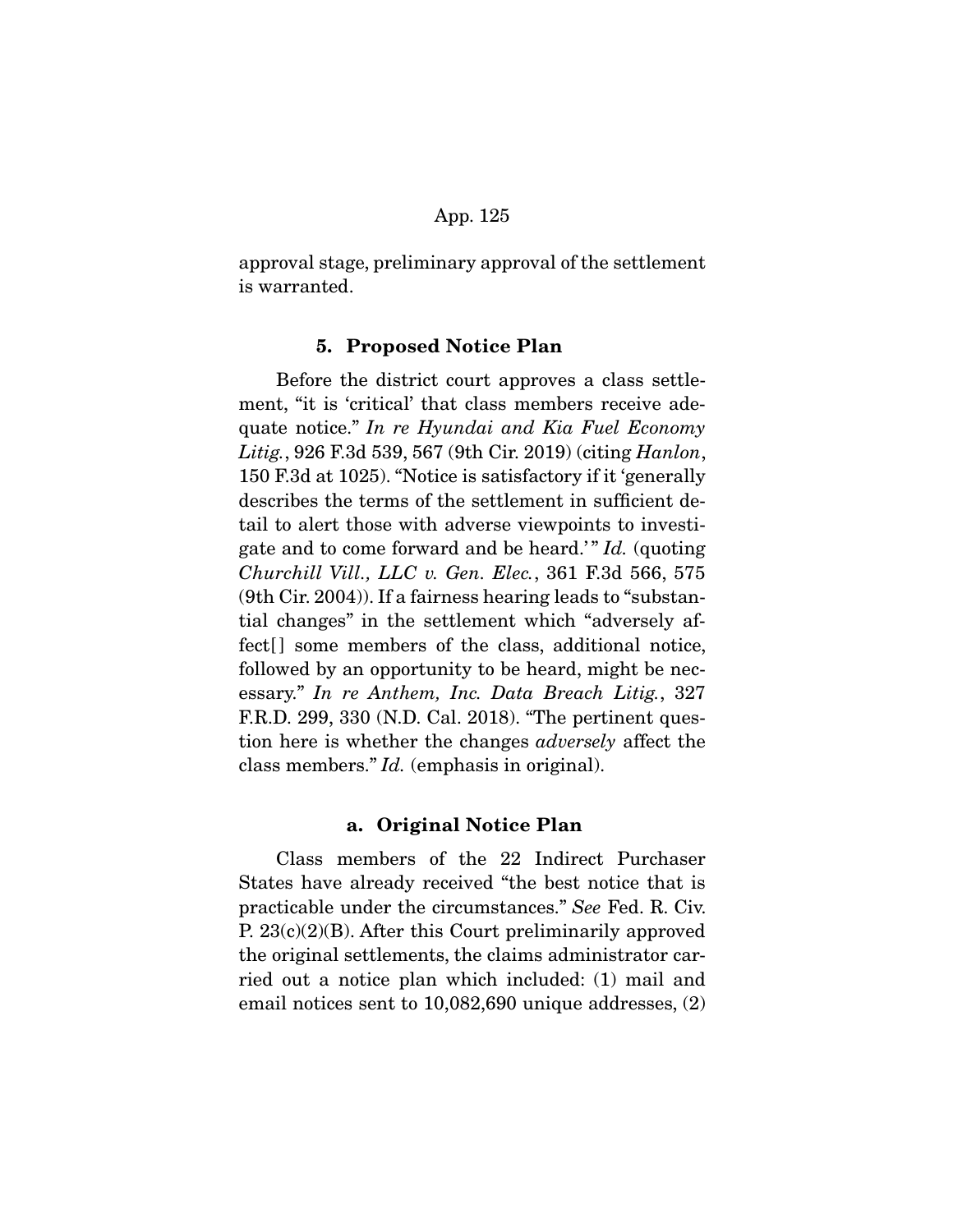approval stage, preliminary approval of the settlement is warranted.

### 5. Proposed Notice Plan

Before the district court approves a class settlement, "it is 'critical' that class members receive adequate notice." *In re Hyundai and Kia Fuel Economy Litig.*, 926 F.3d 539, 567 (9th Cir. 2019) (citing *Hanlon*, 150 F.3d at 1025). "Notice is satisfactory if it 'generally describes the terms of the settlement in sufficient detail to alert those with adverse viewpoints to investigate and to come forward and be heard.'" *Id.* (quoting *Churchill Vill., LLC v. Gen. Elec.*, 361 F.3d 566, 575 (9th Cir. 2004)). If a fairness hearing leads to "substantial changes" in the settlement which "adversely affect[] some members of the class, additional notice, followed by an opportunity to be heard, might be necessary." *In re Anthem, Inc. Data Breach Litig.*, 327 F.R.D. 299, 330 (N.D. Cal. 2018). "The pertinent question here is whether the changes *adversely* affect the class members." *Id.* (emphasis in original).

#### a. Original Notice Plan

Class members of the 22 Indirect Purchaser States have already received "the best notice that is practicable under the circumstances." *See* Fed. R. Civ. P. 23(c)(2)(B). After this Court preliminarily approved the original settlements, the claims administrator carried out a notice plan which included: (1) mail and email notices sent to 10,082,690 unique addresses, (2)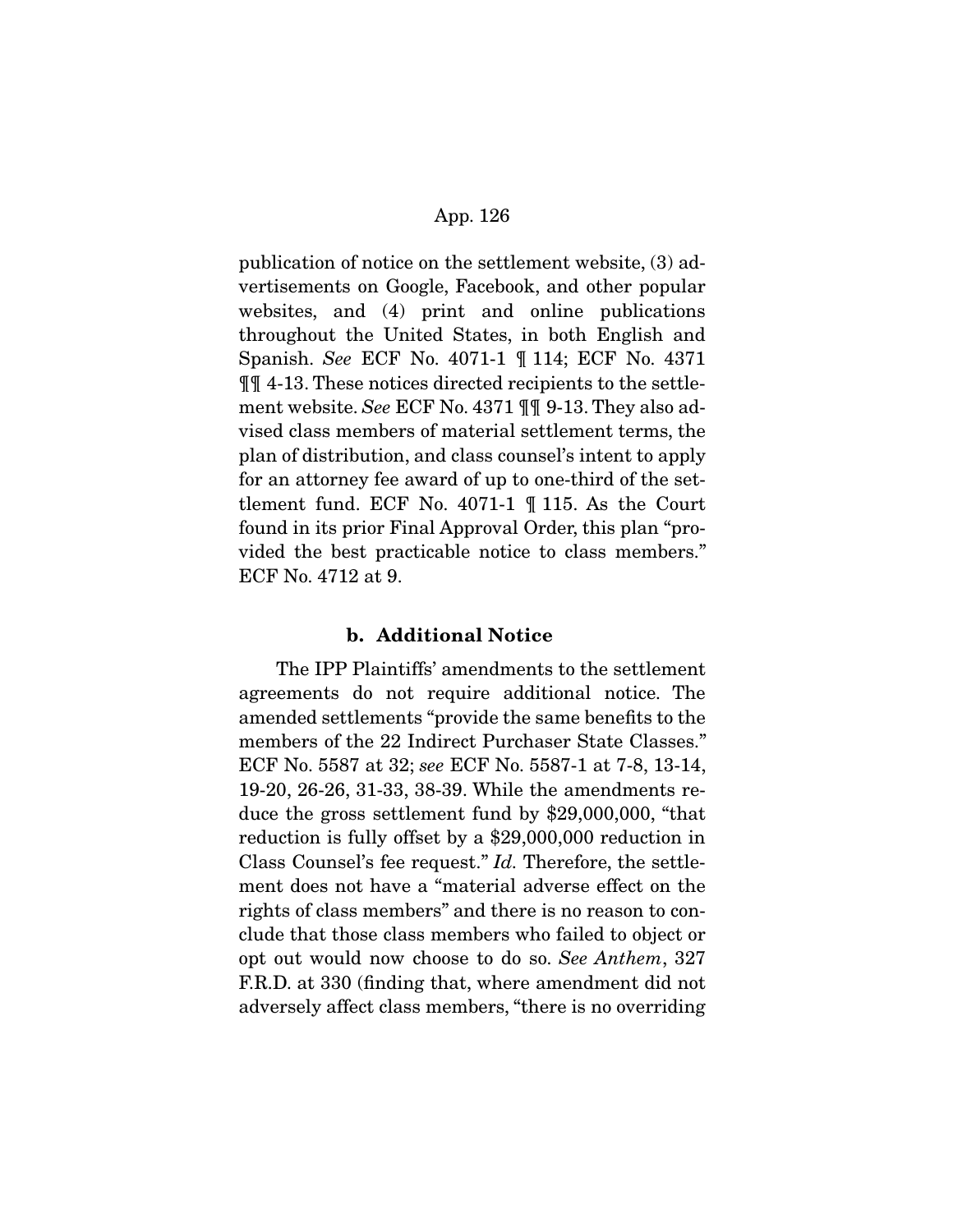publication of notice on the settlement website, (3) advertisements on Google, Facebook, and other popular websites, and (4) print and online publications throughout the United States, in both English and Spanish. *See* ECF No. 4071-1 ¶ 114; ECF No. 4371 ¶¶ 4-13. These notices directed recipients to the settlement website. *See* ECF No. 4371 ¶¶ 9-13. They also advised class members of material settlement terms, the plan of distribution, and class counsel's intent to apply for an attorney fee award of up to one-third of the settlement fund. ECF No. 4071-1 ¶ 115. As the Court found in its prior Final Approval Order, this plan "provided the best practicable notice to class members." ECF No. 4712 at 9.

### b. Additional Notice

The IPP Plaintiffs' amendments to the settlement agreements do not require additional notice. The amended settlements "provide the same benefits to the members of the 22 Indirect Purchaser State Classes." ECF No. 5587 at 32; *see* ECF No. 5587-1 at 7-8, 13-14, 19-20, 26-26, 31-33, 38-39. While the amendments reduce the gross settlement fund by $29,000,000, "that reduction is fully offset by a $29,000,000 reduction in Class Counsel's fee request." *Id.* Therefore, the settlement does not have a "material adverse effect on the rights of class members" and there is no reason to conclude that those class members who failed to object or opt out would now choose to do so. *See Anthem*, 327 F.R.D. at 330 (finding that, where amendment did not adversely affect class members, "there is no overriding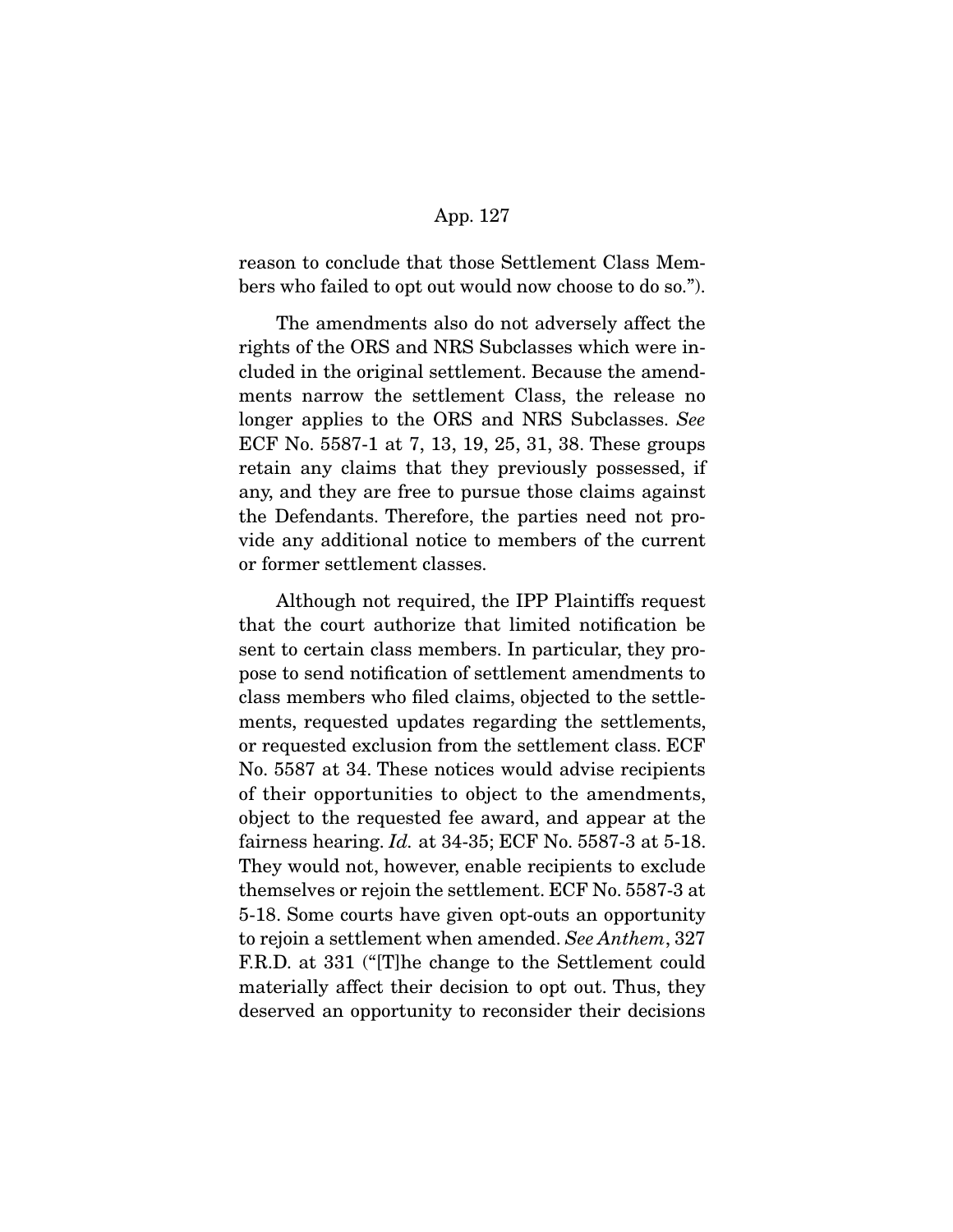reason to conclude that those Settlement Class Members who failed to opt out would now choose to do so.").

The amendments also do not adversely affect the rights of the ORS and NRS Subclasses which were included in the original settlement. Because the amendments narrow the settlement Class, the release no longer applies to the ORS and NRS Subclasses. *See* ECF No. 5587-1 at 7, 13, 19, 25, 31, 38. These groups retain any claims that they previously possessed, if any, and they are free to pursue those claims against the Defendants. Therefore, the parties need not provide any additional notice to members of the current or former settlement classes.

Although not required, the IPP Plaintiffs request that the court authorize that limited notification be sent to certain class members. In particular, they propose to send notification of settlement amendments to class members who filed claims, objected to the settlements, requested updates regarding the settlements, or requested exclusion from the settlement class. ECF No. 5587 at 34. These notices would advise recipients of their opportunities to object to the amendments, object to the requested fee award, and appear at the fairness hearing. *Id.* at 34-35; ECF No. 5587-3 at 5-18. They would not, however, enable recipients to exclude themselves or rejoin the settlement. ECF No. 5587-3 at 5-18. Some courts have given opt-outs an opportunity to rejoin a settlement when amended. *See Anthem*, 327 F.R.D. at 331 ("[T]he change to the Settlement could materially affect their decision to opt out. Thus, they deserved an opportunity to reconsider their decisions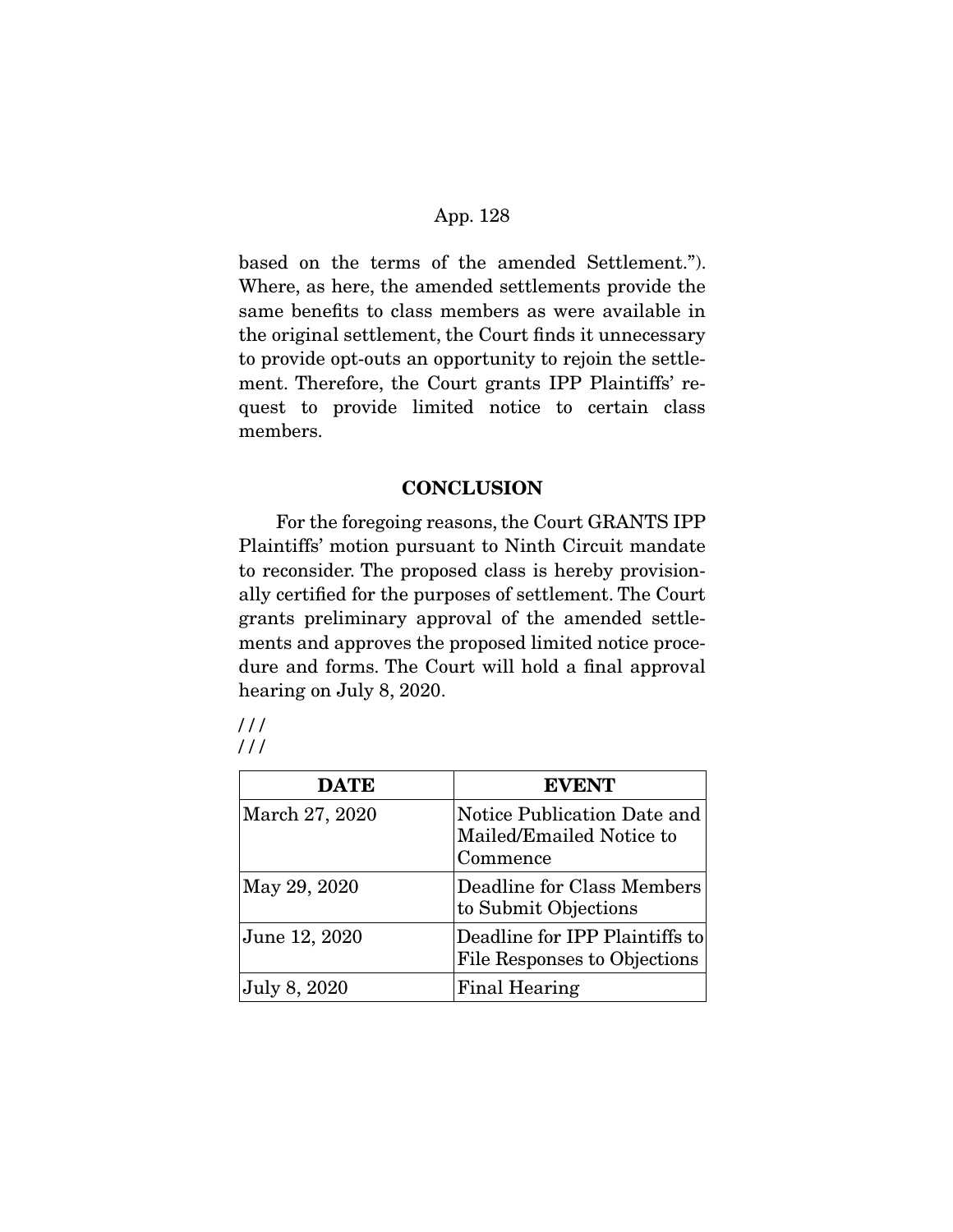based on the terms of the amended Settlement."). Where, as here, the amended settlements provide the same benefits to class members as were available in the original settlement, the Court finds it unnecessary to provide opt-outs an opportunity to rejoin the settlement. Therefore, the Court grants IPP Plaintiffs' request to provide limited notice to certain class members.

## CONCLUSION

For the foregoing reasons, the Court GRANTS IPP Plaintiffs' motion pursuant to Ninth Circuit mandate to reconsider. The proposed class is hereby provisionally certified for the purposes of settlement. The Court grants preliminary approval of the amended settlements and approves the proposed limited notice procedure and forms. The Court will hold a final approval hearing on July 8, 2020.

///
///

| DATE | EVENT |
|---|---|
| March 27, 2020 | Notice Publication Date and Mailed/Emailed Notice to Commence |
| May 29, 2020 | Deadline for Class Members to Submit Objections |
| June 12, 2020 | Deadline for IPP Plaintiffs to File Responses to Objections |
| July 8, 2020 | Final Hearing |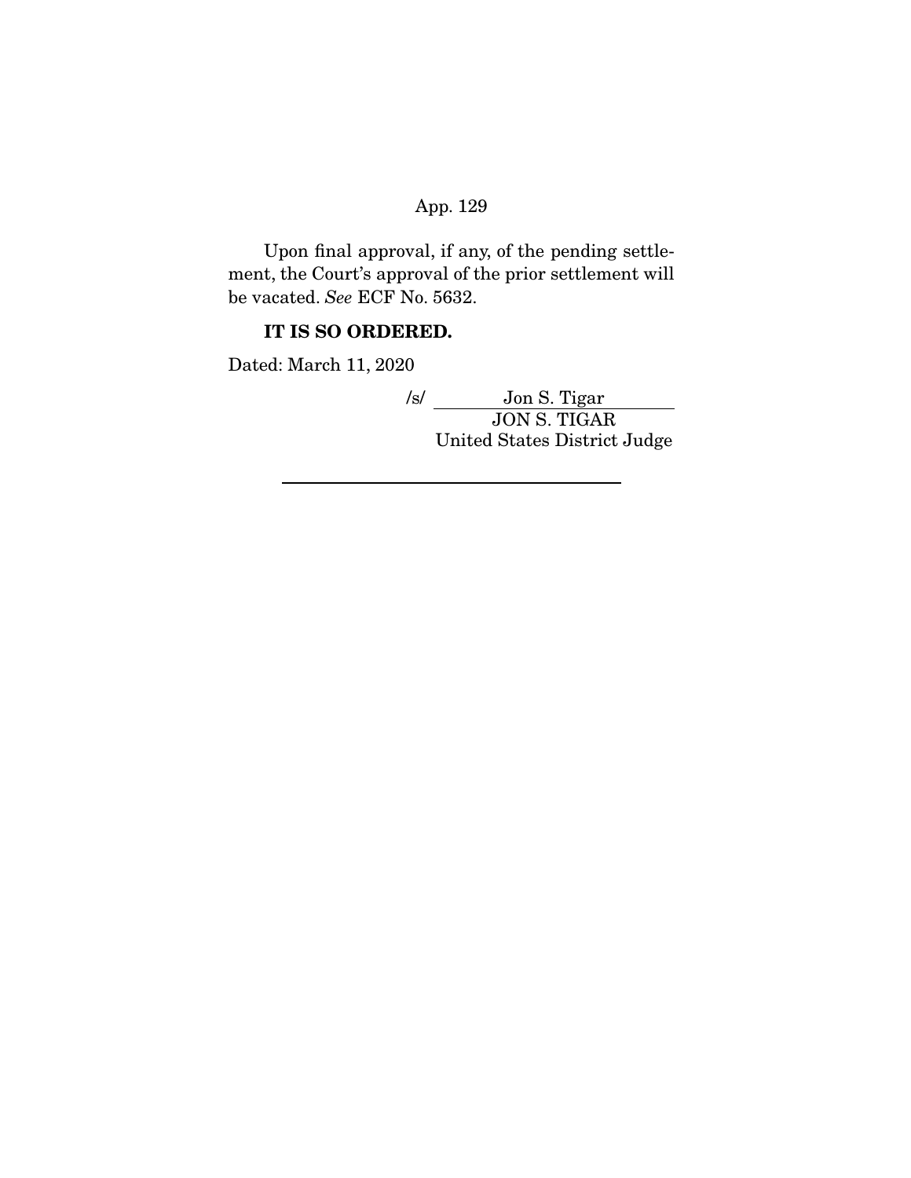Upon final approval, if any, of the pending settlement, the Court's approval of the prior settlement will be vacated. *See* ECF No. 5632.

**IT IS SO ORDERED.**

Dated: March 11, 2020

/s/ Jon S. Tigar
JON S. TIGAR
United States District Judge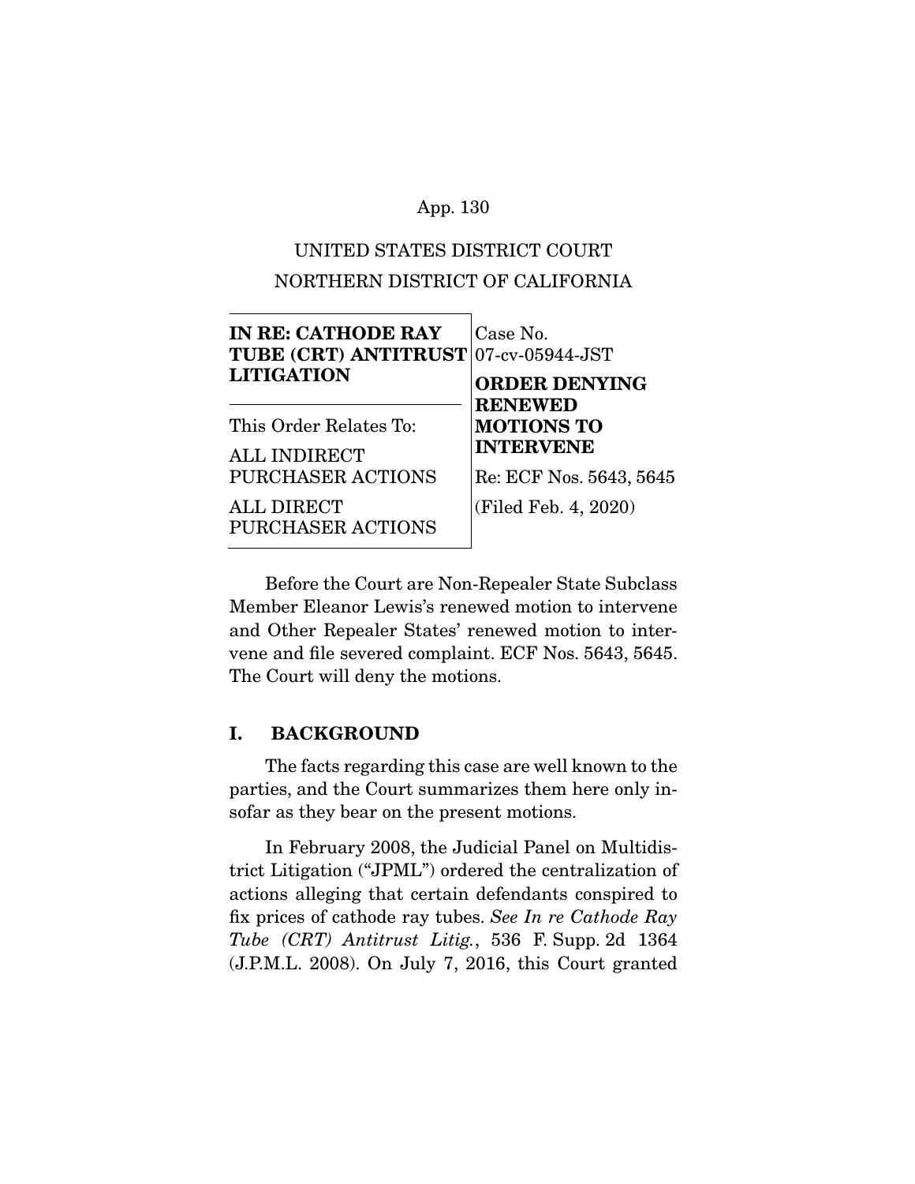UNITED STATES DISTRICT COURT
NORTHERN DISTRICT OF CALIFORNIA

| **IN RE: CATHODE RAY TUBE (CRT) ANTITRUST LITIGATION** | Case No. 07-cv-05944-JST |
|---|---|
| This Order Relates To: ALL INDIRECT PURCHASER ACTIONS ALL DIRECT PURCHASER ACTIONS | **ORDER DENYING RENEWED MOTIONS TO INTERVENE** Re: ECF Nos. 5643, 5645 (Filed Feb. 4, 2020) |

Before the Court are Non-Repealer State Subclass Member Eleanor Lewis's renewed motion to intervene and Other Repealer States' renewed motion to intervene and file severed complaint. ECF Nos. 5643, 5645. The Court will deny the motions.

## I. BACKGROUND

The facts regarding this case are well known to the parties, and the Court summarizes them here only insofar as they bear on the present motions.

In February 2008, the Judicial Panel on Multidistrict Litigation ("JPML") ordered the centralization of actions alleging that certain defendants conspired to fix prices of cathode ray tubes. *See In re Cathode Ray Tube (CRT) Antitrust Litig.*, 536 F. Supp. 2d 1364 (J.P.M.L. 2008). On July 7, 2016, this Court granted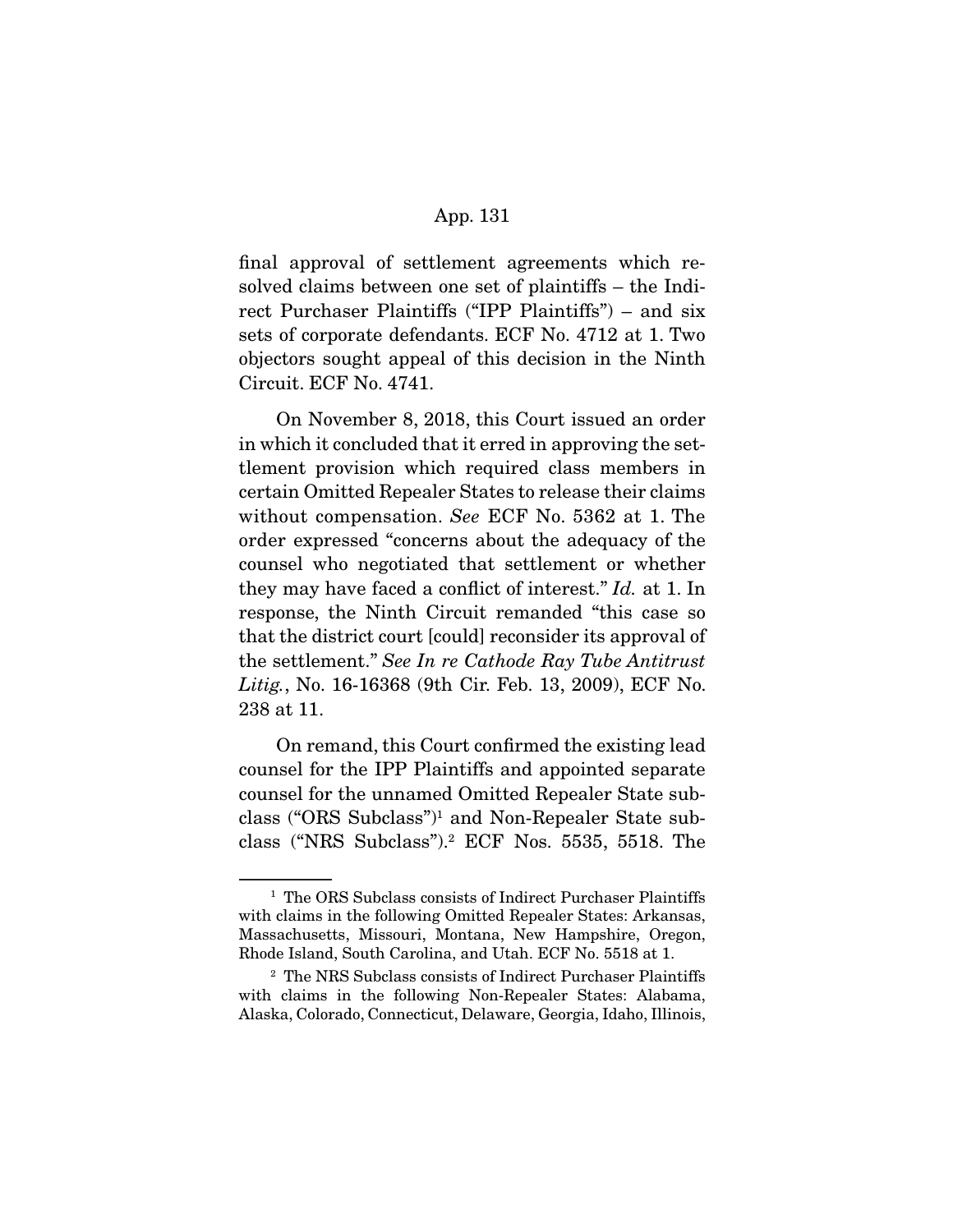final approval of settlement agreements which resolved claims between one set of plaintiffs – the Indirect Purchaser Plaintiffs ("IPP Plaintiffs") – and six sets of corporate defendants. ECF No. 4712 at 1. Two objectors sought appeal of this decision in the Ninth Circuit. ECF No. 4741.

On November 8, 2018, this Court issued an order in which it concluded that it erred in approving the settlement provision which required class members in certain Omitted Repealer States to release their claims without compensation. *See* ECF No. 5362 at 1. The order expressed "concerns about the adequacy of the counsel who negotiated that settlement or whether they may have faced a conflict of interest." *Id.* at 1. In response, the Ninth Circuit remanded "this case so that the district court [could] reconsider its approval of the settlement." *See In re Cathode Ray Tube Antitrust Litig.*, No. 16-16368 (9th Cir. Feb. 13, 2009), ECF No. 238 at 11.

On remand, this Court confirmed the existing lead counsel for the IPP Plaintiffs and appointed separate counsel for the unnamed Omitted Repealer State subclass ("ORS Subclass")[1] and Non-Repealer State subclass ("NRS Subclass").[2] ECF Nos. 5535, 5518. The

---

[1] The ORS Subclass consists of Indirect Purchaser Plaintiffs with claims in the following Omitted Repealer States: Arkansas, Massachusetts, Missouri, Montana, New Hampshire, Oregon, Rhode Island, South Carolina, and Utah. ECF No. 5518 at 1.

[2] The NRS Subclass consists of Indirect Purchaser Plaintiffs with claims in the following Non-Repealer States: Alabama, Alaska, Colorado, Connecticut, Delaware, Georgia, Idaho, Illinois,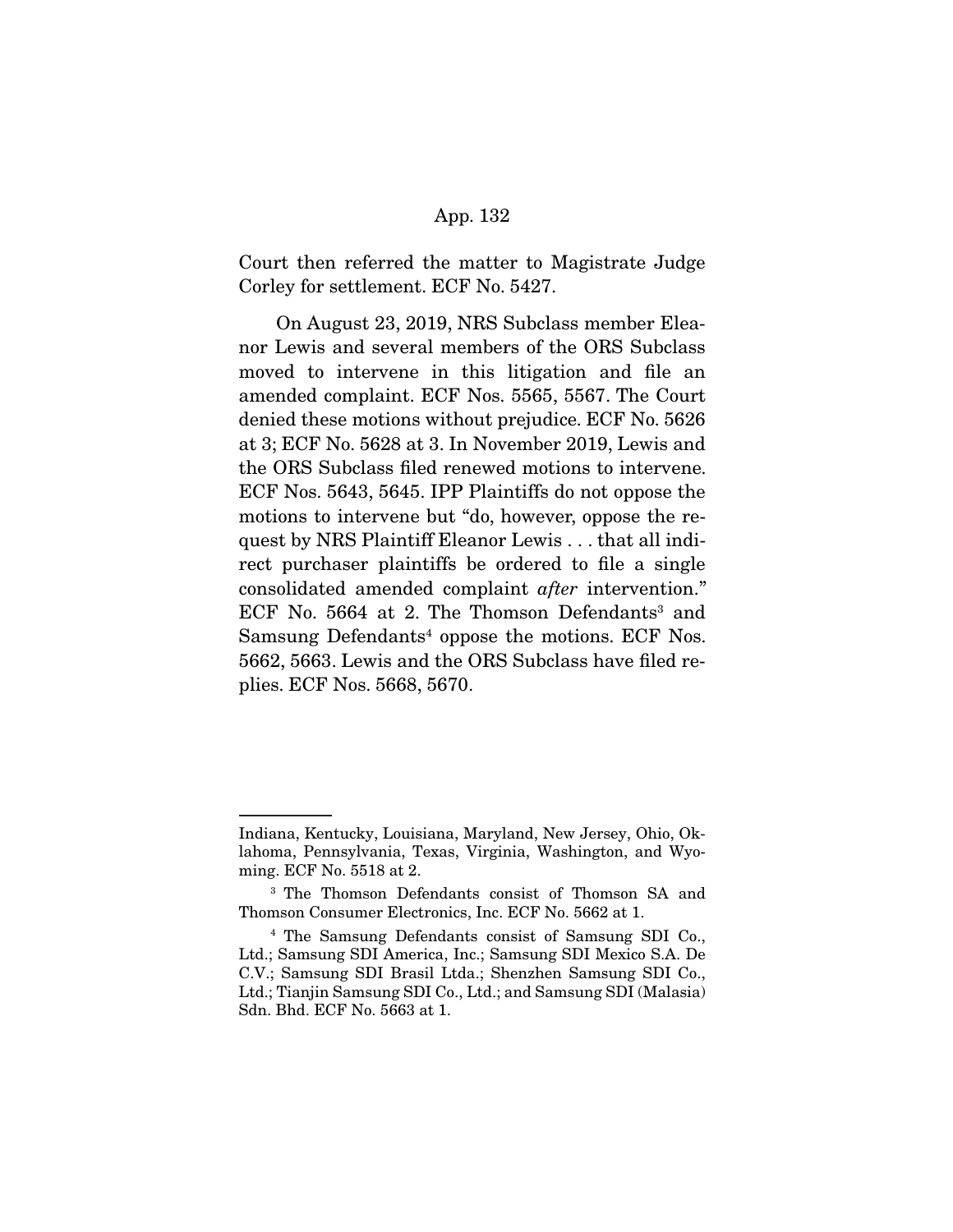Court then referred the matter to Magistrate Judge Corley for settlement. ECF No. 5427.

On August 23, 2019, NRS Subclass member Eleanor Lewis and several members of the ORS Subclass moved to intervene in this litigation and file an amended complaint. ECF Nos. 5565, 5567. The Court denied these motions without prejudice. ECF No. 5626 at 3; ECF No. 5628 at 3. In November 2019, Lewis and the ORS Subclass filed renewed motions to intervene. ECF Nos. 5643, 5645. IPP Plaintiffs do not oppose the motions to intervene but "do, however, oppose the request by NRS Plaintiff Eleanor Lewis . . . that all indirect purchaser plaintiffs be ordered to file a single consolidated amended complaint *after* intervention." ECF No. 5664 at 2. The Thomson Defendants[3] and Samsung Defendants[4] oppose the motions. ECF Nos. 5662, 5663. Lewis and the ORS Subclass have filed replies. ECF Nos. 5668, 5670.

---

Indiana, Kentucky, Louisiana, Maryland, New Jersey, Ohio, Oklahoma, Pennsylvania, Texas, Virginia, Washington, and Wyoming. ECF No. 5518 at 2.

[3] The Thomson Defendants consist of Thomson SA and Thomson Consumer Electronics, Inc. ECF No. 5662 at 1.

[4] The Samsung Defendants consist of Samsung SDI Co., Ltd.; Samsung SDI America, Inc.; Samsung SDI Mexico S.A. De C.V.; Samsung SDI Brasil Ltda.; Shenzhen Samsung SDI Co., Ltd.; Tianjin Samsung SDI Co., Ltd.; and Samsung SDI (Malasia) Sdn. Bhd. ECF No. 5663 at 1.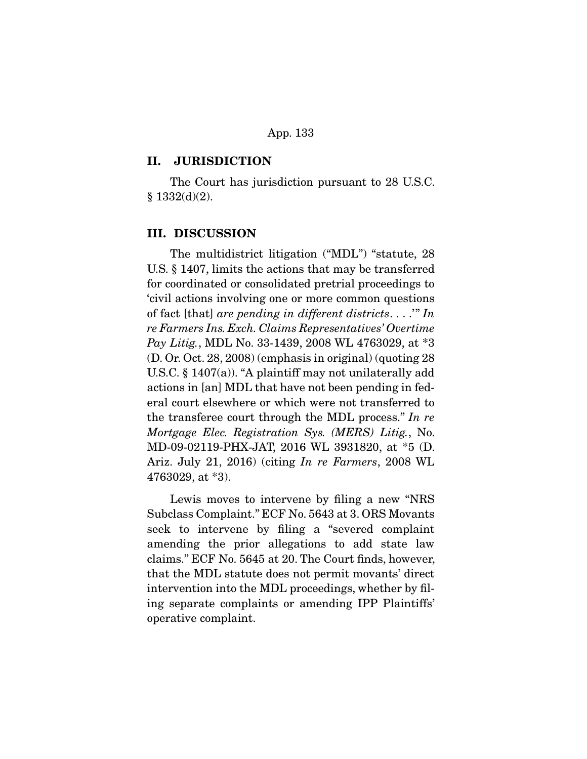## II. JURISDICTION

The Court has jurisdiction pursuant to 28 U.S.C. § 1332(d)(2).

## III. DISCUSSION

The multidistrict litigation ("MDL") "statute, 28 U.S. § 1407, limits the actions that may be transferred for coordinated or consolidated pretrial proceedings to 'civil actions involving one or more common questions of fact [that] *are pending in different districts*. . . .'" *In re Farmers Ins. Exch. Claims Representatives' Overtime Pay Litig.*, MDL No. 33-1439, 2008 WL 4763029, at *3 (D. Or. Oct. 28, 2008) (emphasis in original) (quoting 28 U.S.C. § 1407(a)). "A plaintiff may not unilaterally add actions in [an] MDL that have not been pending in federal court elsewhere or which were not transferred to the transferee court through the MDL process." *In re Mortgage Elec. Registration Sys. (MERS) Litig.*, No. MD-09-02119-PHX-JAT, 2016 WL 3931820, at *5 (D. Ariz. July 21, 2016) (citing *In re Farmers*, 2008 WL 4763029, at *3).

Lewis moves to intervene by filing a new "NRS Subclass Complaint." ECF No. 5643 at 3. ORS Movants seek to intervene by filing a "severed complaint amending the prior allegations to add state law claims." ECF No. 5645 at 20. The Court finds, however, that the MDL statute does not permit movants' direct intervention into the MDL proceedings, whether by filing separate complaints or amending IPP Plaintiffs' operative complaint.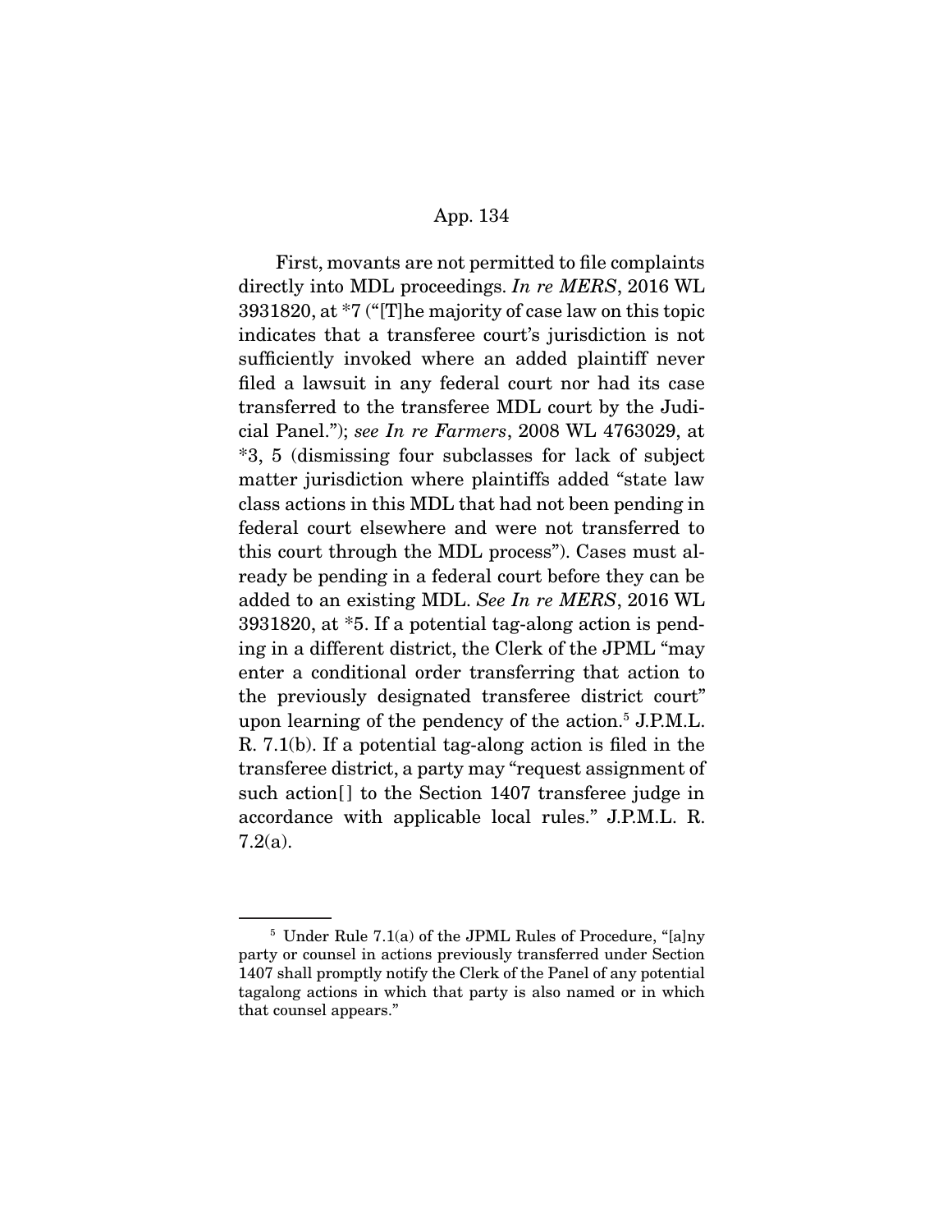First, movants are not permitted to file complaints directly into MDL proceedings. *In re MERS*, 2016 WL 3931820, at *7 ("[T]he majority of case law on this topic indicates that a transferee court's jurisdiction is not sufficiently invoked where an added plaintiff never filed a lawsuit in any federal court nor had its case transferred to the transferee MDL court by the Judicial Panel."); *see In re Farmers*, 2008 WL 4763029, at *3, 5 (dismissing four subclasses for lack of subject matter jurisdiction where plaintiffs added "state law class actions in this MDL that had not been pending in federal court elsewhere and were not transferred to this court through the MDL process"). Cases must already be pending in a federal court before they can be added to an existing MDL. *See In re MERS*, 2016 WL 3931820, at *5. If a potential tag-along action is pending in a different district, the Clerk of the JPML "may enter a conditional order transferring that action to the previously designated transferee district court" upon learning of the pendency of the action.[5] J.P.M.L. R. 7.1(b). If a potential tag-along action is filed in the transferee district, a party may "request assignment of such action[] to the Section 1407 transferee judge in accordance with applicable local rules." J.P.M.L. R. 7.2(a).

---

[5] Under Rule 7.1(a) of the JPML Rules of Procedure, "[a]ny party or counsel in actions previously transferred under Section 1407 shall promptly notify the Clerk of the Panel of any potential tagalong actions in which that party is also named or in which that counsel appears."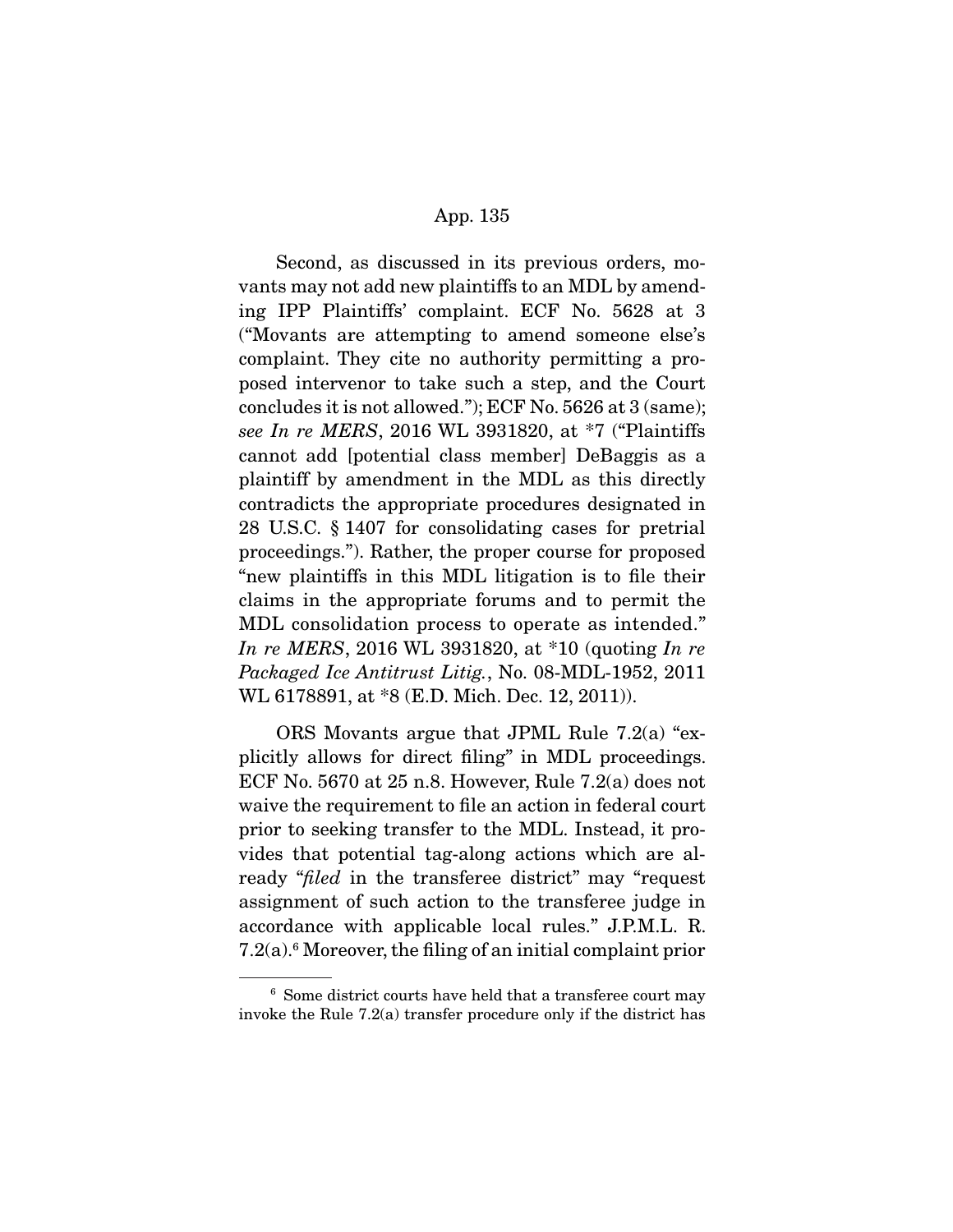Second, as discussed in its previous orders, movants may not add new plaintiffs to an MDL by amending IPP Plaintiffs' complaint. ECF No. 5628 at 3 ("Movants are attempting to amend someone else's complaint. They cite no authority permitting a proposed intervenor to take such a step, and the Court concludes it is not allowed."); ECF No. 5626 at 3 (same); *see In re MERS*, 2016 WL 3931820, at *7 ("Plaintiffs cannot add [potential class member] DeBaggis as a plaintiff by amendment in the MDL as this directly contradicts the appropriate procedures designated in 28 U.S.C. § 1407 for consolidating cases for pretrial proceedings."). Rather, the proper course for proposed "new plaintiffs in this MDL litigation is to file their claims in the appropriate forums and to permit the MDL consolidation process to operate as intended." *In re MERS*, 2016 WL 3931820, at *10 (quoting *In re Packaged Ice Antitrust Litig.*, No. 08-MDL-1952, 2011 WL 6178891, at *8 (E.D. Mich. Dec. 12, 2011)).

ORS Movants argue that JPML Rule 7.2(a) "explicitly allows for direct filing" in MDL proceedings. ECF No. 5670 at 25 n.8. However, Rule 7.2(a) does not waive the requirement to file an action in federal court prior to seeking transfer to the MDL. Instead, it provides that potential tag-along actions which are already "*filed* in the transferee district" may "request assignment of such action to the transferee judge in accordance with applicable local rules." J.P.M.L. R. 7.2(a).[6] Moreover, the filing of an initial complaint prior

---

[6] Some district courts have held that a transferee court may invoke the Rule 7.2(a) transfer procedure only if the district has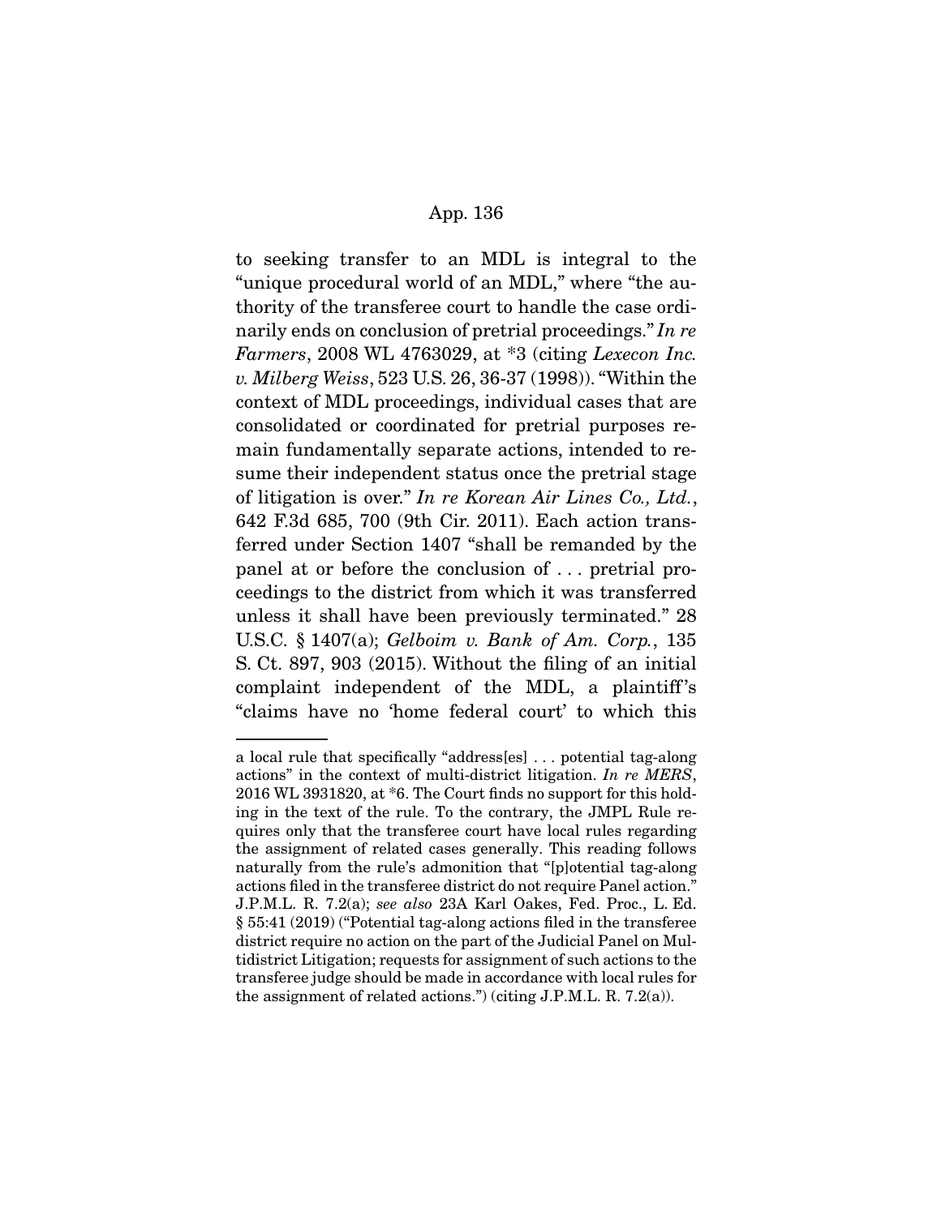to seeking transfer to an MDL is integral to the "unique procedural world of an MDL," where "the authority of the transferee court to handle the case ordinarily ends on conclusion of pretrial proceedings." *In re Farmers*, 2008 WL 4763029, at *3 (citing *Lexecon Inc. v. Milberg Weiss*, 523 U.S. 26, 36-37 (1998)). "Within the context of MDL proceedings, individual cases that are consolidated or coordinated for pretrial purposes remain fundamentally separate actions, intended to resume their independent status once the pretrial stage of litigation is over." *In re Korean Air Lines Co., Ltd.*, 642 F.3d 685, 700 (9th Cir. 2011). Each action transferred under Section 1407 "shall be remanded by the panel at or before the conclusion of . . . pretrial proceedings to the district from which it was transferred unless it shall have been previously terminated." 28 U.S.C. § 1407(a); *Gelboim v. Bank of Am. Corp.*, 135 S. Ct. 897, 903 (2015). Without the filing of an initial complaint independent of the MDL, a plaintiff's "claims have no 'home federal court' to which this

---

a local rule that specifically "address[es] . . . potential tag-along actions" in the context of multi-district litigation. *In re MERS*, 2016 WL 3931820, at *6. The Court finds no support for this holding in the text of the rule. To the contrary, the JMPL Rule requires only that the transferee court have local rules regarding the assignment of related cases generally. This reading follows naturally from the rule's admonition that "[p]otential tag-along actions filed in the transferee district do not require Panel action." J.P.M.L. R. 7.2(a); *see also* 23A Karl Oakes, Fed. Proc., L. Ed. § 55:41 (2019) ("Potential tag-along actions filed in the transferee district require no action on the part of the Judicial Panel on Multidistrict Litigation; requests for assignment of such actions to the transferee judge should be made in accordance with local rules for the assignment of related actions.") (citing J.P.M.L. R. 7.2(a)).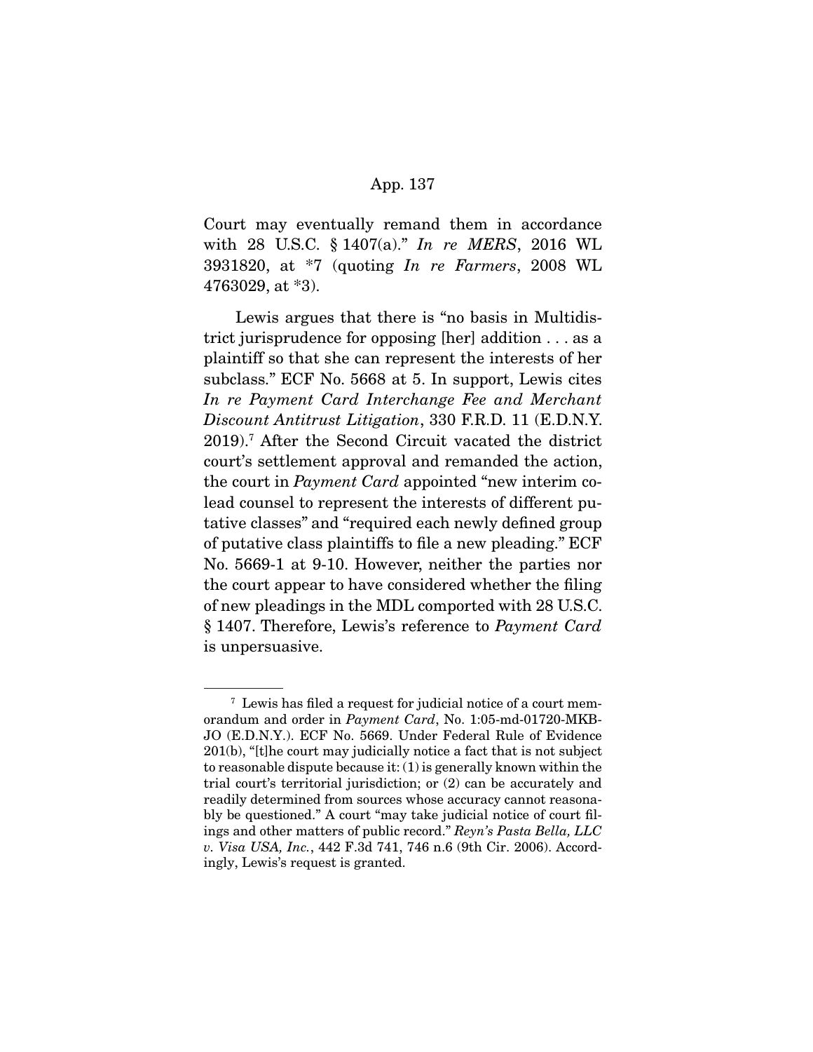Court may eventually remand them in accordance with 28 U.S.C. § 1407(a)." *In re MERS*, 2016 WL 3931820, at *7 (quoting *In re Farmers*, 2008 WL 4763029, at *3).

Lewis argues that there is "no basis in Multidistrict jurisprudence for opposing [her] addition . . . as a plaintiff so that she can represent the interests of her subclass." ECF No. 5668 at 5. In support, Lewis cites *In re Payment Card Interchange Fee and Merchant Discount Antitrust Litigation*, 330 F.R.D. 11 (E.D.N.Y. 2019).[7] After the Second Circuit vacated the district court's settlement approval and remanded the action, the court in *Payment Card* appointed "new interim co-lead counsel to represent the interests of different putative classes" and "required each newly defined group of putative class plaintiffs to file a new pleading." ECF No. 5669-1 at 9-10. However, neither the parties nor the court appear to have considered whether the filing of new pleadings in the MDL comported with 28 U.S.C. § 1407. Therefore, Lewis's reference to *Payment Card* is unpersuasive.

---

[7] Lewis has filed a request for judicial notice of a court memorandum and order in *Payment Card*, No. 1:05-md-01720-MKB-JO (E.D.N.Y.). ECF No. 5669. Under Federal Rule of Evidence 201(b), "[t]he court may judicially notice a fact that is not subject to reasonable dispute because it: (1) is generally known within the trial court's territorial jurisdiction; or (2) can be accurately and readily determined from sources whose accuracy cannot reasonably be questioned." A court "may take judicial notice of court filings and other matters of public record." *Reyn's Pasta Bella, LLC v. Visa USA, Inc.*, 442 F.3d 741, 746 n.6 (9th Cir. 2006). Accordingly, Lewis's request is granted.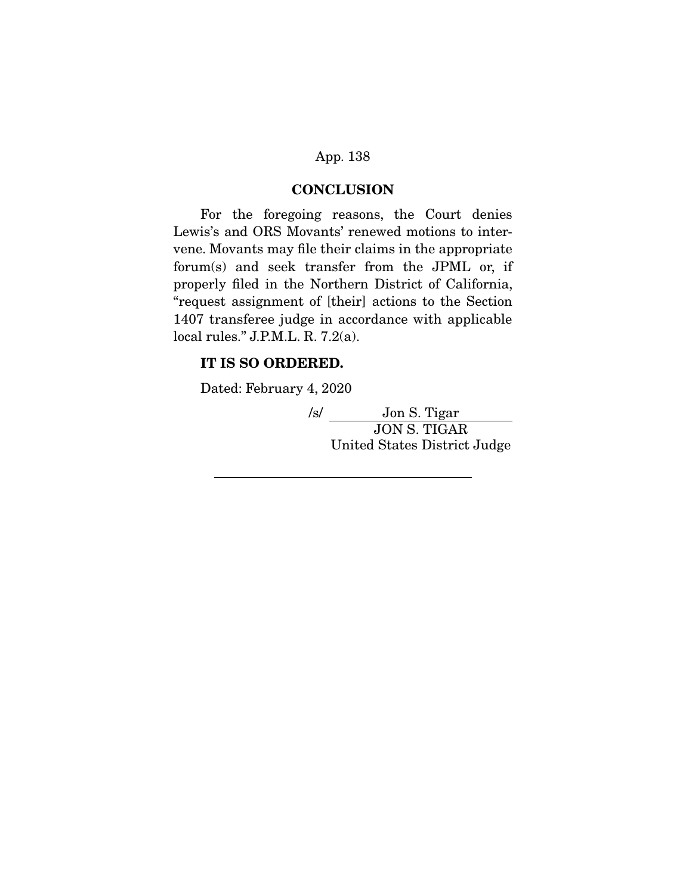## CONCLUSION

For the foregoing reasons, the Court denies Lewis's and ORS Movants' renewed motions to intervene. Movants may file their claims in the appropriate forum(s) and seek transfer from the JPML or, if properly filed in the Northern District of California, "request assignment of [their] actions to the Section 1407 transferee judge in accordance with applicable local rules." J.P.M.L. R. 7.2(a).

**IT IS SO ORDERED.**

Dated: February 4, 2020

/s/ Jon S. Tigar
JON S. TIGAR
United States District Judge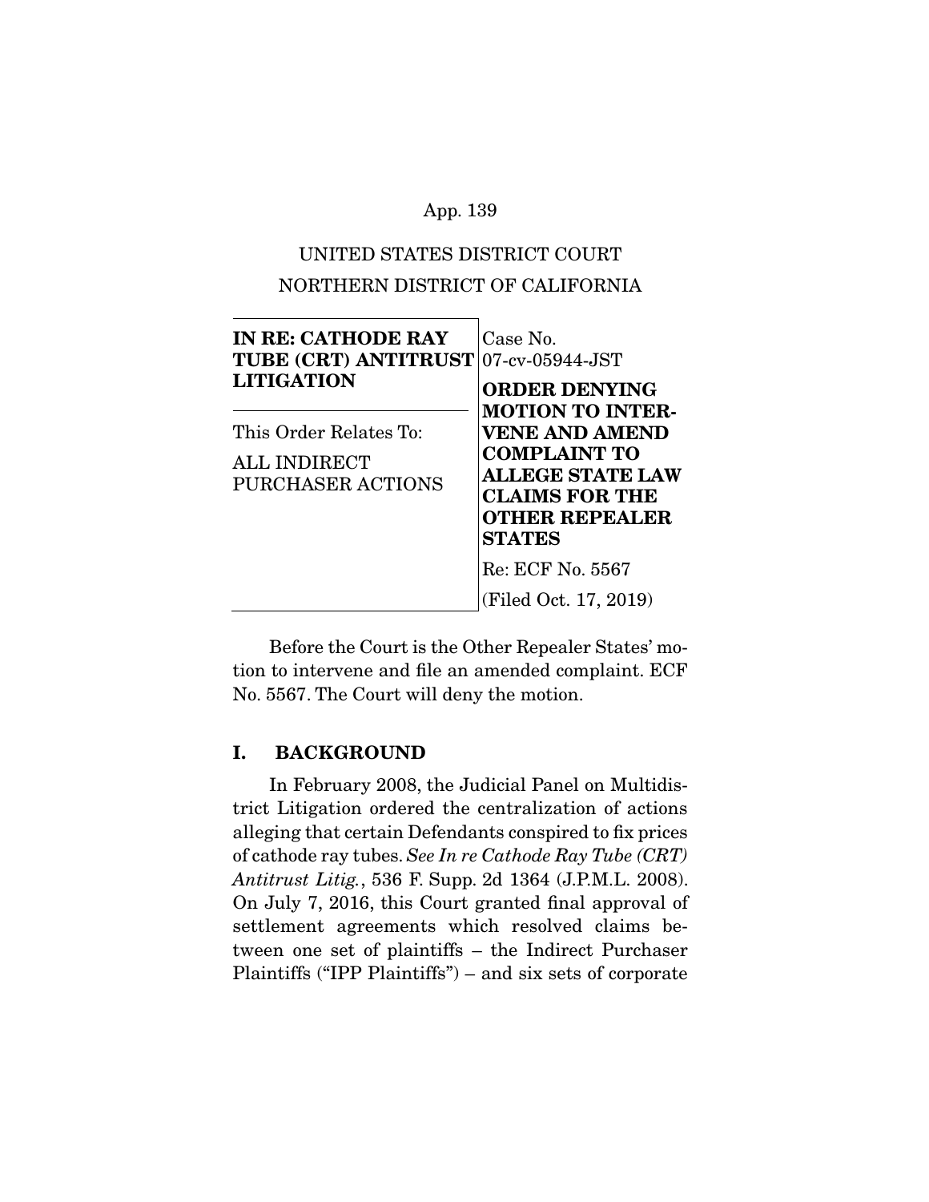UNITED STATES DISTRICT COURT
NORTHERN DISTRICT OF CALIFORNIA

| | |
|---|---|
| **IN RE: CATHODE RAY TUBE (CRT) ANTITRUST LITIGATION** | Case No. 07-cv-05944-JST |
| This Order Relates To: ALL INDIRECT PURCHASER ACTIONS | **ORDER DENYING MOTION TO INTERVENE AND AMEND COMPLAINT TO ALLEGE STATE LAW CLAIMS FOR THE OTHER REPEALER STATES** |
| | Re: ECF No. 5567 |
| | (Filed Oct. 17, 2019) |

Before the Court is the Other Repealer States' motion to intervene and file an amended complaint. ECF No. 5567. The Court will deny the motion.

## I. BACKGROUND

In February 2008, the Judicial Panel on Multidistrict Litigation ordered the centralization of actions alleging that certain Defendants conspired to fix prices of cathode ray tubes. *See In re Cathode Ray Tube (CRT) Antitrust Litig.*, 536 F. Supp. 2d 1364 (J.P.M.L. 2008). On July 7, 2016, this Court granted final approval of settlement agreements which resolved claims between one set of plaintiffs – the Indirect Purchaser Plaintiffs ("IPP Plaintiffs") – and six sets of corporate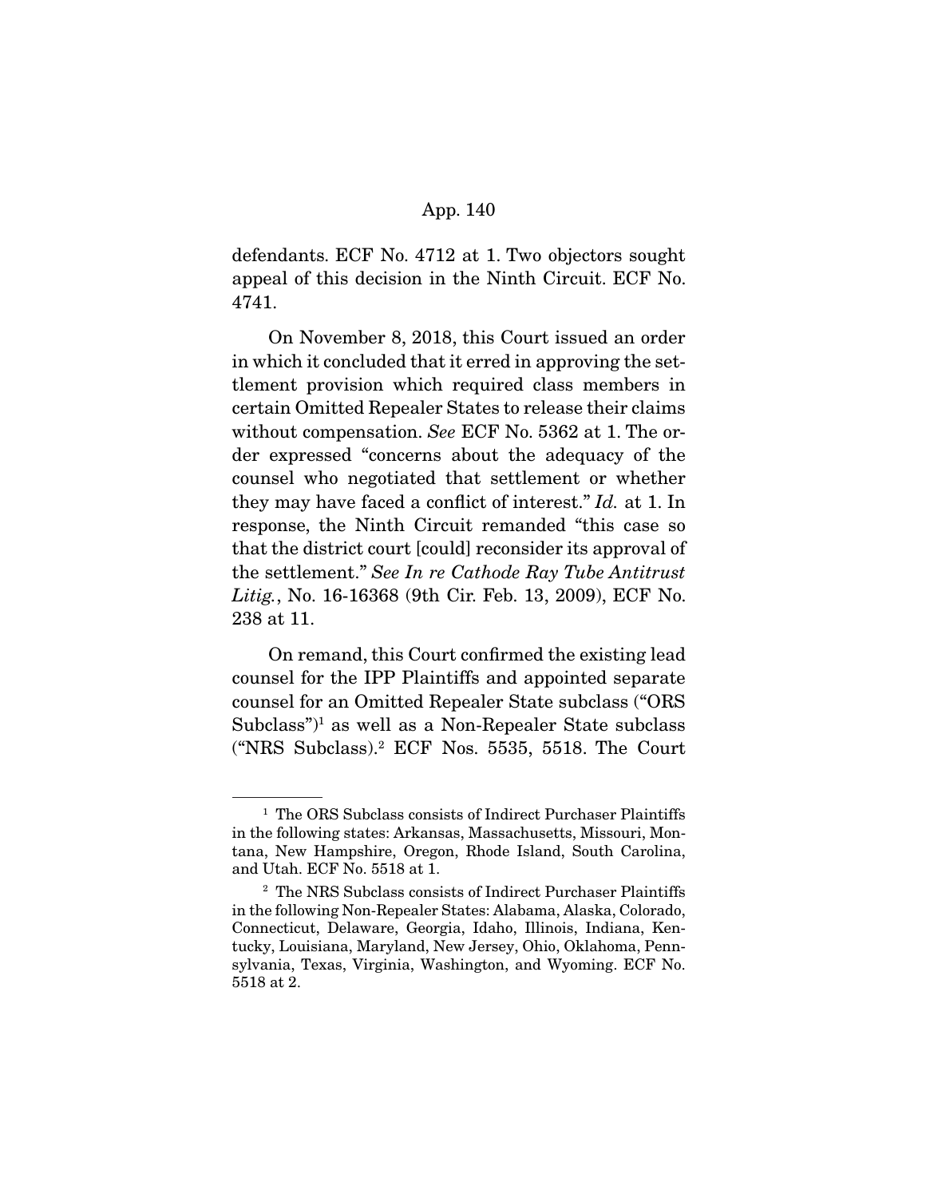defendants. ECF No. 4712 at 1. Two objectors sought appeal of this decision in the Ninth Circuit. ECF No. 4741.

On November 8, 2018, this Court issued an order in which it concluded that it erred in approving the settlement provision which required class members in certain Omitted Repealer States to release their claims without compensation. *See* ECF No. 5362 at 1. The order expressed "concerns about the adequacy of the counsel who negotiated that settlement or whether they may have faced a conflict of interest." *Id.* at 1. In response, the Ninth Circuit remanded "this case so that the district court [could] reconsider its approval of the settlement." *See In re Cathode Ray Tube Antitrust Litig.*, No. 16-16368 (9th Cir. Feb. 13, 2009), ECF No. 238 at 11.

On remand, this Court confirmed the existing lead counsel for the IPP Plaintiffs and appointed separate counsel for an Omitted Repealer State subclass ("ORS Subclass")[1] as well as a Non-Repealer State subclass ("NRS Subclass).[2] ECF Nos. 5535, 5518. The Court

---

[1] The ORS Subclass consists of Indirect Purchaser Plaintiffs in the following states: Arkansas, Massachusetts, Missouri, Montana, New Hampshire, Oregon, Rhode Island, South Carolina, and Utah. ECF No. 5518 at 1.

[2] The NRS Subclass consists of Indirect Purchaser Plaintiffs in the following Non-Repealer States: Alabama, Alaska, Colorado, Connecticut, Delaware, Georgia, Idaho, Illinois, Indiana, Kentucky, Louisiana, Maryland, New Jersey, Ohio, Oklahoma, Pennsylvania, Texas, Virginia, Washington, and Wyoming. ECF No. 5518 at 2.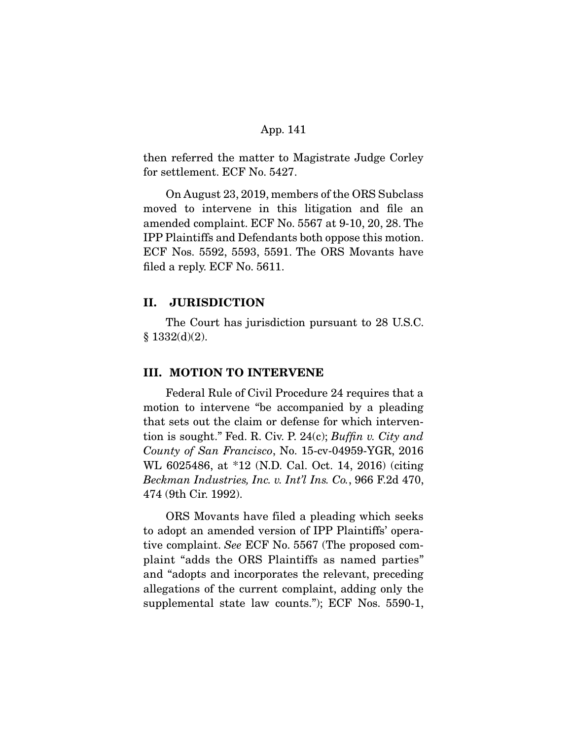then referred the matter to Magistrate Judge Corley for settlement. ECF No. 5427.

On August 23, 2019, members of the ORS Subclass moved to intervene in this litigation and file an amended complaint. ECF No. 5567 at 9-10, 20, 28. The IPP Plaintiffs and Defendants both oppose this motion. ECF Nos. 5592, 5593, 5591. The ORS Movants have filed a reply. ECF No. 5611.

## II. JURISDICTION

The Court has jurisdiction pursuant to 28 U.S.C. § 1332(d)(2).

## III. MOTION TO INTERVENE

Federal Rule of Civil Procedure 24 requires that a motion to intervene "be accompanied by a pleading that sets out the claim or defense for which intervention is sought." Fed. R. Civ. P. 24(c); *Buffin v. City and County of San Francisco*, No. 15-cv-04959-YGR, 2016 WL 6025486, at *12 (N.D. Cal. Oct. 14, 2016) (citing *Beckman Industries, Inc. v. Int'l Ins. Co.*, 966 F.2d 470, 474 (9th Cir. 1992).

ORS Movants have filed a pleading which seeks to adopt an amended version of IPP Plaintiffs' operative complaint. *See* ECF No. 5567 (The proposed complaint "adds the ORS Plaintiffs as named parties" and "adopts and incorporates the relevant, preceding allegations of the current complaint, adding only the supplemental state law counts."); ECF Nos. 5590-1,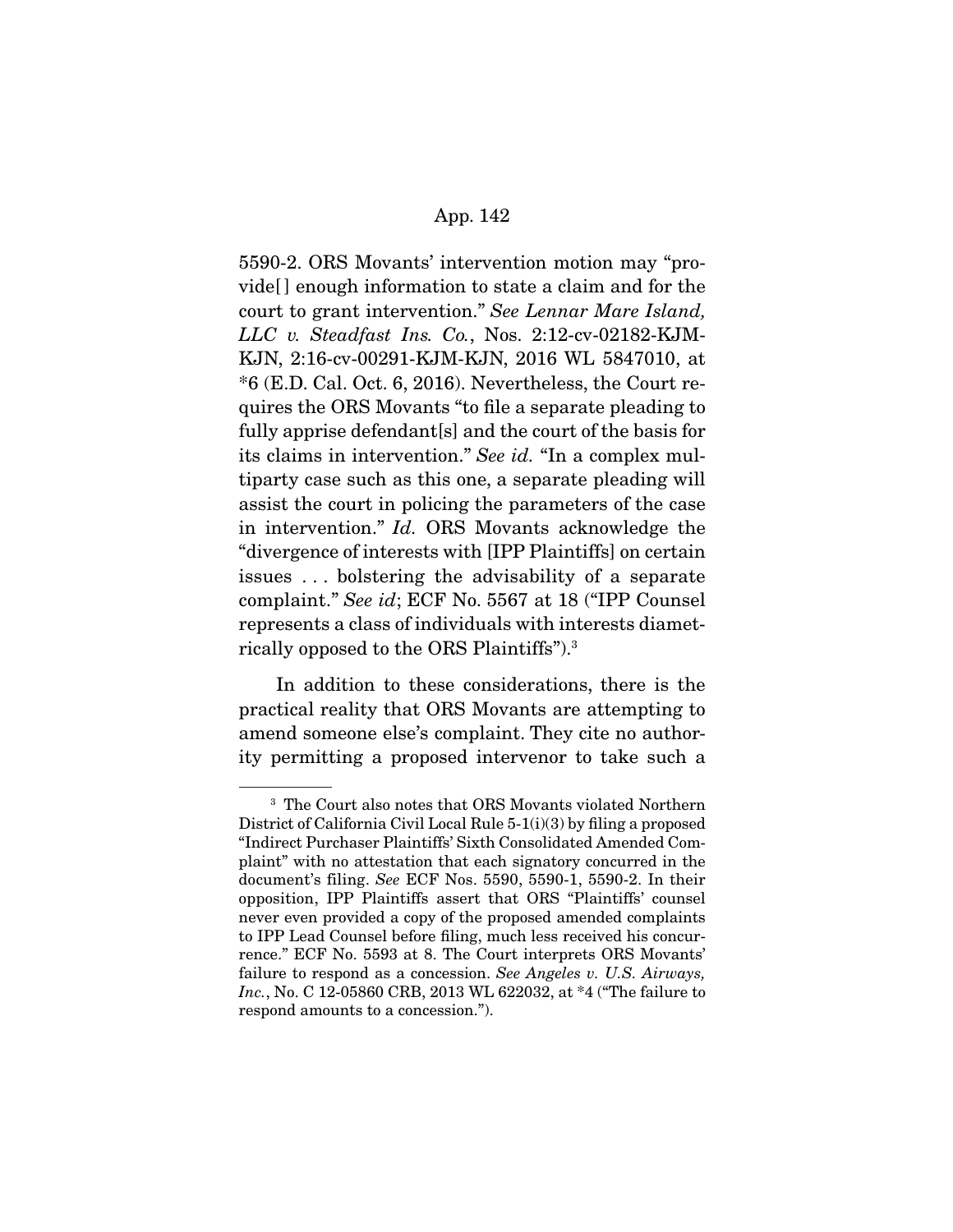5590-2. ORS Movants' intervention motion may "provide[] enough information to state a claim and for the court to grant intervention." *See Lennar Mare Island, LLC v. Steadfast Ins. Co.*, Nos. 2:12-cv-02182-KJM-KJN, 2:16-cv-00291-KJM-KJN, 2016 WL 5847010, at *6 (E.D. Cal. Oct. 6, 2016). Nevertheless, the Court requires the ORS Movants "to file a separate pleading to fully apprise defendant[s] and the court of the basis for its claims in intervention." *See id.* "In a complex multiparty case such as this one, a separate pleading will assist the court in policing the parameters of the case in intervention." *Id.* ORS Movants acknowledge the "divergence of interests with [IPP Plaintiffs] on certain issues . . . bolstering the advisability of a separate complaint." *See id*; ECF No. 5567 at 18 ("IPP Counsel represents a class of individuals with interests diametrically opposed to the ORS Plaintiffs").[3]

In addition to these considerations, there is the practical reality that ORS Movants are attempting to amend someone else's complaint. They cite no authority permitting a proposed intervenor to take such a

[3] The Court also notes that ORS Movants violated Northern District of California Civil Local Rule 5-1(i)(3) by filing a proposed "Indirect Purchaser Plaintiffs' Sixth Consolidated Amended Complaint" with no attestation that each signatory concurred in the document's filing. *See* ECF Nos. 5590, 5590-1, 5590-2. In their opposition, IPP Plaintiffs assert that ORS "Plaintiffs' counsel never even provided a copy of the proposed amended complaints to IPP Lead Counsel before filing, much less received his concurrence." ECF No. 5593 at 8. The Court interprets ORS Movants' failure to respond as a concession. *See Angeles v. U.S. Airways, Inc.*, No. C 12-05860 CRB, 2013 WL 622032, at *4 ("The failure to respond amounts to a concession.").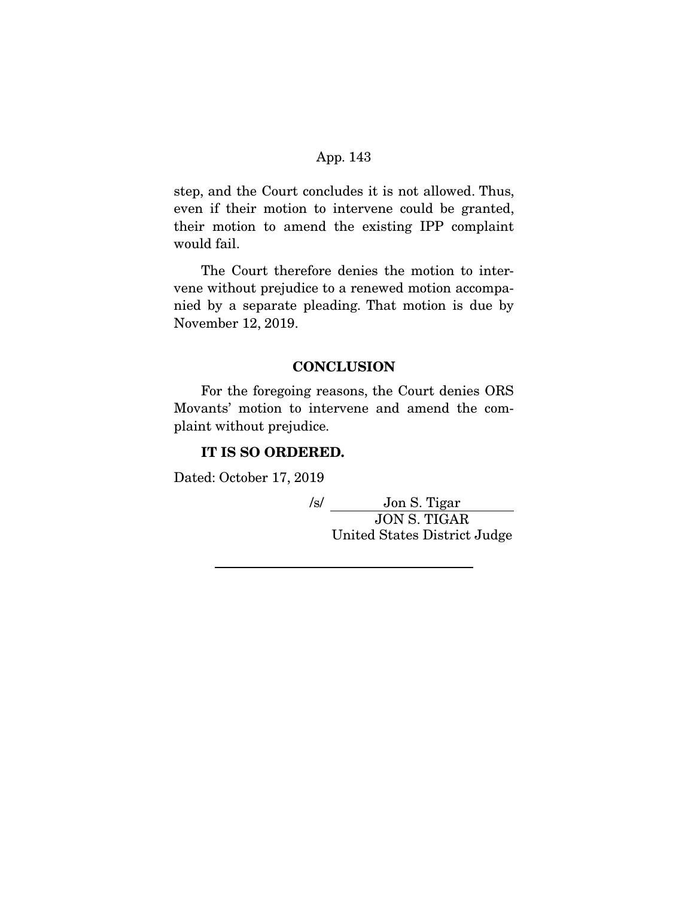step, and the Court concludes it is not allowed. Thus, even if their motion to intervene could be granted, their motion to amend the existing IPP complaint would fail.

The Court therefore denies the motion to intervene without prejudice to a renewed motion accompanied by a separate pleading. That motion is due by November 12, 2019.

## CONCLUSION

For the foregoing reasons, the Court denies ORS Movants' motion to intervene and amend the complaint without prejudice.

**IT IS SO ORDERED.**

Dated: October 17, 2019

/s/ Jon S. Tigar
JON S. TIGAR
United States District Judge

---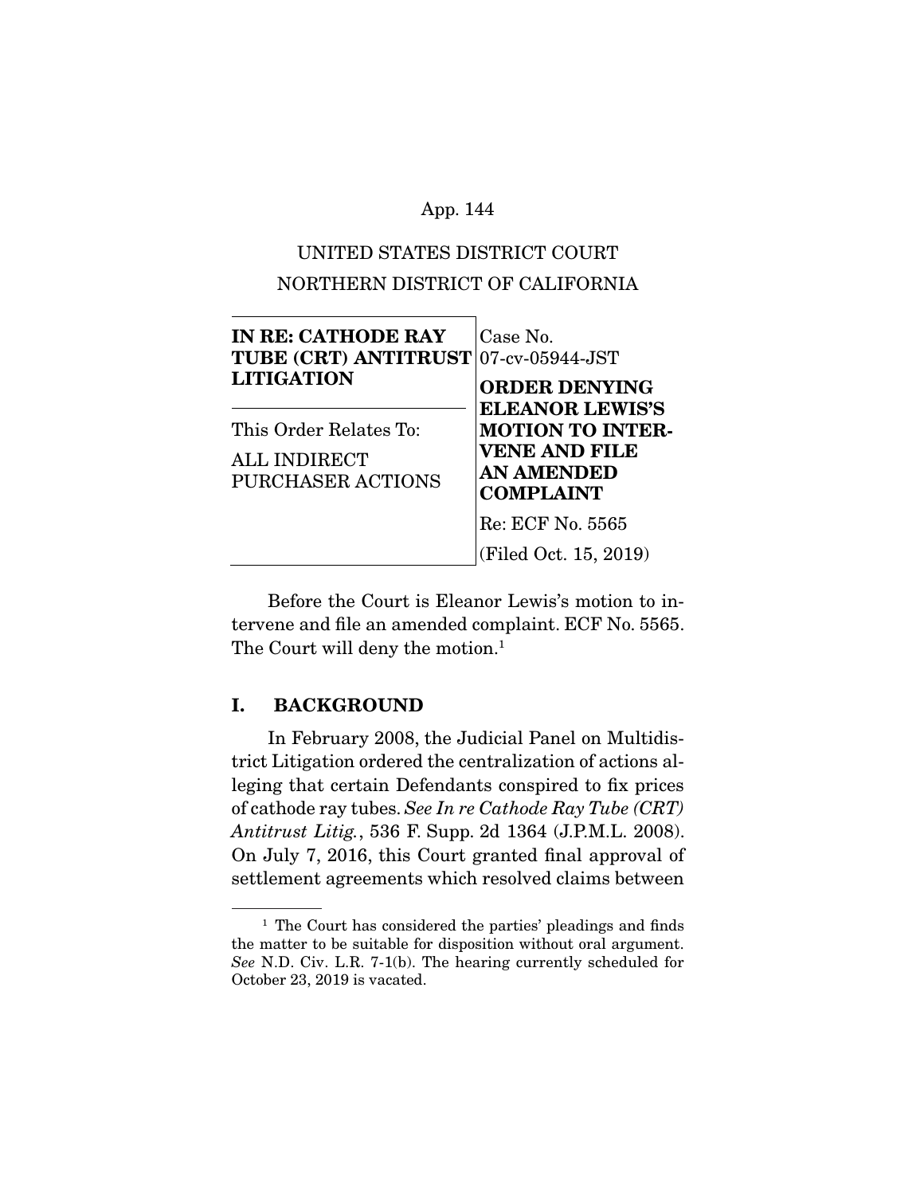UNITED STATES DISTRICT COURT
NORTHERN DISTRICT OF CALIFORNIA

| **IN RE: CATHODE RAY TUBE (CRT) ANTITRUST LITIGATION** | Case No. 07-cv-05944-JST |
|---|---|
| This Order Relates To: ALL INDIRECT PURCHASER ACTIONS | **ORDER DENYING ELEANOR LEWIS'S MOTION TO INTERVENE AND FILE AN AMENDED COMPLAINT** |
| | Re: ECF No. 5565 |
| | (Filed Oct. 15, 2019) |

Before the Court is Eleanor Lewis's motion to intervene and file an amended complaint. ECF No. 5565. The Court will deny the motion.[1]

## I. BACKGROUND

In February 2008, the Judicial Panel on Multidistrict Litigation ordered the centralization of actions alleging that certain Defendants conspired to fix prices of cathode ray tubes. *See In re Cathode Ray Tube (CRT) Antitrust Litig.*, 536 F. Supp. 2d 1364 (J.P.M.L. 2008). On July 7, 2016, this Court granted final approval of settlement agreements which resolved claims between

[1] The Court has considered the parties' pleadings and finds the matter to be suitable for disposition without oral argument. *See* N.D. Civ. L.R. 7-1(b). The hearing currently scheduled for October 23, 2019 is vacated.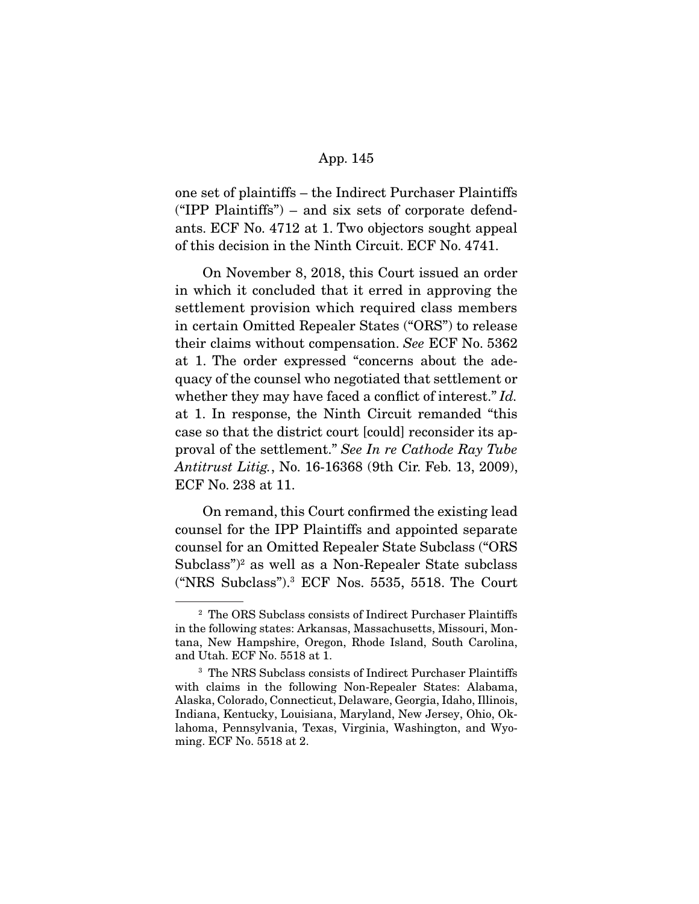one set of plaintiffs – the Indirect Purchaser Plaintiffs ("IPP Plaintiffs") – and six sets of corporate defendants. ECF No. 4712 at 1. Two objectors sought appeal of this decision in the Ninth Circuit. ECF No. 4741.

On November 8, 2018, this Court issued an order in which it concluded that it erred in approving the settlement provision which required class members in certain Omitted Repealer States ("ORS") to release their claims without compensation. *See* ECF No. 5362 at 1. The order expressed "concerns about the adequacy of the counsel who negotiated that settlement or whether they may have faced a conflict of interest." *Id.* at 1. In response, the Ninth Circuit remanded "this case so that the district court [could] reconsider its approval of the settlement." *See In re Cathode Ray Tube Antitrust Litig.*, No. 16-16368 (9th Cir. Feb. 13, 2009), ECF No. 238 at 11.

On remand, this Court confirmed the existing lead counsel for the IPP Plaintiffs and appointed separate counsel for an Omitted Repealer State Subclass ("ORS Subclass")[2] as well as a Non-Repealer State subclass ("NRS Subclass").[3] ECF Nos. 5535, 5518. The Court

---

[2] The ORS Subclass consists of Indirect Purchaser Plaintiffs in the following states: Arkansas, Massachusetts, Missouri, Montana, New Hampshire, Oregon, Rhode Island, South Carolina, and Utah. ECF No. 5518 at 1.

[3] The NRS Subclass consists of Indirect Purchaser Plaintiffs with claims in the following Non-Repealer States: Alabama, Alaska, Colorado, Connecticut, Delaware, Georgia, Idaho, Illinois, Indiana, Kentucky, Louisiana, Maryland, New Jersey, Ohio, Oklahoma, Pennsylvania, Texas, Virginia, Washington, and Wyoming. ECF No. 5518 at 2.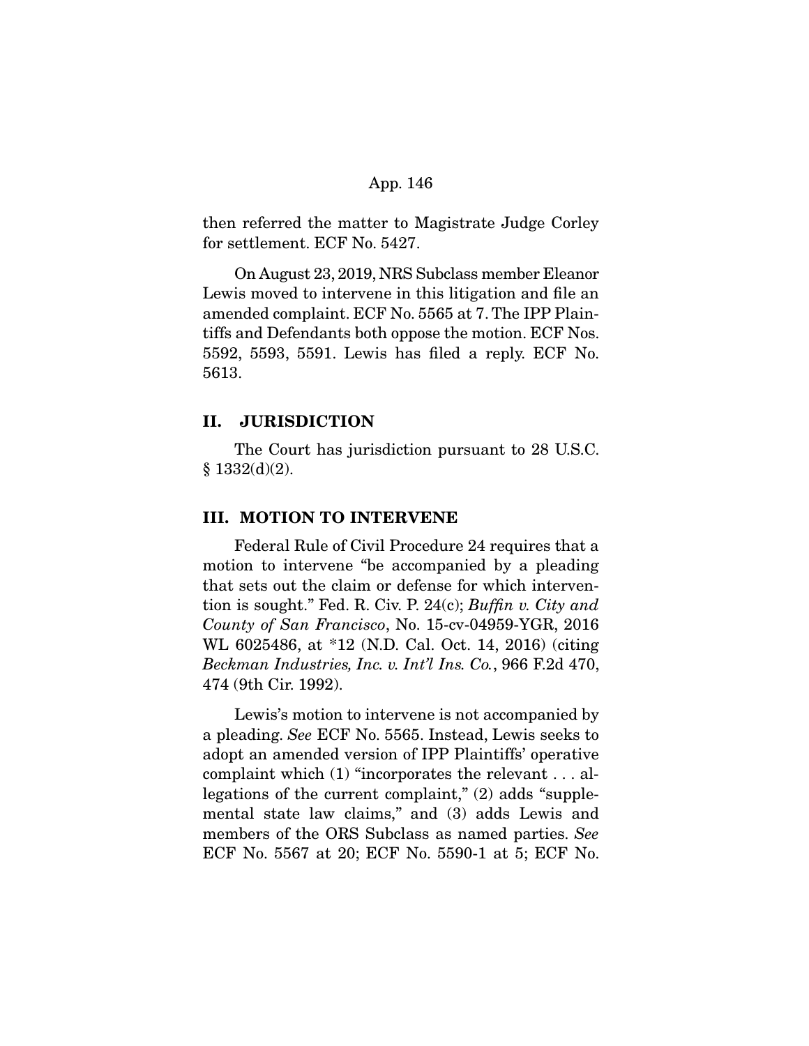then referred the matter to Magistrate Judge Corley for settlement. ECF No. 5427.

On August 23, 2019, NRS Subclass member Eleanor Lewis moved to intervene in this litigation and file an amended complaint. ECF No. 5565 at 7. The IPP Plaintiffs and Defendants both oppose the motion. ECF Nos. 5592, 5593, 5591. Lewis has filed a reply. ECF No. 5613.

## II. JURISDICTION

The Court has jurisdiction pursuant to 28 U.S.C. § 1332(d)(2).

## III. MOTION TO INTERVENE

Federal Rule of Civil Procedure 24 requires that a motion to intervene "be accompanied by a pleading that sets out the claim or defense for which intervention is sought." Fed. R. Civ. P. 24(c); *Buffin v. City and County of San Francisco*, No. 15-cv-04959-YGR, 2016 WL 6025486, at *12 (N.D. Cal. Oct. 14, 2016) (citing *Beckman Industries, Inc. v. Int'l Ins. Co.*, 966 F.2d 470, 474 (9th Cir. 1992).

Lewis's motion to intervene is not accompanied by a pleading. *See* ECF No. 5565. Instead, Lewis seeks to adopt an amended version of IPP Plaintiffs' operative complaint which (1) "incorporates the relevant . . . allegations of the current complaint," (2) adds "supplemental state law claims," and (3) adds Lewis and members of the ORS Subclass as named parties. *See* ECF No. 5567 at 20; ECF No. 5590-1 at 5; ECF No.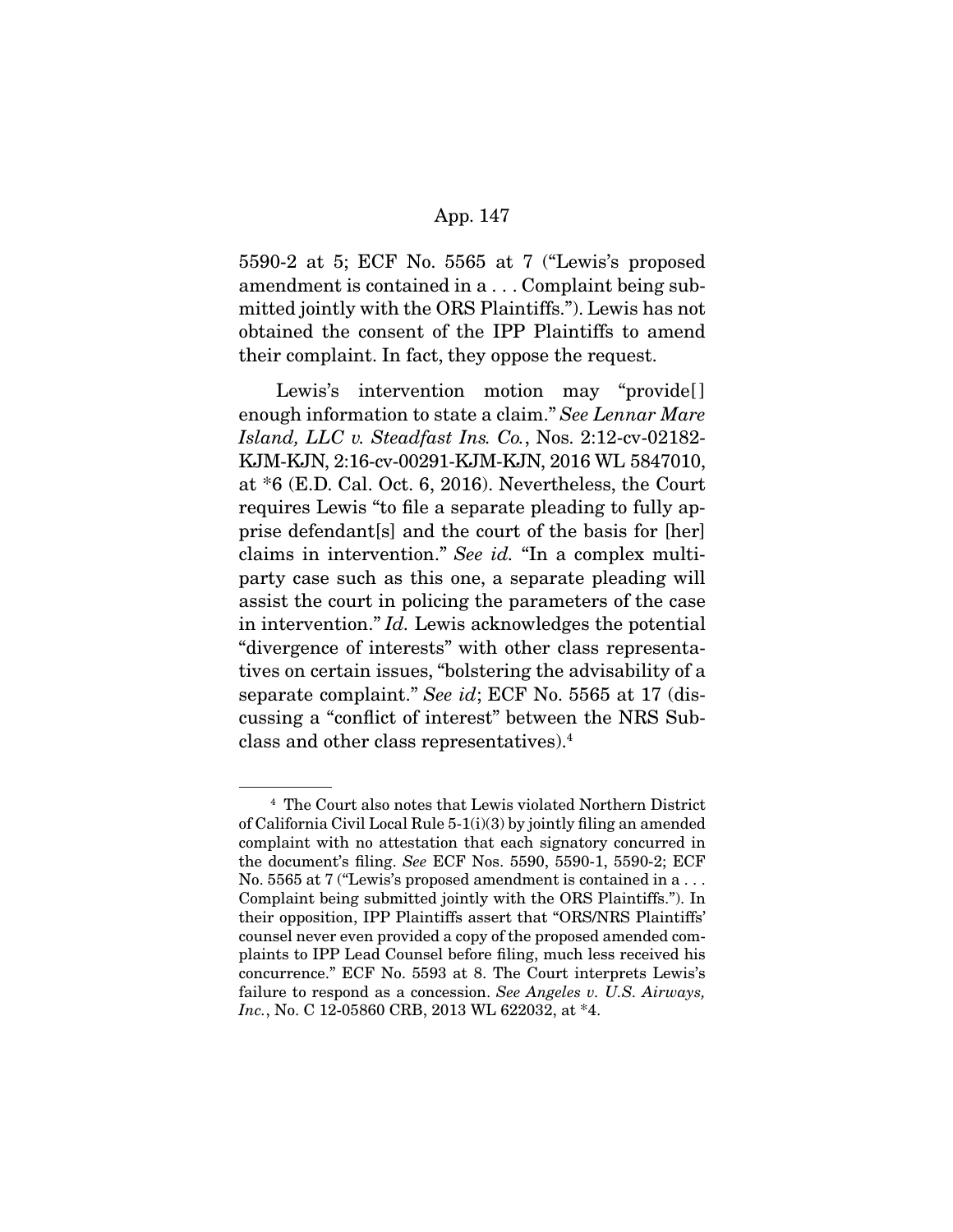5590-2 at 5; ECF No. 5565 at 7 ("Lewis's proposed amendment is contained in a . . . Complaint being submitted jointly with the ORS Plaintiffs."). Lewis has not obtained the consent of the IPP Plaintiffs to amend their complaint. In fact, they oppose the request.

Lewis's intervention motion may "provide[] enough information to state a claim." *See Lennar Mare Island, LLC v. Steadfast Ins. Co.*, Nos. 2:12-cv-02182-KJM-KJN, 2:16-cv-00291-KJM-KJN, 2016 WL 5847010, at *6 (E.D. Cal. Oct. 6, 2016). Nevertheless, the Court requires Lewis "to file a separate pleading to fully apprise defendant[s] and the court of the basis for [her] claims in intervention." *See id.* "In a complex multiparty case such as this one, a separate pleading will assist the court in policing the parameters of the case in intervention." *Id.* Lewis acknowledges the potential "divergence of interests" with other class representatives on certain issues, "bolstering the advisability of a separate complaint." *See id*; ECF No. 5565 at 17 (discussing a "conflict of interest" between the NRS Subclass and other class representatives).[4]

---

[4] The Court also notes that Lewis violated Northern District of California Civil Local Rule 5-1(i)(3) by jointly filing an amended complaint with no attestation that each signatory concurred in the document's filing. *See* ECF Nos. 5590, 5590-1, 5590-2; ECF No. 5565 at 7 ("Lewis's proposed amendment is contained in a . . . Complaint being submitted jointly with the ORS Plaintiffs."). In their opposition, IPP Plaintiffs assert that "ORS/NRS Plaintiffs' counsel never even provided a copy of the proposed amended complaints to IPP Lead Counsel before filing, much less received his concurrence." ECF No. 5593 at 8. The Court interprets Lewis's failure to respond as a concession. *See Angeles v. U.S. Airways, Inc.*, No. C 12-05860 CRB, 2013 WL 622032, at *4.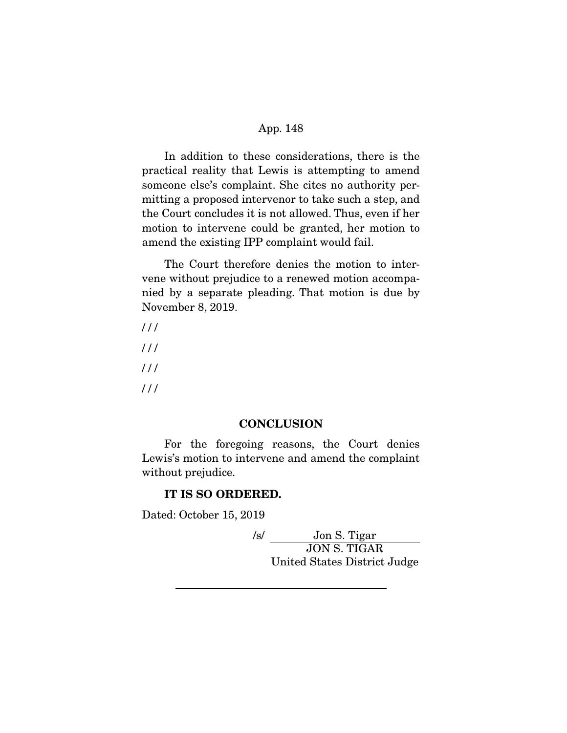In addition to these considerations, there is the practical reality that Lewis is attempting to amend someone else's complaint. She cites no authority permitting a proposed intervenor to take such a step, and the Court concludes it is not allowed. Thus, even if her motion to intervene could be granted, her motion to amend the existing IPP complaint would fail.

The Court therefore denies the motion to intervene without prejudice to a renewed motion accompanied by a separate pleading. That motion is due by November 8, 2019.

/ / /

/ / /

/ / /

/ / /

## CONCLUSION

For the foregoing reasons, the Court denies Lewis's motion to intervene and amend the complaint without prejudice.

**IT IS SO ORDERED.**

Dated: October 15, 2019

/s/ Jon S. Tigar
JON S. TIGAR
United States District Judge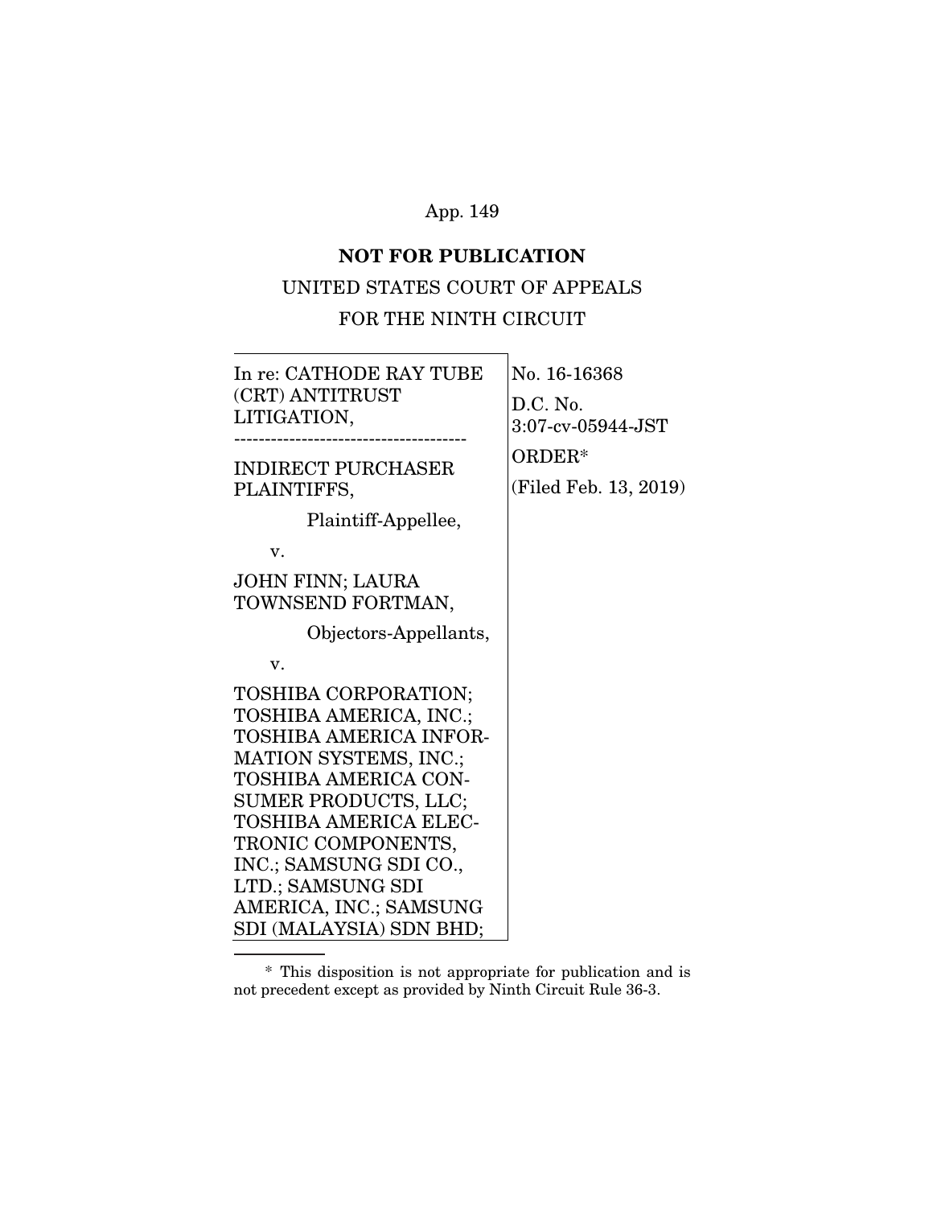**NOT FOR PUBLICATION**

UNITED STATES COURT OF APPEALS

FOR THE NINTH CIRCUIT

| | |
|---|---|
| In re: CATHODE RAY TUBE (CRT) ANTITRUST LITIGATION,<br>--------------------------------------<br>INDIRECT PURCHASER PLAINTIFFS,<br>Plaintiff-Appellee,<br>v.<br>JOHN FINN; LAURA TOWNSEND FORTMAN,<br>Objectors-Appellants,<br>v.<br>TOSHIBA CORPORATION; TOSHIBA AMERICA, INC.; TOSHIBA AMERICA INFORMATION SYSTEMS, INC.; TOSHIBA AMERICA CONSUMER PRODUCTS, LLC; TOSHIBA AMERICA ELECTRONIC COMPONENTS, INC.; SAMSUNG SDI CO., LTD.; SAMSUNG SDI AMERICA, INC.; SAMSUNG SDI (MALAYSIA) SDN BHD; | No. 16-16368<br>D.C. No. 3:07-cv-05944-JST<br>ORDER*<br>(Filed Feb. 13, 2019) |

\* This disposition is not appropriate for publication and is not precedent except as provided by Ninth Circuit Rule 36-3.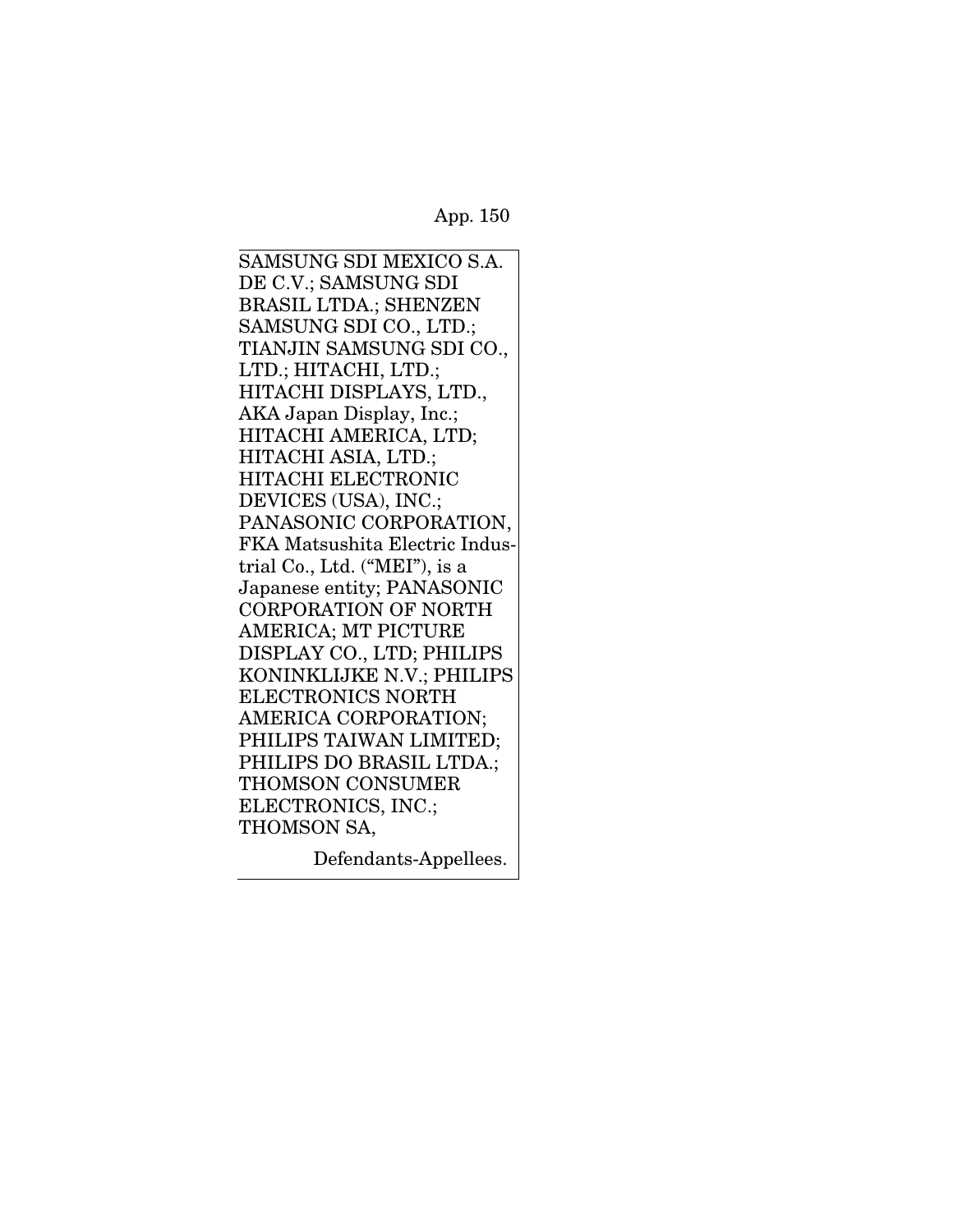SAMSUNG SDI MEXICO S.A. DE C.V.; SAMSUNG SDI BRASIL LTDA.; SHENZEN SAMSUNG SDI CO., LTD.; TIANJIN SAMSUNG SDI CO., LTD.; HITACHI, LTD.; HITACHI DISPLAYS, LTD., AKA Japan Display, Inc.; HITACHI AMERICA, LTD; HITACHI ASIA, LTD.; HITACHI ELECTRONIC DEVICES (USA), INC.; PANASONIC CORPORATION, FKA Matsushita Electric Industrial Co., Ltd. ("MEI"), is a Japanese entity; PANASONIC CORPORATION OF NORTH AMERICA; MT PICTURE DISPLAY CO., LTD; PHILIPS KONINKLIJKE N.V.; PHILIPS ELECTRONICS NORTH AMERICA CORPORATION; PHILIPS TAIWAN LIMITED; PHILIPS DO BRASIL LTDA.; THOMSON CONSUMER ELECTRONICS, INC.; THOMSON SA,

Defendants-Appellees.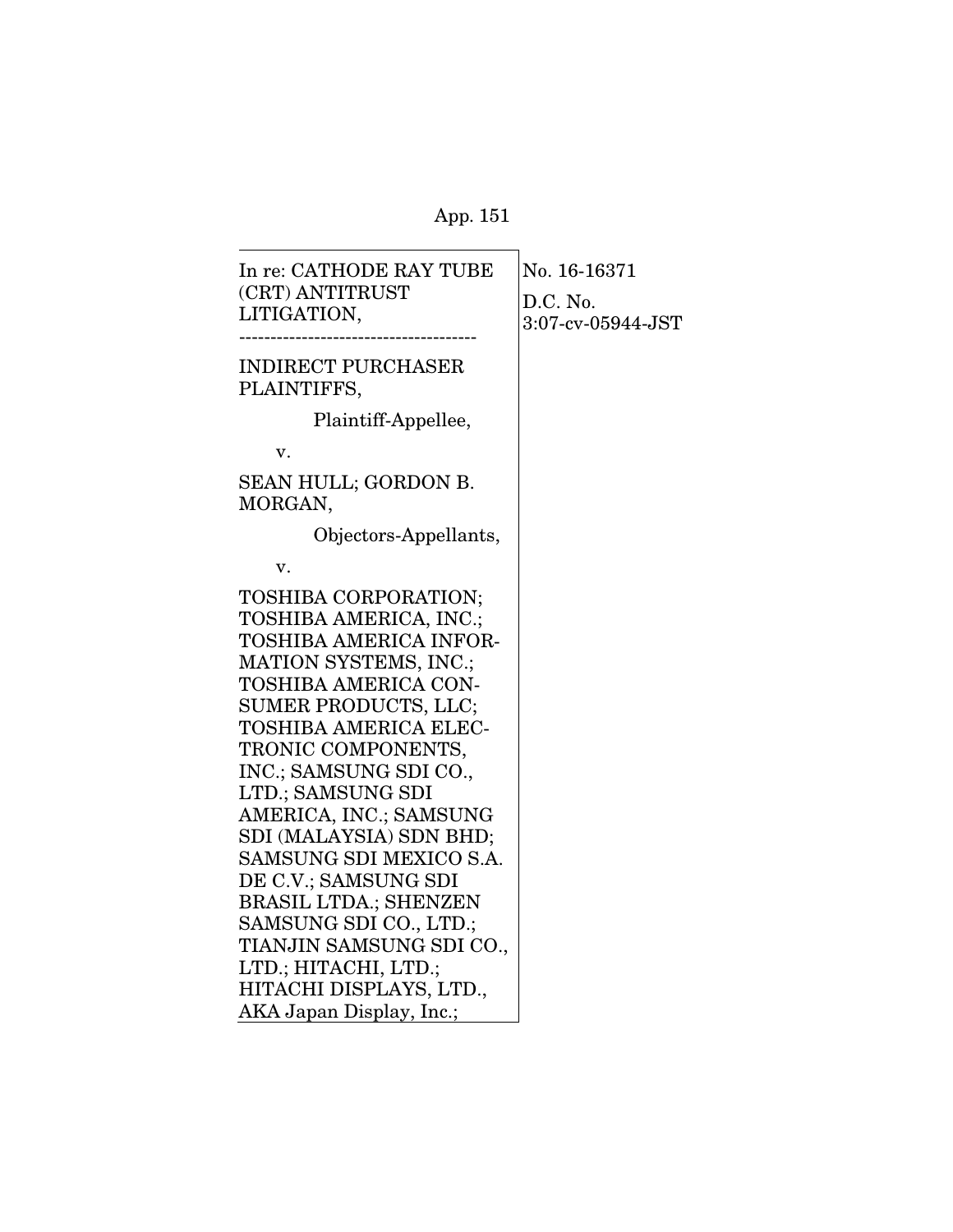In re: CATHODE RAY TUBE (CRT) ANTITRUST LITIGATION,

---

INDIRECT PURCHASER PLAINTIFFS,

Plaintiff-Appellee,

v.

SEAN HULL; GORDON B. MORGAN,

Objectors-Appellants,

v.

TOSHIBA CORPORATION; TOSHIBA AMERICA, INC.; TOSHIBA AMERICA INFORMATION SYSTEMS, INC.; TOSHIBA AMERICA CONSUMER PRODUCTS, LLC; TOSHIBA AMERICA ELECTRONIC COMPONENTS, INC.; SAMSUNG SDI CO., LTD.; SAMSUNG SDI AMERICA, INC.; SAMSUNG SDI (MALAYSIA) SDN BHD; SAMSUNG SDI MEXICO S.A. DE C.V.; SAMSUNG SDI BRASIL LTDA.; SHENZEN SAMSUNG SDI CO., LTD.; TIANJIN SAMSUNG SDI CO., LTD.; HITACHI, LTD.; HITACHI DISPLAYS, LTD., AKA Japan Display, Inc.;

No. 16-16371

D.C. No. 3:07-cv-05944-JST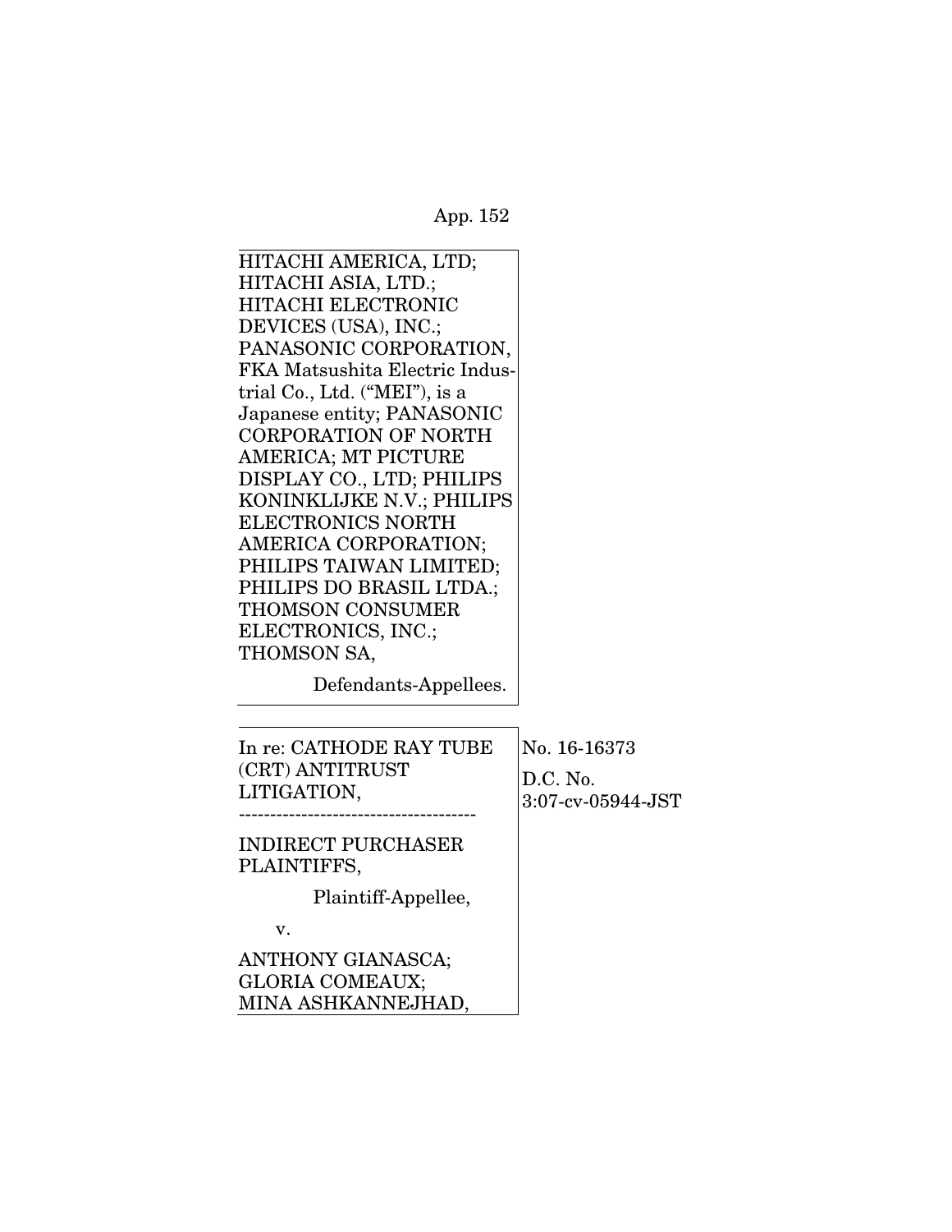HITACHI AMERICA, LTD;
HITACHI ASIA, LTD.;
HITACHI ELECTRONIC DEVICES (USA), INC.;
PANASONIC CORPORATION, FKA Matsushita Electric Industrial Co., Ltd. ("MEI"), is a Japanese entity; PANASONIC CORPORATION OF NORTH AMERICA; MT PICTURE DISPLAY CO., LTD; PHILIPS KONINKLIJKE N.V.; PHILIPS ELECTRONICS NORTH AMERICA CORPORATION; PHILIPS TAIWAN LIMITED; PHILIPS DO BRASIL LTDA.; THOMSON CONSUMER ELECTRONICS, INC.; THOMSON SA,

Defendants-Appellees.

---

In re: CATHODE RAY TUBE (CRT) ANTITRUST LITIGATION,

No. 16-16373

D.C. No. 3:07-cv-05944-JST

---

INDIRECT PURCHASER PLAINTIFFS,

Plaintiff-Appellee,

v.

ANTHONY GIANASCA; GLORIA COMEAUX; MINA ASHKANNEJHAD,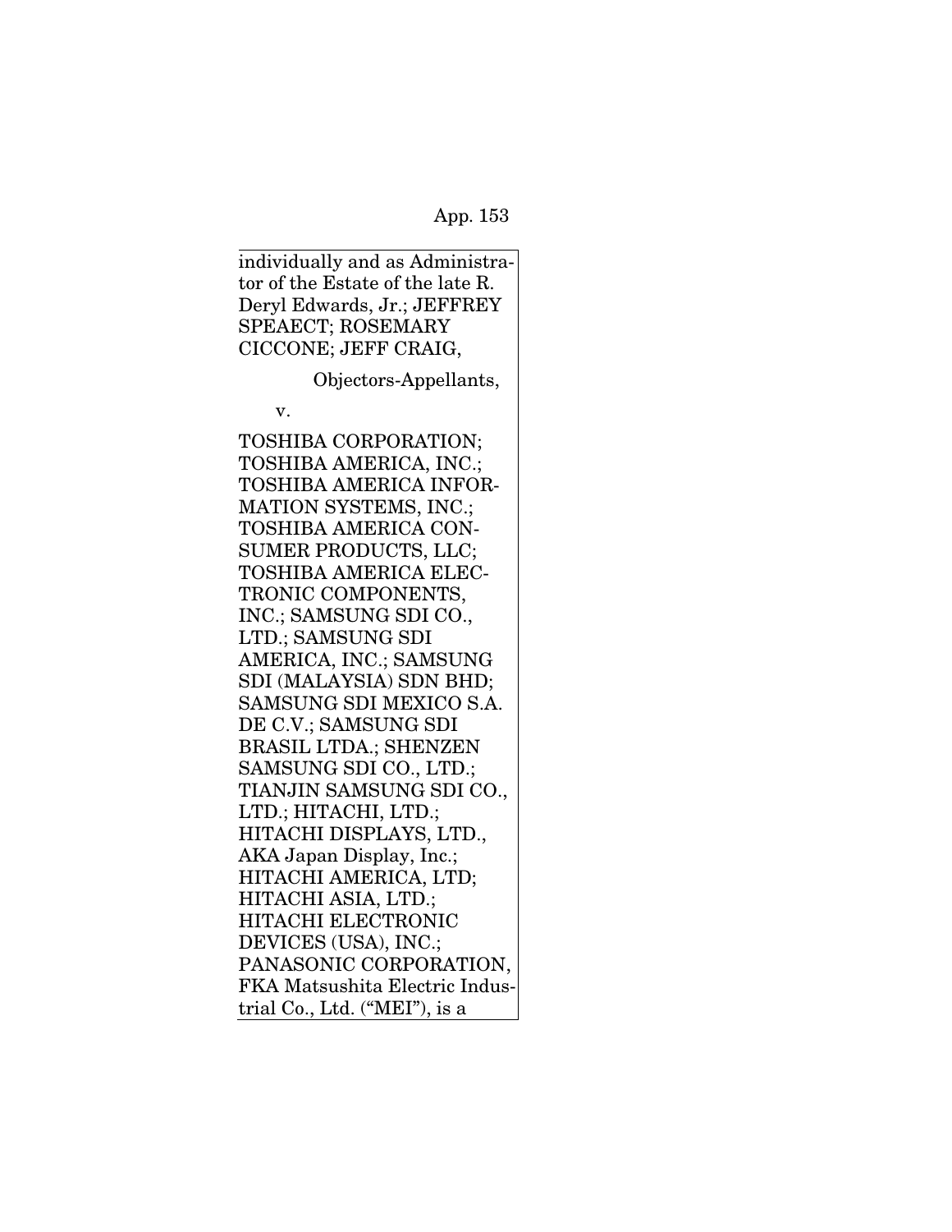individually and as Administrator of the Estate of the late R. Deryl Edwards, Jr.; JEFFREY SPEAECT; ROSEMARY CICCONE; JEFF CRAIG,

Objectors-Appellants,

v.

TOSHIBA CORPORATION; TOSHIBA AMERICA, INC.; TOSHIBA AMERICA INFORMATION SYSTEMS, INC.; TOSHIBA AMERICA CONSUMER PRODUCTS, LLC; TOSHIBA AMERICA ELECTRONIC COMPONENTS, INC.; SAMSUNG SDI CO., LTD.; SAMSUNG SDI AMERICA, INC.; SAMSUNG SDI (MALAYSIA) SDN BHD; SAMSUNG SDI MEXICO S.A. DE C.V.; SAMSUNG SDI BRASIL LTDA.; SHENZEN SAMSUNG SDI CO., LTD.; TIANJIN SAMSUNG SDI CO., LTD.; HITACHI, LTD.; HITACHI DISPLAYS, LTD., AKA Japan Display, Inc.; HITACHI AMERICA, LTD; HITACHI ASIA, LTD.; HITACHI ELECTRONIC DEVICES (USA), INC.; PANASONIC CORPORATION, FKA Matsushita Electric Industrial Co., Ltd. ("MEI"), is a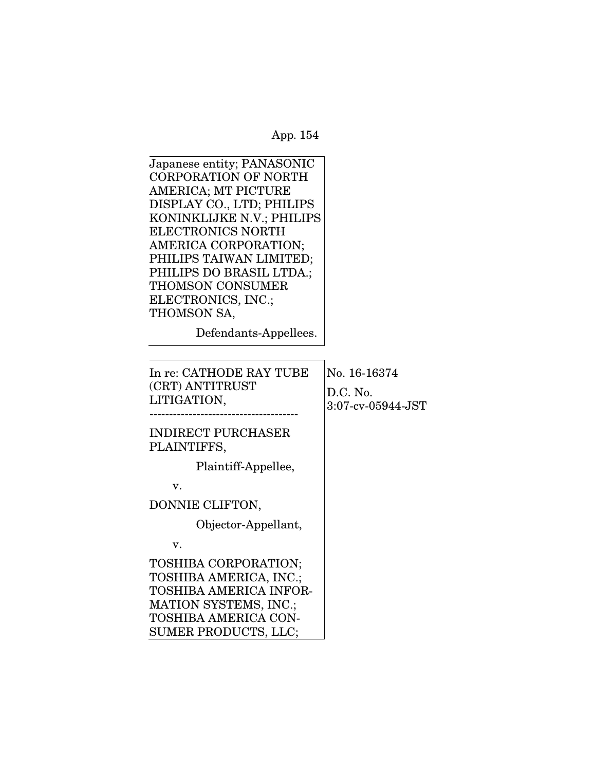Japanese entity; PANASONIC CORPORATION OF NORTH AMERICA; MT PICTURE DISPLAY CO., LTD; PHILIPS KONINKLIJKE N.V.; PHILIPS ELECTRONICS NORTH AMERICA CORPORATION; PHILIPS TAIWAN LIMITED; PHILIPS DO BRASIL LTDA.; THOMSON CONSUMER ELECTRONICS, INC.; THOMSON SA,

Defendants-Appellees.

---

In re: CATHODE RAY TUBE (CRT) ANTITRUST LITIGATION,

--------------------------------------

INDIRECT PURCHASER PLAINTIFFS,

Plaintiff-Appellee,

v.

DONNIE CLIFTON,

Objector-Appellant,

v.

TOSHIBA CORPORATION; TOSHIBA AMERICA, INC.; TOSHIBA AMERICA INFORMATION SYSTEMS, INC.; TOSHIBA AMERICA CONSUMER PRODUCTS, LLC;

No. 16-16374

D.C. No. 3:07-cv-05944-JST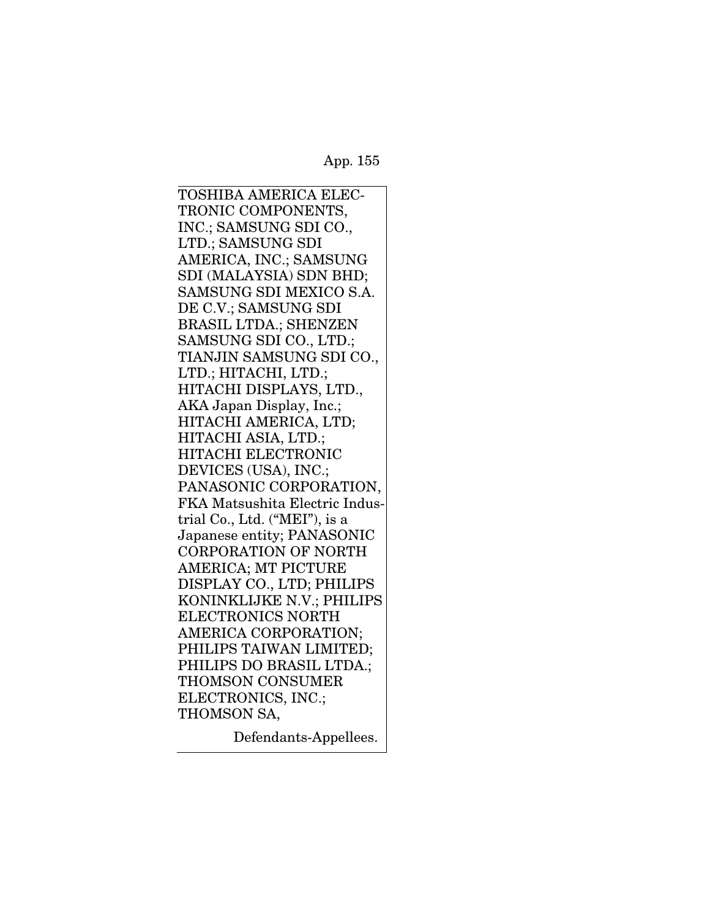TOSHIBA AMERICA ELECTRONIC COMPONENTS, INC.; SAMSUNG SDI CO., LTD.; SAMSUNG SDI AMERICA, INC.; SAMSUNG SDI (MALAYSIA) SDN BHD; SAMSUNG SDI MEXICO S.A. DE C.V.; SAMSUNG SDI BRASIL LTDA.; SHENZEN SAMSUNG SDI CO., LTD.; TIANJIN SAMSUNG SDI CO., LTD.; HITACHI, LTD.; HITACHI DISPLAYS, LTD., AKA Japan Display, Inc.; HITACHI AMERICA, LTD; HITACHI ASIA, LTD.; HITACHI ELECTRONIC DEVICES (USA), INC.; PANASONIC CORPORATION, FKA Matsushita Electric Industrial Co., Ltd. ("MEI"), is a Japanese entity; PANASONIC CORPORATION OF NORTH AMERICA; MT PICTURE DISPLAY CO., LTD; PHILIPS KONINKLIJKE N.V.; PHILIPS ELECTRONICS NORTH AMERICA CORPORATION; PHILIPS TAIWAN LIMITED; PHILIPS DO BRASIL LTDA.; THOMSON CONSUMER ELECTRONICS, INC.; THOMSON SA,

Defendants-Appellees.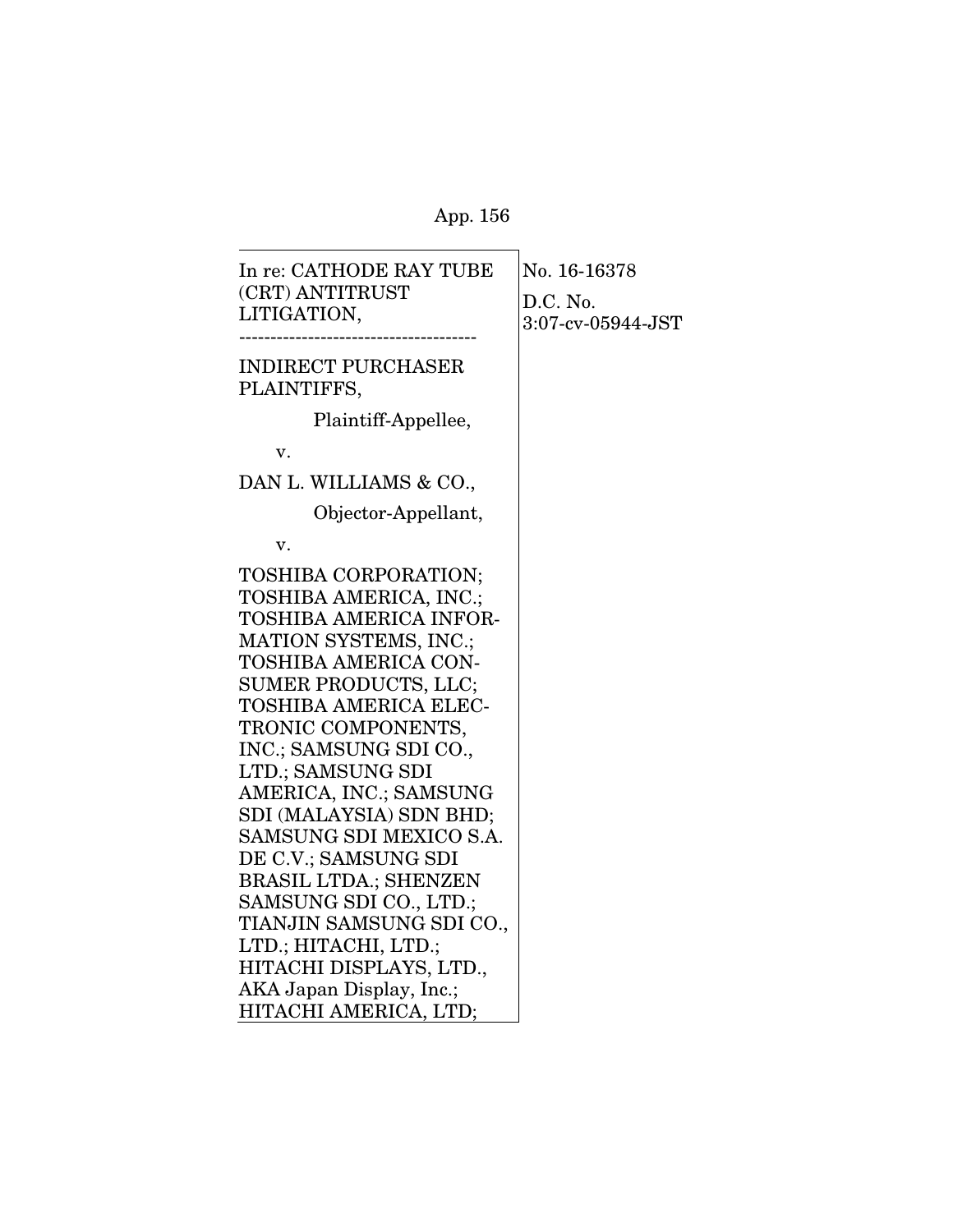In re: CATHODE RAY TUBE (CRT) ANTITRUST LITIGATION,

--------------------------------------

INDIRECT PURCHASER PLAINTIFFS,

Plaintiff-Appellee,

v.

DAN L. WILLIAMS & CO.,

Objector-Appellant,

v.

TOSHIBA CORPORATION; TOSHIBA AMERICA, INC.; TOSHIBA AMERICA INFORMATION SYSTEMS, INC.; TOSHIBA AMERICA CONSUMER PRODUCTS, LLC; TOSHIBA AMERICA ELECTRONIC COMPONENTS, INC.; SAMSUNG SDI CO., LTD.; SAMSUNG SDI AMERICA, INC.; SAMSUNG SDI (MALAYSIA) SDN BHD; SAMSUNG SDI MEXICO S.A. DE C.V.; SAMSUNG SDI BRASIL LTDA.; SHENZEN SAMSUNG SDI CO., LTD.; TIANJIN SAMSUNG SDI CO., LTD.; HITACHI, LTD.; HITACHI DISPLAYS, LTD., AKA Japan Display, Inc.; HITACHI AMERICA, LTD;

No. 16-16378

D.C. No. 3:07-cv-05944-JST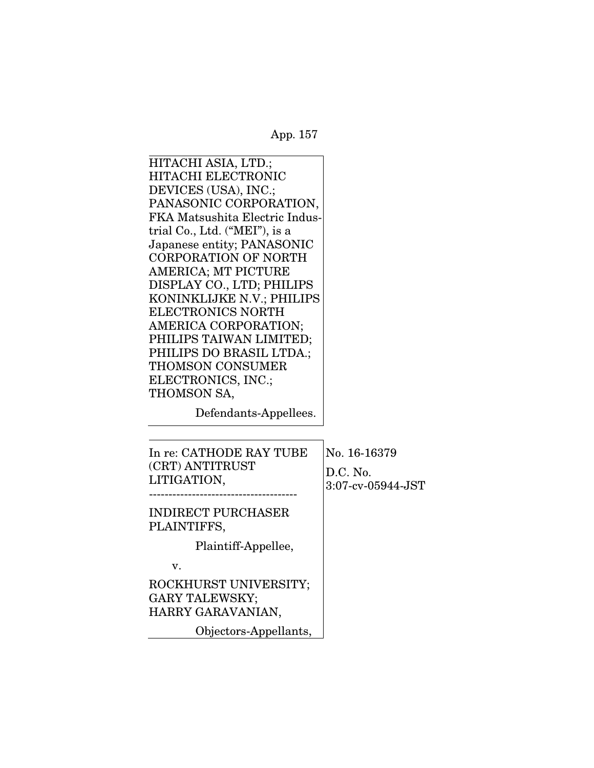HITACHI ASIA, LTD.; HITACHI ELECTRONIC DEVICES (USA), INC.; PANASONIC CORPORATION, FKA Matsushita Electric Industrial Co., Ltd. ("MEI"), is a Japanese entity; PANASONIC CORPORATION OF NORTH AMERICA; MT PICTURE DISPLAY CO., LTD; PHILIPS KONINKLIJKE N.V.; PHILIPS ELECTRONICS NORTH AMERICA CORPORATION; PHILIPS TAIWAN LIMITED; PHILIPS DO BRASIL LTDA.; THOMSON CONSUMER ELECTRONICS, INC.; THOMSON SA,

Defendants-Appellees.

---

In re: CATHODE RAY TUBE (CRT) ANTITRUST LITIGATION,

--------------------------------------

INDIRECT PURCHASER PLAINTIFFS,

Plaintiff-Appellee,

v.

ROCKHURST UNIVERSITY; GARY TALEWSKY; HARRY GARAVANIAN,

Objectors-Appellants,

No. 16-16379

D.C. No. 3:07-cv-05944-JST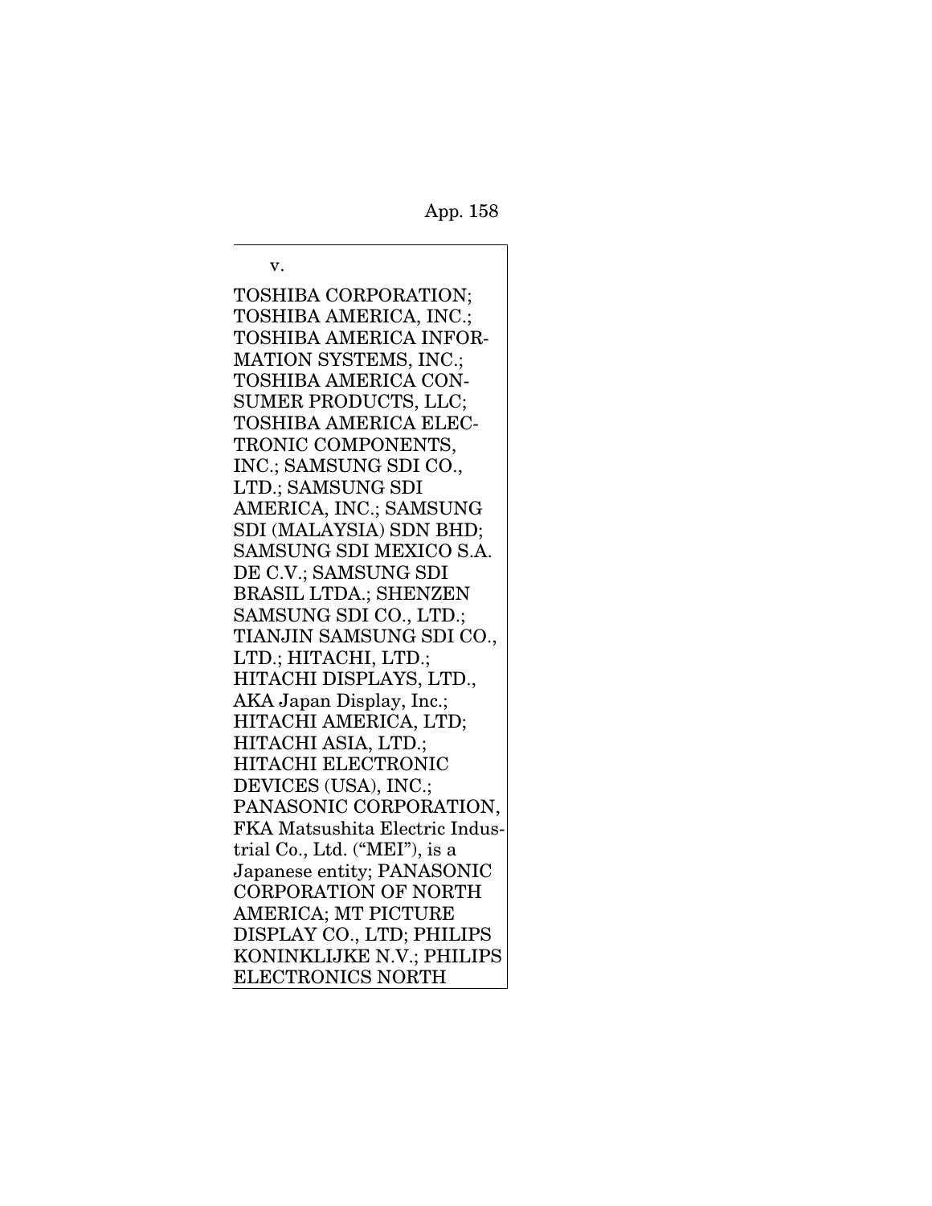v.

TOSHIBA CORPORATION; TOSHIBA AMERICA, INC.; TOSHIBA AMERICA INFORMATION SYSTEMS, INC.; TOSHIBA AMERICA CONSUMER PRODUCTS, LLC; TOSHIBA AMERICA ELECTRONIC COMPONENTS, INC.; SAMSUNG SDI CO., LTD.; SAMSUNG SDI AMERICA, INC.; SAMSUNG SDI (MALAYSIA) SDN BHD; SAMSUNG SDI MEXICO S.A. DE C.V.; SAMSUNG SDI BRASIL LTDA.; SHENZEN SAMSUNG SDI CO., LTD.; TIANJIN SAMSUNG SDI CO., LTD.; HITACHI, LTD.; HITACHI DISPLAYS, LTD., AKA Japan Display, Inc.; HITACHI AMERICA, LTD; HITACHI ASIA, LTD.; HITACHI ELECTRONIC DEVICES (USA), INC.; PANASONIC CORPORATION, FKA Matsushita Electric Industrial Co., Ltd. ("MEI"), is a Japanese entity; PANASONIC CORPORATION OF NORTH AMERICA; MT PICTURE DISPLAY CO., LTD; PHILIPS KONINKLIJKE N.V.; PHILIPS ELECTRONICS NORTH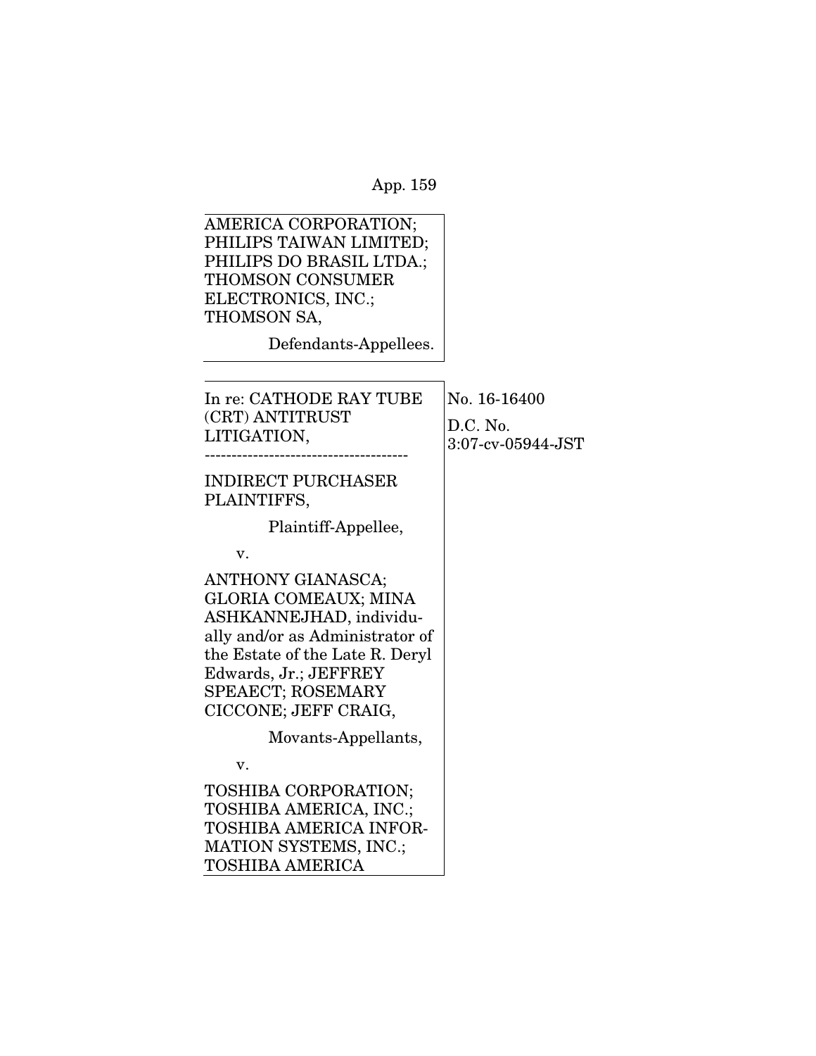AMERICA CORPORATION; PHILIPS TAIWAN LIMITED; PHILIPS DO BRASIL LTDA.; THOMSON CONSUMER ELECTRONICS, INC.; THOMSON SA,

Defendants-Appellees.

---

| In re: CATHODE RAY TUBE (CRT) ANTITRUST LITIGATION, | No. 16-16400 |
|---|---|
| -------------------------------------- | D.C. No. 3:07-cv-05944-JST |

INDIRECT PURCHASER PLAINTIFFS,

Plaintiff-Appellee,

v.

ANTHONY GIANASCA; GLORIA COMEAUX; MINA ASHKANNEJHAD, individually and/or as Administrator of the Estate of the Late R. Deryl Edwards, Jr.; JEFFREY SPEAECT; ROSEMARY CICCONE; JEFF CRAIG,

Movants-Appellants,

v.

TOSHIBA CORPORATION; TOSHIBA AMERICA, INC.; TOSHIBA AMERICA INFORMATION SYSTEMS, INC.; TOSHIBA AMERICA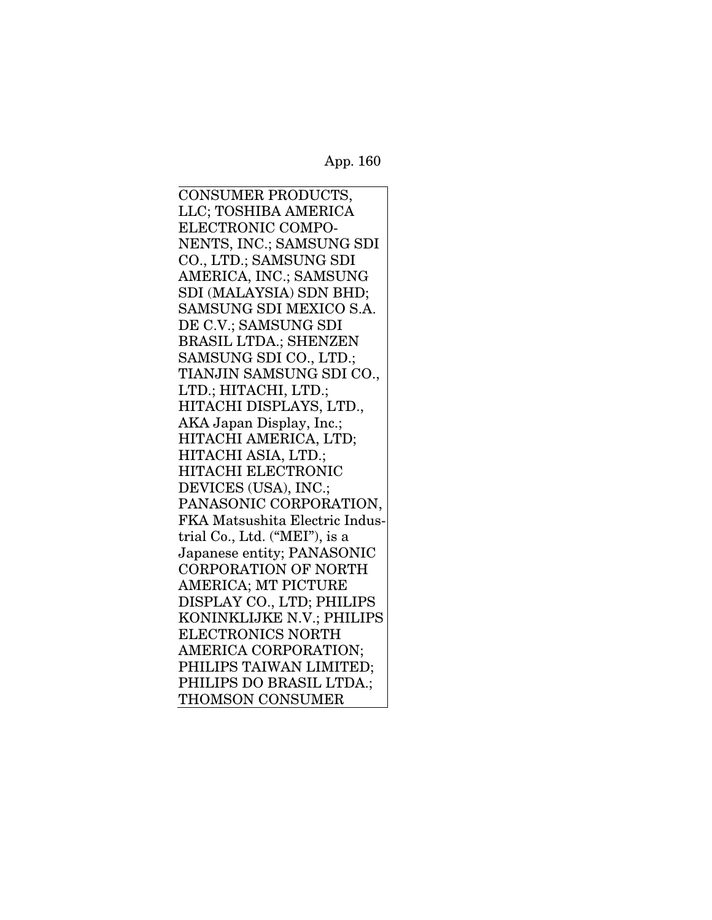CONSUMER PRODUCTS, LLC; TOSHIBA AMERICA ELECTRONIC COMPONENTS, INC.; SAMSUNG SDI CO., LTD.; SAMSUNG SDI AMERICA, INC.; SAMSUNG SDI (MALAYSIA) SDN BHD; SAMSUNG SDI MEXICO S.A. DE C.V.; SAMSUNG SDI BRASIL LTDA.; SHENZEN SAMSUNG SDI CO., LTD.; TIANJIN SAMSUNG SDI CO., LTD.; HITACHI, LTD.; HITACHI DISPLAYS, LTD., AKA Japan Display, Inc.; HITACHI AMERICA, LTD; HITACHI ASIA, LTD.; HITACHI ELECTRONIC DEVICES (USA), INC.; PANASONIC CORPORATION, FKA Matsushita Electric Industrial Co., Ltd. ("MEI"), is a Japanese entity; PANASONIC CORPORATION OF NORTH AMERICA; MT PICTURE DISPLAY CO., LTD; PHILIPS KONINKLIJKE N.V.; PHILIPS ELECTRONICS NORTH AMERICA CORPORATION; PHILIPS TAIWAN LIMITED; PHILIPS DO BRASIL LTDA.; THOMSON CONSUMER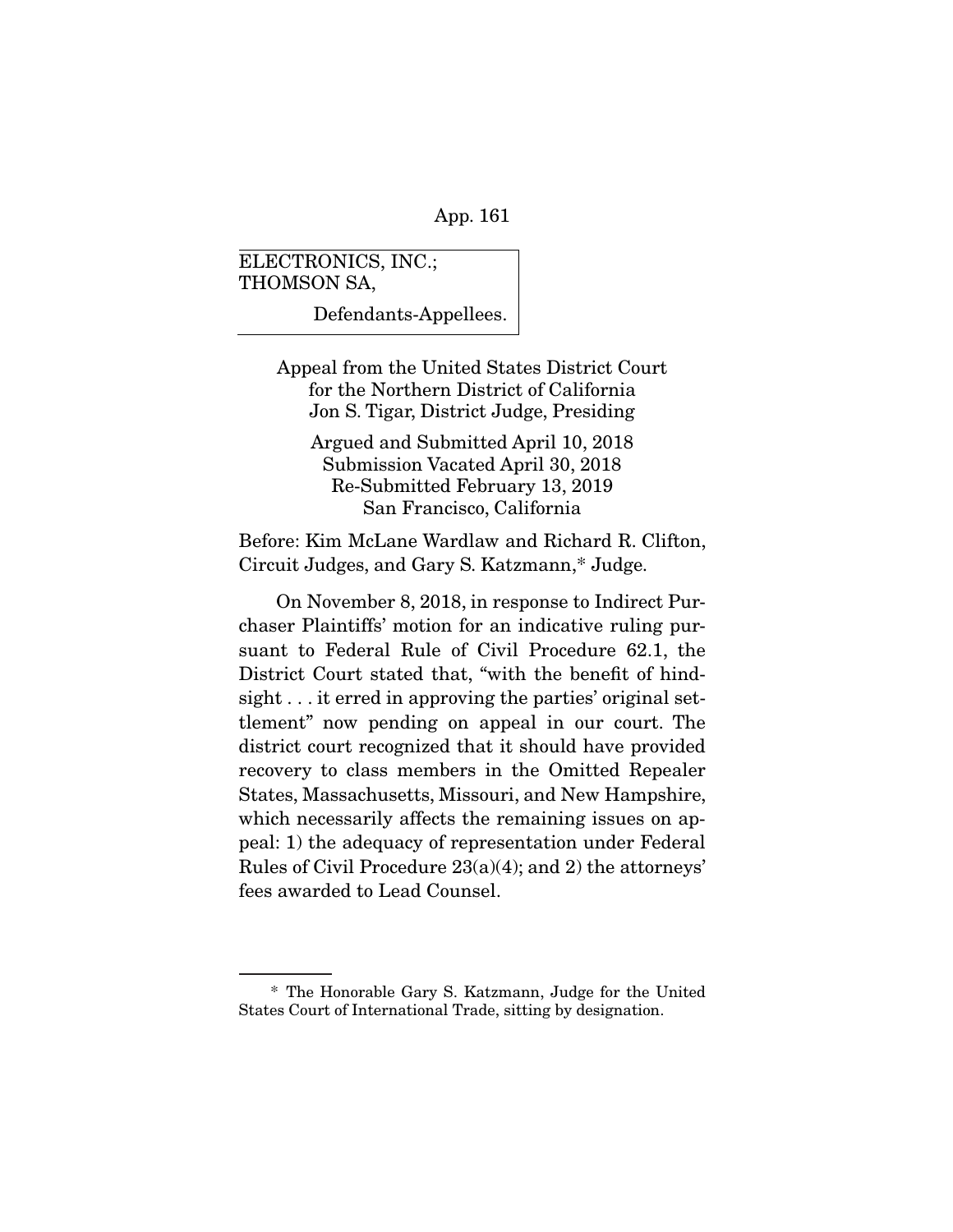ELECTRONICS, INC.;
THOMSON SA,

Defendants-Appellees.

Appeal from the United States District Court
for the Northern District of California
Jon S. Tigar, District Judge, Presiding

Argued and Submitted April 10, 2018
Submission Vacated April 30, 2018
Re-Submitted February 13, 2019
San Francisco, California

Before: Kim McLane Wardlaw and Richard R. Clifton, Circuit Judges, and Gary S. Katzmann,* Judge.

On November 8, 2018, in response to Indirect Purchaser Plaintiffs' motion for an indicative ruling pursuant to Federal Rule of Civil Procedure 62.1, the District Court stated that, "with the benefit of hindsight . . . it erred in approving the parties' original settlement" now pending on appeal in our court. The district court recognized that it should have provided recovery to class members in the Omitted Repealer States, Massachusetts, Missouri, and New Hampshire, which necessarily affects the remaining issues on appeal: 1) the adequacy of representation under Federal Rules of Civil Procedure 23(a)(4); and 2) the attorneys' fees awarded to Lead Counsel.

---

\* The Honorable Gary S. Katzmann, Judge for the United States Court of International Trade, sitting by designation.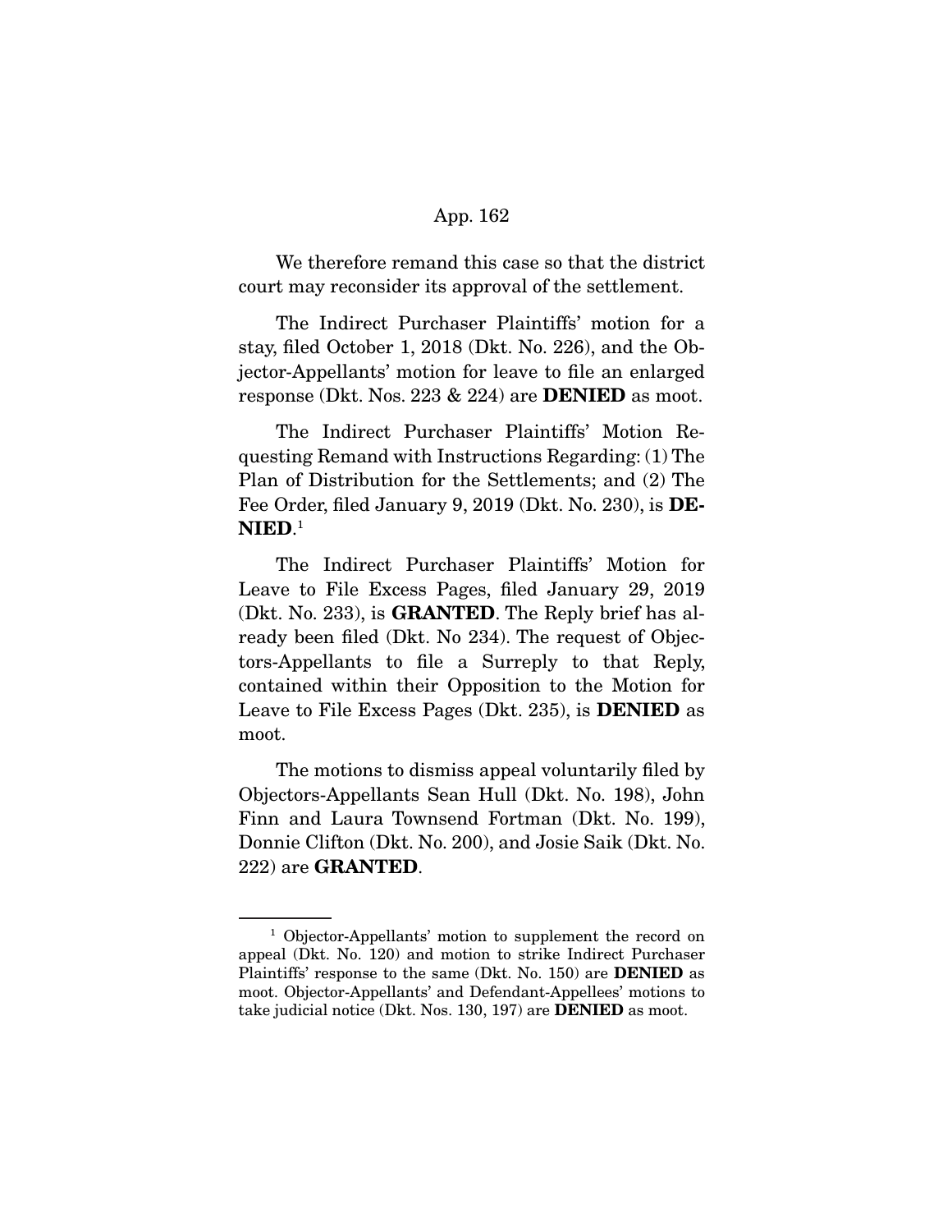We therefore remand this case so that the district court may reconsider its approval of the settlement.

The Indirect Purchaser Plaintiffs' motion for a stay, filed October 1, 2018 (Dkt. No. 226), and the Objector-Appellants' motion for leave to file an enlarged response (Dkt. Nos. 223 & 224) are **DENIED** as moot.

The Indirect Purchaser Plaintiffs' Motion Requesting Remand with Instructions Regarding: (1) The Plan of Distribution for the Settlements; and (2) The Fee Order, filed January 9, 2019 (Dkt. No. 230), is **DENIED**.[1]

The Indirect Purchaser Plaintiffs' Motion for Leave to File Excess Pages, filed January 29, 2019 (Dkt. No. 233), is **GRANTED**. The Reply brief has already been filed (Dkt. No 234). The request of Objectors-Appellants to file a Surreply to that Reply, contained within their Opposition to the Motion for Leave to File Excess Pages (Dkt. 235), is **DENIED** as moot.

The motions to dismiss appeal voluntarily filed by Objectors-Appellants Sean Hull (Dkt. No. 198), John Finn and Laura Townsend Fortman (Dkt. No. 199), Donnie Clifton (Dkt. No. 200), and Josie Saik (Dkt. No. 222) are **GRANTED**.

---

[1] Objector-Appellants' motion to supplement the record on appeal (Dkt. No. 120) and motion to strike Indirect Purchaser Plaintiffs' response to the same (Dkt. No. 150) are **DENIED** as moot. Objector-Appellants' and Defendant-Appellees' motions to take judicial notice (Dkt. Nos. 130, 197) are **DENIED** as moot.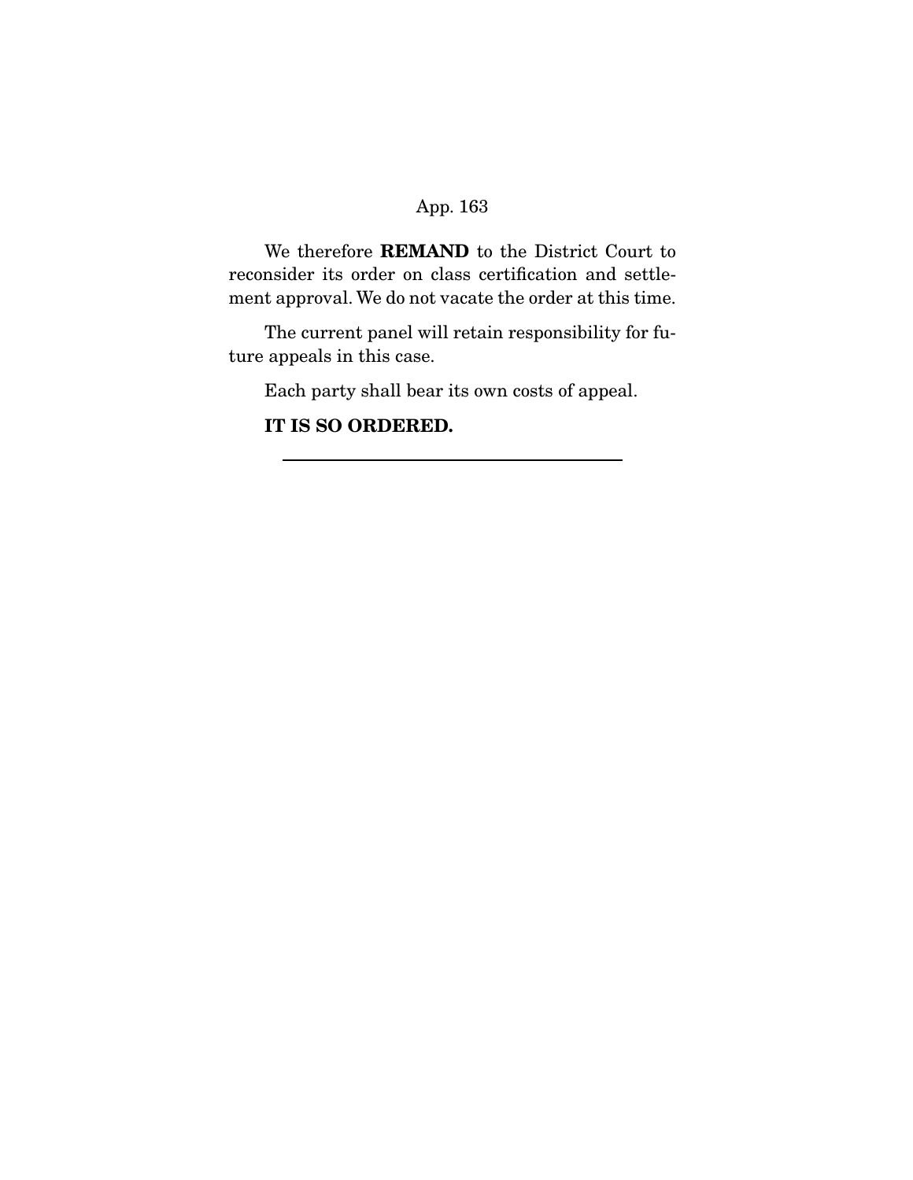We therefore **REMAND** to the District Court to reconsider its order on class certification and settlement approval. We do not vacate the order at this time.

The current panel will retain responsibility for future appeals in this case.

Each party shall bear its own costs of appeal.

**IT IS SO ORDERED.**

---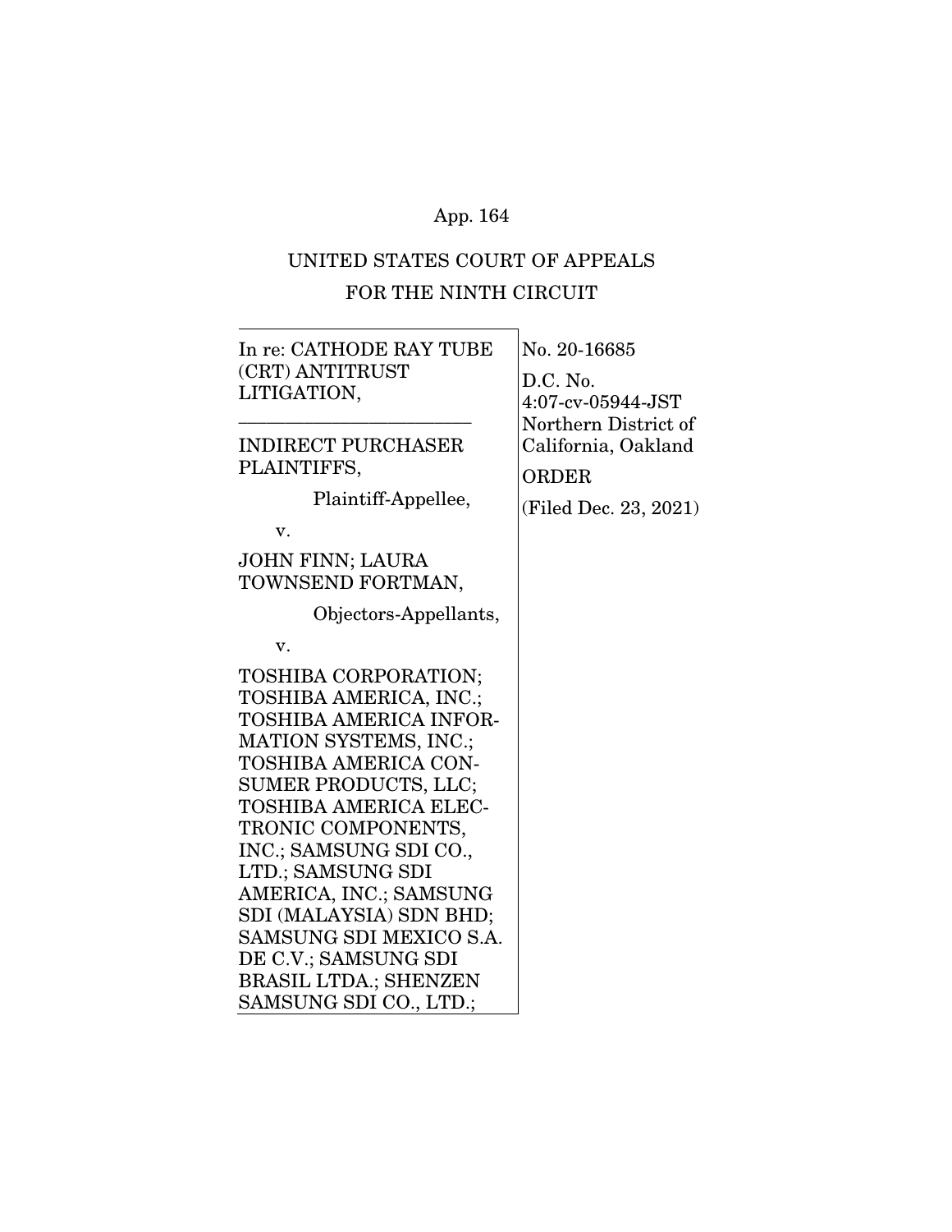UNITED STATES COURT OF APPEALS
FOR THE NINTH CIRCUIT

| | |
|---|---|
| In re: CATHODE RAY TUBE (CRT) ANTITRUST LITIGATION,<br><br>INDIRECT PURCHASER PLAINTIFFS,<br><br>Plaintiff-Appellee,<br><br>v.<br><br>JOHN FINN; LAURA TOWNSEND FORTMAN,<br><br>Objectors-Appellants,<br><br>v.<br><br>TOSHIBA CORPORATION; TOSHIBA AMERICA, INC.; TOSHIBA AMERICA INFORMATION SYSTEMS, INC.; TOSHIBA AMERICA CONSUMER PRODUCTS, LLC; TOSHIBA AMERICA ELECTRONIC COMPONENTS, INC.; SAMSUNG SDI CO., LTD.; SAMSUNG SDI AMERICA, INC.; SAMSUNG SDI (MALAYSIA) SDN BHD; SAMSUNG SDI MEXICO S.A. DE C.V.; SAMSUNG SDI BRASIL LTDA.; SHENZEN SAMSUNG SDI CO., LTD.; | No. 20-16685<br><br>D.C. No. 4:07-cv-05944-JST Northern District of California, Oakland<br><br>ORDER<br><br>(Filed Dec. 23, 2021) |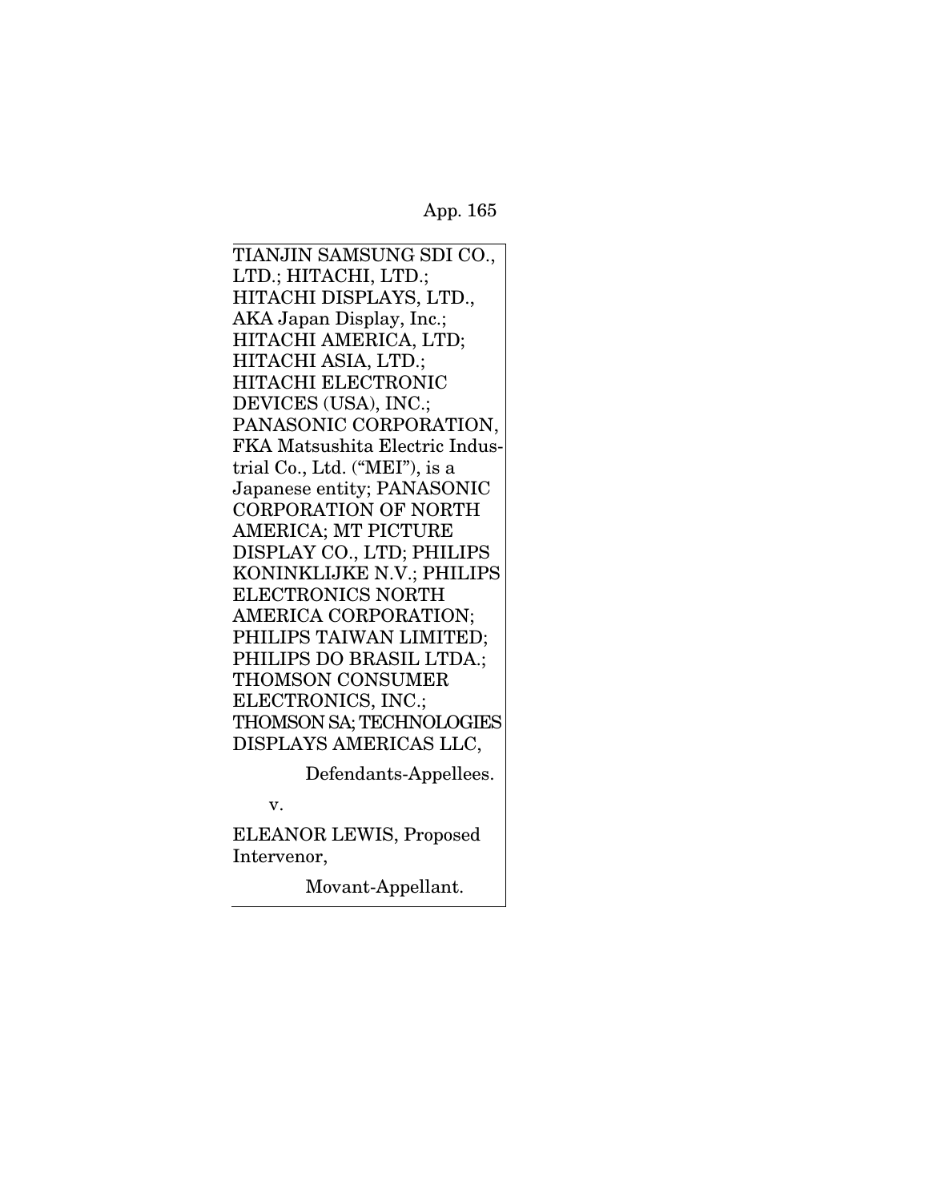TIANJIN SAMSUNG SDI CO., LTD.; HITACHI, LTD.; HITACHI DISPLAYS, LTD., AKA Japan Display, Inc.; HITACHI AMERICA, LTD; HITACHI ASIA, LTD.; HITACHI ELECTRONIC DEVICES (USA), INC.; PANASONIC CORPORATION, FKA Matsushita Electric Industrial Co., Ltd. ("MEI"), is a Japanese entity; PANASONIC CORPORATION OF NORTH AMERICA; MT PICTURE DISPLAY CO., LTD; PHILIPS KONINKLIJKE N.V.; PHILIPS ELECTRONICS NORTH AMERICA CORPORATION; PHILIPS TAIWAN LIMITED; PHILIPS DO BRASIL LTDA.; THOMSON CONSUMER ELECTRONICS, INC.; THOMSON SA; TECHNOLOGIES DISPLAYS AMERICAS LLC,

Defendants-Appellees.

v.

ELEANOR LEWIS, Proposed Intervenor,

Movant-Appellant.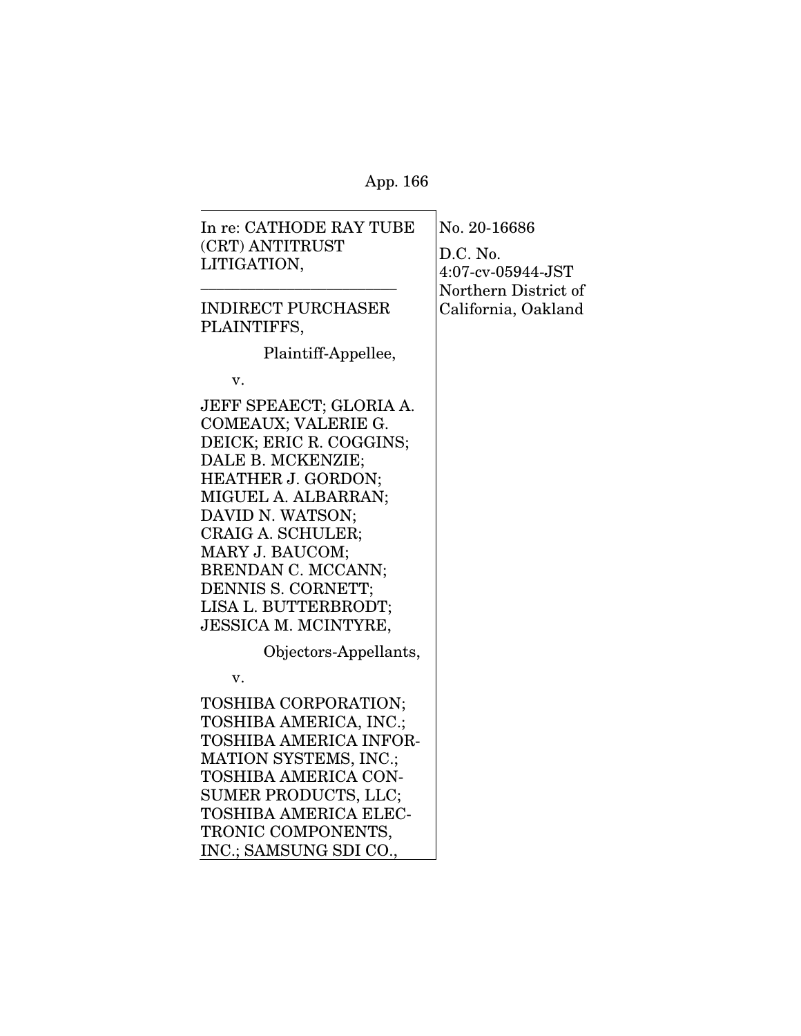| | |
|---|---|
| In re: CATHODE RAY TUBE (CRT) ANTITRUST LITIGATION,<br>\_\_\_\_\_\_\_\_\_\_\_\_\_\_\_\_\_\_\_\_\_\_<br>INDIRECT PURCHASER PLAINTIFFS,<br>Plaintiff-Appellee,<br>v.<br>JEFF SPEAECT; GLORIA A. COMEAUX; VALERIE G. DEICK; ERIC R. COGGINS; DALE B. MCKENZIE; HEATHER J. GORDON; MIGUEL A. ALBARRAN; DAVID N. WATSON; CRAIG A. SCHULER; MARY J. BAUCOM; BRENDAN C. MCCANN; DENNIS S. CORNETT; LISA L. BUTTERBRODT; JESSICA M. MCINTYRE,<br>Objectors-Appellants,<br>v.<br>TOSHIBA CORPORATION; TOSHIBA AMERICA, INC.; TOSHIBA AMERICA INFORMATION SYSTEMS, INC.; TOSHIBA AMERICA CONSUMER PRODUCTS, LLC; TOSHIBA AMERICA ELECTRONIC COMPONENTS, INC.; SAMSUNG SDI CO., | No. 20-16686<br>D.C. No. 4:07-cv-05944-JST<br>Northern District of California, Oakland |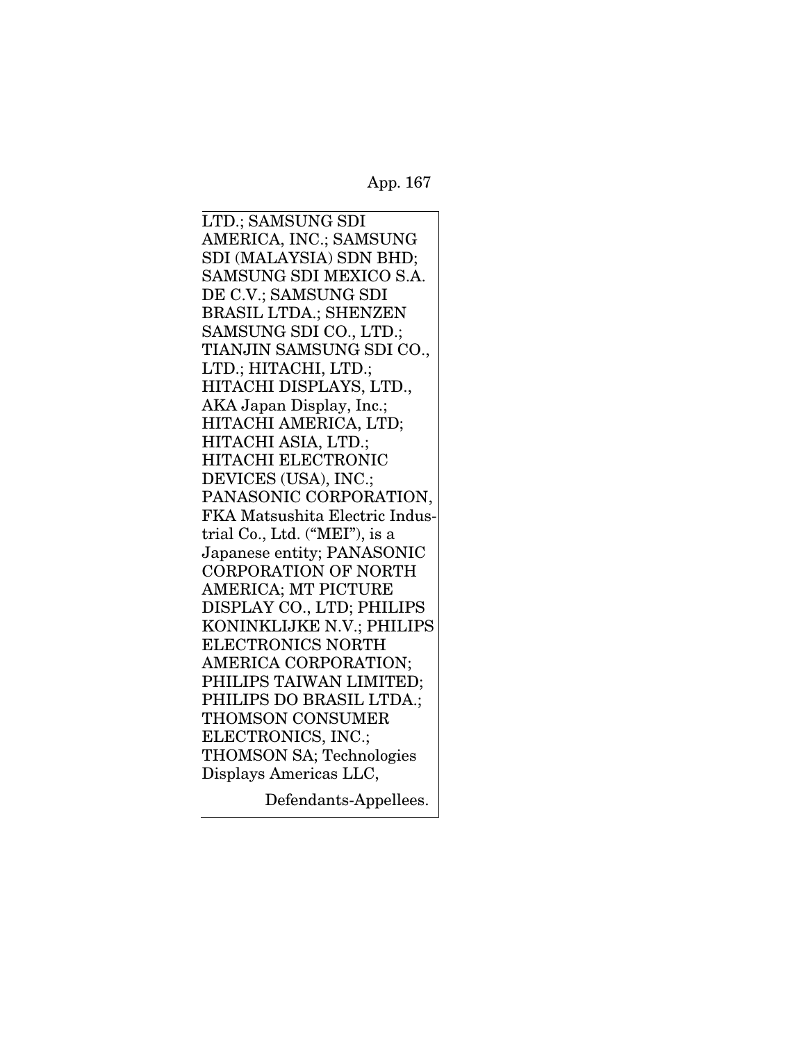LTD.; SAMSUNG SDI AMERICA, INC.; SAMSUNG SDI (MALAYSIA) SDN BHD; SAMSUNG SDI MEXICO S.A. DE C.V.; SAMSUNG SDI BRASIL LTDA.; SHENZEN SAMSUNG SDI CO., LTD.; TIANJIN SAMSUNG SDI CO., LTD.; HITACHI, LTD.; HITACHI DISPLAYS, LTD., AKA Japan Display, Inc.; HITACHI AMERICA, LTD; HITACHI ASIA, LTD.; HITACHI ELECTRONIC DEVICES (USA), INC.; PANASONIC CORPORATION, FKA Matsushita Electric Industrial Co., Ltd. ("MEI"), is a Japanese entity; PANASONIC CORPORATION OF NORTH AMERICA; MT PICTURE DISPLAY CO., LTD; PHILIPS KONINKLIJKE N.V.; PHILIPS ELECTRONICS NORTH AMERICA CORPORATION; PHILIPS TAIWAN LIMITED; PHILIPS DO BRASIL LTDA.; THOMSON CONSUMER ELECTRONICS, INC.; THOMSON SA; Technologies Displays Americas LLC,

Defendants-Appellees.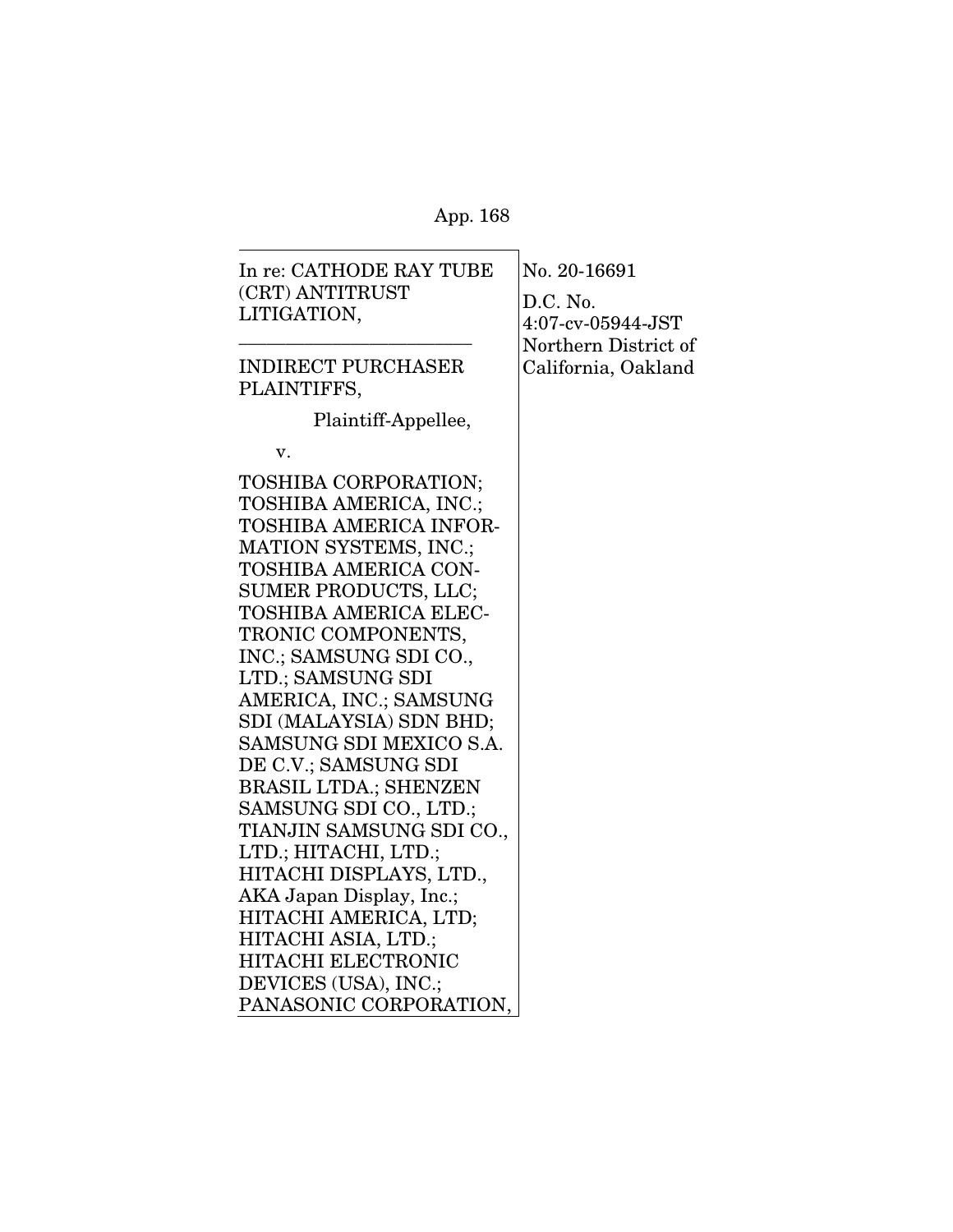In re: CATHODE RAY TUBE (CRT) ANTITRUST LITIGATION,

---

INDIRECT PURCHASER PLAINTIFFS,

Plaintiff-Appellee,

v.

TOSHIBA CORPORATION; TOSHIBA AMERICA, INC.; TOSHIBA AMERICA INFORMATION SYSTEMS, INC.; TOSHIBA AMERICA CONSUMER PRODUCTS, LLC; TOSHIBA AMERICA ELECTRONIC COMPONENTS, INC.; SAMSUNG SDI CO., LTD.; SAMSUNG SDI AMERICA, INC.; SAMSUNG SDI (MALAYSIA) SDN BHD; SAMSUNG SDI MEXICO S.A. DE C.V.; SAMSUNG SDI BRASIL LTDA.; SHENZEN SAMSUNG SDI CO., LTD.; TIANJIN SAMSUNG SDI CO., LTD.; HITACHI, LTD.; HITACHI DISPLAYS, LTD., AKA Japan Display, Inc.; HITACHI AMERICA, LTD; HITACHI ASIA, LTD.; HITACHI ELECTRONIC DEVICES (USA), INC.; PANASONIC CORPORATION,

No. 20-16691

D.C. No. 4:07-cv-05944-JST Northern District of California, Oakland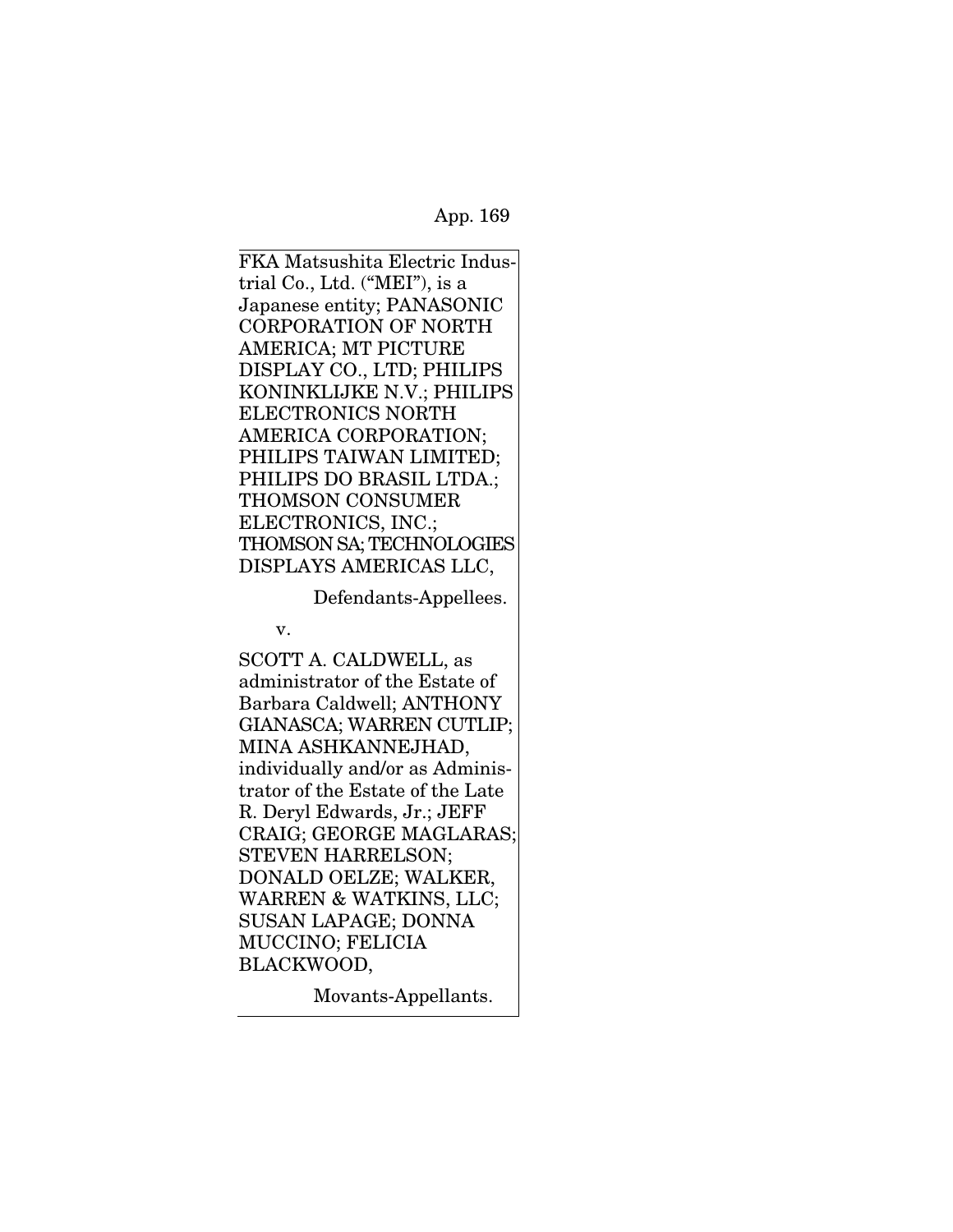FKA Matsushita Electric Industrial Co., Ltd. ("MEI"), is a Japanese entity; PANASONIC CORPORATION OF NORTH AMERICA; MT PICTURE DISPLAY CO., LTD; PHILIPS KONINKLIJKE N.V.; PHILIPS ELECTRONICS NORTH AMERICA CORPORATION; PHILIPS TAIWAN LIMITED; PHILIPS DO BRASIL LTDA.; THOMSON CONSUMER ELECTRONICS, INC.; THOMSON SA; TECHNOLOGIES DISPLAYS AMERICAS LLC,

Defendants-Appellees.

v.

SCOTT A. CALDWELL, as administrator of the Estate of Barbara Caldwell; ANTHONY GIANASCA; WARREN CUTLIP; MINA ASHKANNEJHAD, individually and/or as Administrator of the Estate of the Late R. Deryl Edwards, Jr.; JEFF CRAIG; GEORGE MAGLARAS; STEVEN HARRELSON; DONALD OELZE; WALKER, WARREN & WATKINS, LLC; SUSAN LAPAGE; DONNA MUCCINO; FELICIA BLACKWOOD,

Movants-Appellants.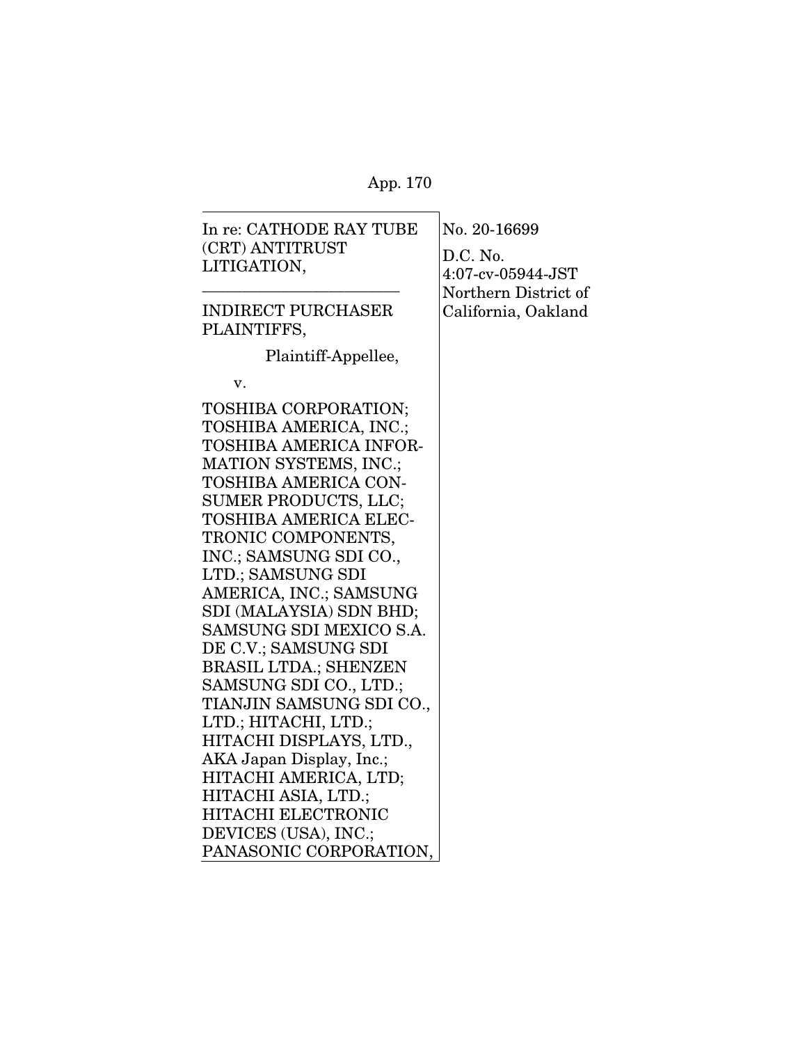| In re: CATHODE RAY TUBE (CRT) ANTITRUST LITIGATION, | No. 20-16699 |
|---|---|
| ______________________ | D.C. No. 4:07-cv-05944-JST Northern District of California, Oakland |
| INDIRECT PURCHASER PLAINTIFFS, | |
| Plaintiff-Appellee, | |
| v. | |
| TOSHIBA CORPORATION; TOSHIBA AMERICA, INC.; TOSHIBA AMERICA INFORMATION SYSTEMS, INC.; TOSHIBA AMERICA CONSUMER PRODUCTS, LLC; TOSHIBA AMERICA ELECTRONIC COMPONENTS, INC.; SAMSUNG SDI CO., LTD.; SAMSUNG SDI AMERICA, INC.; SAMSUNG SDI (MALAYSIA) SDN BHD; SAMSUNG SDI MEXICO S.A. DE C.V.; SAMSUNG SDI BRASIL LTDA.; SHENZEN SAMSUNG SDI CO., LTD.; TIANJIN SAMSUNG SDI CO., LTD.; HITACHI, LTD.; HITACHI DISPLAYS, LTD., AKA Japan Display, Inc.; HITACHI AMERICA, LTD; HITACHI ASIA, LTD.; HITACHI ELECTRONIC DEVICES (USA), INC.; PANASONIC CORPORATION, | |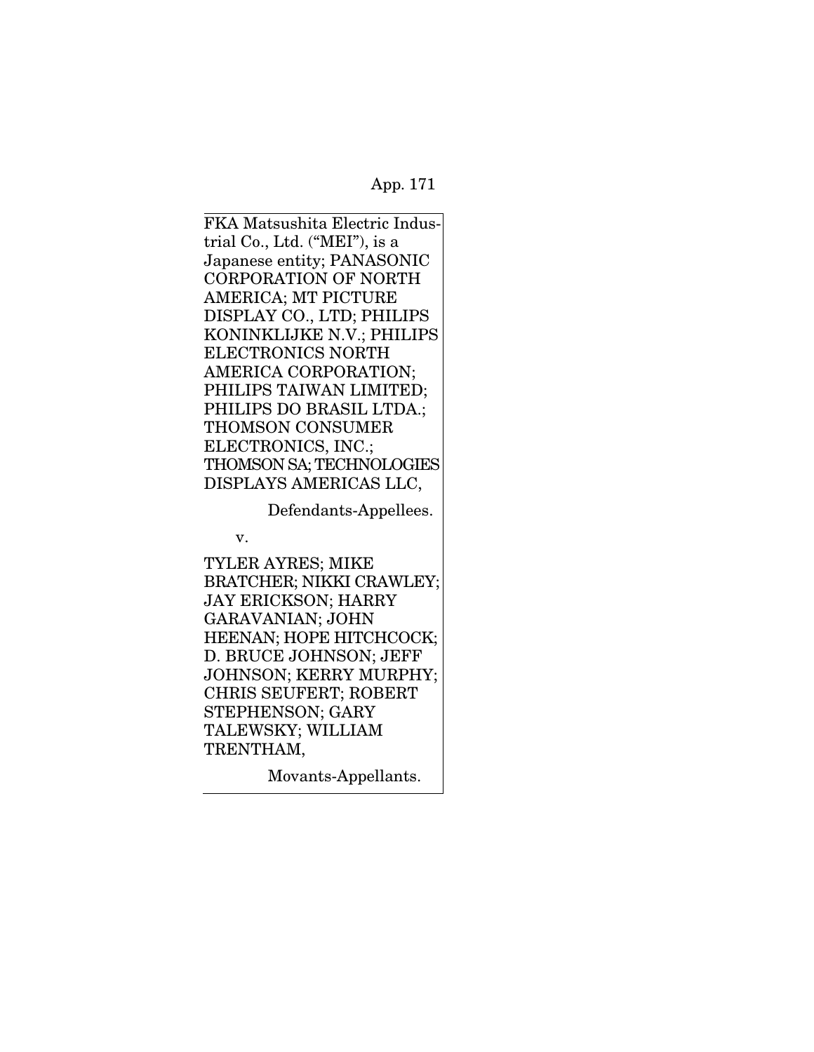FKA Matsushita Electric Industrial Co., Ltd. ("MEI"), is a Japanese entity; PANASONIC CORPORATION OF NORTH AMERICA; MT PICTURE DISPLAY CO., LTD; PHILIPS KONINKLIJKE N.V.; PHILIPS ELECTRONICS NORTH AMERICA CORPORATION; PHILIPS TAIWAN LIMITED; PHILIPS DO BRASIL LTDA.; THOMSON CONSUMER ELECTRONICS, INC.; THOMSON SA; TECHNOLOGIES DISPLAYS AMERICAS LLC,

Defendants-Appellees.

v.

TYLER AYRES; MIKE BRATCHER; NIKKI CRAWLEY; JAY ERICKSON; HARRY GARAVANIAN; JOHN HEENAN; HOPE HITCHCOCK; D. BRUCE JOHNSON; JEFF JOHNSON; KERRY MURPHY; CHRIS SEUFERT; ROBERT STEPHENSON; GARY TALEWSKY; WILLIAM TRENTHAM,

Movants-Appellants.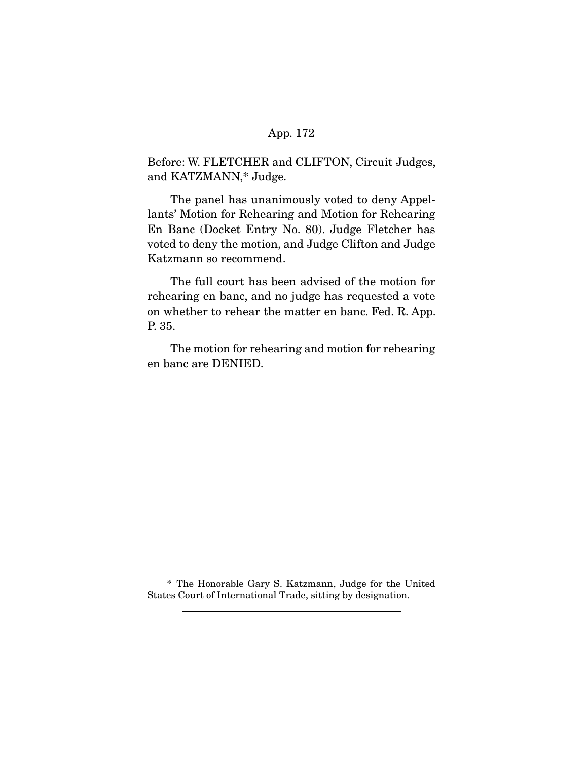Before: W. FLETCHER and CLIFTON, Circuit Judges, and KATZMANN,* Judge.

The panel has unanimously voted to deny Appellants' Motion for Rehearing and Motion for Rehearing En Banc (Docket Entry No. 80). Judge Fletcher has voted to deny the motion, and Judge Clifton and Judge Katzmann so recommend.

The full court has been advised of the motion for rehearing en banc, and no judge has requested a vote on whether to rehear the matter en banc. Fed. R. App. P. 35.

The motion for rehearing and motion for rehearing en banc are DENIED.

---

\* The Honorable Gary S. Katzmann, Judge for the United States Court of International Trade, sitting by designation.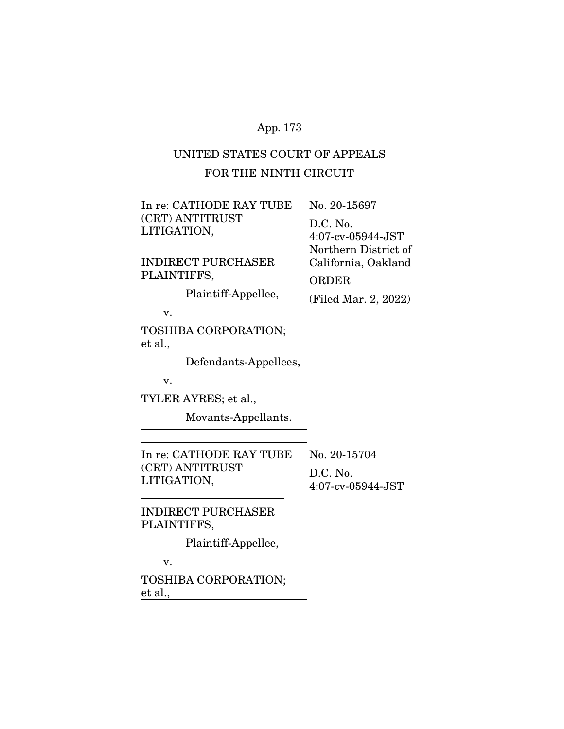App. 173

UNITED STATES COURT OF APPEALS
FOR THE NINTH CIRCUIT

| | |
|---|---|
| In re: CATHODE RAY TUBE (CRT) ANTITRUST LITIGATION,<br><br>INDIRECT PURCHASER PLAINTIFFS,<br><br>Plaintiff-Appellee,<br><br>v.<br><br>TOSHIBA CORPORATION; et al.,<br><br>Defendants-Appellees,<br><br>v.<br><br>TYLER AYRES; et al.,<br><br>Movants-Appellants. | No. 20-15697<br><br>D.C. No. 4:07-cv-05944-JST Northern District of California, Oakland<br><br>ORDER<br><br>(Filed Mar. 2, 2022) |

| | |
|---|---|
| In re: CATHODE RAY TUBE (CRT) ANTITRUST LITIGATION,<br><br>INDIRECT PURCHASER PLAINTIFFS,<br><br>Plaintiff-Appellee,<br><br>v.<br><br>TOSHIBA CORPORATION; et al., | No. 20-15704<br><br>D.C. No. 4:07-cv-05944-JST |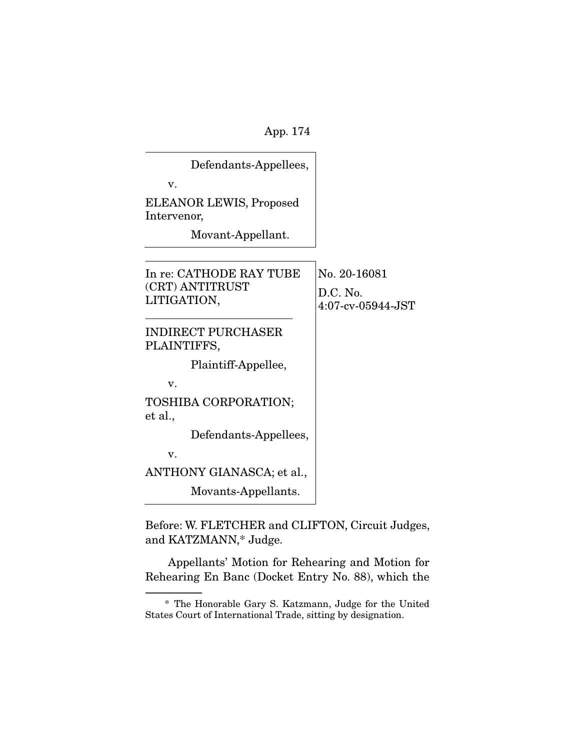Defendants-Appellees,

v.

ELEANOR LEWIS, Proposed Intervenor,

Movant-Appellant.

---

| In re: CATHODE RAY TUBE (CRT) ANTITRUST LITIGATION, | No. 20-16081 |
|---|---|
| | D.C. No. 4:07-cv-05944-JST |

INDIRECT PURCHASER PLAINTIFFS,

Plaintiff-Appellee,

v.

TOSHIBA CORPORATION; et al.,

Defendants-Appellees,

v.

ANTHONY GIANASCA; et al.,

Movants-Appellants.

---

Before: W. FLETCHER and CLIFTON, Circuit Judges, and KATZMANN,* Judge.

Appellants' Motion for Rehearing and Motion for Rehearing En Banc (Docket Entry No. 88), which the

---

\* The Honorable Gary S. Katzmann, Judge for the United States Court of International Trade, sitting by designation.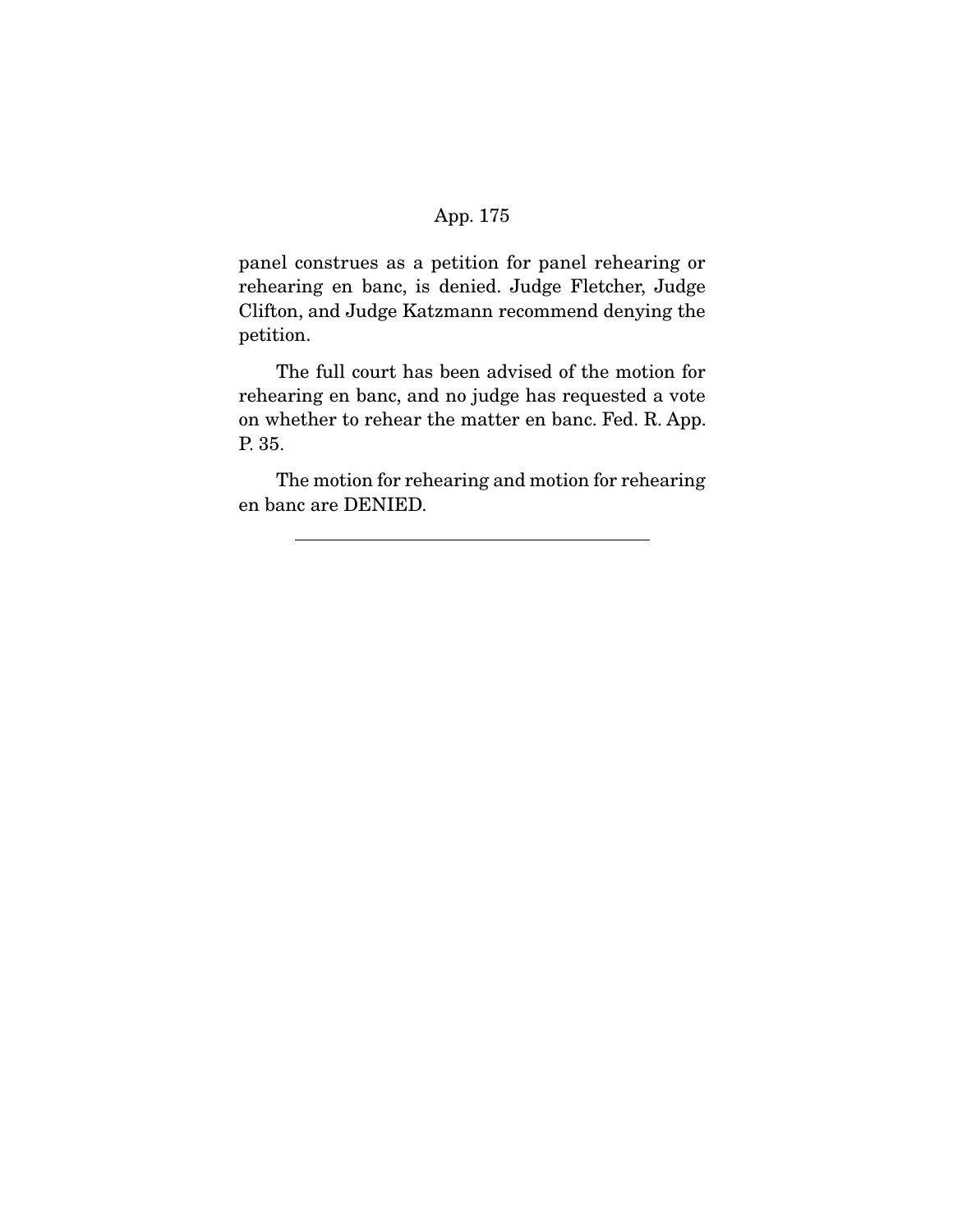panel construes as a petition for panel rehearing or rehearing en banc, is denied. Judge Fletcher, Judge Clifton, and Judge Katzmann recommend denying the petition.

The full court has been advised of the motion for rehearing en banc, and no judge has requested a vote on whether to rehear the matter en banc. Fed. R. App. P. 35.

The motion for rehearing and motion for rehearing en banc are DENIED.

---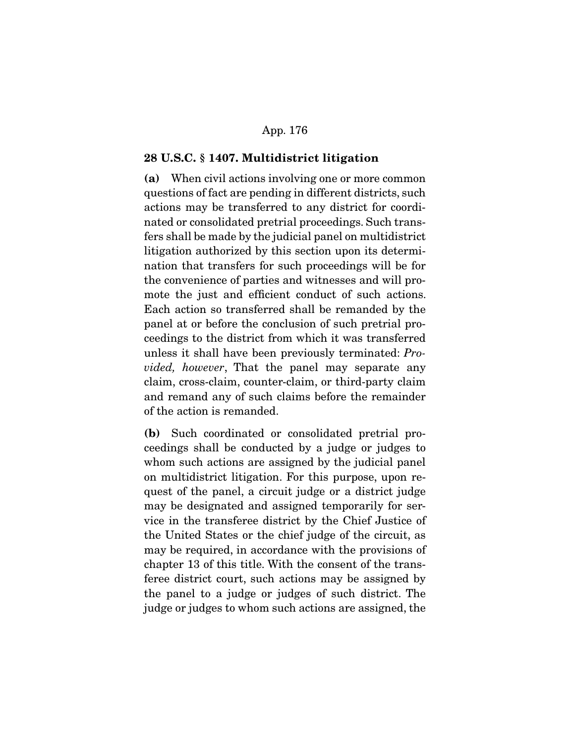**28 U.S.C. § 1407. Multidistrict litigation**

**(a)** When civil actions involving one or more common questions of fact are pending in different districts, such actions may be transferred to any district for coordinated or consolidated pretrial proceedings. Such transfers shall be made by the judicial panel on multidistrict litigation authorized by this section upon its determination that transfers for such proceedings will be for the convenience of parties and witnesses and will promote the just and efficient conduct of such actions. Each action so transferred shall be remanded by the panel at or before the conclusion of such pretrial proceedings to the district from which it was transferred unless it shall have been previously terminated: *Provided, however*, That the panel may separate any claim, cross-claim, counter-claim, or third-party claim and remand any of such claims before the remainder of the action is remanded.

**(b)** Such coordinated or consolidated pretrial proceedings shall be conducted by a judge or judges to whom such actions are assigned by the judicial panel on multidistrict litigation. For this purpose, upon request of the panel, a circuit judge or a district judge may be designated and assigned temporarily for service in the transferee district by the Chief Justice of the United States or the chief judge of the circuit, as may be required, in accordance with the provisions of chapter 13 of this title. With the consent of the transferee district court, such actions may be assigned by the panel to a judge or judges of such district. The judge or judges to whom such actions are assigned, the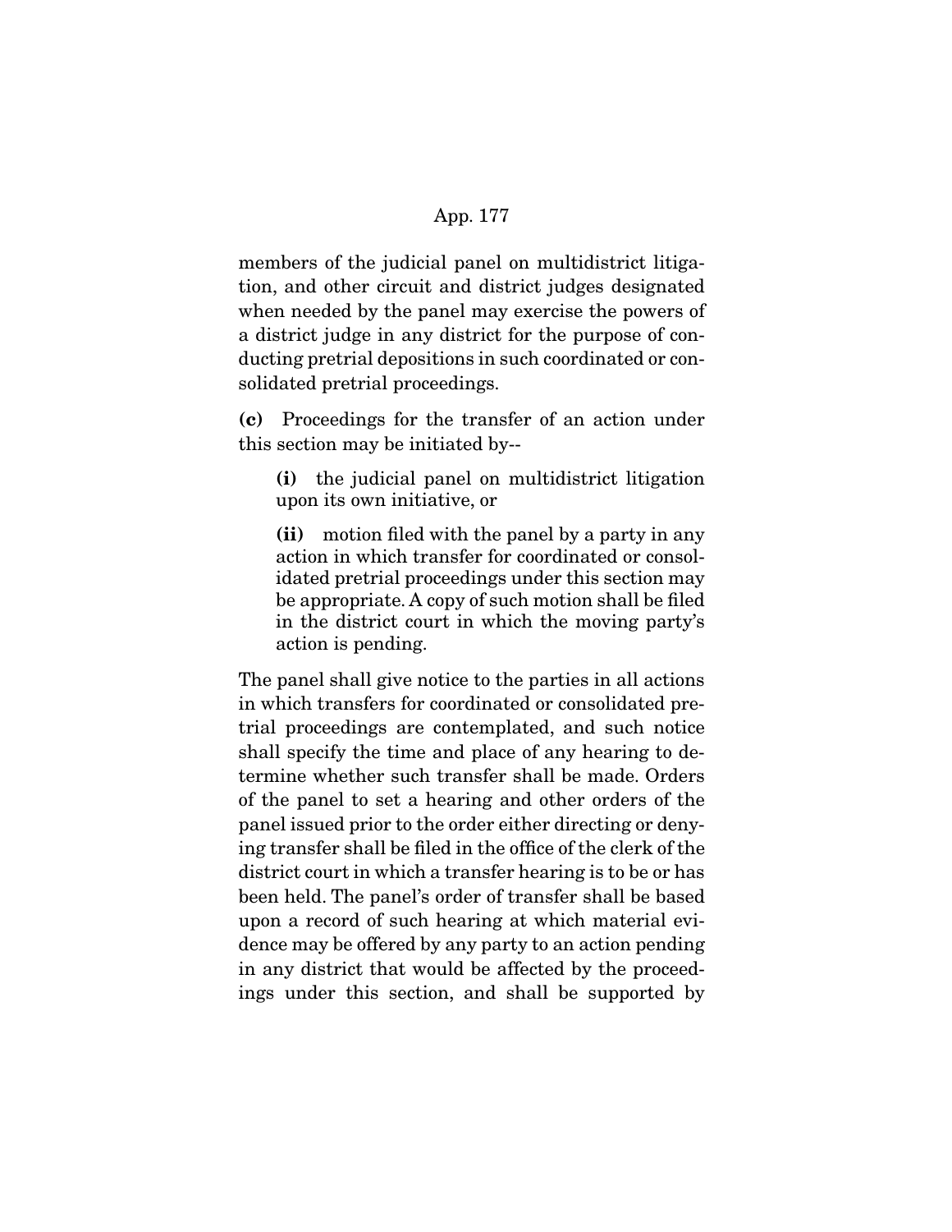members of the judicial panel on multidistrict litigation, and other circuit and district judges designated when needed by the panel may exercise the powers of a district judge in any district for the purpose of conducting pretrial depositions in such coordinated or consolidated pretrial proceedings.

**(c)** Proceedings for the transfer of an action under this section may be initiated by--

> **(i)** the judicial panel on multidistrict litigation upon its own initiative, or
>
> **(ii)** motion filed with the panel by a party in any action in which transfer for coordinated or consolidated pretrial proceedings under this section may be appropriate. A copy of such motion shall be filed in the district court in which the moving party's action is pending.

The panel shall give notice to the parties in all actions in which transfers for coordinated or consolidated pretrial proceedings are contemplated, and such notice shall specify the time and place of any hearing to determine whether such transfer shall be made. Orders of the panel to set a hearing and other orders of the panel issued prior to the order either directing or denying transfer shall be filed in the office of the clerk of the district court in which a transfer hearing is to be or has been held. The panel's order of transfer shall be based upon a record of such hearing at which material evidence may be offered by any party to an action pending in any district that would be affected by the proceedings under this section, and shall be supported by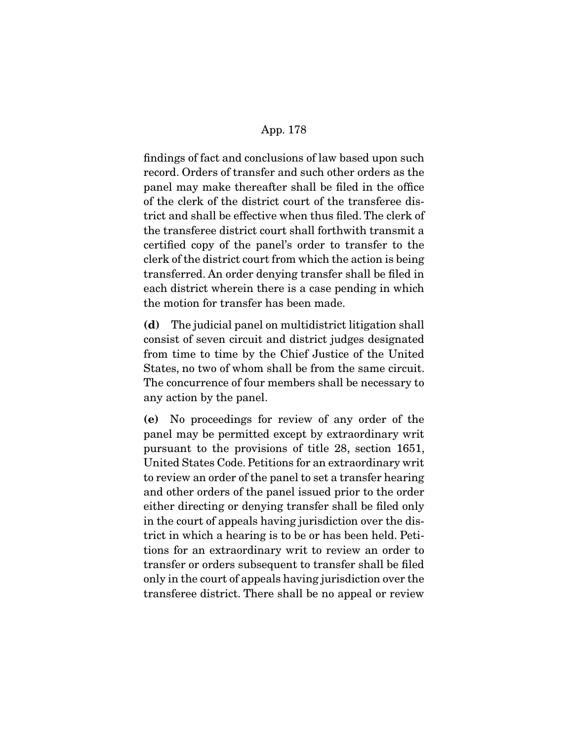findings of fact and conclusions of law based upon such record. Orders of transfer and such other orders as the panel may make thereafter shall be filed in the office of the clerk of the district court of the transferee district and shall be effective when thus filed. The clerk of the transferee district court shall forthwith transmit a certified copy of the panel's order to transfer to the clerk of the district court from which the action is being transferred. An order denying transfer shall be filed in each district wherein there is a case pending in which the motion for transfer has been made.

**(d)** The judicial panel on multidistrict litigation shall consist of seven circuit and district judges designated from time to time by the Chief Justice of the United States, no two of whom shall be from the same circuit. The concurrence of four members shall be necessary to any action by the panel.

**(e)** No proceedings for review of any order of the panel may be permitted except by extraordinary writ pursuant to the provisions of title 28, section 1651, United States Code. Petitions for an extraordinary writ to review an order of the panel to set a transfer hearing and other orders of the panel issued prior to the order either directing or denying transfer shall be filed only in the court of appeals having jurisdiction over the district in which a hearing is to be or has been held. Petitions for an extraordinary writ to review an order to transfer or orders subsequent to transfer shall be filed only in the court of appeals having jurisdiction over the transferee district. There shall be no appeal or review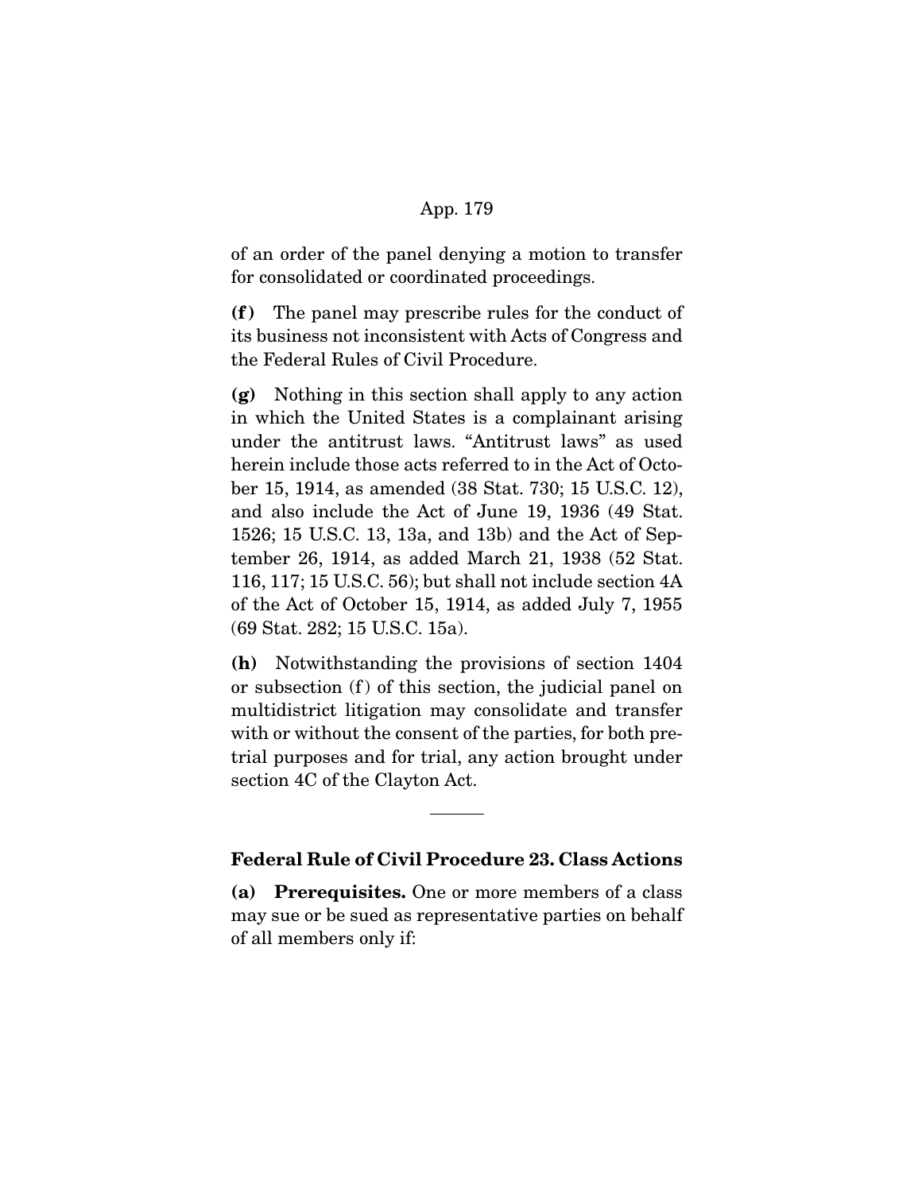of an order of the panel denying a motion to transfer for consolidated or coordinated proceedings.

**(f)** The panel may prescribe rules for the conduct of its business not inconsistent with Acts of Congress and the Federal Rules of Civil Procedure.

**(g)** Nothing in this section shall apply to any action in which the United States is a complainant arising under the antitrust laws. "Antitrust laws" as used herein include those acts referred to in the Act of October 15, 1914, as amended (38 Stat. 730; 15 U.S.C. 12), and also include the Act of June 19, 1936 (49 Stat. 1526; 15 U.S.C. 13, 13a, and 13b) and the Act of September 26, 1914, as added March 21, 1938 (52 Stat. 116, 117; 15 U.S.C. 56); but shall not include section 4A of the Act of October 15, 1914, as added July 7, 1955 (69 Stat. 282; 15 U.S.C. 15a).

**(h)** Notwithstanding the provisions of section 1404 or subsection (f) of this section, the judicial panel on multidistrict litigation may consolidate and transfer with or without the consent of the parties, for both pretrial purposes and for trial, any action brought under section 4C of the Clayton Act.

---

### Federal Rule of Civil Procedure 23. Class Actions

**(a) Prerequisites.** One or more members of a class may sue or be sued as representative parties on behalf of all members only if: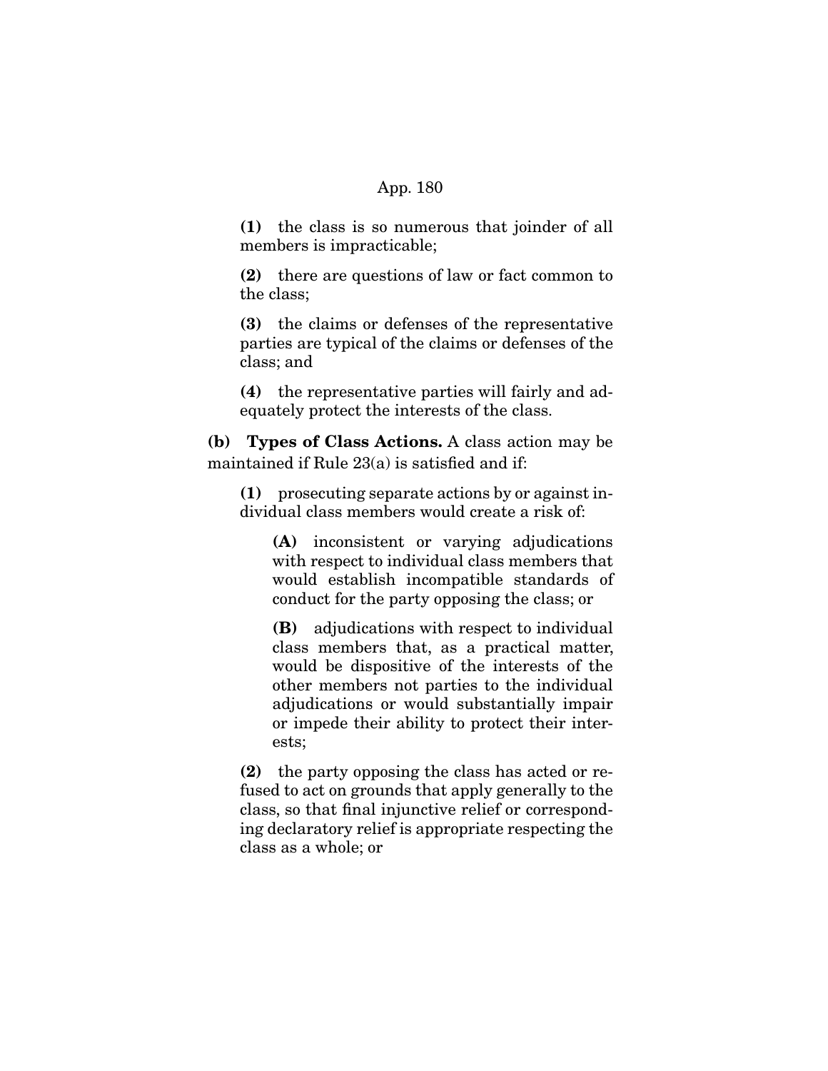**(1)** the class is so numerous that joinder of all members is impracticable;

**(2)** there are questions of law or fact common to the class;

**(3)** the claims or defenses of the representative parties are typical of the claims or defenses of the class; and

**(4)** the representative parties will fairly and adequately protect the interests of the class.

**(b) Types of Class Actions.** A class action may be maintained if Rule 23(a) is satisfied and if:

**(1)** prosecuting separate actions by or against individual class members would create a risk of:

**(A)** inconsistent or varying adjudications with respect to individual class members that would establish incompatible standards of conduct for the party opposing the class; or

**(B)** adjudications with respect to individual class members that, as a practical matter, would be dispositive of the interests of the other members not parties to the individual adjudications or would substantially impair or impede their ability to protect their interests;

**(2)** the party opposing the class has acted or refused to act on grounds that apply generally to the class, so that final injunctive relief or corresponding declaratory relief is appropriate respecting the class as a whole; or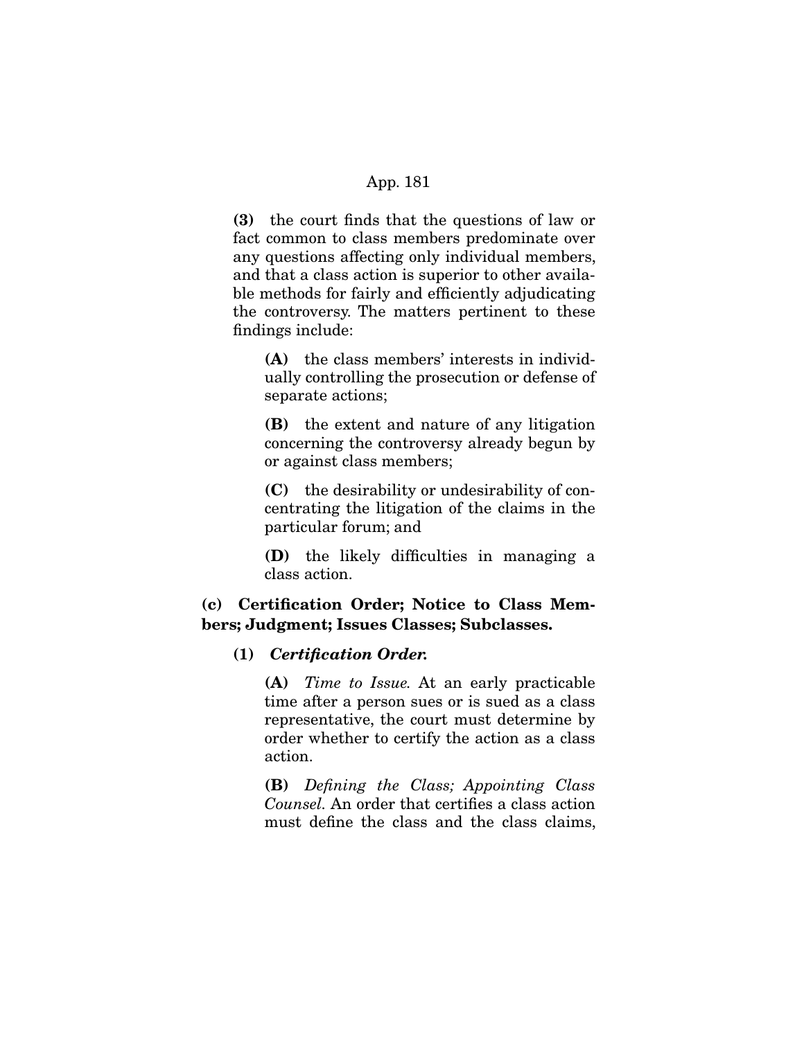**(3)** the court finds that the questions of law or fact common to class members predominate over any questions affecting only individual members, and that a class action is superior to other available methods for fairly and efficiently adjudicating the controversy. The matters pertinent to these findings include:

**(A)** the class members' interests in individually controlling the prosecution or defense of separate actions;

**(B)** the extent and nature of any litigation concerning the controversy already begun by or against class members;

**(C)** the desirability or undesirability of concentrating the litigation of the claims in the particular forum; and

**(D)** the likely difficulties in managing a class action.

**(c) Certification Order; Notice to Class Members; Judgment; Issues Classes; Subclasses.**

**(1)** ***Certification Order.***

**(A)** *Time to Issue.* At an early practicable time after a person sues or is sued as a class representative, the court must determine by order whether to certify the action as a class action.

**(B)** *Defining the Class; Appointing Class Counsel.* An order that certifies a class action must define the class and the class claims,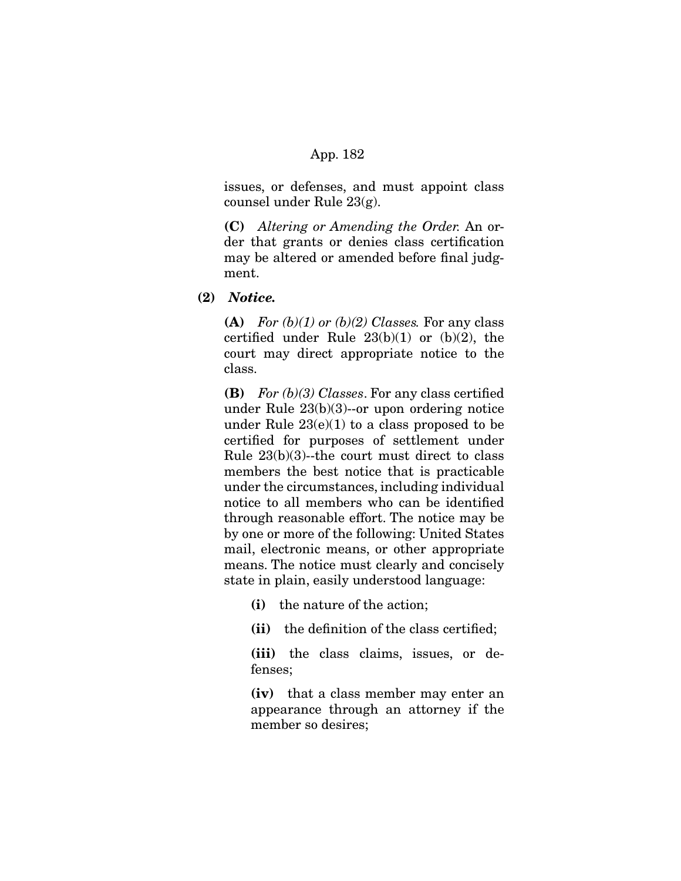issues, or defenses, and must appoint class counsel under Rule 23(g).

**(C)** *Altering or Amending the Order.* An order that grants or denies class certification may be altered or amended before final judgment.

**(2)** ***Notice.***

**(A)** *For (b)(1) or (b)(2) Classes.* For any class certified under Rule 23(b)(1) or (b)(2), the court may direct appropriate notice to the class.

**(B)** *For (b)(3) Classes*. For any class certified under Rule 23(b)(3)--or upon ordering notice under Rule 23(e)(1) to a class proposed to be certified for purposes of settlement under Rule 23(b)(3)--the court must direct to class members the best notice that is practicable under the circumstances, including individual notice to all members who can be identified through reasonable effort. The notice may be by one or more of the following: United States mail, electronic means, or other appropriate means. The notice must clearly and concisely state in plain, easily understood language:

**(i)** the nature of the action;

**(ii)** the definition of the class certified;

**(iii)** the class claims, issues, or defenses;

**(iv)** that a class member may enter an appearance through an attorney if the member so desires;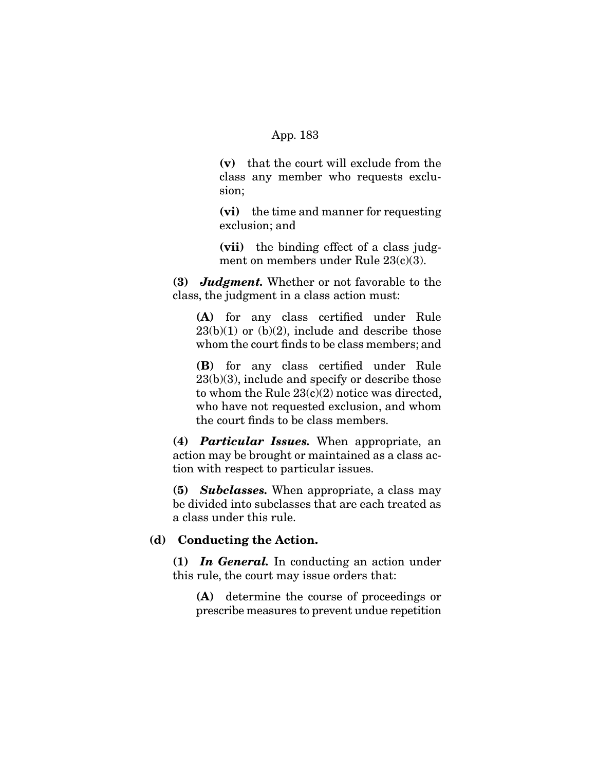**(v)** that the court will exclude from the class any member who requests exclusion;

**(vi)** the time and manner for requesting exclusion; and

**(vii)** the binding effect of a class judgment on members under Rule 23(c)(3).

**(3)** ***Judgment.*** Whether or not favorable to the class, the judgment in a class action must:

**(A)** for any class certified under Rule 23(b)(1) or (b)(2), include and describe those whom the court finds to be class members; and

**(B)** for any class certified under Rule 23(b)(3), include and specify or describe those to whom the Rule 23(c)(2) notice was directed, who have not requested exclusion, and whom the court finds to be class members.

**(4)** ***Particular Issues.*** When appropriate, an action may be brought or maintained as a class action with respect to particular issues.

**(5)** ***Subclasses.*** When appropriate, a class may be divided into subclasses that are each treated as a class under this rule.

**(d) Conducting the Action.**

**(1)** ***In General.*** In conducting an action under this rule, the court may issue orders that:

**(A)** determine the course of proceedings or prescribe measures to prevent undue repetition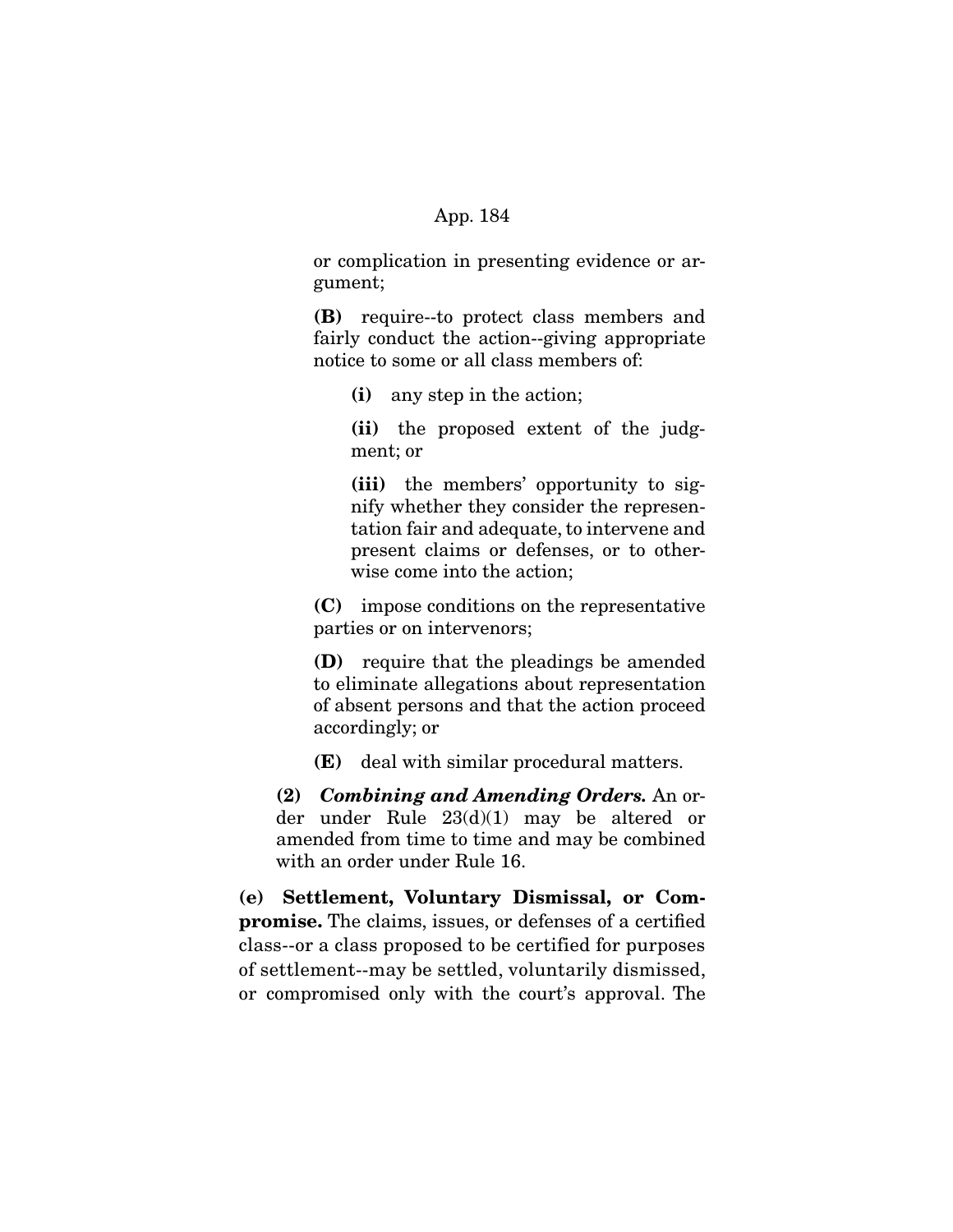or complication in presenting evidence or argument;

**(B)** require--to protect class members and fairly conduct the action--giving appropriate notice to some or all class members of:

**(i)** any step in the action;

**(ii)** the proposed extent of the judgment; or

**(iii)** the members' opportunity to signify whether they consider the representation fair and adequate, to intervene and present claims or defenses, or to otherwise come into the action;

**(C)** impose conditions on the representative parties or on intervenors;

**(D)** require that the pleadings be amended to eliminate allegations about representation of absent persons and that the action proceed accordingly; or

**(E)** deal with similar procedural matters.

**(2)** ***Combining and Amending Orders.*** An order under Rule 23(d)(1) may be altered or amended from time to time and may be combined with an order under Rule 16.

**(e) Settlement, Voluntary Dismissal, or Compromise.** The claims, issues, or defenses of a certified class--or a class proposed to be certified for purposes of settlement--may be settled, voluntarily dismissed, or compromised only with the court's approval. The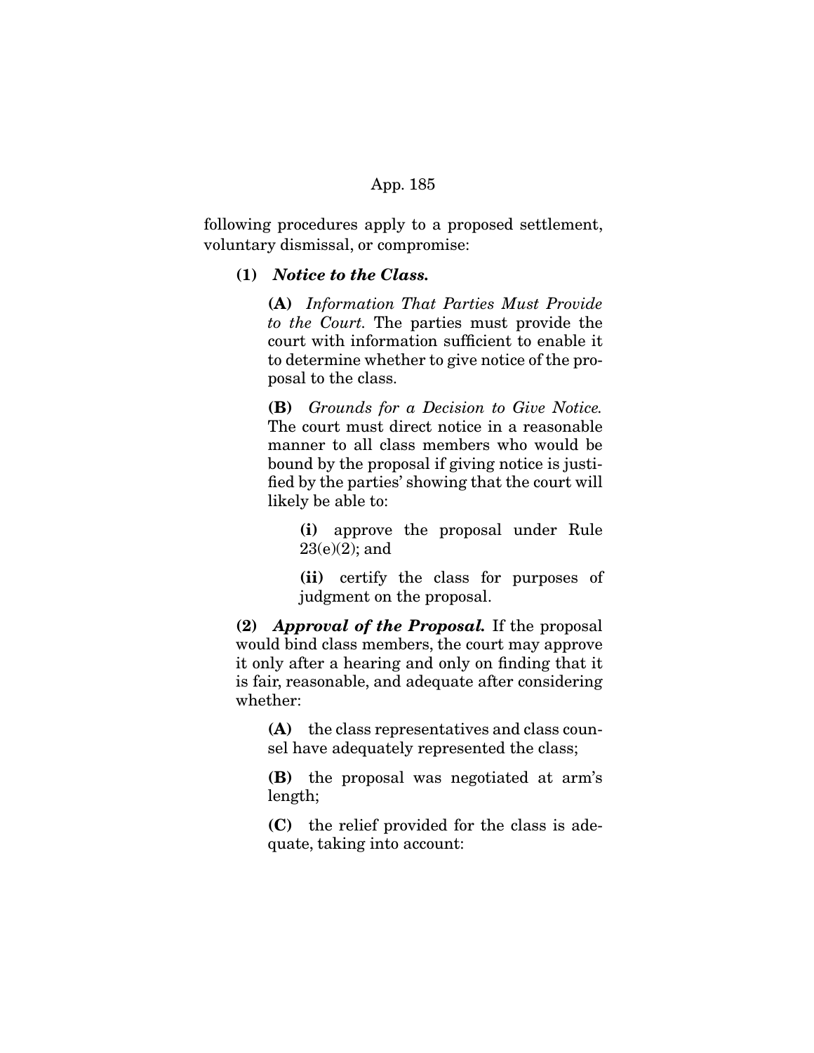following procedures apply to a proposed settlement, voluntary dismissal, or compromise:

**(1)** ***Notice to the Class.***

**(A)** *Information That Parties Must Provide to the Court.* The parties must provide the court with information sufficient to enable it to determine whether to give notice of the proposal to the class.

**(B)** *Grounds for a Decision to Give Notice.* The court must direct notice in a reasonable manner to all class members who would be bound by the proposal if giving notice is justified by the parties' showing that the court will likely be able to:

**(i)** approve the proposal under Rule 23(e)(2); and

**(ii)** certify the class for purposes of judgment on the proposal.

**(2)** ***Approval of the Proposal.*** If the proposal would bind class members, the court may approve it only after a hearing and only on finding that it is fair, reasonable, and adequate after considering whether:

**(A)** the class representatives and class counsel have adequately represented the class;

**(B)** the proposal was negotiated at arm's length;

**(C)** the relief provided for the class is adequate, taking into account: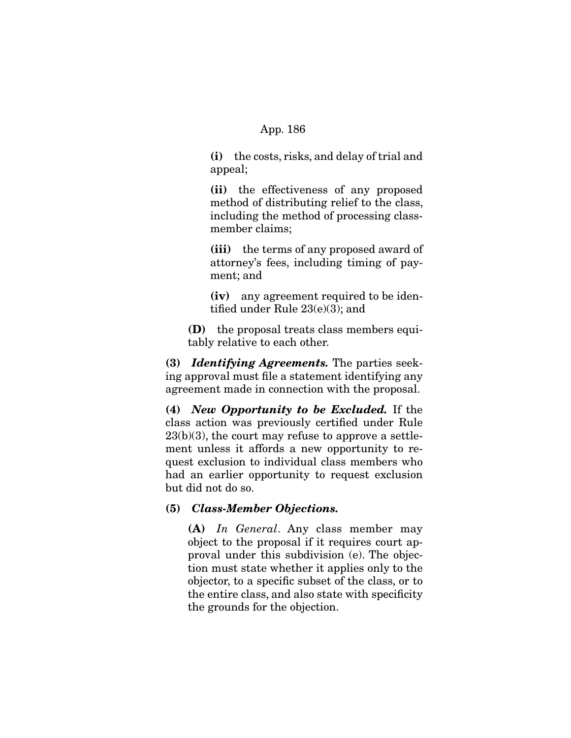**(i)** the costs, risks, and delay of trial and appeal;

**(ii)** the effectiveness of any proposed method of distributing relief to the class, including the method of processing class-member claims;

**(iii)** the terms of any proposed award of attorney's fees, including timing of payment; and

**(iv)** any agreement required to be identified under Rule 23(e)(3); and

**(D)** the proposal treats class members equitably relative to each other.

**(3)** ***Identifying Agreements.*** The parties seeking approval must file a statement identifying any agreement made in connection with the proposal.

**(4)** ***New Opportunity to be Excluded.*** If the class action was previously certified under Rule 23(b)(3), the court may refuse to approve a settlement unless it affords a new opportunity to request exclusion to individual class members who had an earlier opportunity to request exclusion but did not do so.

**(5)** ***Class-Member Objections.***

**(A)** *In General*. Any class member may object to the proposal if it requires court approval under this subdivision (e). The objection must state whether it applies only to the objector, to a specific subset of the class, or to the entire class, and also state with specificity the grounds for the objection.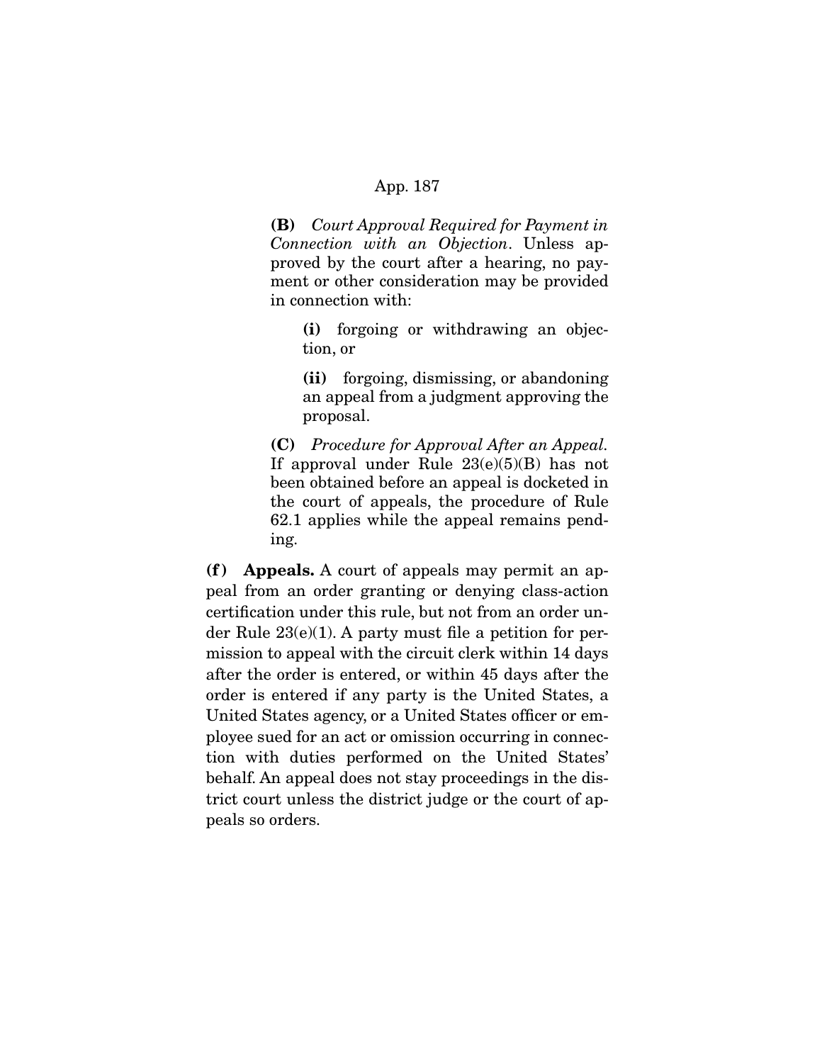**(B)** *Court Approval Required for Payment in Connection with an Objection*. Unless approved by the court after a hearing, no payment or other consideration may be provided in connection with:

**(i)** forgoing or withdrawing an objection, or

**(ii)** forgoing, dismissing, or abandoning an appeal from a judgment approving the proposal.

**(C)** *Procedure for Approval After an Appeal.* If approval under Rule 23(e)(5)(B) has not been obtained before an appeal is docketed in the court of appeals, the procedure of Rule 62.1 applies while the appeal remains pending.

**(f) Appeals.** A court of appeals may permit an appeal from an order granting or denying class-action certification under this rule, but not from an order under Rule 23(e)(1). A party must file a petition for permission to appeal with the circuit clerk within 14 days after the order is entered, or within 45 days after the order is entered if any party is the United States, a United States agency, or a United States officer or employee sued for an act or omission occurring in connection with duties performed on the United States' behalf. An appeal does not stay proceedings in the district court unless the district judge or the court of appeals so orders.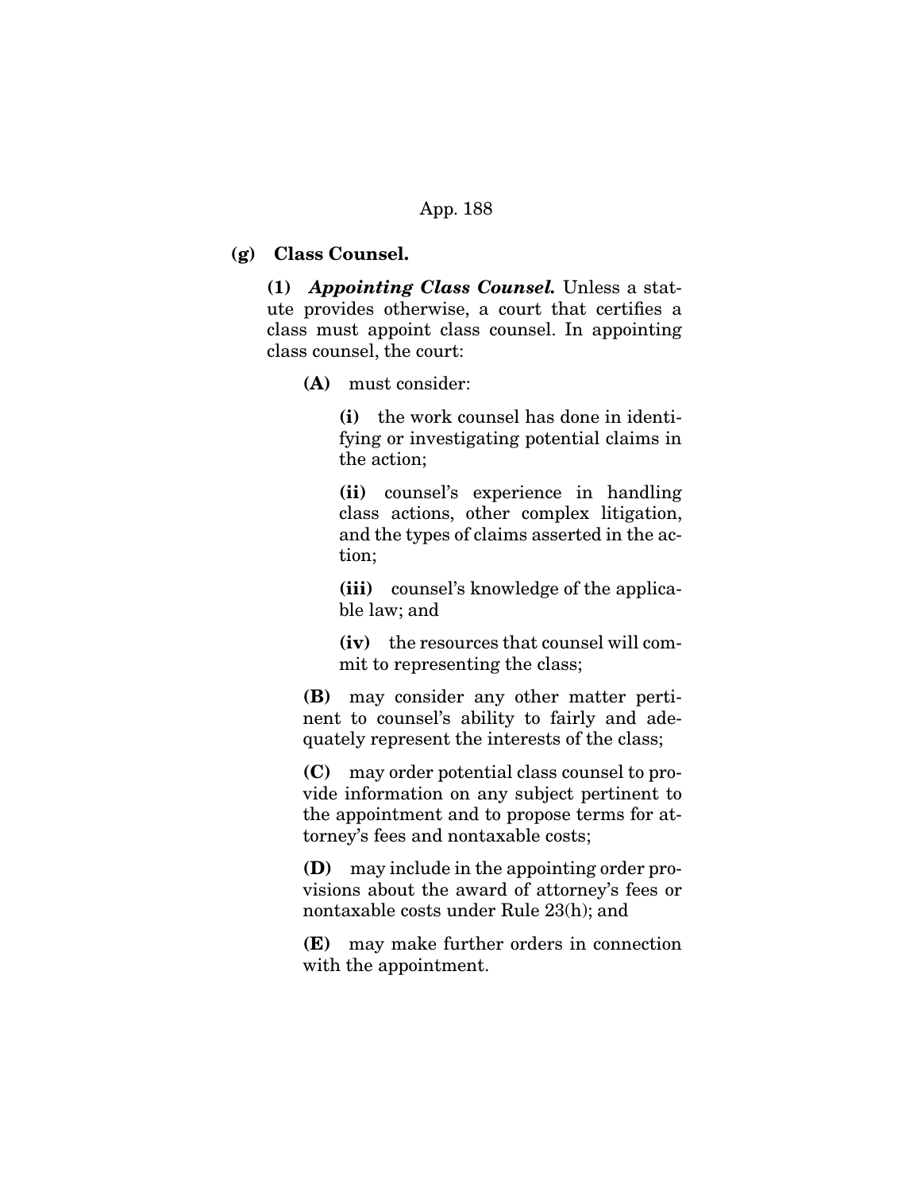**(g) Class Counsel.**

**(1)** ***Appointing Class Counsel.*** Unless a statute provides otherwise, a court that certifies a class must appoint class counsel. In appointing class counsel, the court:

**(A)** must consider:

**(i)** the work counsel has done in identifying or investigating potential claims in the action;

**(ii)** counsel's experience in handling class actions, other complex litigation, and the types of claims asserted in the action;

**(iii)** counsel's knowledge of the applicable law; and

**(iv)** the resources that counsel will commit to representing the class;

**(B)** may consider any other matter pertinent to counsel's ability to fairly and adequately represent the interests of the class;

**(C)** may order potential class counsel to provide information on any subject pertinent to the appointment and to propose terms for attorney's fees and nontaxable costs;

**(D)** may include in the appointing order provisions about the award of attorney's fees or nontaxable costs under Rule 23(h); and

**(E)** may make further orders in connection with the appointment.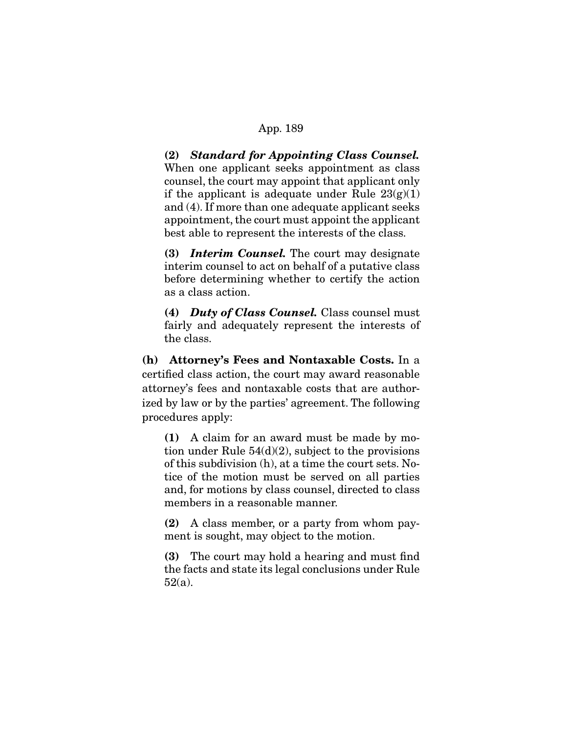**(2)** ***Standard for Appointing Class Counsel.*** When one applicant seeks appointment as class counsel, the court may appoint that applicant only if the applicant is adequate under Rule 23(g)(1) and (4). If more than one adequate applicant seeks appointment, the court must appoint the applicant best able to represent the interests of the class.

**(3)** ***Interim Counsel.*** The court may designate interim counsel to act on behalf of a putative class before determining whether to certify the action as a class action.

**(4)** ***Duty of Class Counsel.*** Class counsel must fairly and adequately represent the interests of the class.

**(h) Attorney's Fees and Nontaxable Costs.** In a certified class action, the court may award reasonable attorney's fees and nontaxable costs that are authorized by law or by the parties' agreement. The following procedures apply:

**(1)** A claim for an award must be made by motion under Rule 54(d)(2), subject to the provisions of this subdivision (h), at a time the court sets. Notice of the motion must be served on all parties and, for motions by class counsel, directed to class members in a reasonable manner.

**(2)** A class member, or a party from whom payment is sought, may object to the motion.

**(3)** The court may hold a hearing and must find the facts and state its legal conclusions under Rule 52(a).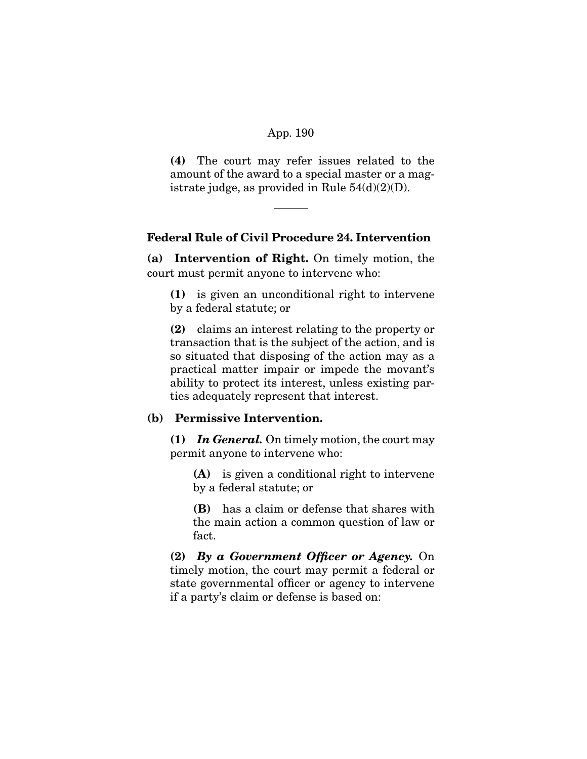(4) The court may refer issues related to the amount of the award to a special master or a magistrate judge, as provided in Rule 54(d)(2)(D).

---

**Federal Rule of Civil Procedure 24. Intervention**

**(a) Intervention of Right.** On timely motion, the court must permit anyone to intervene who:

**(1)** is given an unconditional right to intervene by a federal statute; or

**(2)** claims an interest relating to the property or transaction that is the subject of the action, and is so situated that disposing of the action may as a practical matter impair or impede the movant's ability to protect its interest, unless existing parties adequately represent that interest.

**(b) Permissive Intervention.**

**(1)** ***In General.*** On timely motion, the court may permit anyone to intervene who:

**(A)** is given a conditional right to intervene by a federal statute; or

**(B)** has a claim or defense that shares with the main action a common question of law or fact.

**(2)** ***By a Government Officer or Agency.*** On timely motion, the court may permit a federal or state governmental officer or agency to intervene if a party's claim or defense is based on: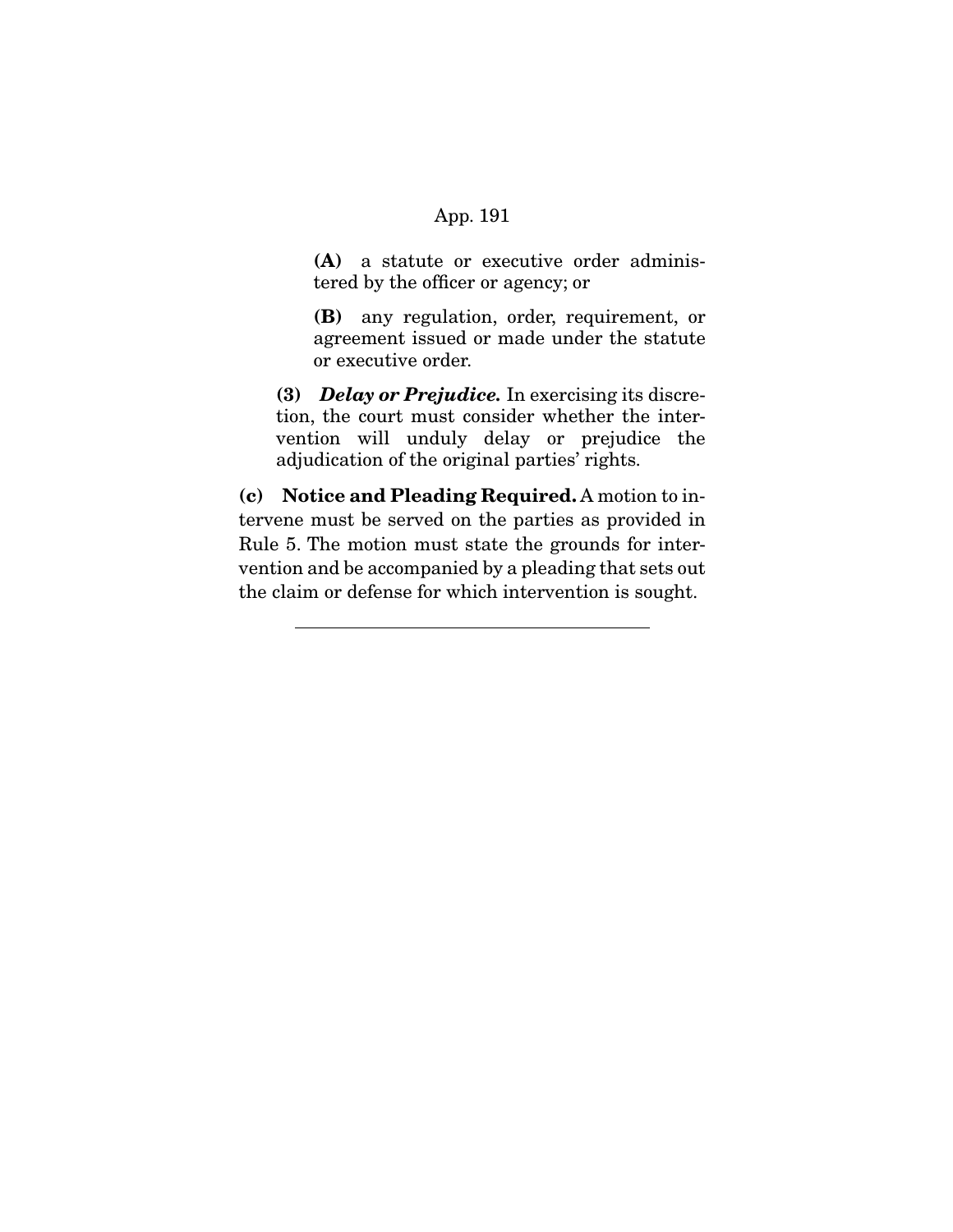**(A)** a statute or executive order administered by the officer or agency; or

**(B)** any regulation, order, requirement, or agreement issued or made under the statute or executive order.

**(3)** ***Delay or Prejudice.*** In exercising its discretion, the court must consider whether the intervention will unduly delay or prejudice the adjudication of the original parties' rights.

**(c) Notice and Pleading Required.** A motion to intervene must be served on the parties as provided in Rule 5. The motion must state the grounds for intervention and be accompanied by a pleading that sets out the claim or defense for which intervention is sought.

---